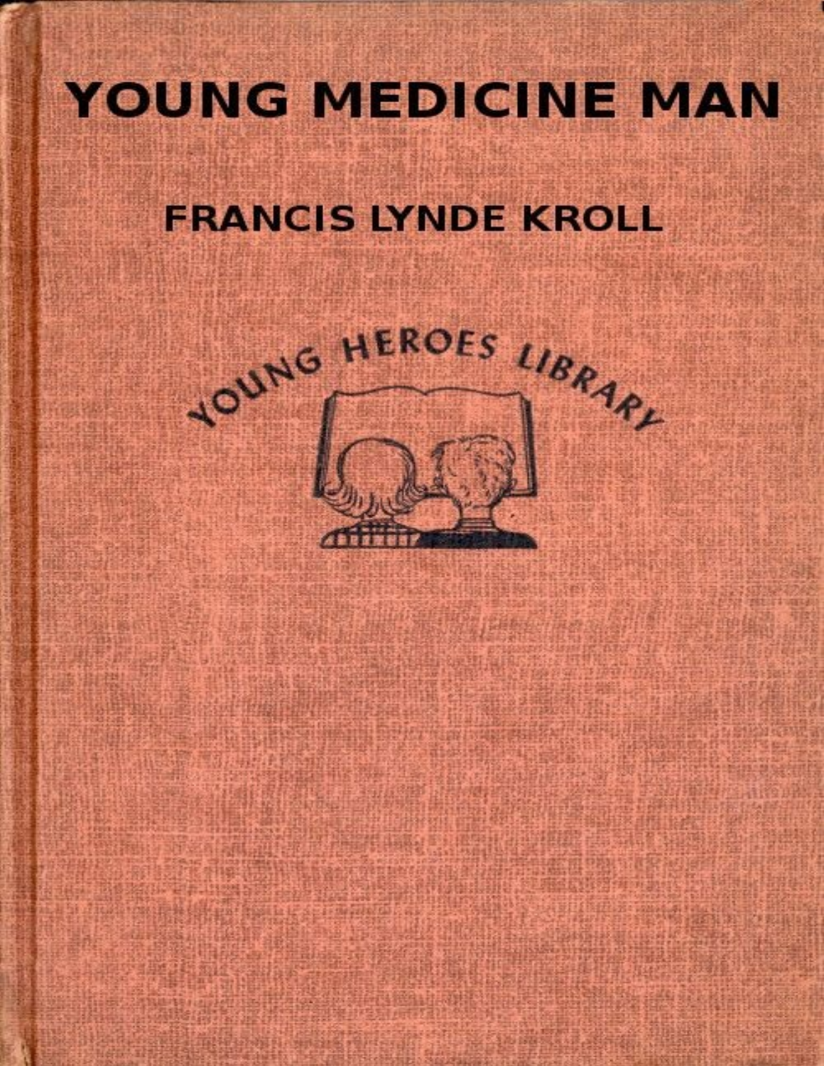# YOUNG MEDICINE MAN

## FRANCIS LYNDE KROLL

YOUNG HEROES LIBRARY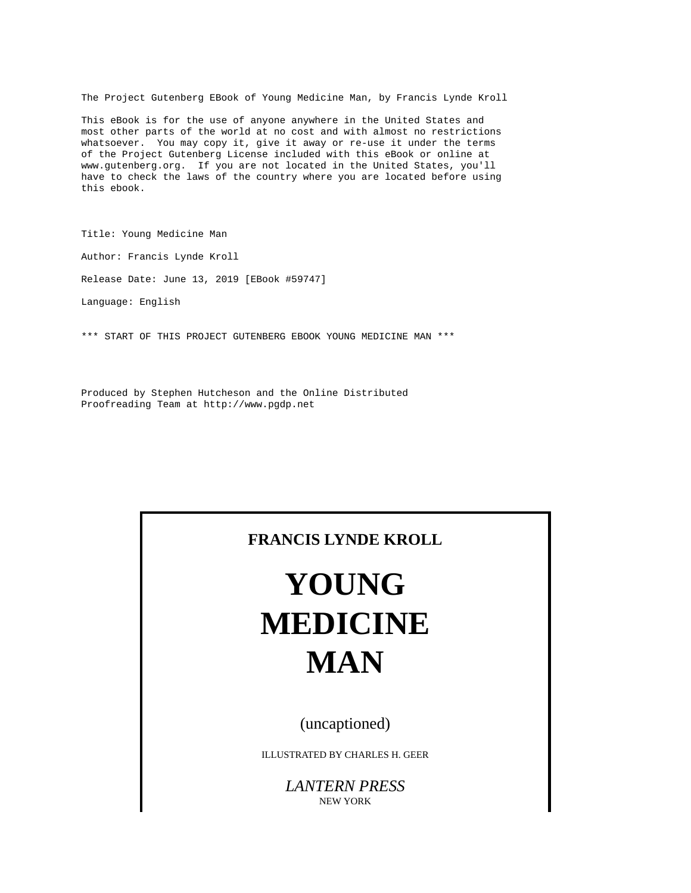The Project Gutenberg EBook of Young Medicine Man, by Francis Lynde Kroll

This eBook is for the use of anyone anywhere in the United States and most other parts of the world at no cost and with almost no restrictions whatsoever. You may copy it, give it away or re-use it under the terms of the Project Gutenberg License included with this eBook or online at www.gutenberg.org. If you are not located in the United States, you'll have to check the laws of the country where you are located before using this ebook.

Title: Young Medicine Man

Author: Francis Lynde Kroll

Release Date: June 13, 2019 [EBook #59747]

Language: English

*** START OF THIS PROJECT GUTENBERG EBOOK YOUNG MEDICINE MAN ***

Produced by Stephen Hutcheson and the Online Distributed Proofreading Team at http://www.pgdp.net

**FRANCIS LYNDE KROLL**

# YOUNG MEDICINE MAN

(uncaptioned)

ILLUSTRATED BY CHARLES H. GEER

*LANTERN PRESS*
NEW YORK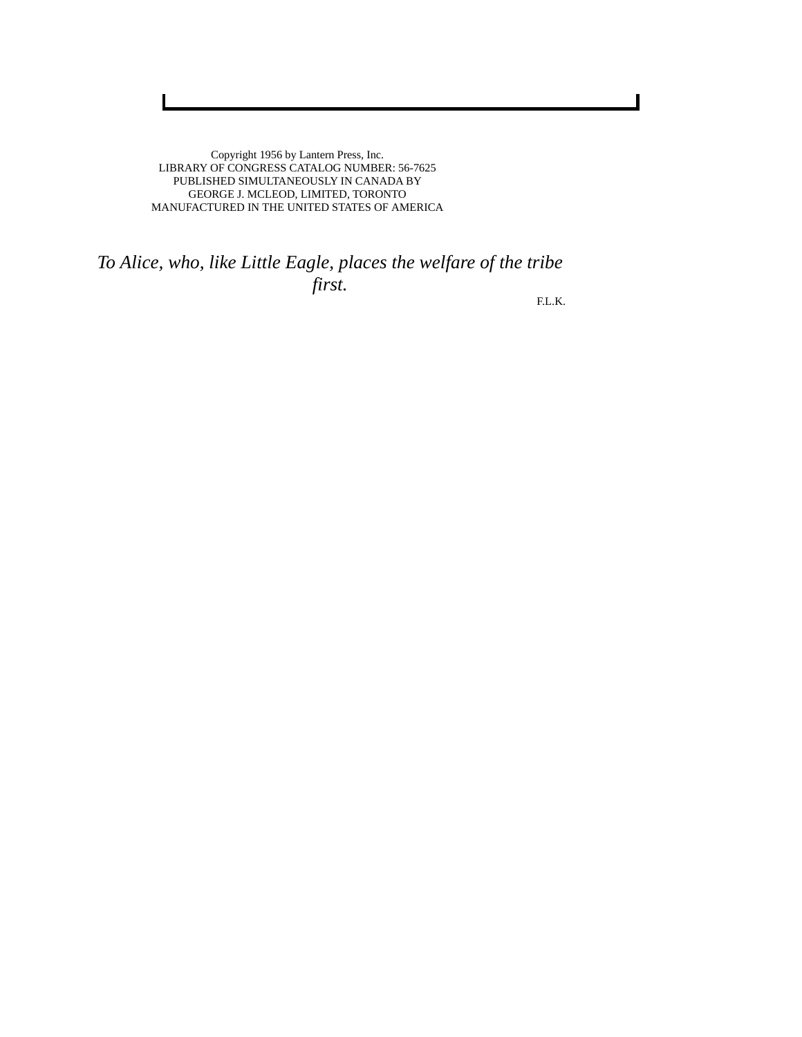Copyright 1956 by Lantern Press, Inc.
LIBRARY OF CONGRESS CATALOG NUMBER: 56-7625
PUBLISHED SIMULTANEOUSLY IN CANADA BY
GEORGE J. MCLEOD, LIMITED, TORONTO
MANUFACTURED IN THE UNITED STATES OF AMERICA

*To Alice, who, like Little Eagle, places the welfare of the tribe first.*

F.L.K.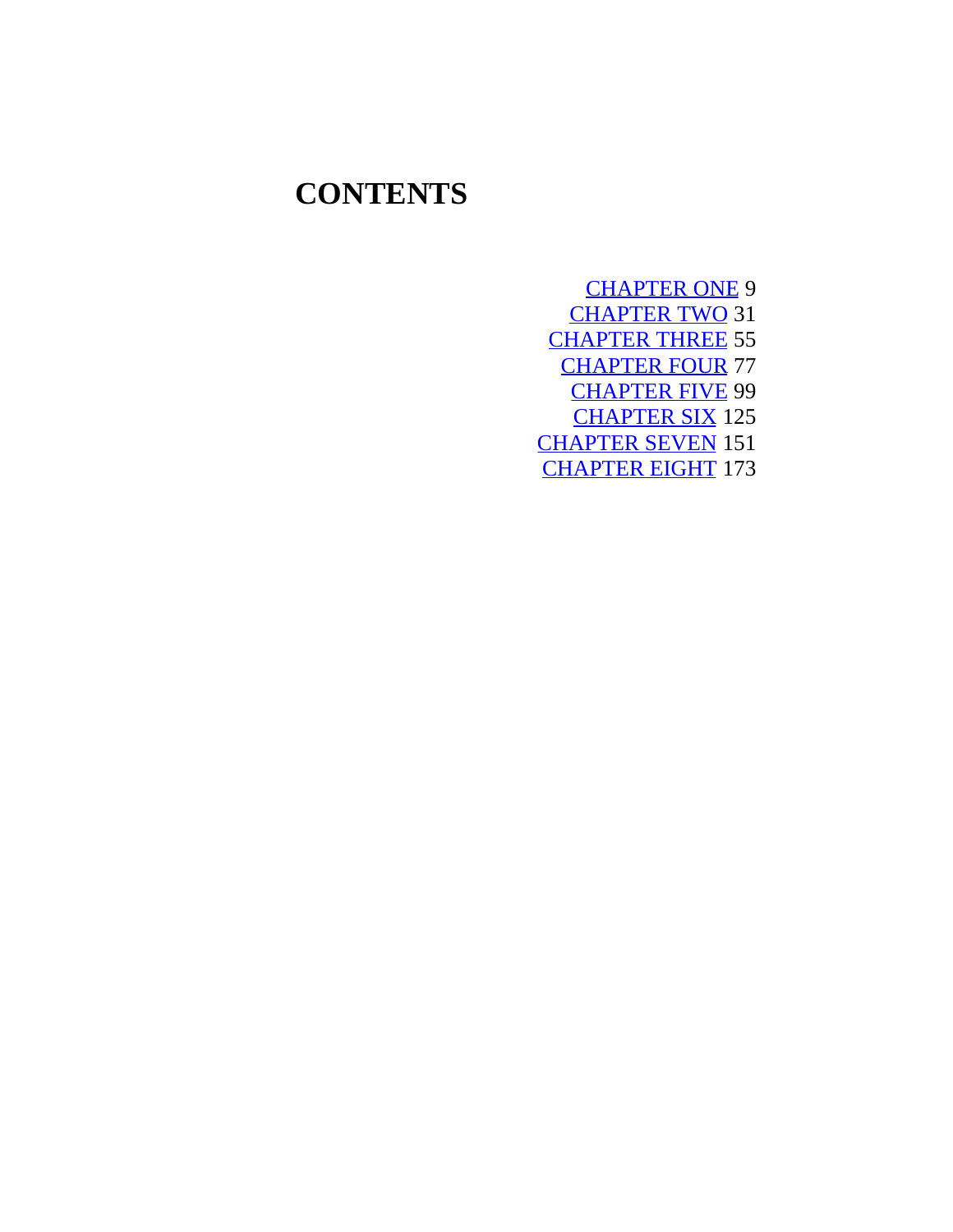# CONTENTS

CHAPTER ONE 9
CHAPTER TWO 31
CHAPTER THREE 55
CHAPTER FOUR 77
CHAPTER FIVE 99
CHAPTER SIX 125
CHAPTER SEVEN 151
CHAPTER EIGHT 173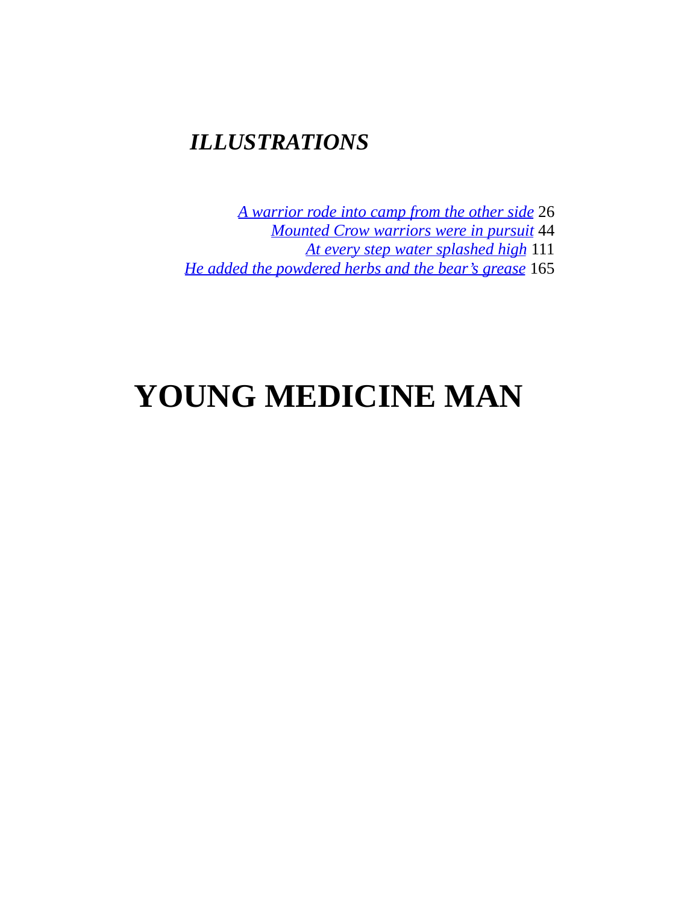## *ILLUSTRATIONS*

*A warrior rode into camp from the other side* 26
*Mounted Crow warriors were in pursuit* 44
*At every step water splashed high* 111
*He added the powdered herbs and the bear's grease* 165

# YOUNG MEDICINE MAN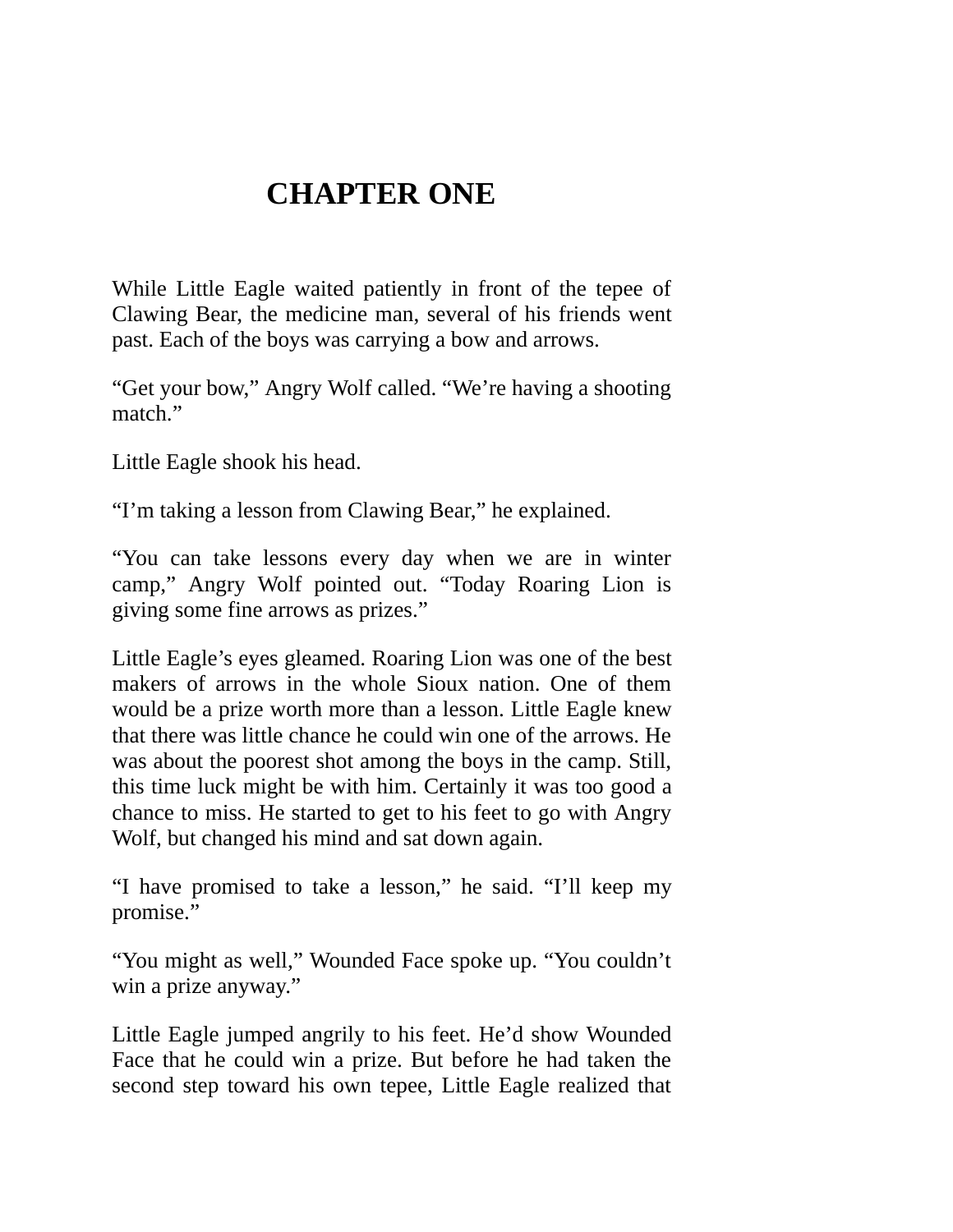# CHAPTER ONE

While Little Eagle waited patiently in front of the tepee of Clawing Bear, the medicine man, several of his friends went past. Each of the boys was carrying a bow and arrows.

"Get your bow," Angry Wolf called. "We're having a shooting match."

Little Eagle shook his head.

"I'm taking a lesson from Clawing Bear," he explained.

"You can take lessons every day when we are in winter camp," Angry Wolf pointed out. "Today Roaring Lion is giving some fine arrows as prizes."

Little Eagle's eyes gleamed. Roaring Lion was one of the best makers of arrows in the whole Sioux nation. One of them would be a prize worth more than a lesson. Little Eagle knew that there was little chance he could win one of the arrows. He was about the poorest shot among the boys in the camp. Still, this time luck might be with him. Certainly it was too good a chance to miss. He started to get to his feet to go with Angry Wolf, but changed his mind and sat down again.

"I have promised to take a lesson," he said. "I'll keep my promise."

"You might as well," Wounded Face spoke up. "You couldn't win a prize anyway."

Little Eagle jumped angrily to his feet. He'd show Wounded Face that he could win a prize. But before he had taken the second step toward his own tepee, Little Eagle realized that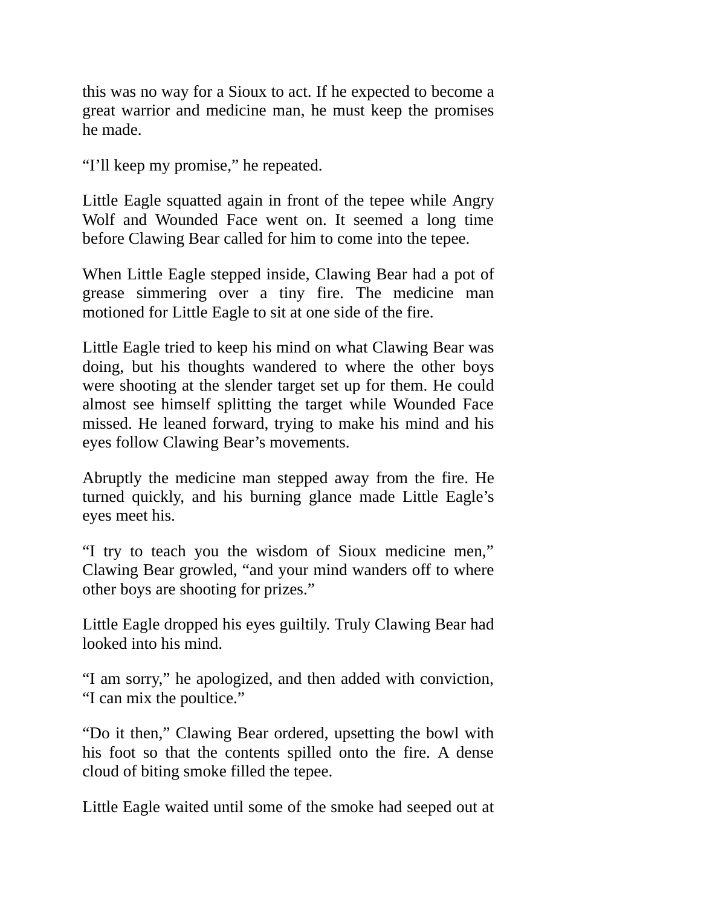this was no way for a Sioux to act. If he expected to become a great warrior and medicine man, he must keep the promises he made.

“I’ll keep my promise,” he repeated.

Little Eagle squatted again in front of the tepee while Angry Wolf and Wounded Face went on. It seemed a long time before Clawing Bear called for him to come into the tepee.

When Little Eagle stepped inside, Clawing Bear had a pot of grease simmering over a tiny fire. The medicine man motioned for Little Eagle to sit at one side of the fire.

Little Eagle tried to keep his mind on what Clawing Bear was doing, but his thoughts wandered to where the other boys were shooting at the slender target set up for them. He could almost see himself splitting the target while Wounded Face missed. He leaned forward, trying to make his mind and his eyes follow Clawing Bear’s movements.

Abruptly the medicine man stepped away from the fire. He turned quickly, and his burning glance made Little Eagle’s eyes meet his.

“I try to teach you the wisdom of Sioux medicine men,” Clawing Bear growled, “and your mind wanders off to where other boys are shooting for prizes.”

Little Eagle dropped his eyes guiltily. Truly Clawing Bear had looked into his mind.

“I am sorry,” he apologized, and then added with conviction, “I can mix the poultice.”

“Do it then,” Clawing Bear ordered, upsetting the bowl with his foot so that the contents spilled onto the fire. A dense cloud of biting smoke filled the tepee.

Little Eagle waited until some of the smoke had seeped out at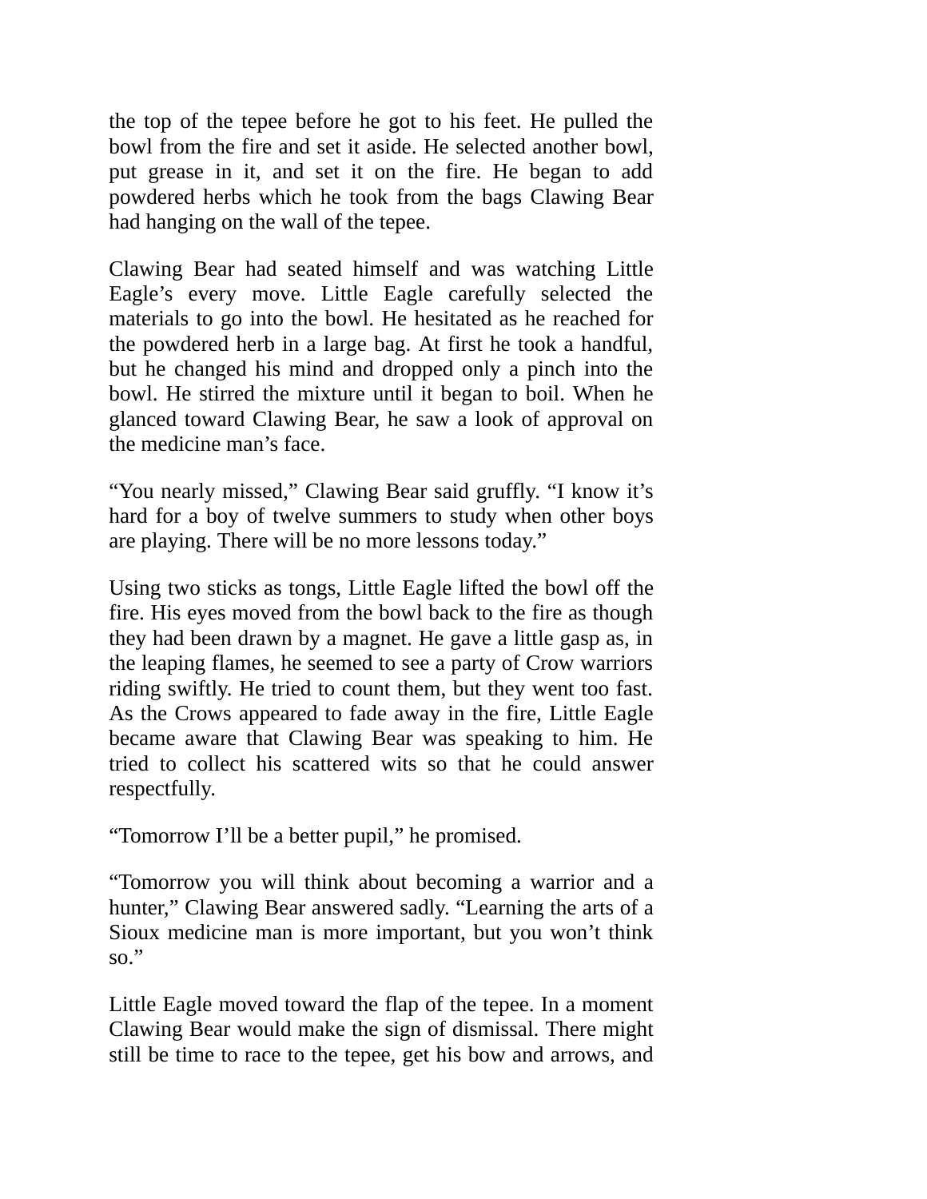the top of the tepee before he got to his feet. He pulled the bowl from the fire and set it aside. He selected another bowl, put grease in it, and set it on the fire. He began to add powdered herbs which he took from the bags Clawing Bear had hanging on the wall of the tepee.

Clawing Bear had seated himself and was watching Little Eagle's every move. Little Eagle carefully selected the materials to go into the bowl. He hesitated as he reached for the powdered herb in a large bag. At first he took a handful, but he changed his mind and dropped only a pinch into the bowl. He stirred the mixture until it began to boil. When he glanced toward Clawing Bear, he saw a look of approval on the medicine man's face.

"You nearly missed," Clawing Bear said gruffly. "I know it's hard for a boy of twelve summers to study when other boys are playing. There will be no more lessons today."

Using two sticks as tongs, Little Eagle lifted the bowl off the fire. His eyes moved from the bowl back to the fire as though they had been drawn by a magnet. He gave a little gasp as, in the leaping flames, he seemed to see a party of Crow warriors riding swiftly. He tried to count them, but they went too fast. As the Crows appeared to fade away in the fire, Little Eagle became aware that Clawing Bear was speaking to him. He tried to collect his scattered wits so that he could answer respectfully.

"Tomorrow I'll be a better pupil," he promised.

"Tomorrow you will think about becoming a warrior and a hunter," Clawing Bear answered sadly. "Learning the arts of a Sioux medicine man is more important, but you won't think so."

Little Eagle moved toward the flap of the tepee. In a moment Clawing Bear would make the sign of dismissal. There might still be time to race to the tepee, get his bow and arrows, and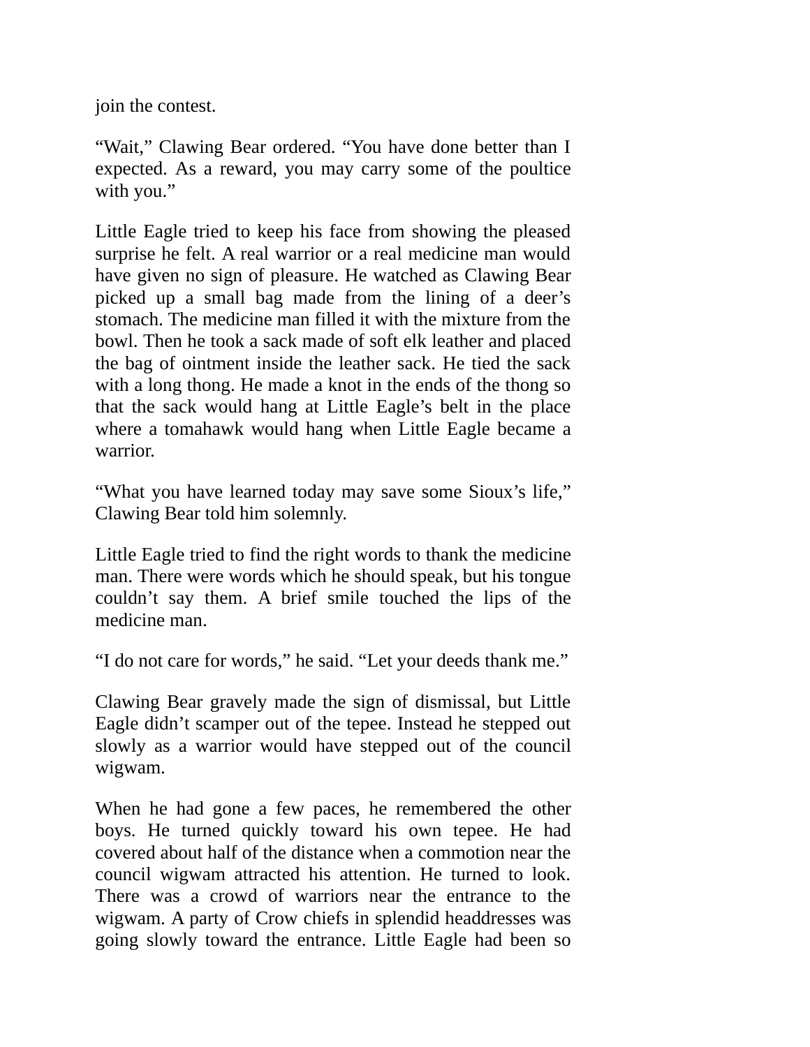join the contest.

“Wait,” Clawing Bear ordered. “You have done better than I expected. As a reward, you may carry some of the poultice with you.”

Little Eagle tried to keep his face from showing the pleased surprise he felt. A real warrior or a real medicine man would have given no sign of pleasure. He watched as Clawing Bear picked up a small bag made from the lining of a deer’s stomach. The medicine man filled it with the mixture from the bowl. Then he took a sack made of soft elk leather and placed the bag of ointment inside the leather sack. He tied the sack with a long thong. He made a knot in the ends of the thong so that the sack would hang at Little Eagle’s belt in the place where a tomahawk would hang when Little Eagle became a warrior.

“What you have learned today may save some Sioux’s life,” Clawing Bear told him solemnly.

Little Eagle tried to find the right words to thank the medicine man. There were words which he should speak, but his tongue couldn’t say them. A brief smile touched the lips of the medicine man.

“I do not care for words,” he said. “Let your deeds thank me.”

Clawing Bear gravely made the sign of dismissal, but Little Eagle didn’t scamper out of the tepee. Instead he stepped out slowly as a warrior would have stepped out of the council wigwam.

When he had gone a few paces, he remembered the other boys. He turned quickly toward his own tepee. He had covered about half of the distance when a commotion near the council wigwam attracted his attention. He turned to look. There was a crowd of warriors near the entrance to the wigwam. A party of Crow chiefs in splendid headdresses was going slowly toward the entrance. Little Eagle had been so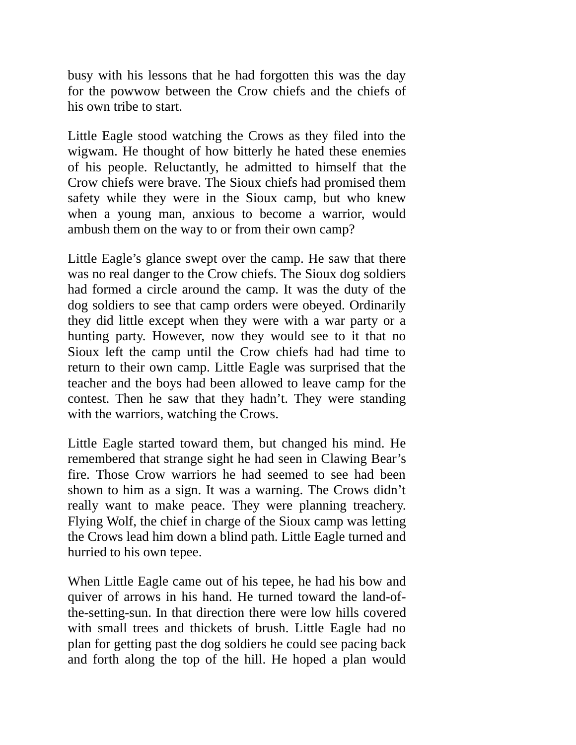busy with his lessons that he had forgotten this was the day for the powwow between the Crow chiefs and the chiefs of his own tribe to start.

Little Eagle stood watching the Crows as they filed into the wigwam. He thought of how bitterly he hated these enemies of his people. Reluctantly, he admitted to himself that the Crow chiefs were brave. The Sioux chiefs had promised them safety while they were in the Sioux camp, but who knew when a young man, anxious to become a warrior, would ambush them on the way to or from their own camp?

Little Eagle's glance swept over the camp. He saw that there was no real danger to the Crow chiefs. The Sioux dog soldiers had formed a circle around the camp. It was the duty of the dog soldiers to see that camp orders were obeyed. Ordinarily they did little except when they were with a war party or a hunting party. However, now they would see to it that no Sioux left the camp until the Crow chiefs had had time to return to their own camp. Little Eagle was surprised that the teacher and the boys had been allowed to leave camp for the contest. Then he saw that they hadn't. They were standing with the warriors, watching the Crows.

Little Eagle started toward them, but changed his mind. He remembered that strange sight he had seen in Clawing Bear's fire. Those Crow warriors he had seemed to see had been shown to him as a sign. It was a warning. The Crows didn't really want to make peace. They were planning treachery. Flying Wolf, the chief in charge of the Sioux camp was letting the Crows lead him down a blind path. Little Eagle turned and hurried to his own tepee.

When Little Eagle came out of his tepee, he had his bow and quiver of arrows in his hand. He turned toward the land-of-the-setting-sun. In that direction there were low hills covered with small trees and thickets of brush. Little Eagle had no plan for getting past the dog soldiers he could see pacing back and forth along the top of the hill. He hoped a plan would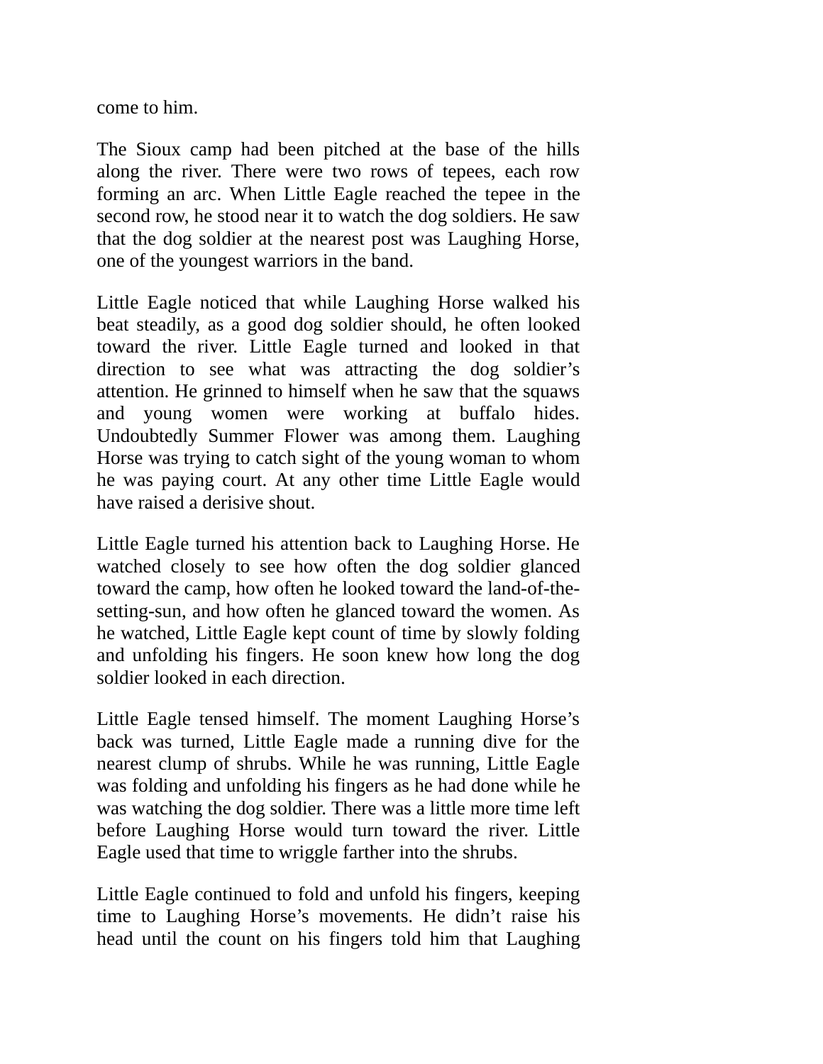come to him.

The Sioux camp had been pitched at the base of the hills along the river. There were two rows of tepees, each row forming an arc. When Little Eagle reached the tepee in the second row, he stood near it to watch the dog soldiers. He saw that the dog soldier at the nearest post was Laughing Horse, one of the youngest warriors in the band.

Little Eagle noticed that while Laughing Horse walked his beat steadily, as a good dog soldier should, he often looked toward the river. Little Eagle turned and looked in that direction to see what was attracting the dog soldier's attention. He grinned to himself when he saw that the squaws and young women were working at buffalo hides. Undoubtedly Summer Flower was among them. Laughing Horse was trying to catch sight of the young woman to whom he was paying court. At any other time Little Eagle would have raised a derisive shout.

Little Eagle turned his attention back to Laughing Horse. He watched closely to see how often the dog soldier glanced toward the camp, how often he looked toward the land-of-the-setting-sun, and how often he glanced toward the women. As he watched, Little Eagle kept count of time by slowly folding and unfolding his fingers. He soon knew how long the dog soldier looked in each direction.

Little Eagle tensed himself. The moment Laughing Horse's back was turned, Little Eagle made a running dive for the nearest clump of shrubs. While he was running, Little Eagle was folding and unfolding his fingers as he had done while he was watching the dog soldier. There was a little more time left before Laughing Horse would turn toward the river. Little Eagle used that time to wriggle farther into the shrubs.

Little Eagle continued to fold and unfold his fingers, keeping time to Laughing Horse's movements. He didn't raise his head until the count on his fingers told him that Laughing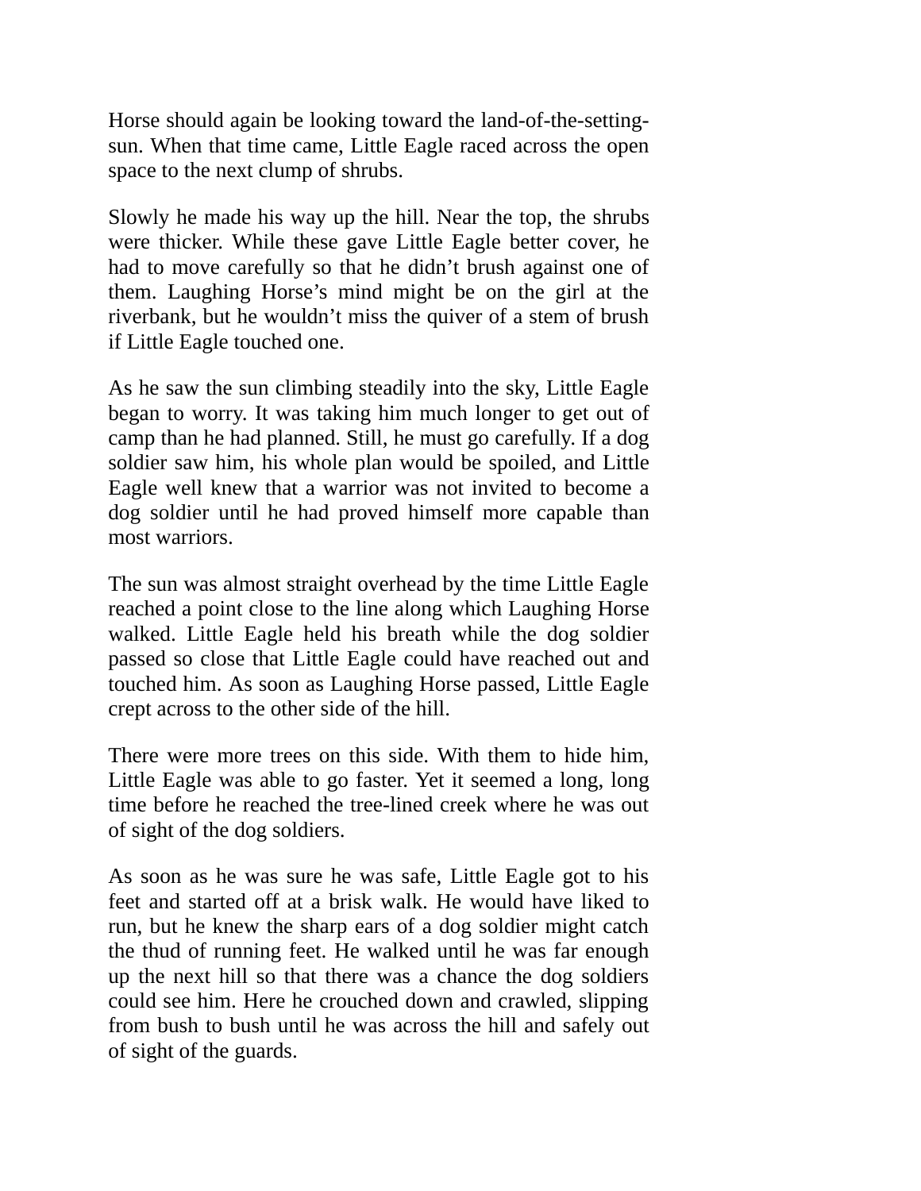Horse should again be looking toward the land-of-the-setting-sun. When that time came, Little Eagle raced across the open space to the next clump of shrubs.

Slowly he made his way up the hill. Near the top, the shrubs were thicker. While these gave Little Eagle better cover, he had to move carefully so that he didn't brush against one of them. Laughing Horse's mind might be on the girl at the riverbank, but he wouldn't miss the quiver of a stem of brush if Little Eagle touched one.

As he saw the sun climbing steadily into the sky, Little Eagle began to worry. It was taking him much longer to get out of camp than he had planned. Still, he must go carefully. If a dog soldier saw him, his whole plan would be spoiled, and Little Eagle well knew that a warrior was not invited to become a dog soldier until he had proved himself more capable than most warriors.

The sun was almost straight overhead by the time Little Eagle reached a point close to the line along which Laughing Horse walked. Little Eagle held his breath while the dog soldier passed so close that Little Eagle could have reached out and touched him. As soon as Laughing Horse passed, Little Eagle crept across to the other side of the hill.

There were more trees on this side. With them to hide him, Little Eagle was able to go faster. Yet it seemed a long, long time before he reached the tree-lined creek where he was out of sight of the dog soldiers.

As soon as he was sure he was safe, Little Eagle got to his feet and started off at a brisk walk. He would have liked to run, but he knew the sharp ears of a dog soldier might catch the thud of running feet. He walked until he was far enough up the next hill so that there was a chance the dog soldiers could see him. Here he crouched down and crawled, slipping from bush to bush until he was across the hill and safely out of sight of the guards.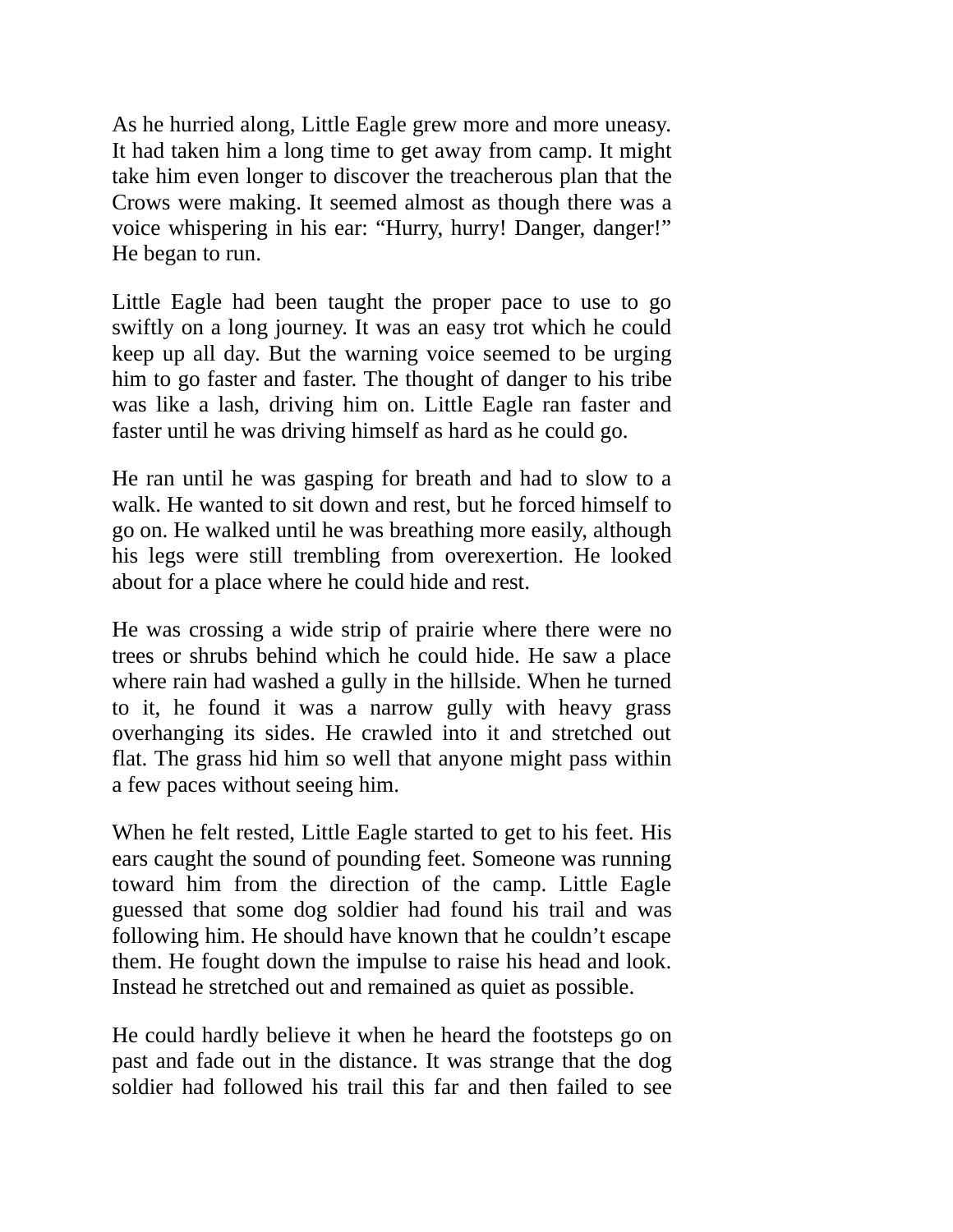As he hurried along, Little Eagle grew more and more uneasy. It had taken him a long time to get away from camp. It might take him even longer to discover the treacherous plan that the Crows were making. It seemed almost as though there was a voice whispering in his ear: “Hurry, hurry! Danger, danger!” He began to run.

Little Eagle had been taught the proper pace to use to go swiftly on a long journey. It was an easy trot which he could keep up all day. But the warning voice seemed to be urging him to go faster and faster. The thought of danger to his tribe was like a lash, driving him on. Little Eagle ran faster and faster until he was driving himself as hard as he could go.

He ran until he was gasping for breath and had to slow to a walk. He wanted to sit down and rest, but he forced himself to go on. He walked until he was breathing more easily, although his legs were still trembling from overexertion. He looked about for a place where he could hide and rest.

He was crossing a wide strip of prairie where there were no trees or shrubs behind which he could hide. He saw a place where rain had washed a gully in the hillside. When he turned to it, he found it was a narrow gully with heavy grass overhanging its sides. He crawled into it and stretched out flat. The grass hid him so well that anyone might pass within a few paces without seeing him.

When he felt rested, Little Eagle started to get to his feet. His ears caught the sound of pounding feet. Someone was running toward him from the direction of the camp. Little Eagle guessed that some dog soldier had found his trail and was following him. He should have known that he couldn’t escape them. He fought down the impulse to raise his head and look. Instead he stretched out and remained as quiet as possible.

He could hardly believe it when he heard the footsteps go on past and fade out in the distance. It was strange that the dog soldier had followed his trail this far and then failed to see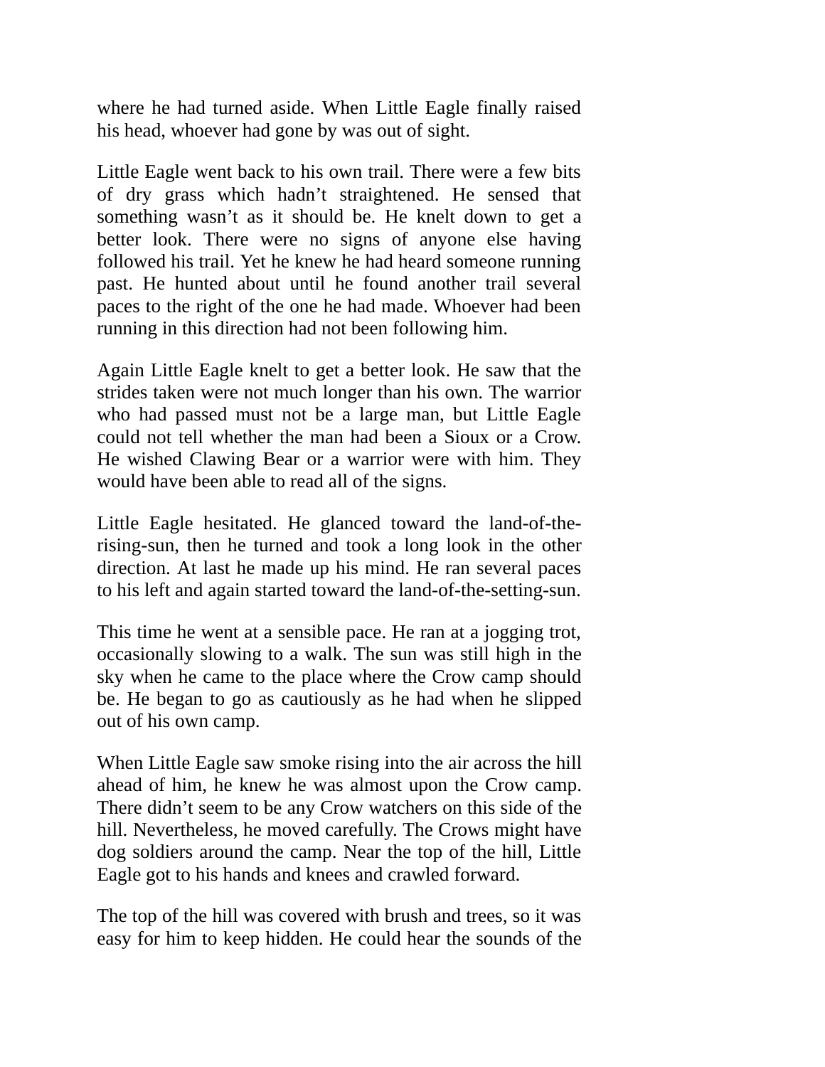where he had turned aside. When Little Eagle finally raised his head, whoever had gone by was out of sight.

Little Eagle went back to his own trail. There were a few bits of dry grass which hadn't straightened. He sensed that something wasn't as it should be. He knelt down to get a better look. There were no signs of anyone else having followed his trail. Yet he knew he had heard someone running past. He hunted about until he found another trail several paces to the right of the one he had made. Whoever had been running in this direction had not been following him.

Again Little Eagle knelt to get a better look. He saw that the strides taken were not much longer than his own. The warrior who had passed must not be a large man, but Little Eagle could not tell whether the man had been a Sioux or a Crow. He wished Clawing Bear or a warrior were with him. They would have been able to read all of the signs.

Little Eagle hesitated. He glanced toward the land-of-the-rising-sun, then he turned and took a long look in the other direction. At last he made up his mind. He ran several paces to his left and again started toward the land-of-the-setting-sun.

This time he went at a sensible pace. He ran at a jogging trot, occasionally slowing to a walk. The sun was still high in the sky when he came to the place where the Crow camp should be. He began to go as cautiously as he had when he slipped out of his own camp.

When Little Eagle saw smoke rising into the air across the hill ahead of him, he knew he was almost upon the Crow camp. There didn't seem to be any Crow watchers on this side of the hill. Nevertheless, he moved carefully. The Crows might have dog soldiers around the camp. Near the top of the hill, Little Eagle got to his hands and knees and crawled forward.

The top of the hill was covered with brush and trees, so it was easy for him to keep hidden. He could hear the sounds of the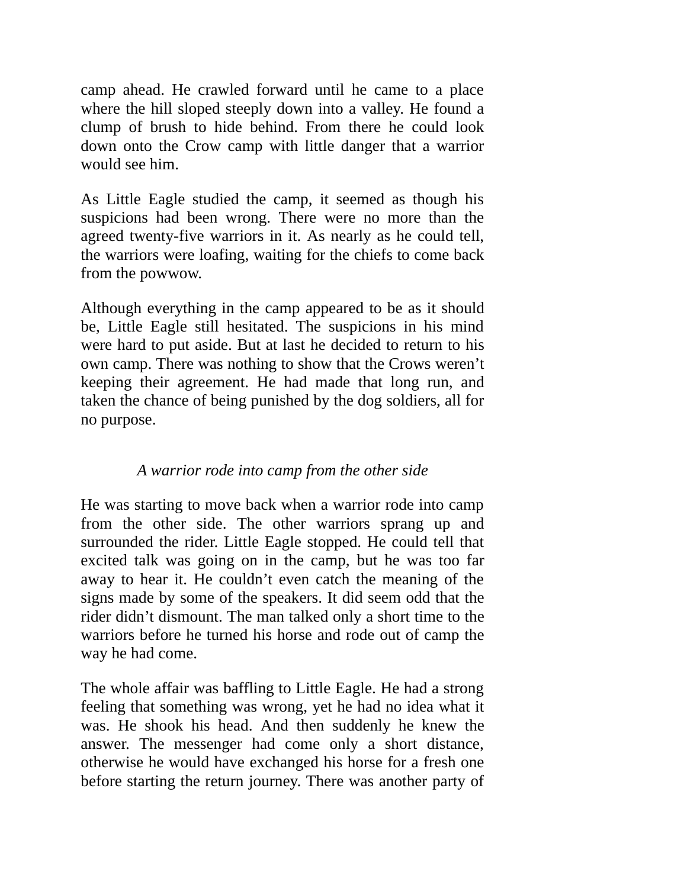camp ahead. He crawled forward until he came to a place where the hill sloped steeply down into a valley. He found a clump of brush to hide behind. From there he could look down onto the Crow camp with little danger that a warrior would see him.

As Little Eagle studied the camp, it seemed as though his suspicions had been wrong. There were no more than the agreed twenty-five warriors in it. As nearly as he could tell, the warriors were loafing, waiting for the chiefs to come back from the powwow.

Although everything in the camp appeared to be as it should be, Little Eagle still hesitated. The suspicions in his mind were hard to put aside. But at last he decided to return to his own camp. There was nothing to show that the Crows weren't keeping their agreement. He had made that long run, and taken the chance of being punished by the dog soldiers, all for no purpose.

*A warrior rode into camp from the other side*

He was starting to move back when a warrior rode into camp from the other side. The other warriors sprang up and surrounded the rider. Little Eagle stopped. He could tell that excited talk was going on in the camp, but he was too far away to hear it. He couldn't even catch the meaning of the signs made by some of the speakers. It did seem odd that the rider didn't dismount. The man talked only a short time to the warriors before he turned his horse and rode out of camp the way he had come.

The whole affair was baffling to Little Eagle. He had a strong feeling that something was wrong, yet he had no idea what it was. He shook his head. And then suddenly he knew the answer. The messenger had come only a short distance, otherwise he would have exchanged his horse for a fresh one before starting the return journey. There was another party of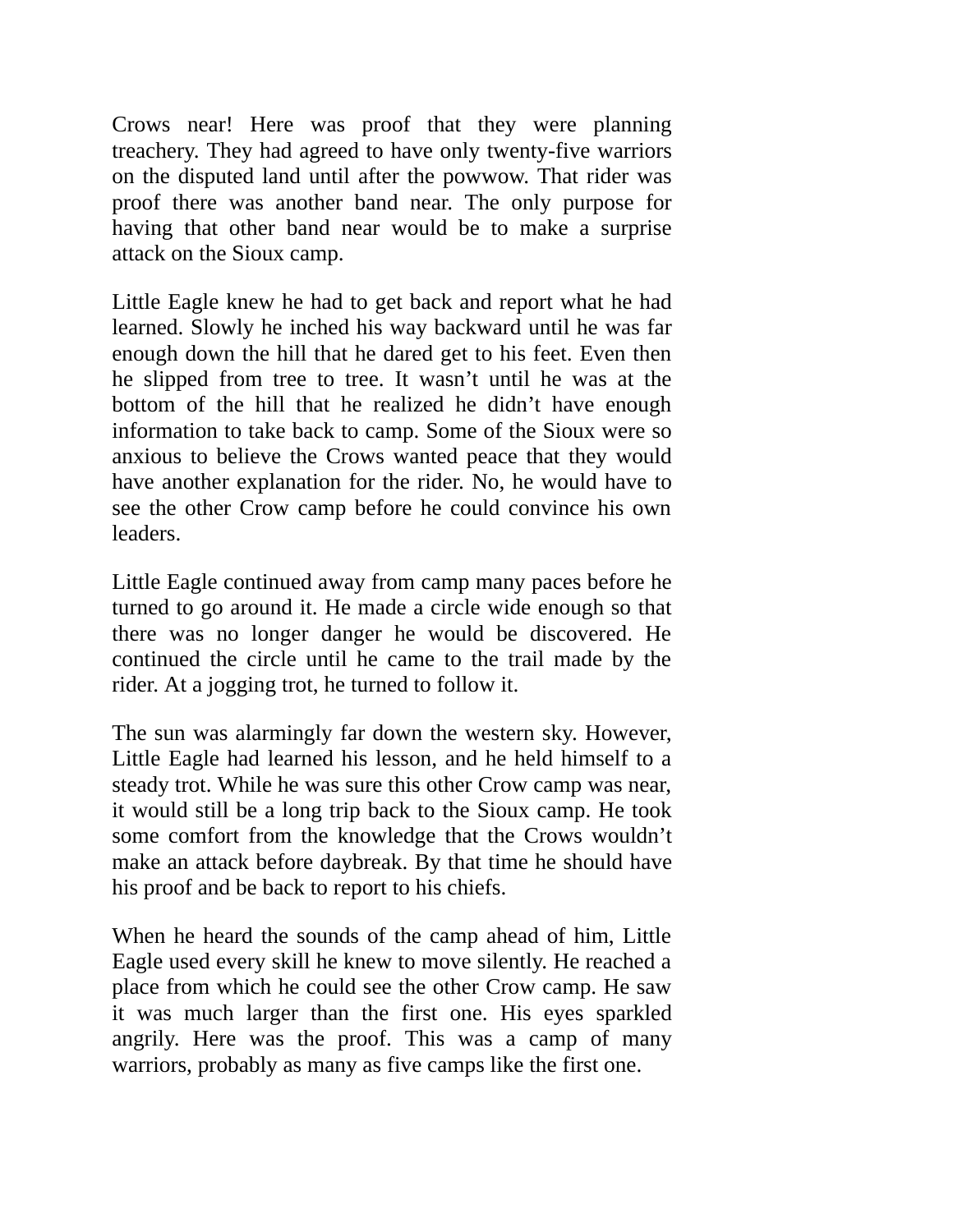Crows near! Here was proof that they were planning treachery. They had agreed to have only twenty-five warriors on the disputed land until after the powwow. That rider was proof there was another band near. The only purpose for having that other band near would be to make a surprise attack on the Sioux camp.

Little Eagle knew he had to get back and report what he had learned. Slowly he inched his way backward until he was far enough down the hill that he dared get to his feet. Even then he slipped from tree to tree. It wasn't until he was at the bottom of the hill that he realized he didn't have enough information to take back to camp. Some of the Sioux were so anxious to believe the Crows wanted peace that they would have another explanation for the rider. No, he would have to see the other Crow camp before he could convince his own leaders.

Little Eagle continued away from camp many paces before he turned to go around it. He made a circle wide enough so that there was no longer danger he would be discovered. He continued the circle until he came to the trail made by the rider. At a jogging trot, he turned to follow it.

The sun was alarmingly far down the western sky. However, Little Eagle had learned his lesson, and he held himself to a steady trot. While he was sure this other Crow camp was near, it would still be a long trip back to the Sioux camp. He took some comfort from the knowledge that the Crows wouldn't make an attack before daybreak. By that time he should have his proof and be back to report to his chiefs.

When he heard the sounds of the camp ahead of him, Little Eagle used every skill he knew to move silently. He reached a place from which he could see the other Crow camp. He saw it was much larger than the first one. His eyes sparkled angrily. Here was the proof. This was a camp of many warriors, probably as many as five camps like the first one.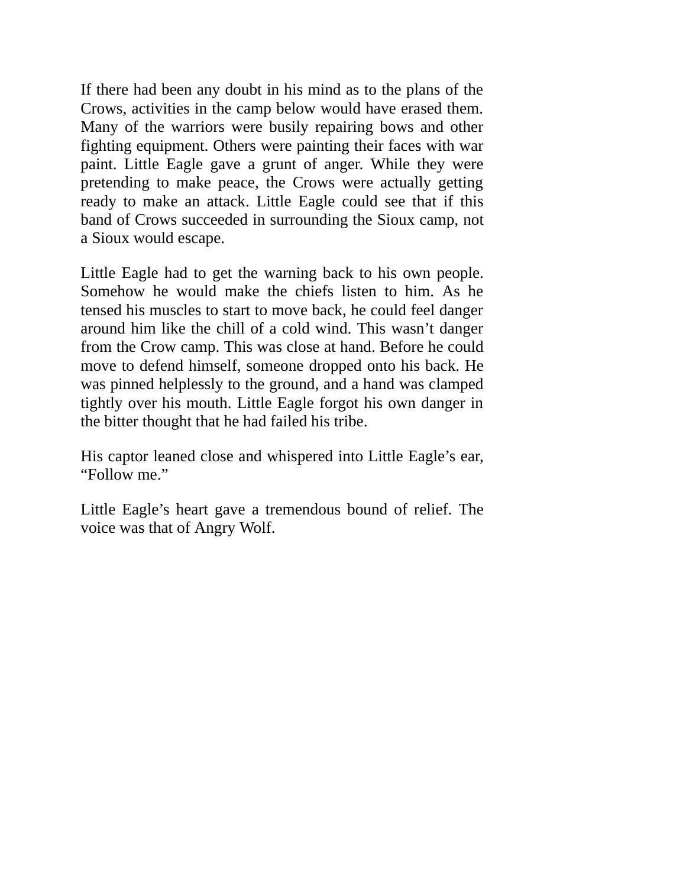If there had been any doubt in his mind as to the plans of the Crows, activities in the camp below would have erased them. Many of the warriors were busily repairing bows and other fighting equipment. Others were painting their faces with war paint. Little Eagle gave a grunt of anger. While they were pretending to make peace, the Crows were actually getting ready to make an attack. Little Eagle could see that if this band of Crows succeeded in surrounding the Sioux camp, not a Sioux would escape.

Little Eagle had to get the warning back to his own people. Somehow he would make the chiefs listen to him. As he tensed his muscles to start to move back, he could feel danger around him like the chill of a cold wind. This wasn't danger from the Crow camp. This was close at hand. Before he could move to defend himself, someone dropped onto his back. He was pinned helplessly to the ground, and a hand was clamped tightly over his mouth. Little Eagle forgot his own danger in the bitter thought that he had failed his tribe.

His captor leaned close and whispered into Little Eagle's ear, "Follow me."

Little Eagle's heart gave a tremendous bound of relief. The voice was that of Angry Wolf.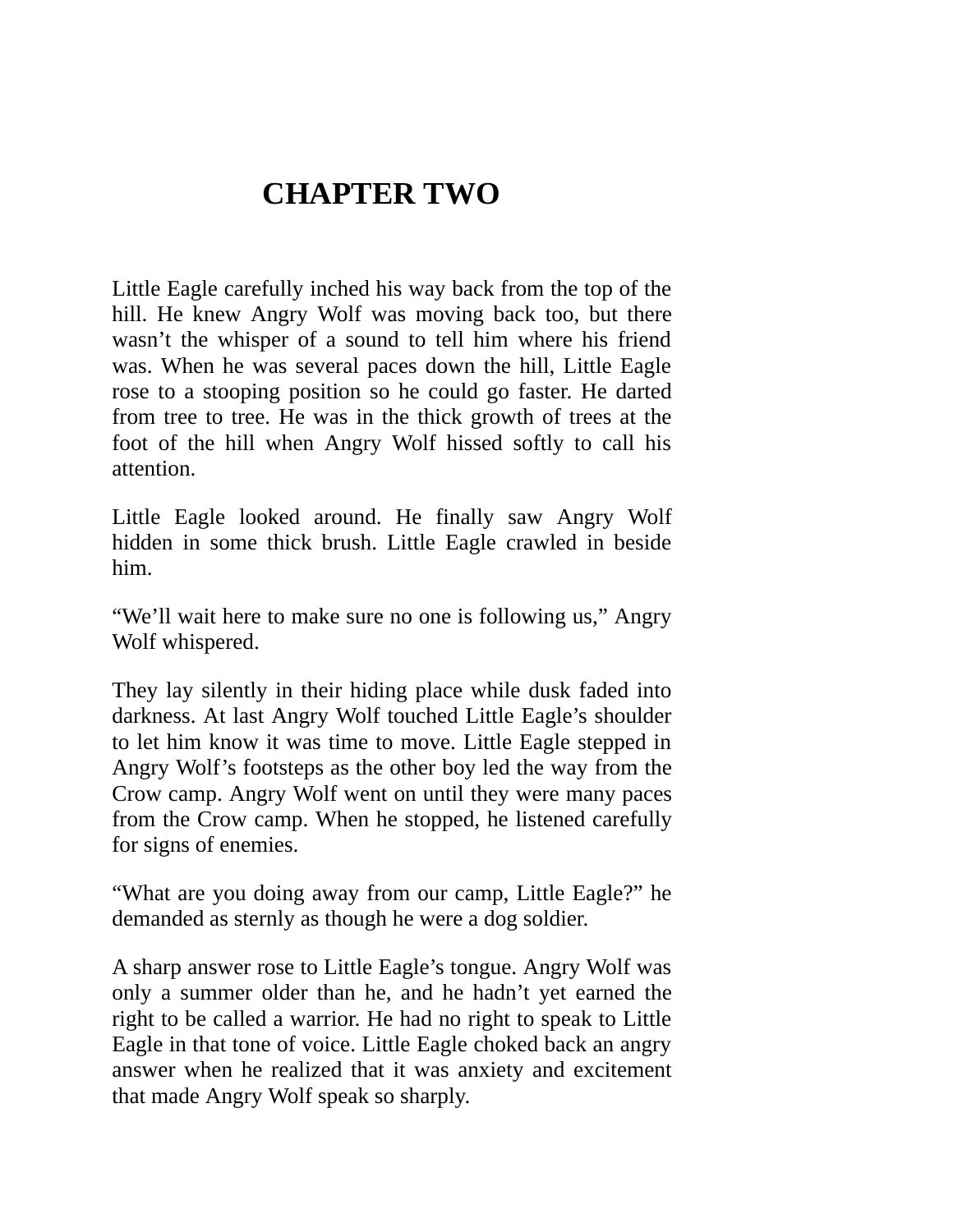# CHAPTER TWO

Little Eagle carefully inched his way back from the top of the hill. He knew Angry Wolf was moving back too, but there wasn't the whisper of a sound to tell him where his friend was. When he was several paces down the hill, Little Eagle rose to a stooping position so he could go faster. He darted from tree to tree. He was in the thick growth of trees at the foot of the hill when Angry Wolf hissed softly to call his attention.

Little Eagle looked around. He finally saw Angry Wolf hidden in some thick brush. Little Eagle crawled in beside him.

"We'll wait here to make sure no one is following us," Angry Wolf whispered.

They lay silently in their hiding place while dusk faded into darkness. At last Angry Wolf touched Little Eagle's shoulder to let him know it was time to move. Little Eagle stepped in Angry Wolf's footsteps as the other boy led the way from the Crow camp. Angry Wolf went on until they were many paces from the Crow camp. When he stopped, he listened carefully for signs of enemies.

"What are you doing away from our camp, Little Eagle?" he demanded as sternly as though he were a dog soldier.

A sharp answer rose to Little Eagle's tongue. Angry Wolf was only a summer older than he, and he hadn't yet earned the right to be called a warrior. He had no right to speak to Little Eagle in that tone of voice. Little Eagle choked back an angry answer when he realized that it was anxiety and excitement that made Angry Wolf speak so sharply.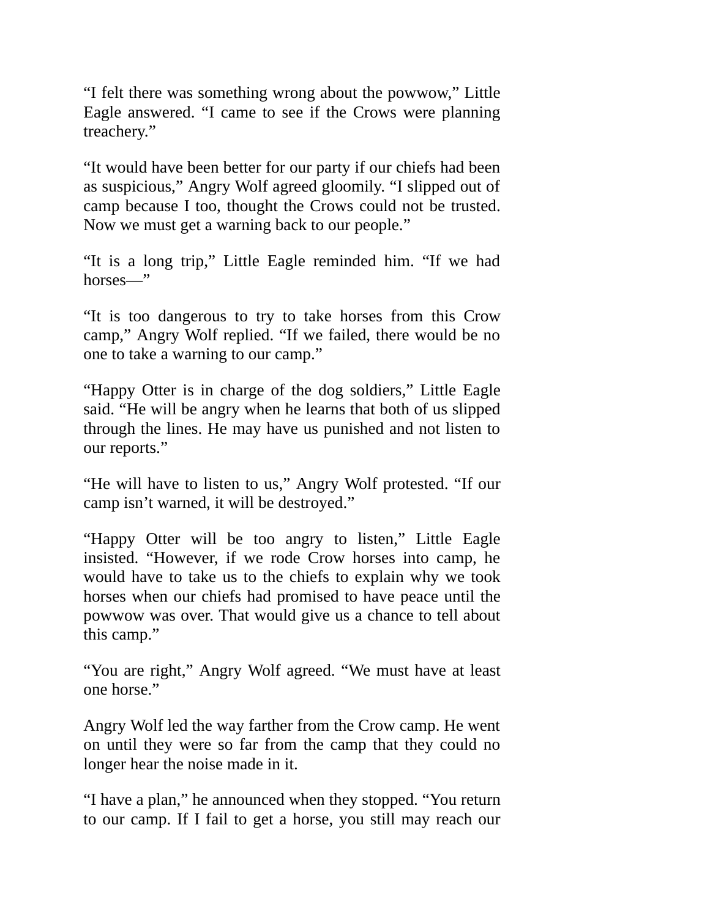"I felt there was something wrong about the powwow," Little Eagle answered. "I came to see if the Crows were planning treachery."

"It would have been better for our party if our chiefs had been as suspicious," Angry Wolf agreed gloomily. "I slipped out of camp because I too, thought the Crows could not be trusted. Now we must get a warning back to our people."

"It is a long trip," Little Eagle reminded him. "If we had horses—"

"It is too dangerous to try to take horses from this Crow camp," Angry Wolf replied. "If we failed, there would be no one to take a warning to our camp."

"Happy Otter is in charge of the dog soldiers," Little Eagle said. "He will be angry when he learns that both of us slipped through the lines. He may have us punished and not listen to our reports."

"He will have to listen to us," Angry Wolf protested. "If our camp isn't warned, it will be destroyed."

"Happy Otter will be too angry to listen," Little Eagle insisted. "However, if we rode Crow horses into camp, he would have to take us to the chiefs to explain why we took horses when our chiefs had promised to have peace until the powwow was over. That would give us a chance to tell about this camp."

"You are right," Angry Wolf agreed. "We must have at least one horse."

Angry Wolf led the way farther from the Crow camp. He went on until they were so far from the camp that they could no longer hear the noise made in it.

"I have a plan," he announced when they stopped. "You return to our camp. If I fail to get a horse, you still may reach our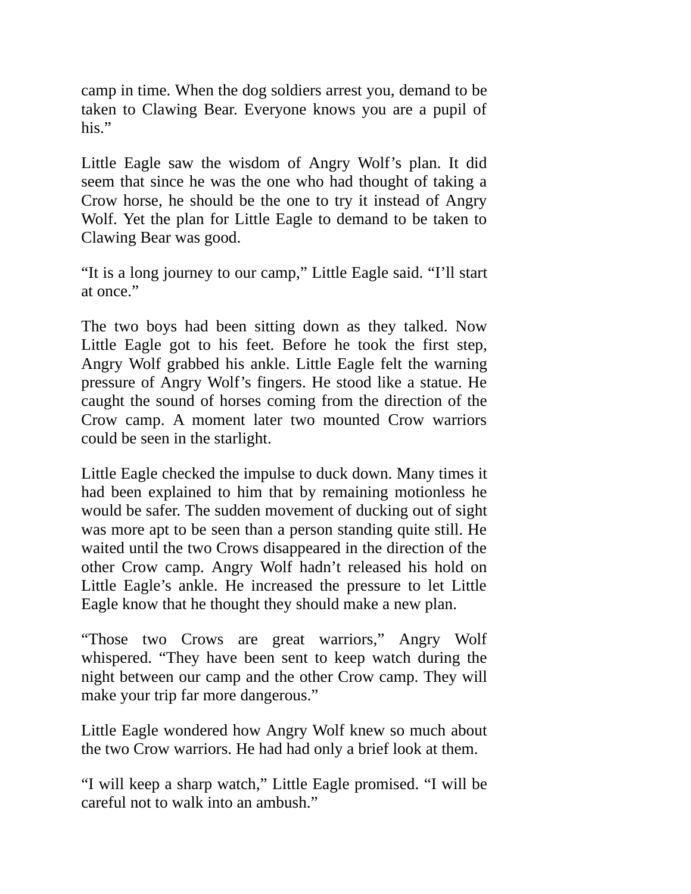camp in time. When the dog soldiers arrest you, demand to be taken to Clawing Bear. Everyone knows you are a pupil of his."

Little Eagle saw the wisdom of Angry Wolf's plan. It did seem that since he was the one who had thought of taking a Crow horse, he should be the one to try it instead of Angry Wolf. Yet the plan for Little Eagle to demand to be taken to Clawing Bear was good.

"It is a long journey to our camp," Little Eagle said. "I'll start at once."

The two boys had been sitting down as they talked. Now Little Eagle got to his feet. Before he took the first step, Angry Wolf grabbed his ankle. Little Eagle felt the warning pressure of Angry Wolf's fingers. He stood like a statue. He caught the sound of horses coming from the direction of the Crow camp. A moment later two mounted Crow warriors could be seen in the starlight.

Little Eagle checked the impulse to duck down. Many times it had been explained to him that by remaining motionless he would be safer. The sudden movement of ducking out of sight was more apt to be seen than a person standing quite still. He waited until the two Crows disappeared in the direction of the other Crow camp. Angry Wolf hadn't released his hold on Little Eagle's ankle. He increased the pressure to let Little Eagle know that he thought they should make a new plan.

"Those two Crows are great warriors," Angry Wolf whispered. "They have been sent to keep watch during the night between our camp and the other Crow camp. They will make your trip far more dangerous."

Little Eagle wondered how Angry Wolf knew so much about the two Crow warriors. He had had only a brief look at them.

"I will keep a sharp watch," Little Eagle promised. "I will be careful not to walk into an ambush."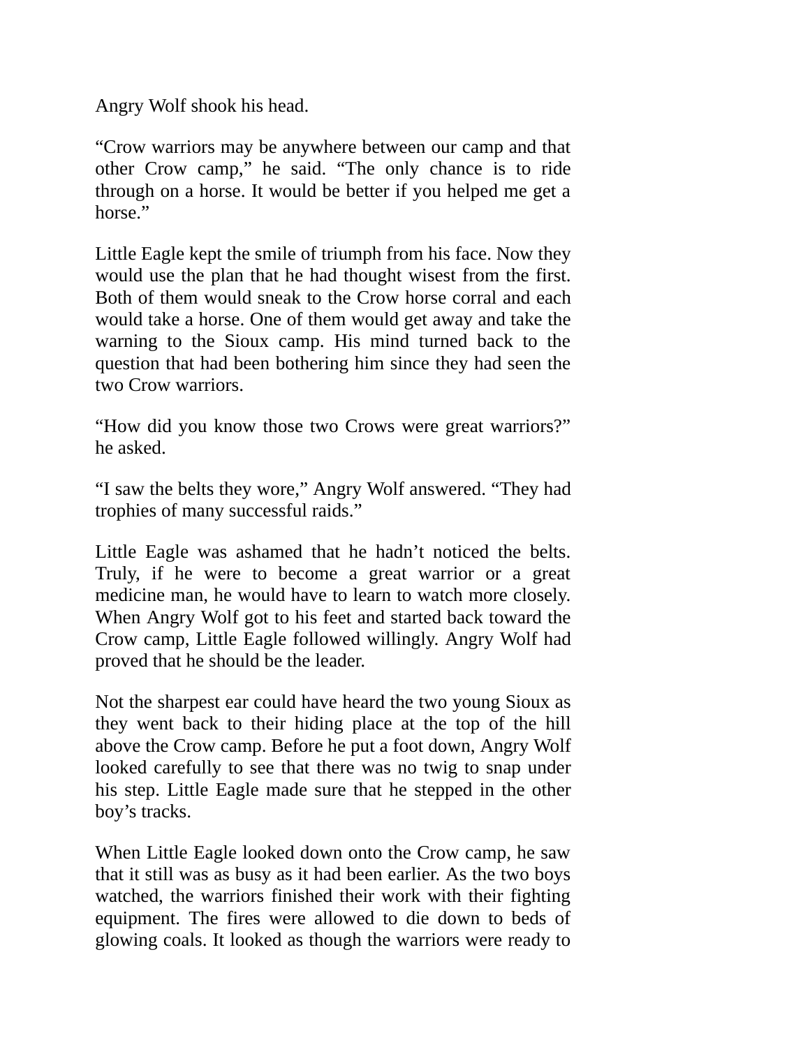Angry Wolf shook his head.

“Crow warriors may be anywhere between our camp and that other Crow camp,” he said. “The only chance is to ride through on a horse. It would be better if you helped me get a horse.”

Little Eagle kept the smile of triumph from his face. Now they would use the plan that he had thought wisest from the first. Both of them would sneak to the Crow horse corral and each would take a horse. One of them would get away and take the warning to the Sioux camp. His mind turned back to the question that had been bothering him since they had seen the two Crow warriors.

“How did you know those two Crows were great warriors?” he asked.

“I saw the belts they wore,” Angry Wolf answered. “They had trophies of many successful raids.”

Little Eagle was ashamed that he hadn’t noticed the belts. Truly, if he were to become a great warrior or a great medicine man, he would have to learn to watch more closely. When Angry Wolf got to his feet and started back toward the Crow camp, Little Eagle followed willingly. Angry Wolf had proved that he should be the leader.

Not the sharpest ear could have heard the two young Sioux as they went back to their hiding place at the top of the hill above the Crow camp. Before he put a foot down, Angry Wolf looked carefully to see that there was no twig to snap under his step. Little Eagle made sure that he stepped in the other boy’s tracks.

When Little Eagle looked down onto the Crow camp, he saw that it still was as busy as it had been earlier. As the two boys watched, the warriors finished their work with their fighting equipment. The fires were allowed to die down to beds of glowing coals. It looked as though the warriors were ready to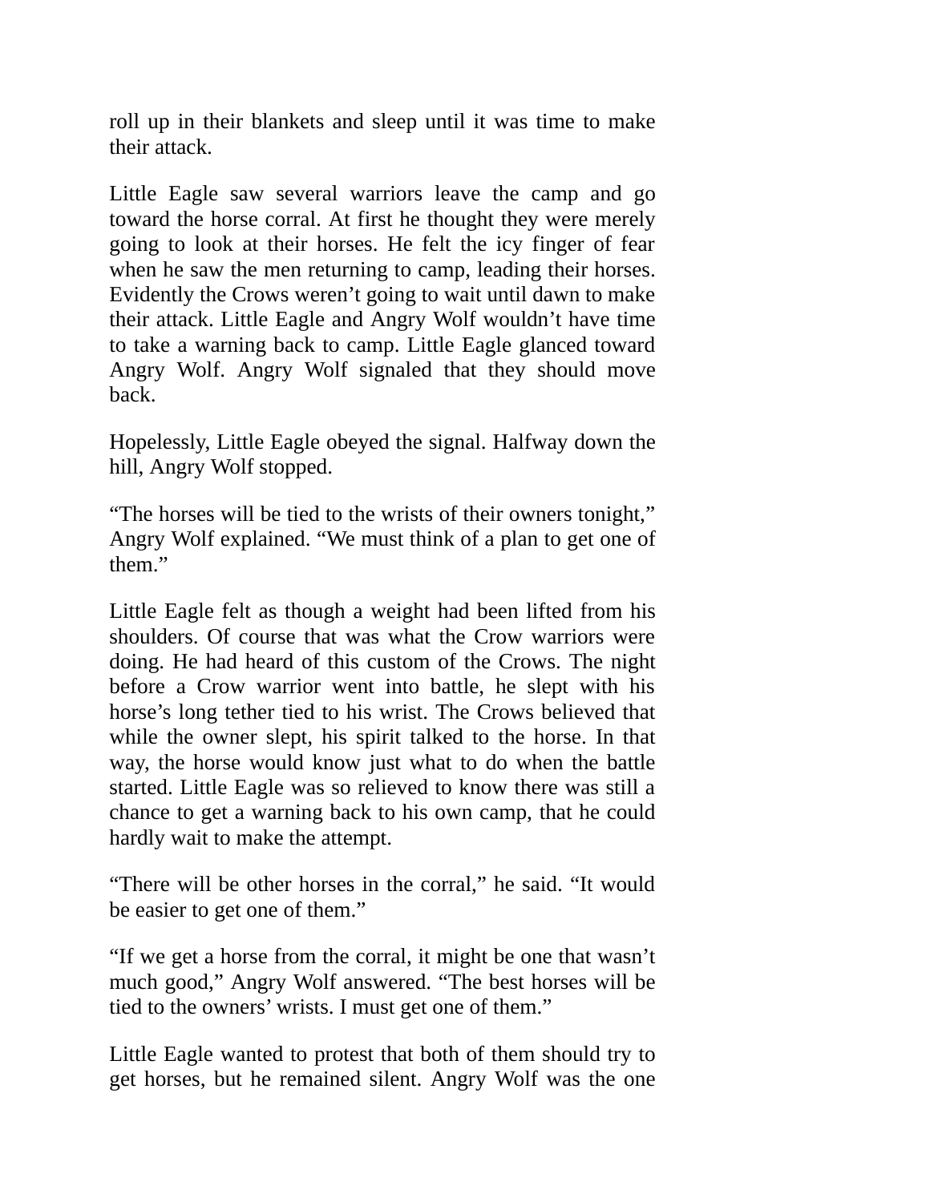roll up in their blankets and sleep until it was time to make their attack.

Little Eagle saw several warriors leave the camp and go toward the horse corral. At first he thought they were merely going to look at their horses. He felt the icy finger of fear when he saw the men returning to camp, leading their horses. Evidently the Crows weren't going to wait until dawn to make their attack. Little Eagle and Angry Wolf wouldn't have time to take a warning back to camp. Little Eagle glanced toward Angry Wolf. Angry Wolf signaled that they should move back.

Hopelessly, Little Eagle obeyed the signal. Halfway down the hill, Angry Wolf stopped.

"The horses will be tied to the wrists of their owners tonight," Angry Wolf explained. "We must think of a plan to get one of them."

Little Eagle felt as though a weight had been lifted from his shoulders. Of course that was what the Crow warriors were doing. He had heard of this custom of the Crows. The night before a Crow warrior went into battle, he slept with his horse's long tether tied to his wrist. The Crows believed that while the owner slept, his spirit talked to the horse. In that way, the horse would know just what to do when the battle started. Little Eagle was so relieved to know there was still a chance to get a warning back to his own camp, that he could hardly wait to make the attempt.

"There will be other horses in the corral," he said. "It would be easier to get one of them."

"If we get a horse from the corral, it might be one that wasn't much good," Angry Wolf answered. "The best horses will be tied to the owners' wrists. I must get one of them."

Little Eagle wanted to protest that both of them should try to get horses, but he remained silent. Angry Wolf was the one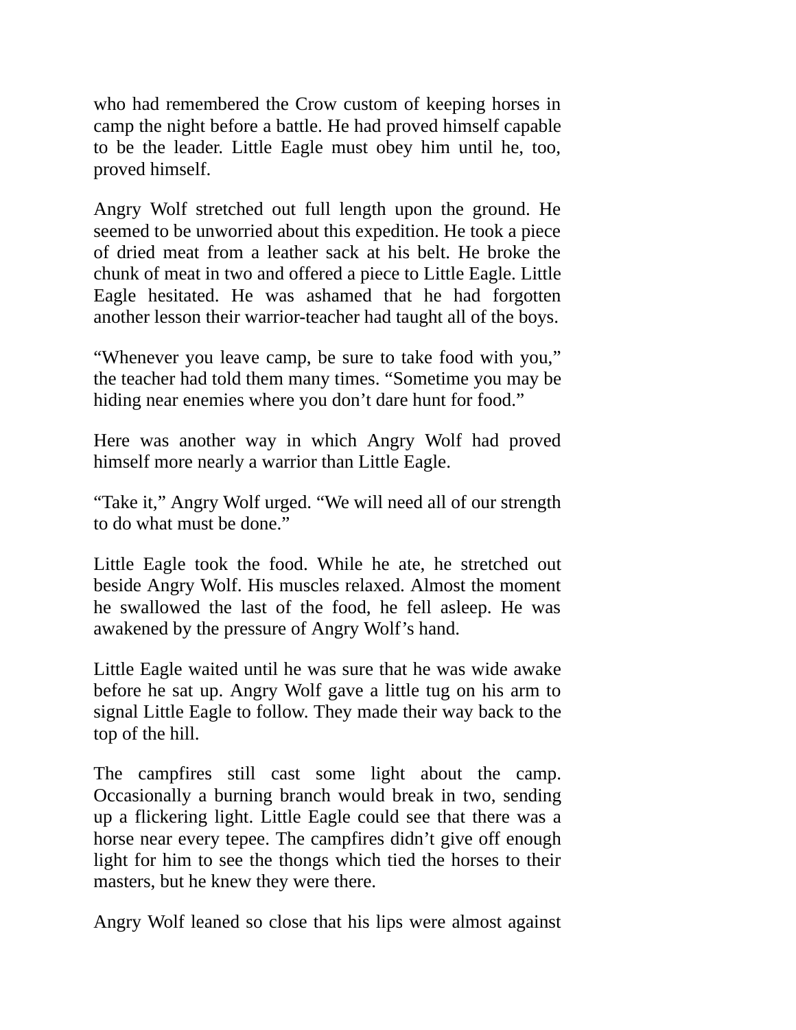who had remembered the Crow custom of keeping horses in camp the night before a battle. He had proved himself capable to be the leader. Little Eagle must obey him until he, too, proved himself.

Angry Wolf stretched out full length upon the ground. He seemed to be unworried about this expedition. He took a piece of dried meat from a leather sack at his belt. He broke the chunk of meat in two and offered a piece to Little Eagle. Little Eagle hesitated. He was ashamed that he had forgotten another lesson their warrior-teacher had taught all of the boys.

“Whenever you leave camp, be sure to take food with you,” the teacher had told them many times. “Sometime you may be hiding near enemies where you don’t dare hunt for food.”

Here was another way in which Angry Wolf had proved himself more nearly a warrior than Little Eagle.

“Take it,” Angry Wolf urged. “We will need all of our strength to do what must be done.”

Little Eagle took the food. While he ate, he stretched out beside Angry Wolf. His muscles relaxed. Almost the moment he swallowed the last of the food, he fell asleep. He was awakened by the pressure of Angry Wolf’s hand.

Little Eagle waited until he was sure that he was wide awake before he sat up. Angry Wolf gave a little tug on his arm to signal Little Eagle to follow. They made their way back to the top of the hill.

The campfires still cast some light about the camp. Occasionally a burning branch would break in two, sending up a flickering light. Little Eagle could see that there was a horse near every tepee. The campfires didn’t give off enough light for him to see the thongs which tied the horses to their masters, but he knew they were there.

Angry Wolf leaned so close that his lips were almost against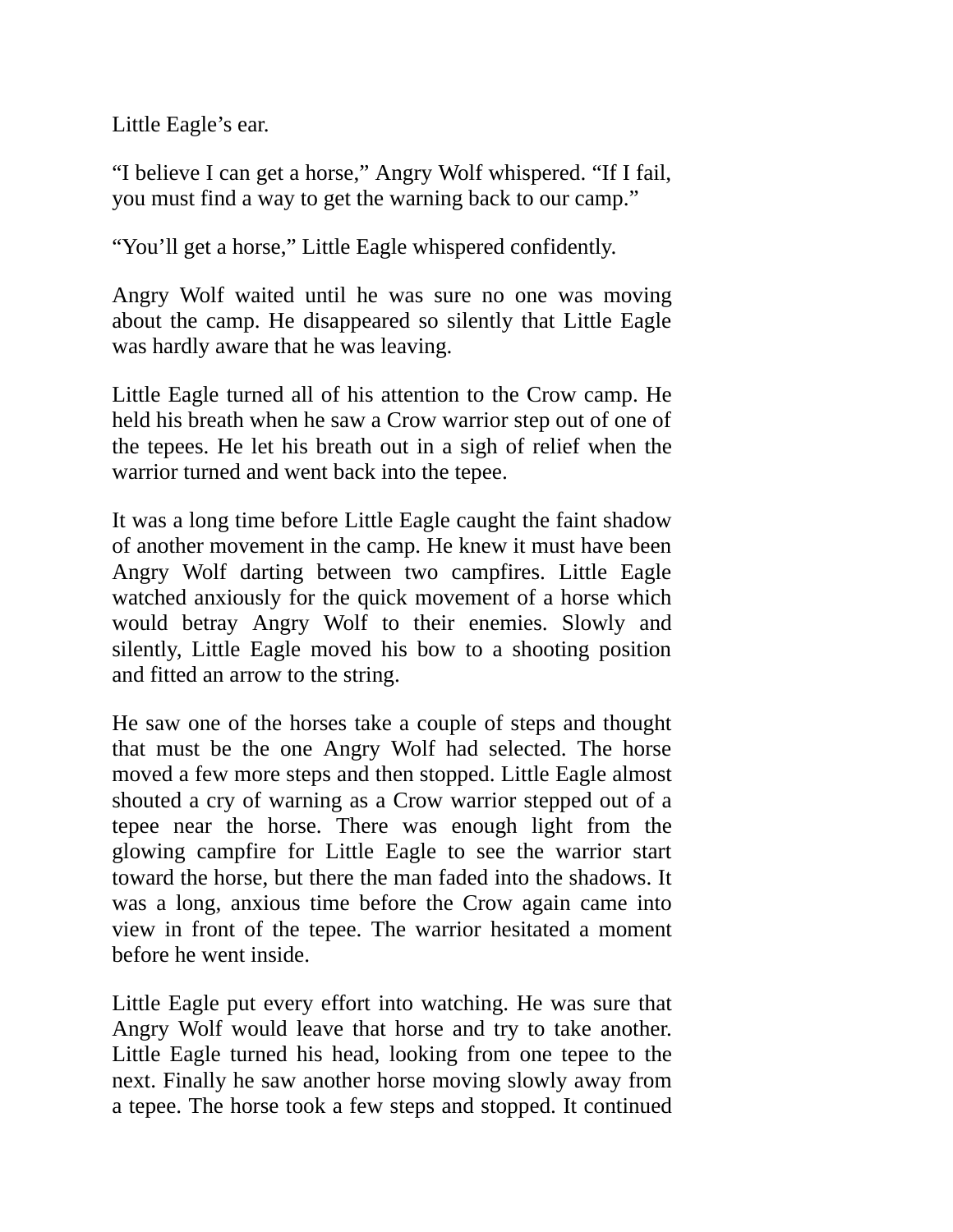Little Eagle’s ear.

“I believe I can get a horse,” Angry Wolf whispered. “If I fail, you must find a way to get the warning back to our camp.”

“You’ll get a horse,” Little Eagle whispered confidently.

Angry Wolf waited until he was sure no one was moving about the camp. He disappeared so silently that Little Eagle was hardly aware that he was leaving.

Little Eagle turned all of his attention to the Crow camp. He held his breath when he saw a Crow warrior step out of one of the tepees. He let his breath out in a sigh of relief when the warrior turned and went back into the tepee.

It was a long time before Little Eagle caught the faint shadow of another movement in the camp. He knew it must have been Angry Wolf darting between two campfires. Little Eagle watched anxiously for the quick movement of a horse which would betray Angry Wolf to their enemies. Slowly and silently, Little Eagle moved his bow to a shooting position and fitted an arrow to the string.

He saw one of the horses take a couple of steps and thought that must be the one Angry Wolf had selected. The horse moved a few more steps and then stopped. Little Eagle almost shouted a cry of warning as a Crow warrior stepped out of a tepee near the horse. There was enough light from the glowing campfire for Little Eagle to see the warrior start toward the horse, but there the man faded into the shadows. It was a long, anxious time before the Crow again came into view in front of the tepee. The warrior hesitated a moment before he went inside.

Little Eagle put every effort into watching. He was sure that Angry Wolf would leave that horse and try to take another. Little Eagle turned his head, looking from one tepee to the next. Finally he saw another horse moving slowly away from a tepee. The horse took a few steps and stopped. It continued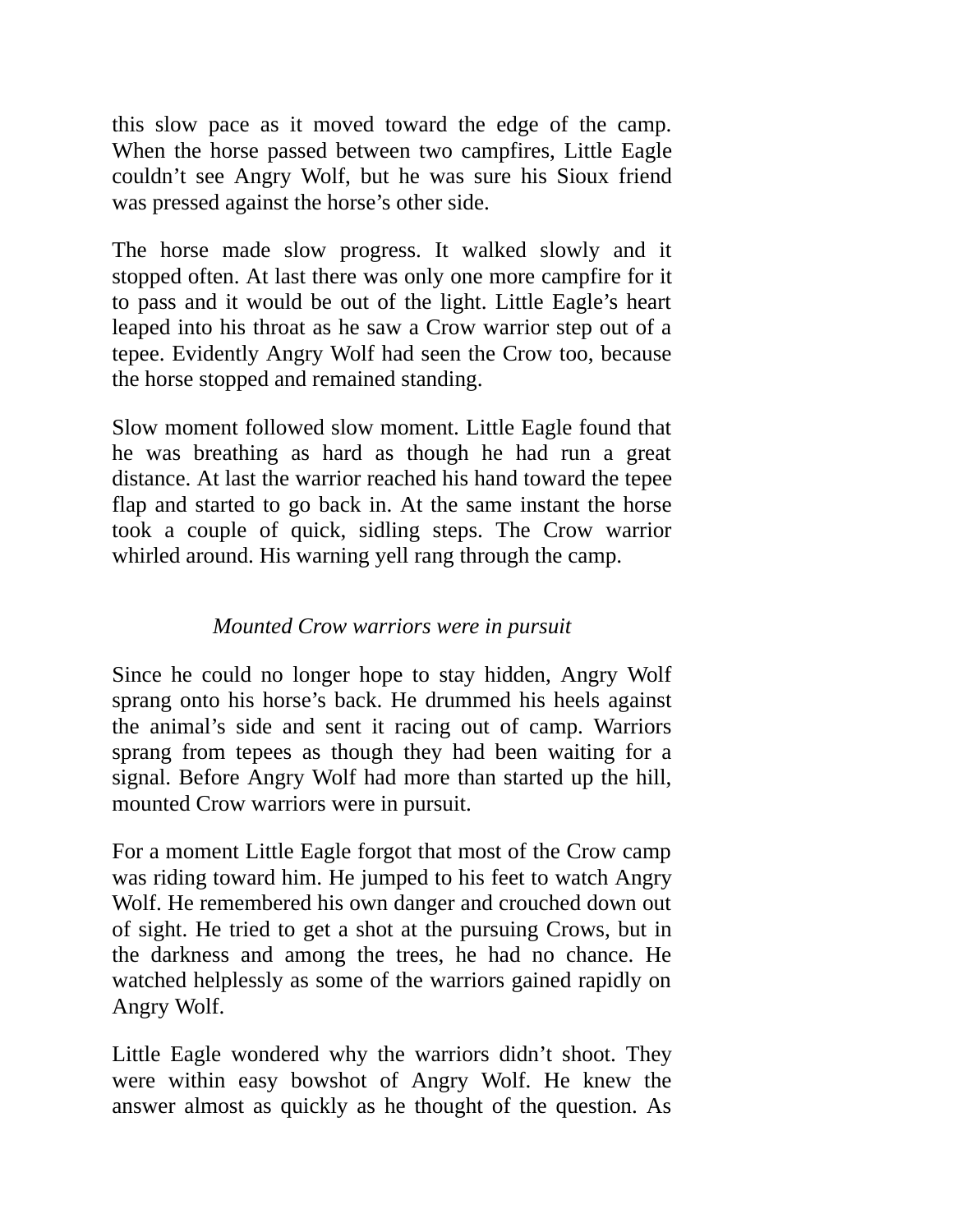this slow pace as it moved toward the edge of the camp. When the horse passed between two campfires, Little Eagle couldn't see Angry Wolf, but he was sure his Sioux friend was pressed against the horse's other side.

The horse made slow progress. It walked slowly and it stopped often. At last there was only one more campfire for it to pass and it would be out of the light. Little Eagle's heart leaped into his throat as he saw a Crow warrior step out of a tepee. Evidently Angry Wolf had seen the Crow too, because the horse stopped and remained standing.

Slow moment followed slow moment. Little Eagle found that he was breathing as hard as though he had run a great distance. At last the warrior reached his hand toward the tepee flap and started to go back in. At the same instant the horse took a couple of quick, sidling steps. The Crow warrior whirled around. His warning yell rang through the camp.

*Mounted Crow warriors were in pursuit*

Since he could no longer hope to stay hidden, Angry Wolf sprang onto his horse's back. He drummed his heels against the animal's side and sent it racing out of camp. Warriors sprang from tepees as though they had been waiting for a signal. Before Angry Wolf had more than started up the hill, mounted Crow warriors were in pursuit.

For a moment Little Eagle forgot that most of the Crow camp was riding toward him. He jumped to his feet to watch Angry Wolf. He remembered his own danger and crouched down out of sight. He tried to get a shot at the pursuing Crows, but in the darkness and among the trees, he had no chance. He watched helplessly as some of the warriors gained rapidly on Angry Wolf.

Little Eagle wondered why the warriors didn't shoot. They were within easy bowshot of Angry Wolf. He knew the answer almost as quickly as he thought of the question. As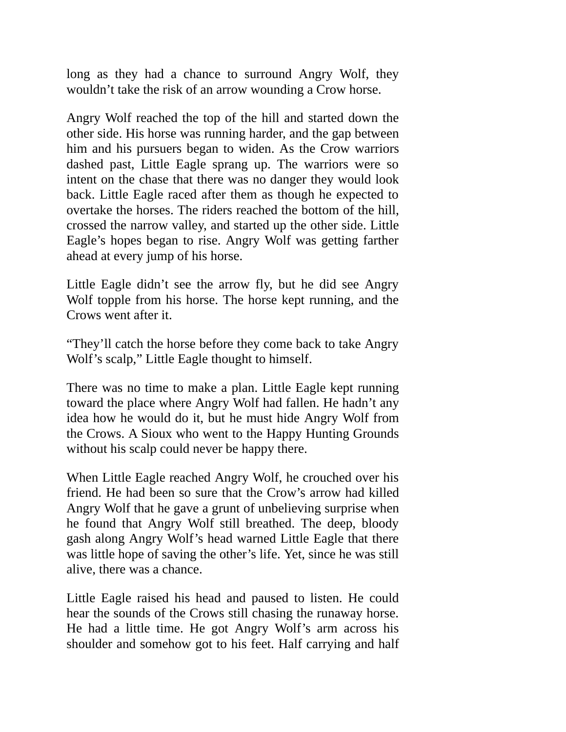long as they had a chance to surround Angry Wolf, they wouldn't take the risk of an arrow wounding a Crow horse.

Angry Wolf reached the top of the hill and started down the other side. His horse was running harder, and the gap between him and his pursuers began to widen. As the Crow warriors dashed past, Little Eagle sprang up. The warriors were so intent on the chase that there was no danger they would look back. Little Eagle raced after them as though he expected to overtake the horses. The riders reached the bottom of the hill, crossed the narrow valley, and started up the other side. Little Eagle's hopes began to rise. Angry Wolf was getting farther ahead at every jump of his horse.

Little Eagle didn't see the arrow fly, but he did see Angry Wolf topple from his horse. The horse kept running, and the Crows went after it.

"They'll catch the horse before they come back to take Angry Wolf's scalp," Little Eagle thought to himself.

There was no time to make a plan. Little Eagle kept running toward the place where Angry Wolf had fallen. He hadn't any idea how he would do it, but he must hide Angry Wolf from the Crows. A Sioux who went to the Happy Hunting Grounds without his scalp could never be happy there.

When Little Eagle reached Angry Wolf, he crouched over his friend. He had been so sure that the Crow's arrow had killed Angry Wolf that he gave a grunt of unbelieving surprise when he found that Angry Wolf still breathed. The deep, bloody gash along Angry Wolf's head warned Little Eagle that there was little hope of saving the other's life. Yet, since he was still alive, there was a chance.

Little Eagle raised his head and paused to listen. He could hear the sounds of the Crows still chasing the runaway horse. He had a little time. He got Angry Wolf's arm across his shoulder and somehow got to his feet. Half carrying and half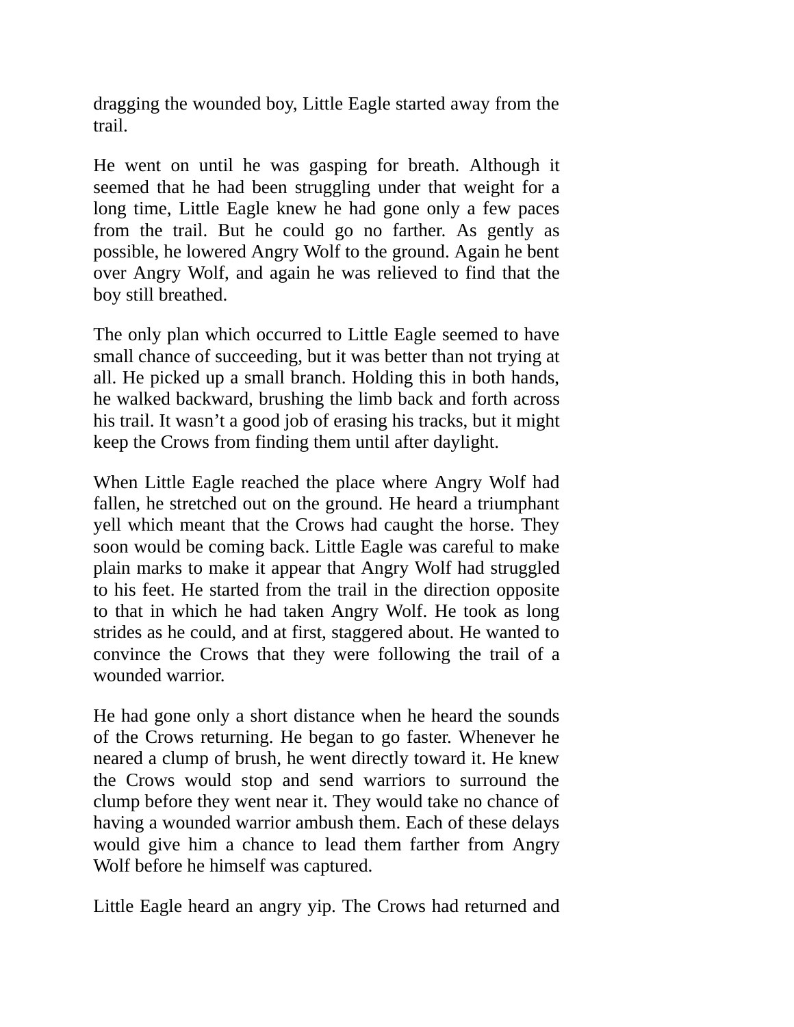dragging the wounded boy, Little Eagle started away from the trail.

He went on until he was gasping for breath. Although it seemed that he had been struggling under that weight for a long time, Little Eagle knew he had gone only a few paces from the trail. But he could go no farther. As gently as possible, he lowered Angry Wolf to the ground. Again he bent over Angry Wolf, and again he was relieved to find that the boy still breathed.

The only plan which occurred to Little Eagle seemed to have small chance of succeeding, but it was better than not trying at all. He picked up a small branch. Holding this in both hands, he walked backward, brushing the limb back and forth across his trail. It wasn't a good job of erasing his tracks, but it might keep the Crows from finding them until after daylight.

When Little Eagle reached the place where Angry Wolf had fallen, he stretched out on the ground. He heard a triumphant yell which meant that the Crows had caught the horse. They soon would be coming back. Little Eagle was careful to make plain marks to make it appear that Angry Wolf had struggled to his feet. He started from the trail in the direction opposite to that in which he had taken Angry Wolf. He took as long strides as he could, and at first, staggered about. He wanted to convince the Crows that they were following the trail of a wounded warrior.

He had gone only a short distance when he heard the sounds of the Crows returning. He began to go faster. Whenever he neared a clump of brush, he went directly toward it. He knew the Crows would stop and send warriors to surround the clump before they went near it. They would take no chance of having a wounded warrior ambush them. Each of these delays would give him a chance to lead them farther from Angry Wolf before he himself was captured.

Little Eagle heard an angry yip. The Crows had returned and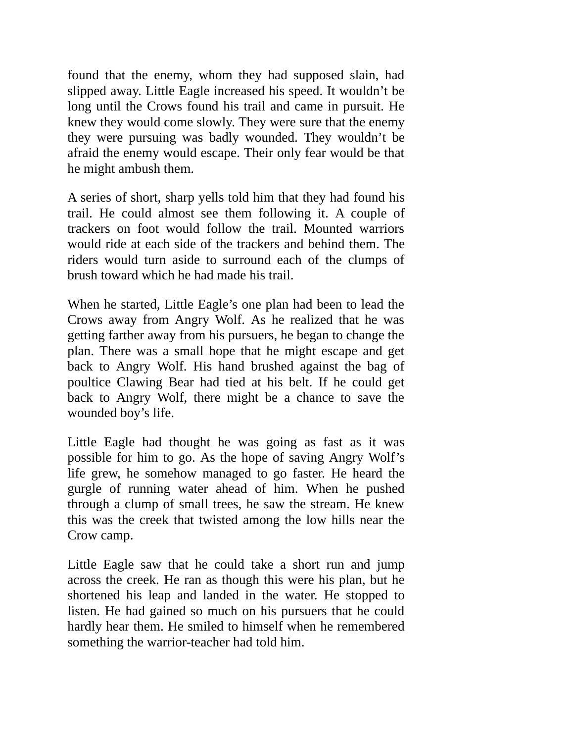found that the enemy, whom they had supposed slain, had slipped away. Little Eagle increased his speed. It wouldn't be long until the Crows found his trail and came in pursuit. He knew they would come slowly. They were sure that the enemy they were pursuing was badly wounded. They wouldn't be afraid the enemy would escape. Their only fear would be that he might ambush them.

A series of short, sharp yells told him that they had found his trail. He could almost see them following it. A couple of trackers on foot would follow the trail. Mounted warriors would ride at each side of the trackers and behind them. The riders would turn aside to surround each of the clumps of brush toward which he had made his trail.

When he started, Little Eagle's one plan had been to lead the Crows away from Angry Wolf. As he realized that he was getting farther away from his pursuers, he began to change the plan. There was a small hope that he might escape and get back to Angry Wolf. His hand brushed against the bag of poultice Clawing Bear had tied at his belt. If he could get back to Angry Wolf, there might be a chance to save the wounded boy's life.

Little Eagle had thought he was going as fast as it was possible for him to go. As the hope of saving Angry Wolf's life grew, he somehow managed to go faster. He heard the gurgle of running water ahead of him. When he pushed through a clump of small trees, he saw the stream. He knew this was the creek that twisted among the low hills near the Crow camp.

Little Eagle saw that he could take a short run and jump across the creek. He ran as though this were his plan, but he shortened his leap and landed in the water. He stopped to listen. He had gained so much on his pursuers that he could hardly hear them. He smiled to himself when he remembered something the warrior-teacher had told him.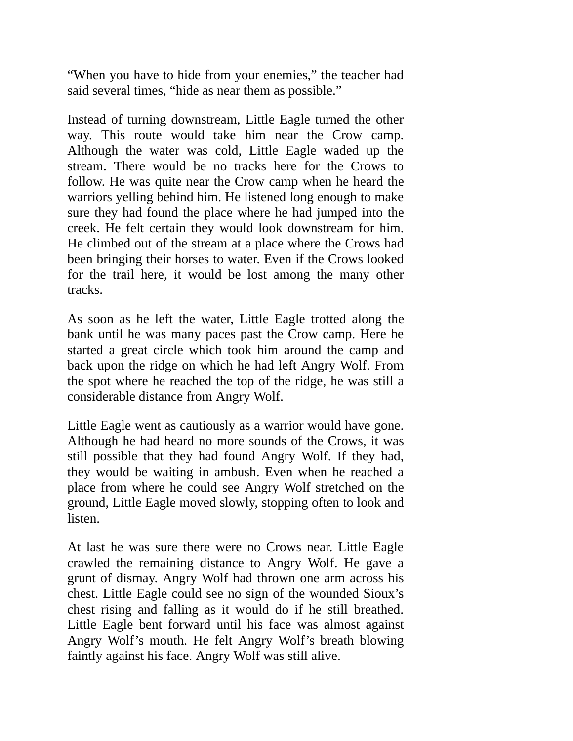“When you have to hide from your enemies,” the teacher had said several times, “hide as near them as possible.”

Instead of turning downstream, Little Eagle turned the other way. This route would take him near the Crow camp. Although the water was cold, Little Eagle waded up the stream. There would be no tracks here for the Crows to follow. He was quite near the Crow camp when he heard the warriors yelling behind him. He listened long enough to make sure they had found the place where he had jumped into the creek. He felt certain they would look downstream for him. He climbed out of the stream at a place where the Crows had been bringing their horses to water. Even if the Crows looked for the trail here, it would be lost among the many other tracks.

As soon as he left the water, Little Eagle trotted along the bank until he was many paces past the Crow camp. Here he started a great circle which took him around the camp and back upon the ridge on which he had left Angry Wolf. From the spot where he reached the top of the ridge, he was still a considerable distance from Angry Wolf.

Little Eagle went as cautiously as a warrior would have gone. Although he had heard no more sounds of the Crows, it was still possible that they had found Angry Wolf. If they had, they would be waiting in ambush. Even when he reached a place from where he could see Angry Wolf stretched on the ground, Little Eagle moved slowly, stopping often to look and listen.

At last he was sure there were no Crows near. Little Eagle crawled the remaining distance to Angry Wolf. He gave a grunt of dismay. Angry Wolf had thrown one arm across his chest. Little Eagle could see no sign of the wounded Sioux’s chest rising and falling as it would do if he still breathed. Little Eagle bent forward until his face was almost against Angry Wolf’s mouth. He felt Angry Wolf’s breath blowing faintly against his face. Angry Wolf was still alive.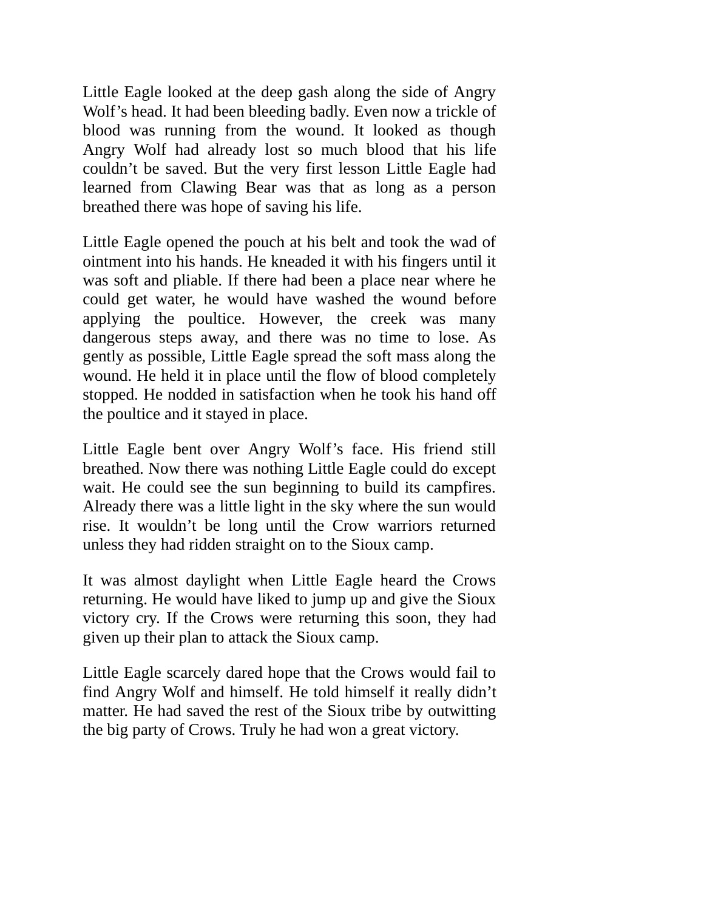Little Eagle looked at the deep gash along the side of Angry Wolf's head. It had been bleeding badly. Even now a trickle of blood was running from the wound. It looked as though Angry Wolf had already lost so much blood that his life couldn't be saved. But the very first lesson Little Eagle had learned from Clawing Bear was that as long as a person breathed there was hope of saving his life.

Little Eagle opened the pouch at his belt and took the wad of ointment into his hands. He kneaded it with his fingers until it was soft and pliable. If there had been a place near where he could get water, he would have washed the wound before applying the poultice. However, the creek was many dangerous steps away, and there was no time to lose. As gently as possible, Little Eagle spread the soft mass along the wound. He held it in place until the flow of blood completely stopped. He nodded in satisfaction when he took his hand off the poultice and it stayed in place.

Little Eagle bent over Angry Wolf's face. His friend still breathed. Now there was nothing Little Eagle could do except wait. He could see the sun beginning to build its campfires. Already there was a little light in the sky where the sun would rise. It wouldn't be long until the Crow warriors returned unless they had ridden straight on to the Sioux camp.

It was almost daylight when Little Eagle heard the Crows returning. He would have liked to jump up and give the Sioux victory cry. If the Crows were returning this soon, they had given up their plan to attack the Sioux camp.

Little Eagle scarcely dared hope that the Crows would fail to find Angry Wolf and himself. He told himself it really didn't matter. He had saved the rest of the Sioux tribe by outwitting the big party of Crows. Truly he had won a great victory.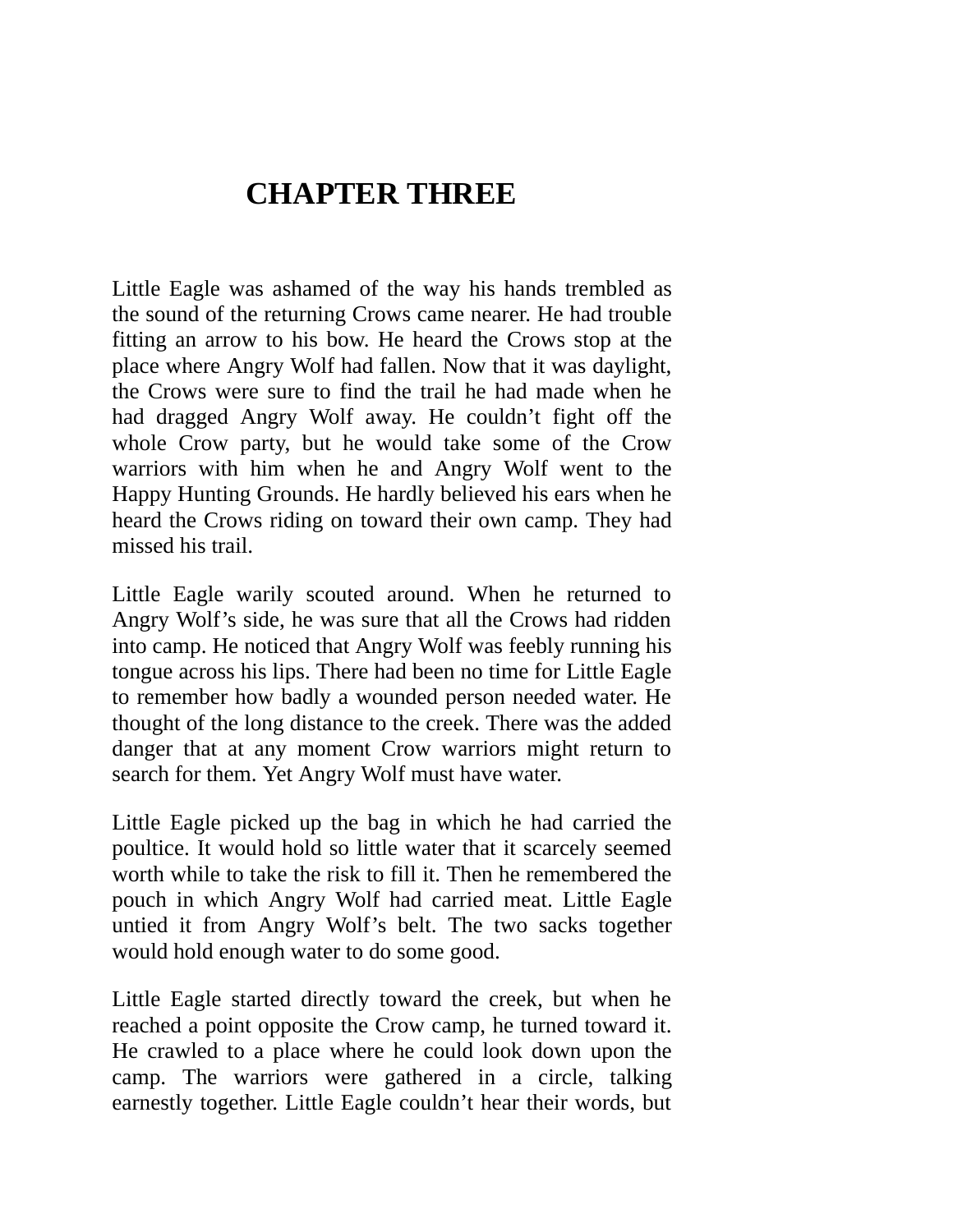# CHAPTER THREE

Little Eagle was ashamed of the way his hands trembled as the sound of the returning Crows came nearer. He had trouble fitting an arrow to his bow. He heard the Crows stop at the place where Angry Wolf had fallen. Now that it was daylight, the Crows were sure to find the trail he had made when he had dragged Angry Wolf away. He couldn't fight off the whole Crow party, but he would take some of the Crow warriors with him when he and Angry Wolf went to the Happy Hunting Grounds. He hardly believed his ears when he heard the Crows riding on toward their own camp. They had missed his trail.

Little Eagle warily scouted around. When he returned to Angry Wolf's side, he was sure that all the Crows had ridden into camp. He noticed that Angry Wolf was feebly running his tongue across his lips. There had been no time for Little Eagle to remember how badly a wounded person needed water. He thought of the long distance to the creek. There was the added danger that at any moment Crow warriors might return to search for them. Yet Angry Wolf must have water.

Little Eagle picked up the bag in which he had carried the poultice. It would hold so little water that it scarcely seemed worth while to take the risk to fill it. Then he remembered the pouch in which Angry Wolf had carried meat. Little Eagle untied it from Angry Wolf's belt. The two sacks together would hold enough water to do some good.

Little Eagle started directly toward the creek, but when he reached a point opposite the Crow camp, he turned toward it. He crawled to a place where he could look down upon the camp. The warriors were gathered in a circle, talking earnestly together. Little Eagle couldn't hear their words, but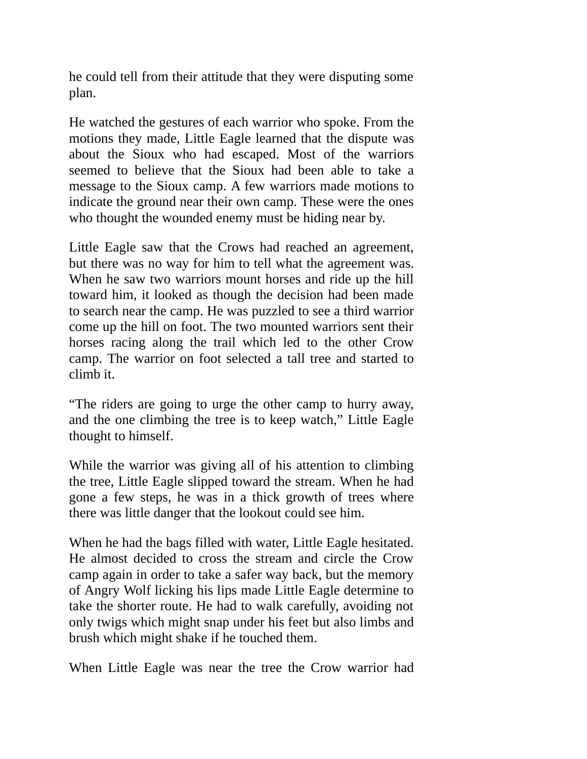he could tell from their attitude that they were disputing some plan.

He watched the gestures of each warrior who spoke. From the motions they made, Little Eagle learned that the dispute was about the Sioux who had escaped. Most of the warriors seemed to believe that the Sioux had been able to take a message to the Sioux camp. A few warriors made motions to indicate the ground near their own camp. These were the ones who thought the wounded enemy must be hiding near by.

Little Eagle saw that the Crows had reached an agreement, but there was no way for him to tell what the agreement was. When he saw two warriors mount horses and ride up the hill toward him, it looked as though the decision had been made to search near the camp. He was puzzled to see a third warrior come up the hill on foot. The two mounted warriors sent their horses racing along the trail which led to the other Crow camp. The warrior on foot selected a tall tree and started to climb it.

“The riders are going to urge the other camp to hurry away, and the one climbing the tree is to keep watch,” Little Eagle thought to himself.

While the warrior was giving all of his attention to climbing the tree, Little Eagle slipped toward the stream. When he had gone a few steps, he was in a thick growth of trees where there was little danger that the lookout could see him.

When he had the bags filled with water, Little Eagle hesitated. He almost decided to cross the stream and circle the Crow camp again in order to take a safer way back, but the memory of Angry Wolf licking his lips made Little Eagle determine to take the shorter route. He had to walk carefully, avoiding not only twigs which might snap under his feet but also limbs and brush which might shake if he touched them.

When Little Eagle was near the tree the Crow warrior had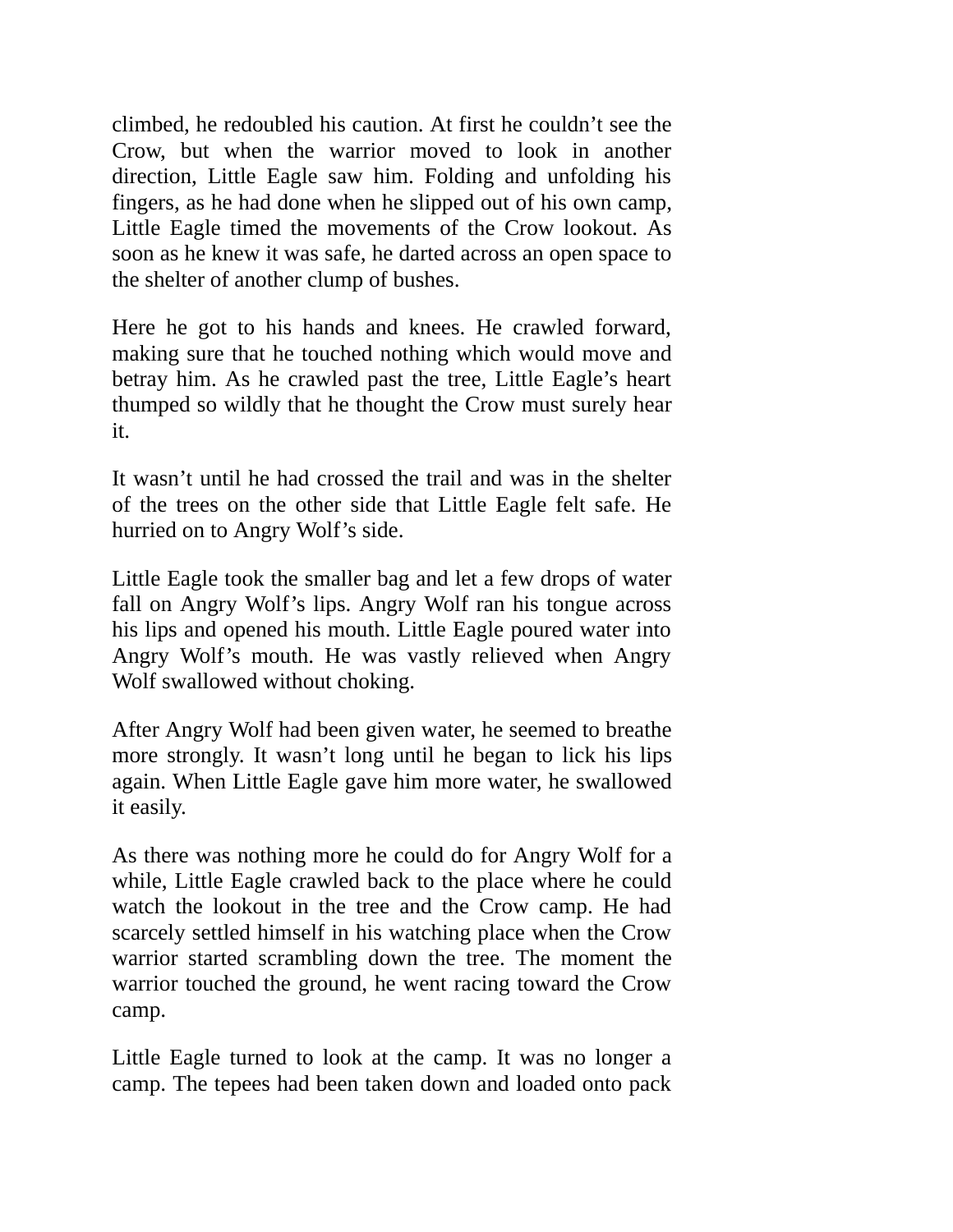climbed, he redoubled his caution. At first he couldn't see the Crow, but when the warrior moved to look in another direction, Little Eagle saw him. Folding and unfolding his fingers, as he had done when he slipped out of his own camp, Little Eagle timed the movements of the Crow lookout. As soon as he knew it was safe, he darted across an open space to the shelter of another clump of bushes.

Here he got to his hands and knees. He crawled forward, making sure that he touched nothing which would move and betray him. As he crawled past the tree, Little Eagle's heart thumped so wildly that he thought the Crow must surely hear it.

It wasn't until he had crossed the trail and was in the shelter of the trees on the other side that Little Eagle felt safe. He hurried on to Angry Wolf's side.

Little Eagle took the smaller bag and let a few drops of water fall on Angry Wolf's lips. Angry Wolf ran his tongue across his lips and opened his mouth. Little Eagle poured water into Angry Wolf's mouth. He was vastly relieved when Angry Wolf swallowed without choking.

After Angry Wolf had been given water, he seemed to breathe more strongly. It wasn't long until he began to lick his lips again. When Little Eagle gave him more water, he swallowed it easily.

As there was nothing more he could do for Angry Wolf for a while, Little Eagle crawled back to the place where he could watch the lookout in the tree and the Crow camp. He had scarcely settled himself in his watching place when the Crow warrior started scrambling down the tree. The moment the warrior touched the ground, he went racing toward the Crow camp.

Little Eagle turned to look at the camp. It was no longer a camp. The tepees had been taken down and loaded onto pack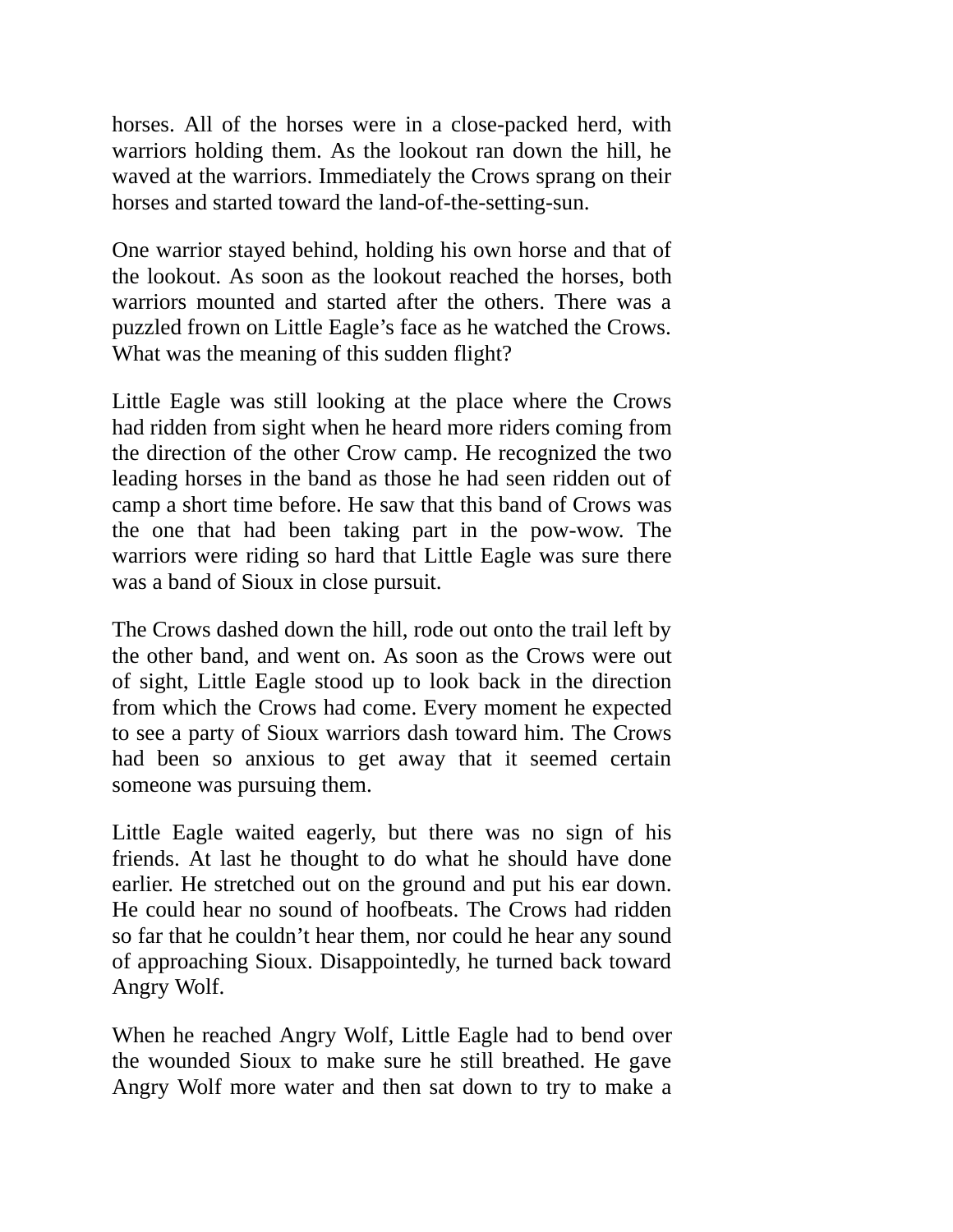horses. All of the horses were in a close-packed herd, with warriors holding them. As the lookout ran down the hill, he waved at the warriors. Immediately the Crows sprang on their horses and started toward the land-of-the-setting-sun.

One warrior stayed behind, holding his own horse and that of the lookout. As soon as the lookout reached the horses, both warriors mounted and started after the others. There was a puzzled frown on Little Eagle's face as he watched the Crows. What was the meaning of this sudden flight?

Little Eagle was still looking at the place where the Crows had ridden from sight when he heard more riders coming from the direction of the other Crow camp. He recognized the two leading horses in the band as those he had seen ridden out of camp a short time before. He saw that this band of Crows was the one that had been taking part in the pow-wow. The warriors were riding so hard that Little Eagle was sure there was a band of Sioux in close pursuit.

The Crows dashed down the hill, rode out onto the trail left by the other band, and went on. As soon as the Crows were out of sight, Little Eagle stood up to look back in the direction from which the Crows had come. Every moment he expected to see a party of Sioux warriors dash toward him. The Crows had been so anxious to get away that it seemed certain someone was pursuing them.

Little Eagle waited eagerly, but there was no sign of his friends. At last he thought to do what he should have done earlier. He stretched out on the ground and put his ear down. He could hear no sound of hoofbeats. The Crows had ridden so far that he couldn't hear them, nor could he hear any sound of approaching Sioux. Disappointedly, he turned back toward Angry Wolf.

When he reached Angry Wolf, Little Eagle had to bend over the wounded Sioux to make sure he still breathed. He gave Angry Wolf more water and then sat down to try to make a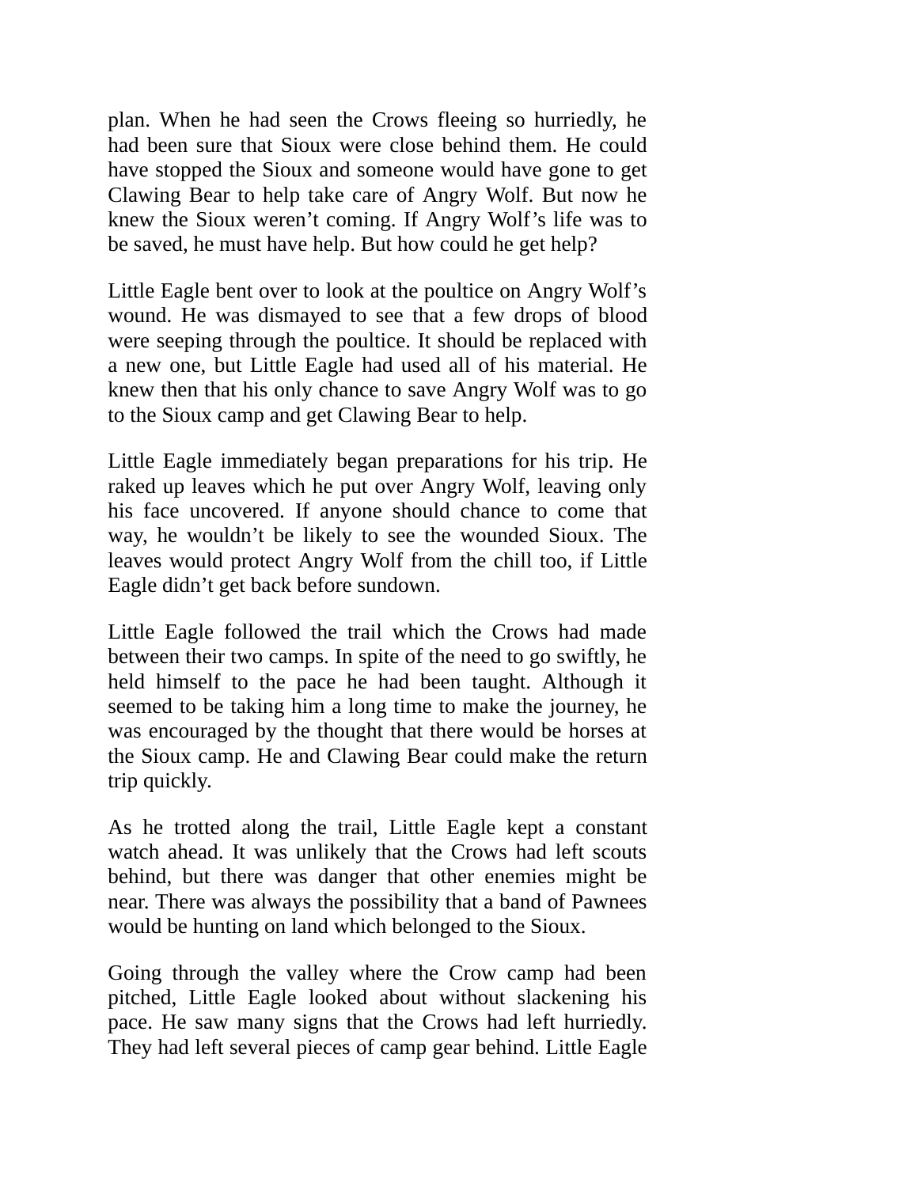plan. When he had seen the Crows fleeing so hurriedly, he had been sure that Sioux were close behind them. He could have stopped the Sioux and someone would have gone to get Clawing Bear to help take care of Angry Wolf. But now he knew the Sioux weren't coming. If Angry Wolf's life was to be saved, he must have help. But how could he get help?

Little Eagle bent over to look at the poultice on Angry Wolf's wound. He was dismayed to see that a few drops of blood were seeping through the poultice. It should be replaced with a new one, but Little Eagle had used all of his material. He knew then that his only chance to save Angry Wolf was to go to the Sioux camp and get Clawing Bear to help.

Little Eagle immediately began preparations for his trip. He raked up leaves which he put over Angry Wolf, leaving only his face uncovered. If anyone should chance to come that way, he wouldn't be likely to see the wounded Sioux. The leaves would protect Angry Wolf from the chill too, if Little Eagle didn't get back before sundown.

Little Eagle followed the trail which the Crows had made between their two camps. In spite of the need to go swiftly, he held himself to the pace he had been taught. Although it seemed to be taking him a long time to make the journey, he was encouraged by the thought that there would be horses at the Sioux camp. He and Clawing Bear could make the return trip quickly.

As he trotted along the trail, Little Eagle kept a constant watch ahead. It was unlikely that the Crows had left scouts behind, but there was danger that other enemies might be near. There was always the possibility that a band of Pawnees would be hunting on land which belonged to the Sioux.

Going through the valley where the Crow camp had been pitched, Little Eagle looked about without slackening his pace. He saw many signs that the Crows had left hurriedly. They had left several pieces of camp gear behind. Little Eagle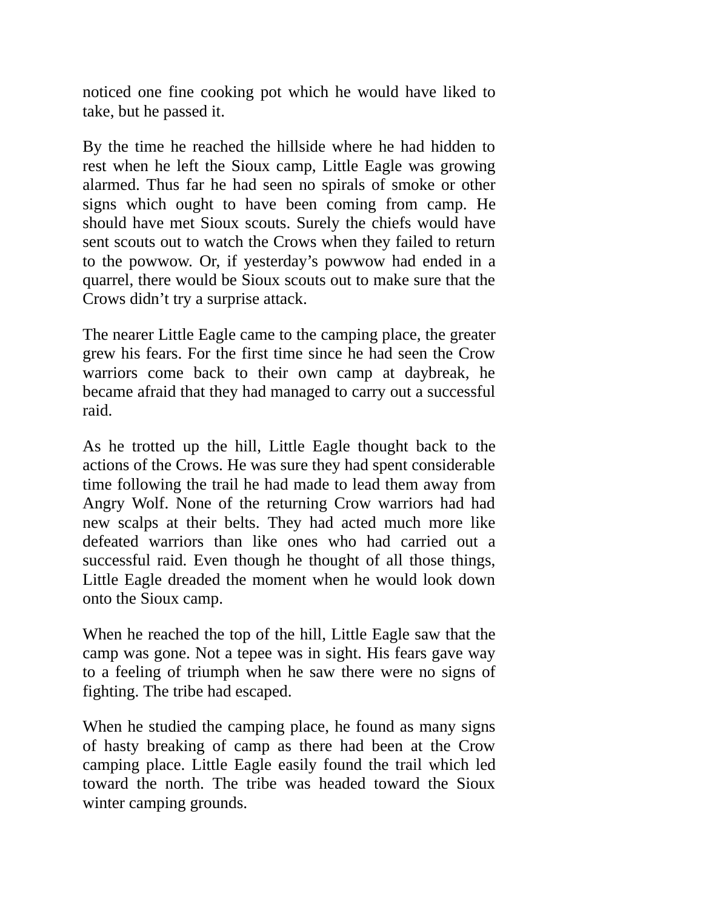noticed one fine cooking pot which he would have liked to take, but he passed it.

By the time he reached the hillside where he had hidden to rest when he left the Sioux camp, Little Eagle was growing alarmed. Thus far he had seen no spirals of smoke or other signs which ought to have been coming from camp. He should have met Sioux scouts. Surely the chiefs would have sent scouts out to watch the Crows when they failed to return to the powwow. Or, if yesterday's powwow had ended in a quarrel, there would be Sioux scouts out to make sure that the Crows didn't try a surprise attack.

The nearer Little Eagle came to the camping place, the greater grew his fears. For the first time since he had seen the Crow warriors come back to their own camp at daybreak, he became afraid that they had managed to carry out a successful raid.

As he trotted up the hill, Little Eagle thought back to the actions of the Crows. He was sure they had spent considerable time following the trail he had made to lead them away from Angry Wolf. None of the returning Crow warriors had had new scalps at their belts. They had acted much more like defeated warriors than like ones who had carried out a successful raid. Even though he thought of all those things, Little Eagle dreaded the moment when he would look down onto the Sioux camp.

When he reached the top of the hill, Little Eagle saw that the camp was gone. Not a tepee was in sight. His fears gave way to a feeling of triumph when he saw there were no signs of fighting. The tribe had escaped.

When he studied the camping place, he found as many signs of hasty breaking of camp as there had been at the Crow camping place. Little Eagle easily found the trail which led toward the north. The tribe was headed toward the Sioux winter camping grounds.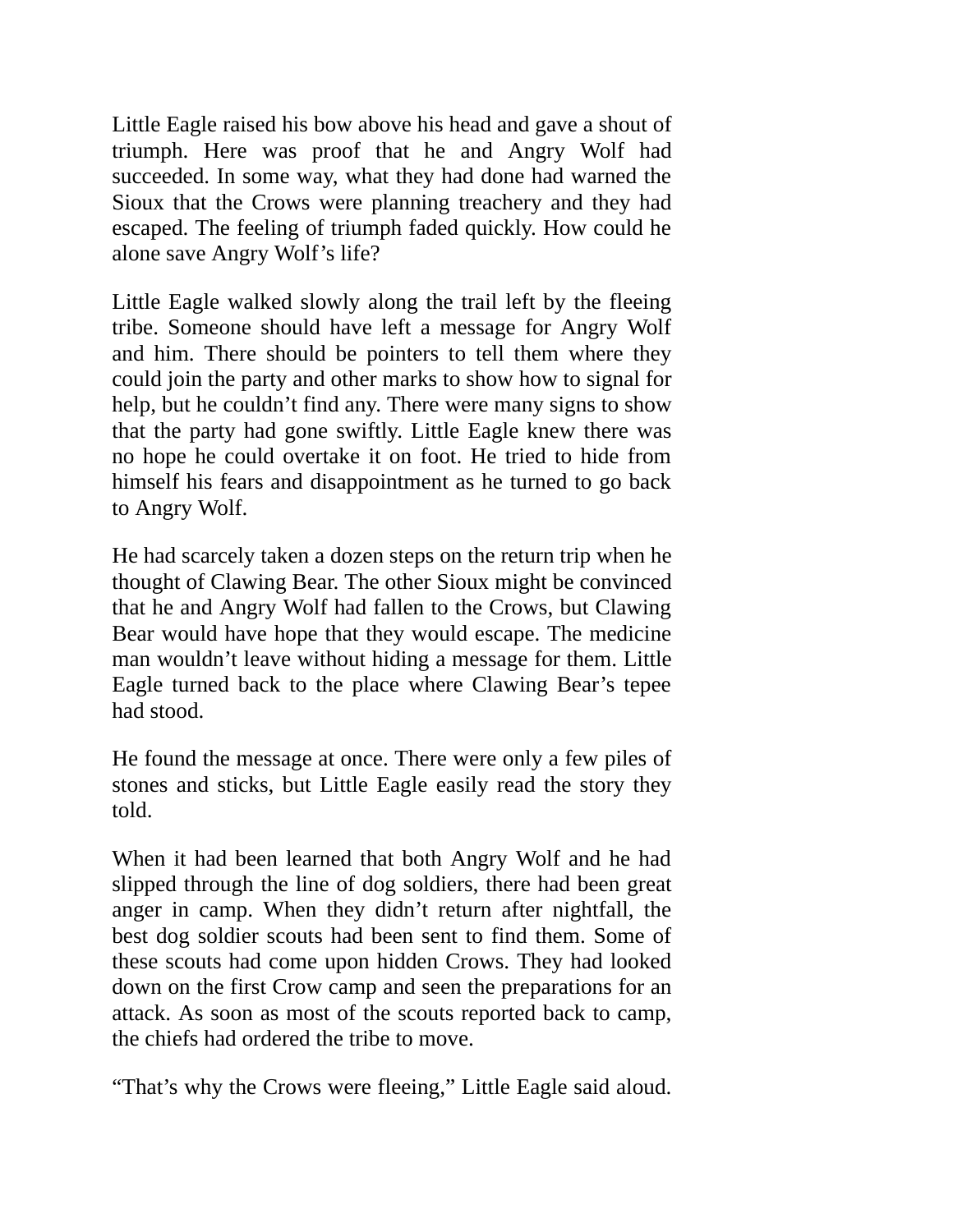Little Eagle raised his bow above his head and gave a shout of triumph. Here was proof that he and Angry Wolf had succeeded. In some way, what they had done had warned the Sioux that the Crows were planning treachery and they had escaped. The feeling of triumph faded quickly. How could he alone save Angry Wolf's life?

Little Eagle walked slowly along the trail left by the fleeing tribe. Someone should have left a message for Angry Wolf and him. There should be pointers to tell them where they could join the party and other marks to show how to signal for help, but he couldn't find any. There were many signs to show that the party had gone swiftly. Little Eagle knew there was no hope he could overtake it on foot. He tried to hide from himself his fears and disappointment as he turned to go back to Angry Wolf.

He had scarcely taken a dozen steps on the return trip when he thought of Clawing Bear. The other Sioux might be convinced that he and Angry Wolf had fallen to the Crows, but Clawing Bear would have hope that they would escape. The medicine man wouldn't leave without hiding a message for them. Little Eagle turned back to the place where Clawing Bear's tepee had stood.

He found the message at once. There were only a few piles of stones and sticks, but Little Eagle easily read the story they told.

When it had been learned that both Angry Wolf and he had slipped through the line of dog soldiers, there had been great anger in camp. When they didn't return after nightfall, the best dog soldier scouts had been sent to find them. Some of these scouts had come upon hidden Crows. They had looked down on the first Crow camp and seen the preparations for an attack. As soon as most of the scouts reported back to camp, the chiefs had ordered the tribe to move.

"That's why the Crows were fleeing," Little Eagle said aloud.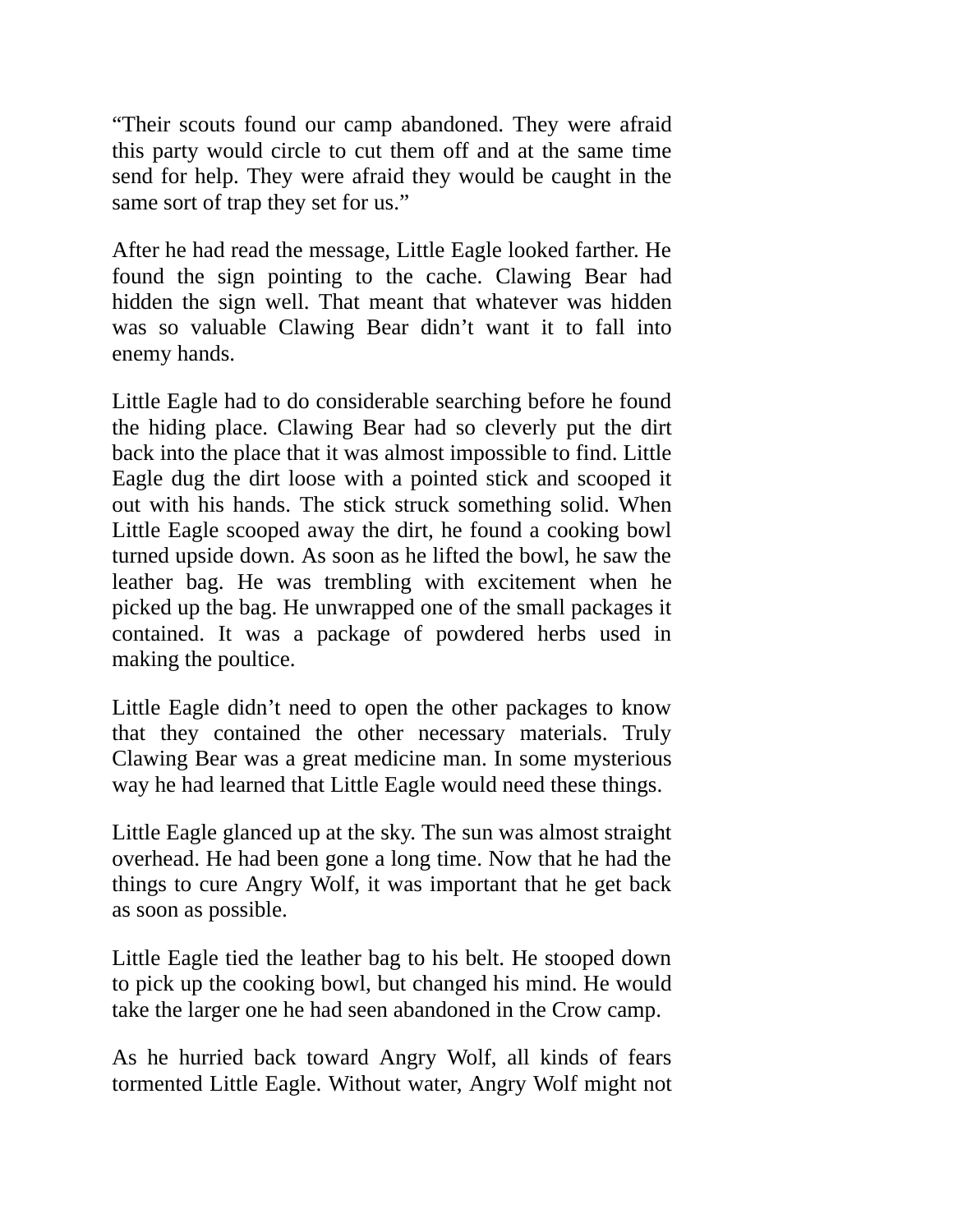"Their scouts found our camp abandoned. They were afraid this party would circle to cut them off and at the same time send for help. They were afraid they would be caught in the same sort of trap they set for us."

After he had read the message, Little Eagle looked farther. He found the sign pointing to the cache. Clawing Bear had hidden the sign well. That meant that whatever was hidden was so valuable Clawing Bear didn't want it to fall into enemy hands.

Little Eagle had to do considerable searching before he found the hiding place. Clawing Bear had so cleverly put the dirt back into the place that it was almost impossible to find. Little Eagle dug the dirt loose with a pointed stick and scooped it out with his hands. The stick struck something solid. When Little Eagle scooped away the dirt, he found a cooking bowl turned upside down. As soon as he lifted the bowl, he saw the leather bag. He was trembling with excitement when he picked up the bag. He unwrapped one of the small packages it contained. It was a package of powdered herbs used in making the poultice.

Little Eagle didn't need to open the other packages to know that they contained the other necessary materials. Truly Clawing Bear was a great medicine man. In some mysterious way he had learned that Little Eagle would need these things.

Little Eagle glanced up at the sky. The sun was almost straight overhead. He had been gone a long time. Now that he had the things to cure Angry Wolf, it was important that he get back as soon as possible.

Little Eagle tied the leather bag to his belt. He stooped down to pick up the cooking bowl, but changed his mind. He would take the larger one he had seen abandoned in the Crow camp.

As he hurried back toward Angry Wolf, all kinds of fears tormented Little Eagle. Without water, Angry Wolf might not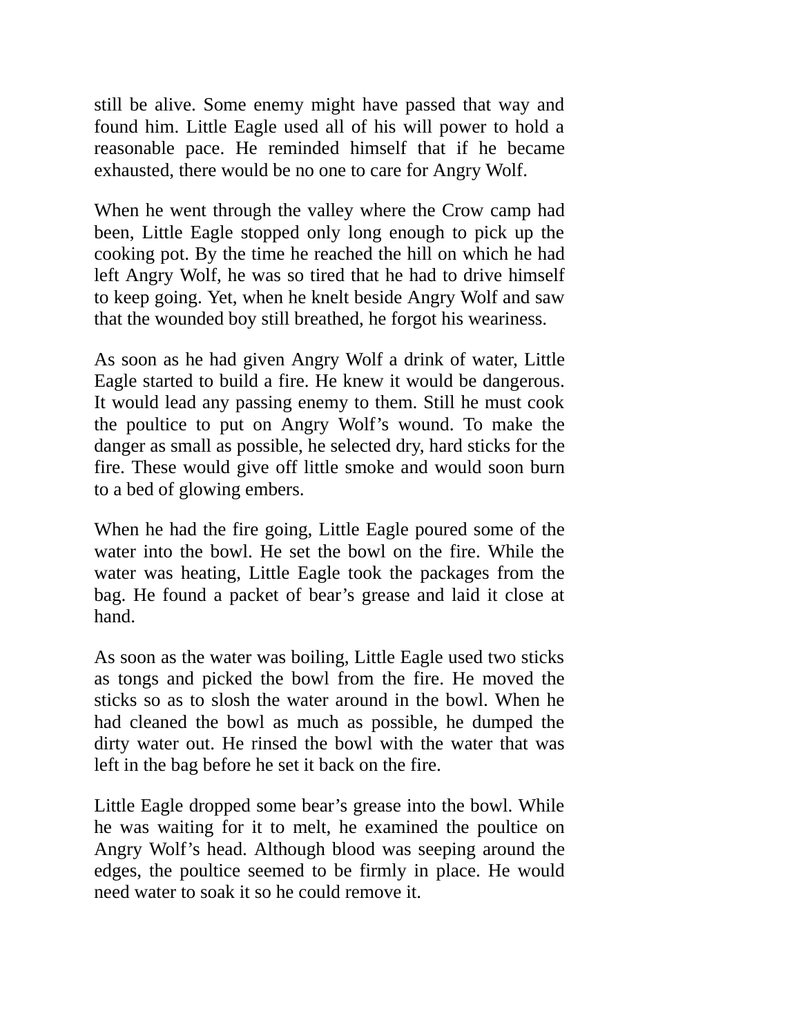still be alive. Some enemy might have passed that way and found him. Little Eagle used all of his will power to hold a reasonable pace. He reminded himself that if he became exhausted, there would be no one to care for Angry Wolf.

When he went through the valley where the Crow camp had been, Little Eagle stopped only long enough to pick up the cooking pot. By the time he reached the hill on which he had left Angry Wolf, he was so tired that he had to drive himself to keep going. Yet, when he knelt beside Angry Wolf and saw that the wounded boy still breathed, he forgot his weariness.

As soon as he had given Angry Wolf a drink of water, Little Eagle started to build a fire. He knew it would be dangerous. It would lead any passing enemy to them. Still he must cook the poultice to put on Angry Wolf's wound. To make the danger as small as possible, he selected dry, hard sticks for the fire. These would give off little smoke and would soon burn to a bed of glowing embers.

When he had the fire going, Little Eagle poured some of the water into the bowl. He set the bowl on the fire. While the water was heating, Little Eagle took the packages from the bag. He found a packet of bear's grease and laid it close at hand.

As soon as the water was boiling, Little Eagle used two sticks as tongs and picked the bowl from the fire. He moved the sticks so as to slosh the water around in the bowl. When he had cleaned the bowl as much as possible, he dumped the dirty water out. He rinsed the bowl with the water that was left in the bag before he set it back on the fire.

Little Eagle dropped some bear's grease into the bowl. While he was waiting for it to melt, he examined the poultice on Angry Wolf's head. Although blood was seeping around the edges, the poultice seemed to be firmly in place. He would need water to soak it so he could remove it.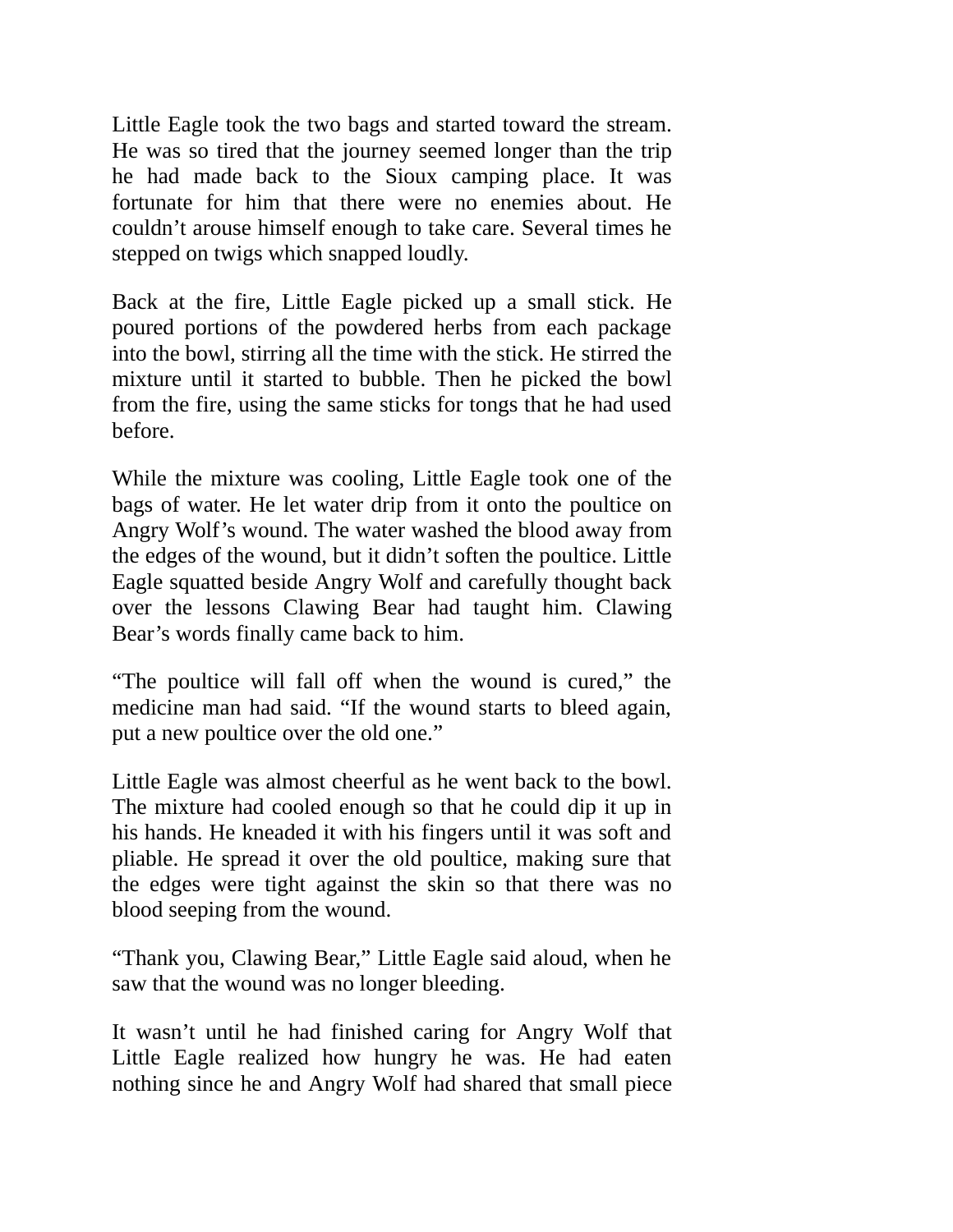Little Eagle took the two bags and started toward the stream. He was so tired that the journey seemed longer than the trip he had made back to the Sioux camping place. It was fortunate for him that there were no enemies about. He couldn't arouse himself enough to take care. Several times he stepped on twigs which snapped loudly.

Back at the fire, Little Eagle picked up a small stick. He poured portions of the powdered herbs from each package into the bowl, stirring all the time with the stick. He stirred the mixture until it started to bubble. Then he picked the bowl from the fire, using the same sticks for tongs that he had used before.

While the mixture was cooling, Little Eagle took one of the bags of water. He let water drip from it onto the poultice on Angry Wolf's wound. The water washed the blood away from the edges of the wound, but it didn't soften the poultice. Little Eagle squatted beside Angry Wolf and carefully thought back over the lessons Clawing Bear had taught him. Clawing Bear's words finally came back to him.

"The poultice will fall off when the wound is cured," the medicine man had said. "If the wound starts to bleed again, put a new poultice over the old one."

Little Eagle was almost cheerful as he went back to the bowl. The mixture had cooled enough so that he could dip it up in his hands. He kneaded it with his fingers until it was soft and pliable. He spread it over the old poultice, making sure that the edges were tight against the skin so that there was no blood seeping from the wound.

"Thank you, Clawing Bear," Little Eagle said aloud, when he saw that the wound was no longer bleeding.

It wasn't until he had finished caring for Angry Wolf that Little Eagle realized how hungry he was. He had eaten nothing since he and Angry Wolf had shared that small piece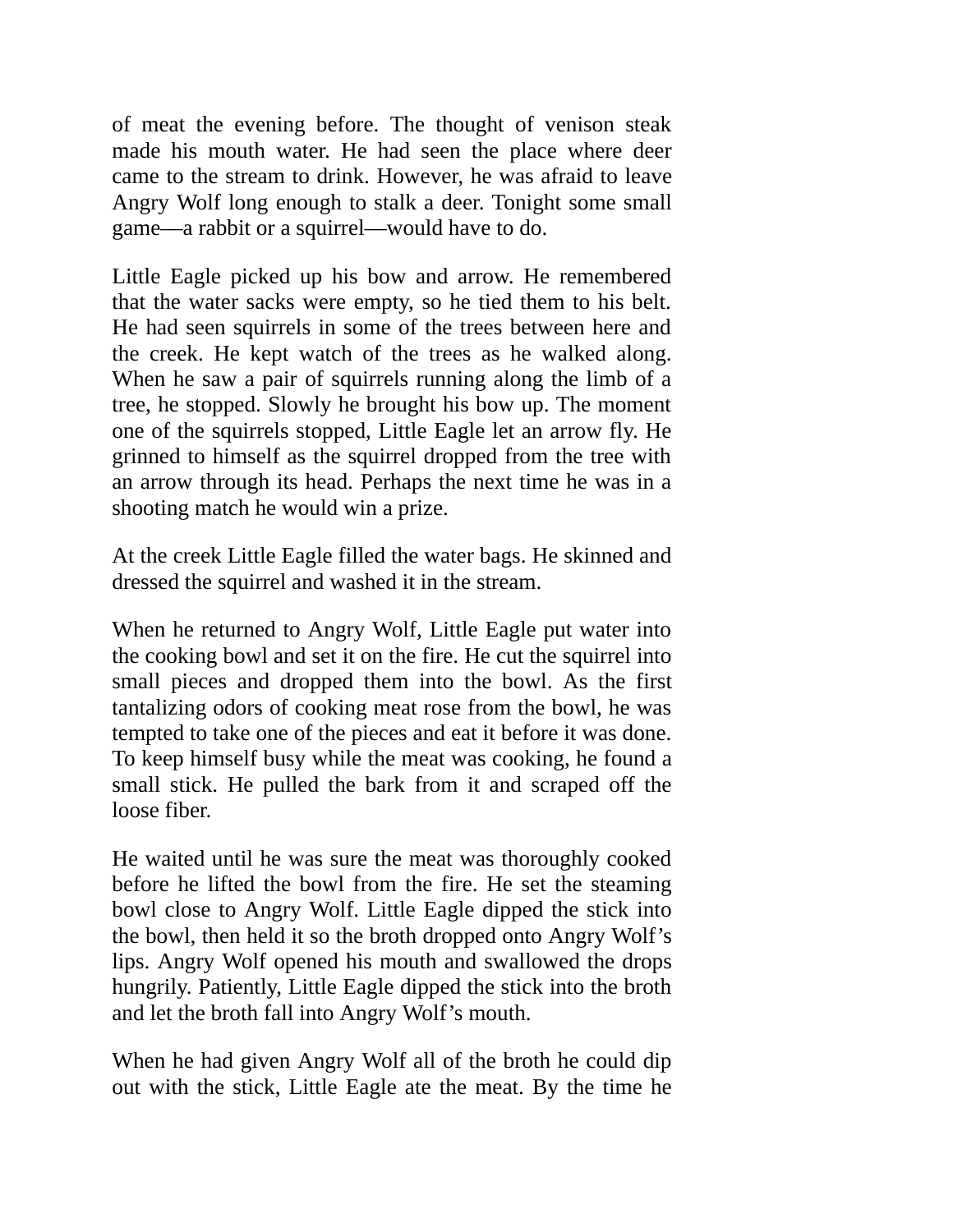of meat the evening before. The thought of venison steak made his mouth water. He had seen the place where deer came to the stream to drink. However, he was afraid to leave Angry Wolf long enough to stalk a deer. Tonight some small game—a rabbit or a squirrel—would have to do.

Little Eagle picked up his bow and arrow. He remembered that the water sacks were empty, so he tied them to his belt. He had seen squirrels in some of the trees between here and the creek. He kept watch of the trees as he walked along. When he saw a pair of squirrels running along the limb of a tree, he stopped. Slowly he brought his bow up. The moment one of the squirrels stopped, Little Eagle let an arrow fly. He grinned to himself as the squirrel dropped from the tree with an arrow through its head. Perhaps the next time he was in a shooting match he would win a prize.

At the creek Little Eagle filled the water bags. He skinned and dressed the squirrel and washed it in the stream.

When he returned to Angry Wolf, Little Eagle put water into the cooking bowl and set it on the fire. He cut the squirrel into small pieces and dropped them into the bowl. As the first tantalizing odors of cooking meat rose from the bowl, he was tempted to take one of the pieces and eat it before it was done. To keep himself busy while the meat was cooking, he found a small stick. He pulled the bark from it and scraped off the loose fiber.

He waited until he was sure the meat was thoroughly cooked before he lifted the bowl from the fire. He set the steaming bowl close to Angry Wolf. Little Eagle dipped the stick into the bowl, then held it so the broth dropped onto Angry Wolf's lips. Angry Wolf opened his mouth and swallowed the drops hungrily. Patiently, Little Eagle dipped the stick into the broth and let the broth fall into Angry Wolf's mouth.

When he had given Angry Wolf all of the broth he could dip out with the stick, Little Eagle ate the meat. By the time he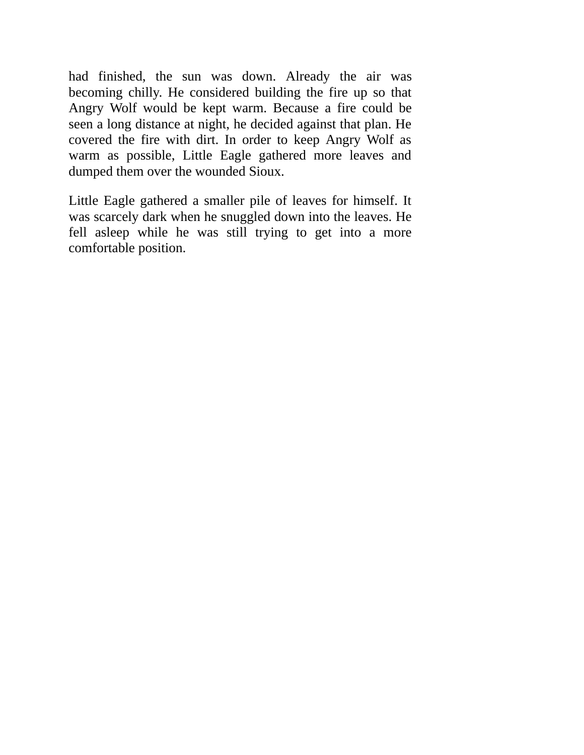had finished, the sun was down. Already the air was becoming chilly. He considered building the fire up so that Angry Wolf would be kept warm. Because a fire could be seen a long distance at night, he decided against that plan. He covered the fire with dirt. In order to keep Angry Wolf as warm as possible, Little Eagle gathered more leaves and dumped them over the wounded Sioux.

Little Eagle gathered a smaller pile of leaves for himself. It was scarcely dark when he snuggled down into the leaves. He fell asleep while he was still trying to get into a more comfortable position.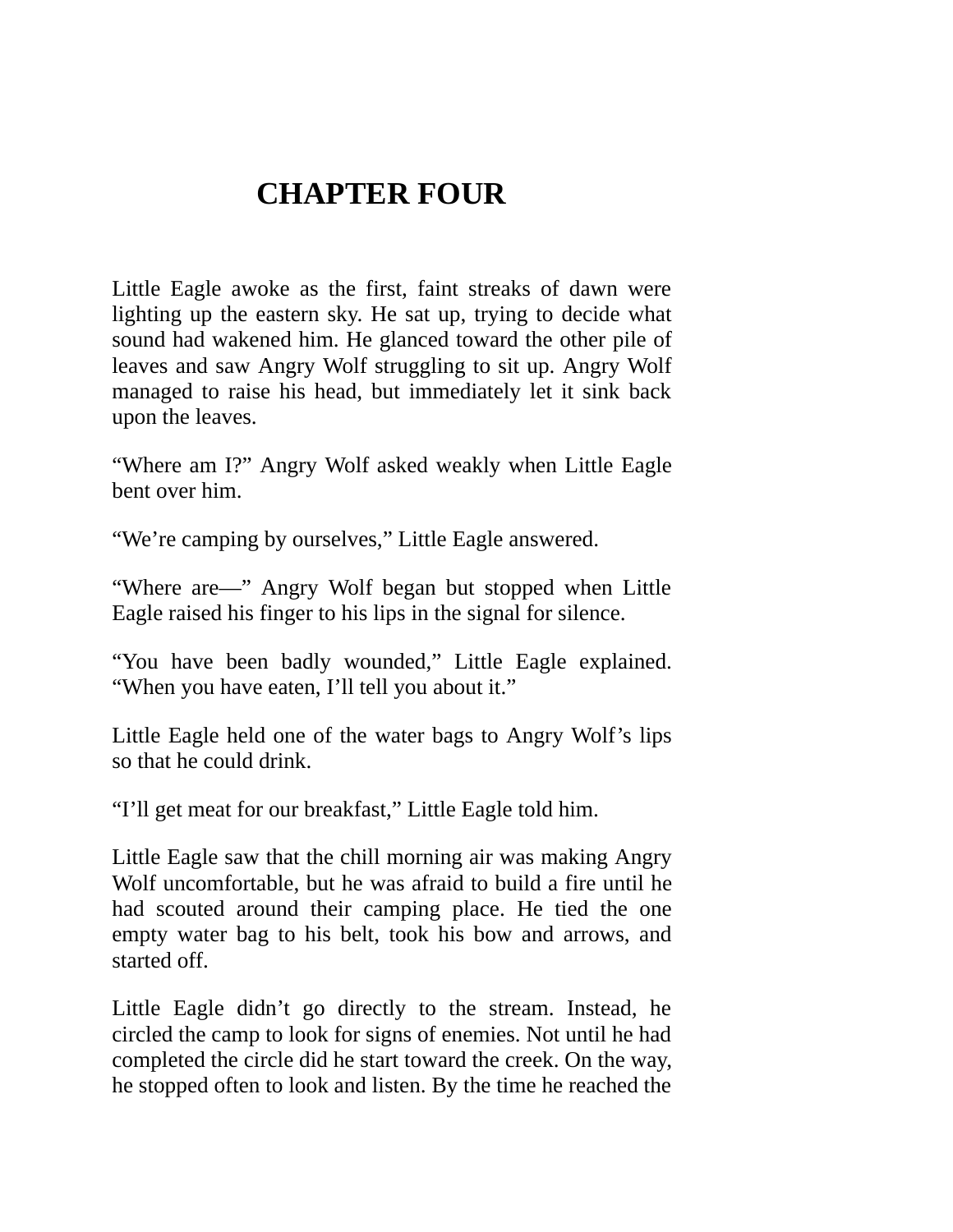# CHAPTER FOUR

Little Eagle awoke as the first, faint streaks of dawn were lighting up the eastern sky. He sat up, trying to decide what sound had wakened him. He glanced toward the other pile of leaves and saw Angry Wolf struggling to sit up. Angry Wolf managed to raise his head, but immediately let it sink back upon the leaves.

“Where am I?” Angry Wolf asked weakly when Little Eagle bent over him.

“We’re camping by ourselves,” Little Eagle answered.

“Where are—” Angry Wolf began but stopped when Little Eagle raised his finger to his lips in the signal for silence.

“You have been badly wounded,” Little Eagle explained. “When you have eaten, I’ll tell you about it.”

Little Eagle held one of the water bags to Angry Wolf’s lips so that he could drink.

“I’ll get meat for our breakfast,” Little Eagle told him.

Little Eagle saw that the chill morning air was making Angry Wolf uncomfortable, but he was afraid to build a fire until he had scouted around their camping place. He tied the one empty water bag to his belt, took his bow and arrows, and started off.

Little Eagle didn’t go directly to the stream. Instead, he circled the camp to look for signs of enemies. Not until he had completed the circle did he start toward the creek. On the way, he stopped often to look and listen. By the time he reached the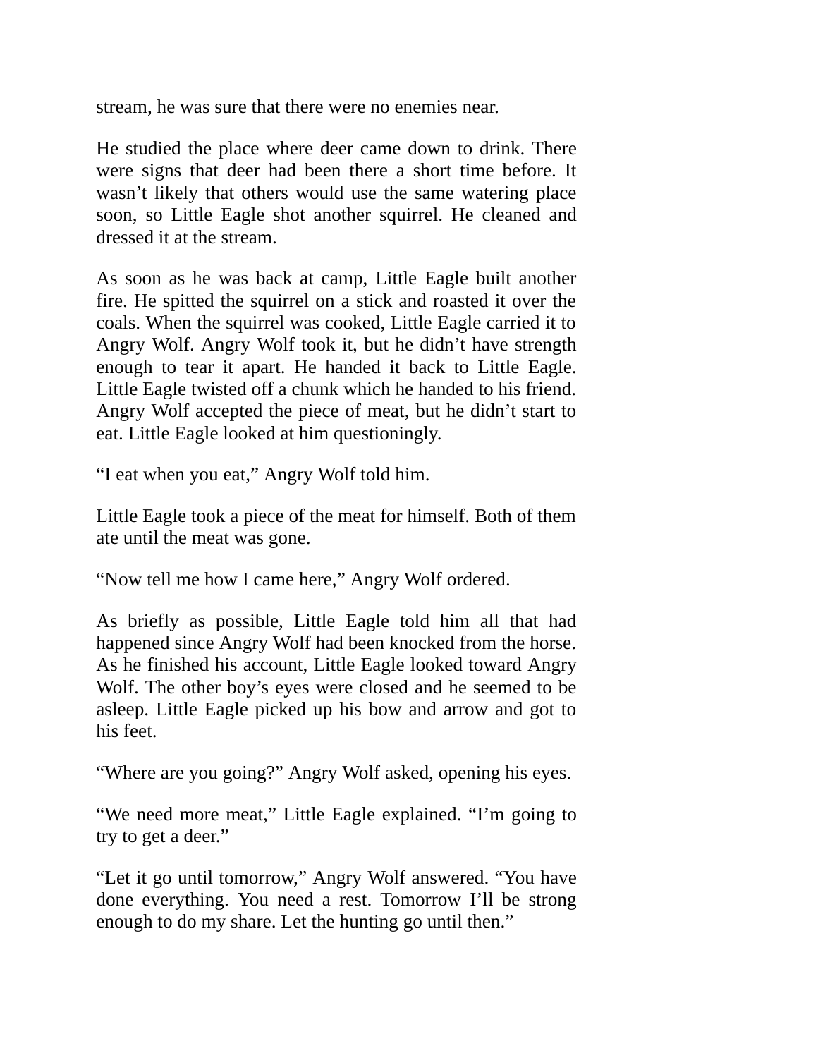stream, he was sure that there were no enemies near.

He studied the place where deer came down to drink. There were signs that deer had been there a short time before. It wasn't likely that others would use the same watering place soon, so Little Eagle shot another squirrel. He cleaned and dressed it at the stream.

As soon as he was back at camp, Little Eagle built another fire. He spitted the squirrel on a stick and roasted it over the coals. When the squirrel was cooked, Little Eagle carried it to Angry Wolf. Angry Wolf took it, but he didn't have strength enough to tear it apart. He handed it back to Little Eagle. Little Eagle twisted off a chunk which he handed to his friend. Angry Wolf accepted the piece of meat, but he didn't start to eat. Little Eagle looked at him questioningly.

"I eat when you eat," Angry Wolf told him.

Little Eagle took a piece of the meat for himself. Both of them ate until the meat was gone.

"Now tell me how I came here," Angry Wolf ordered.

As briefly as possible, Little Eagle told him all that had happened since Angry Wolf had been knocked from the horse. As he finished his account, Little Eagle looked toward Angry Wolf. The other boy's eyes were closed and he seemed to be asleep. Little Eagle picked up his bow and arrow and got to his feet.

"Where are you going?" Angry Wolf asked, opening his eyes.

"We need more meat," Little Eagle explained. "I'm going to try to get a deer."

"Let it go until tomorrow," Angry Wolf answered. "You have done everything. You need a rest. Tomorrow I'll be strong enough to do my share. Let the hunting go until then."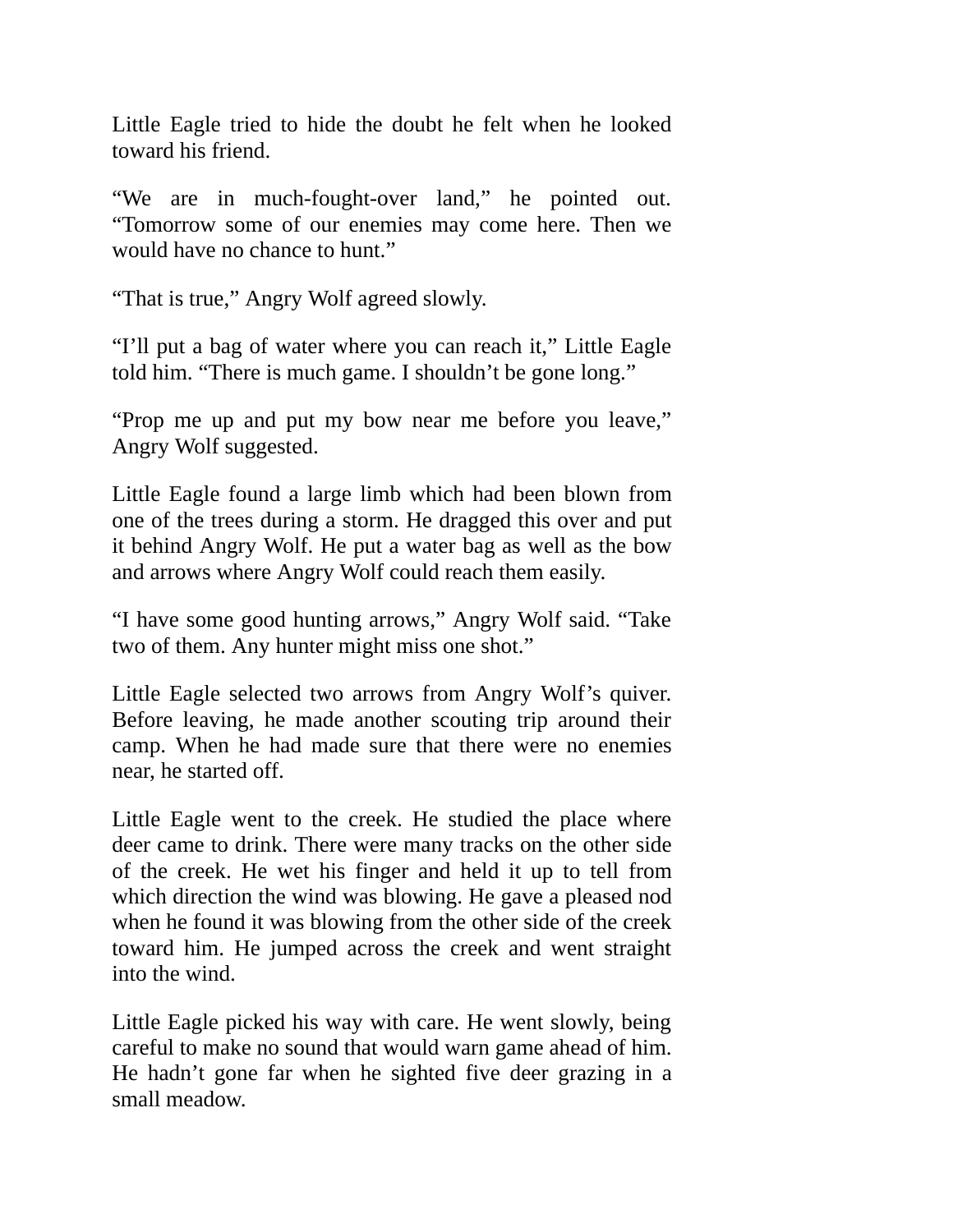Little Eagle tried to hide the doubt he felt when he looked toward his friend.

“We are in much-fought-over land,” he pointed out. “Tomorrow some of our enemies may come here. Then we would have no chance to hunt.”

“That is true,” Angry Wolf agreed slowly.

“I’ll put a bag of water where you can reach it,” Little Eagle told him. “There is much game. I shouldn’t be gone long.”

“Prop me up and put my bow near me before you leave,” Angry Wolf suggested.

Little Eagle found a large limb which had been blown from one of the trees during a storm. He dragged this over and put it behind Angry Wolf. He put a water bag as well as the bow and arrows where Angry Wolf could reach them easily.

“I have some good hunting arrows,” Angry Wolf said. “Take two of them. Any hunter might miss one shot.”

Little Eagle selected two arrows from Angry Wolf’s quiver. Before leaving, he made another scouting trip around their camp. When he had made sure that there were no enemies near, he started off.

Little Eagle went to the creek. He studied the place where deer came to drink. There were many tracks on the other side of the creek. He wet his finger and held it up to tell from which direction the wind was blowing. He gave a pleased nod when he found it was blowing from the other side of the creek toward him. He jumped across the creek and went straight into the wind.

Little Eagle picked his way with care. He went slowly, being careful to make no sound that would warn game ahead of him. He hadn’t gone far when he sighted five deer grazing in a small meadow.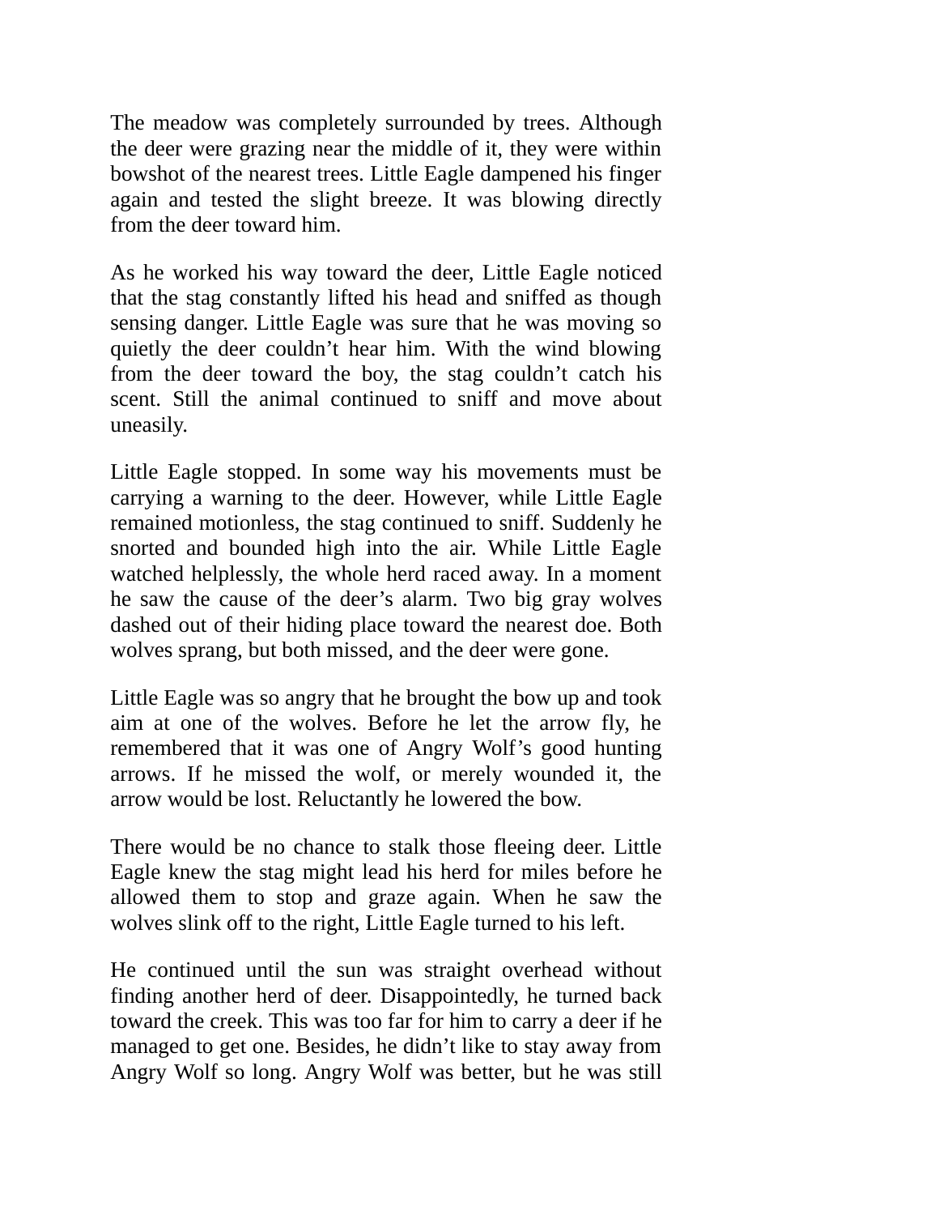The meadow was completely surrounded by trees. Although the deer were grazing near the middle of it, they were within bowshot of the nearest trees. Little Eagle dampened his finger again and tested the slight breeze. It was blowing directly from the deer toward him.

As he worked his way toward the deer, Little Eagle noticed that the stag constantly lifted his head and sniffed as though sensing danger. Little Eagle was sure that he was moving so quietly the deer couldn't hear him. With the wind blowing from the deer toward the boy, the stag couldn't catch his scent. Still the animal continued to sniff and move about uneasily.

Little Eagle stopped. In some way his movements must be carrying a warning to the deer. However, while Little Eagle remained motionless, the stag continued to sniff. Suddenly he snorted and bounded high into the air. While Little Eagle watched helplessly, the whole herd raced away. In a moment he saw the cause of the deer's alarm. Two big gray wolves dashed out of their hiding place toward the nearest doe. Both wolves sprang, but both missed, and the deer were gone.

Little Eagle was so angry that he brought the bow up and took aim at one of the wolves. Before he let the arrow fly, he remembered that it was one of Angry Wolf's good hunting arrows. If he missed the wolf, or merely wounded it, the arrow would be lost. Reluctantly he lowered the bow.

There would be no chance to stalk those fleeing deer. Little Eagle knew the stag might lead his herd for miles before he allowed them to stop and graze again. When he saw the wolves slink off to the right, Little Eagle turned to his left.

He continued until the sun was straight overhead without finding another herd of deer. Disappointedly, he turned back toward the creek. This was too far for him to carry a deer if he managed to get one. Besides, he didn't like to stay away from Angry Wolf so long. Angry Wolf was better, but he was still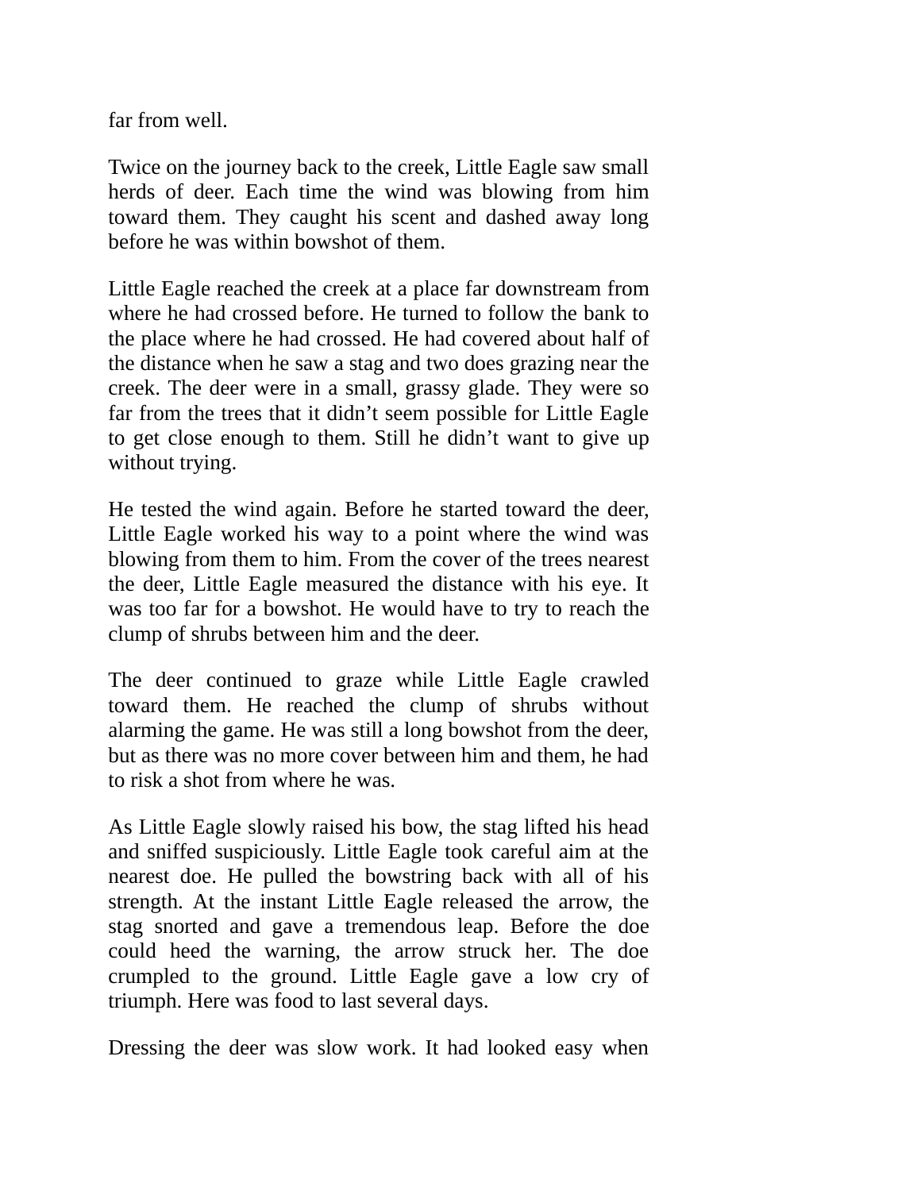far from well.

Twice on the journey back to the creek, Little Eagle saw small herds of deer. Each time the wind was blowing from him toward them. They caught his scent and dashed away long before he was within bowshot of them.

Little Eagle reached the creek at a place far downstream from where he had crossed before. He turned to follow the bank to the place where he had crossed. He had covered about half of the distance when he saw a stag and two does grazing near the creek. The deer were in a small, grassy glade. They were so far from the trees that it didn't seem possible for Little Eagle to get close enough to them. Still he didn't want to give up without trying.

He tested the wind again. Before he started toward the deer, Little Eagle worked his way to a point where the wind was blowing from them to him. From the cover of the trees nearest the deer, Little Eagle measured the distance with his eye. It was too far for a bowshot. He would have to try to reach the clump of shrubs between him and the deer.

The deer continued to graze while Little Eagle crawled toward them. He reached the clump of shrubs without alarming the game. He was still a long bowshot from the deer, but as there was no more cover between him and them, he had to risk a shot from where he was.

As Little Eagle slowly raised his bow, the stag lifted his head and sniffed suspiciously. Little Eagle took careful aim at the nearest doe. He pulled the bowstring back with all of his strength. At the instant Little Eagle released the arrow, the stag snorted and gave a tremendous leap. Before the doe could heed the warning, the arrow struck her. The doe crumpled to the ground. Little Eagle gave a low cry of triumph. Here was food to last several days.

Dressing the deer was slow work. It had looked easy when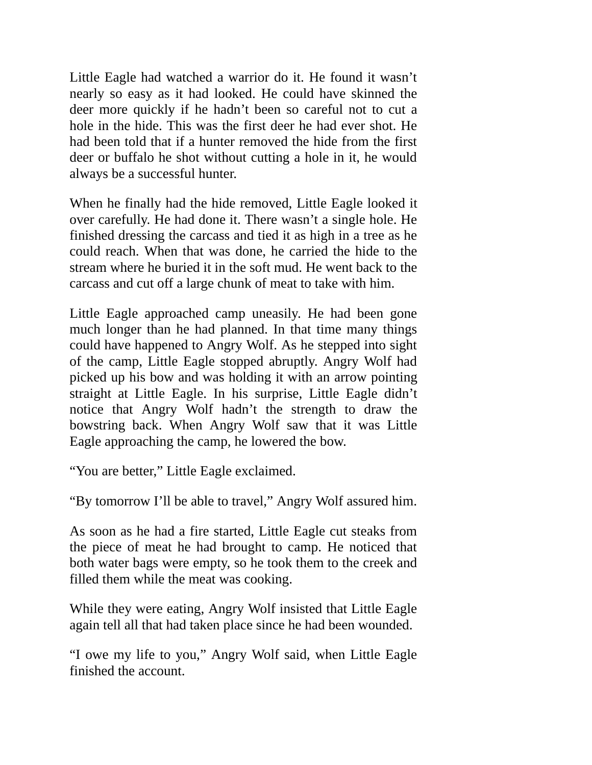Little Eagle had watched a warrior do it. He found it wasn’t nearly so easy as it had looked. He could have skinned the deer more quickly if he hadn’t been so careful not to cut a hole in the hide. This was the first deer he had ever shot. He had been told that if a hunter removed the hide from the first deer or buffalo he shot without cutting a hole in it, he would always be a successful hunter.

When he finally had the hide removed, Little Eagle looked it over carefully. He had done it. There wasn’t a single hole. He finished dressing the carcass and tied it as high in a tree as he could reach. When that was done, he carried the hide to the stream where he buried it in the soft mud. He went back to the carcass and cut off a large chunk of meat to take with him.

Little Eagle approached camp uneasily. He had been gone much longer than he had planned. In that time many things could have happened to Angry Wolf. As he stepped into sight of the camp, Little Eagle stopped abruptly. Angry Wolf had picked up his bow and was holding it with an arrow pointing straight at Little Eagle. In his surprise, Little Eagle didn’t notice that Angry Wolf hadn’t the strength to draw the bowstring back. When Angry Wolf saw that it was Little Eagle approaching the camp, he lowered the bow.

“You are better,” Little Eagle exclaimed.

“By tomorrow I’ll be able to travel,” Angry Wolf assured him.

As soon as he had a fire started, Little Eagle cut steaks from the piece of meat he had brought to camp. He noticed that both water bags were empty, so he took them to the creek and filled them while the meat was cooking.

While they were eating, Angry Wolf insisted that Little Eagle again tell all that had taken place since he had been wounded.

“I owe my life to you,” Angry Wolf said, when Little Eagle finished the account.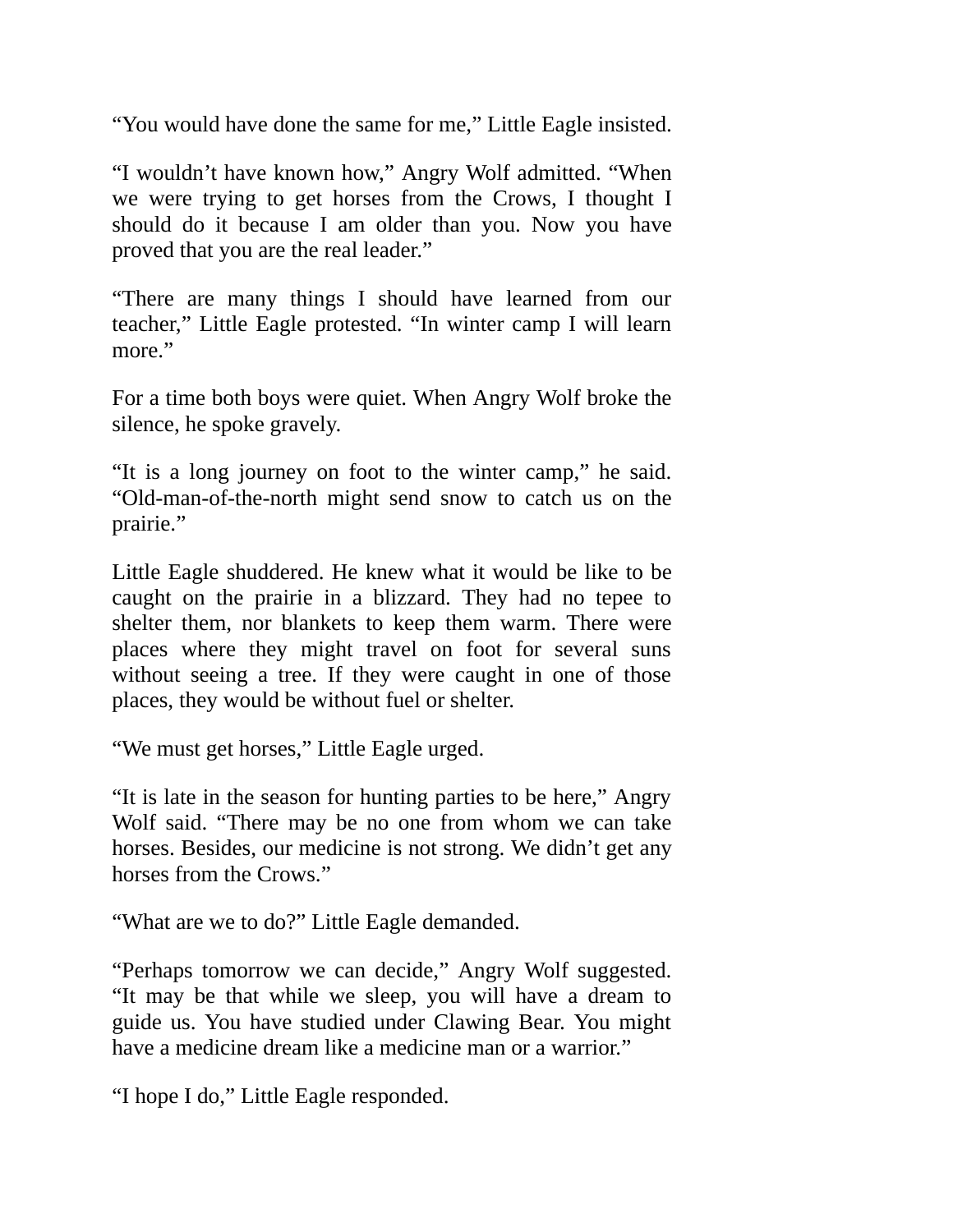“You would have done the same for me,” Little Eagle insisted.

“I wouldn’t have known how,” Angry Wolf admitted. “When we were trying to get horses from the Crows, I thought I should do it because I am older than you. Now you have proved that you are the real leader.”

“There are many things I should have learned from our teacher,” Little Eagle protested. “In winter camp I will learn more.”

For a time both boys were quiet. When Angry Wolf broke the silence, he spoke gravely.

“It is a long journey on foot to the winter camp,” he said. “Old-man-of-the-north might send snow to catch us on the prairie.”

Little Eagle shuddered. He knew what it would be like to be caught on the prairie in a blizzard. They had no tepee to shelter them, nor blankets to keep them warm. There were places where they might travel on foot for several suns without seeing a tree. If they were caught in one of those places, they would be without fuel or shelter.

“We must get horses,” Little Eagle urged.

“It is late in the season for hunting parties to be here,” Angry Wolf said. “There may be no one from whom we can take horses. Besides, our medicine is not strong. We didn’t get any horses from the Crows.”

“What are we to do?” Little Eagle demanded.

“Perhaps tomorrow we can decide,” Angry Wolf suggested. “It may be that while we sleep, you will have a dream to guide us. You have studied under Clawing Bear. You might have a medicine dream like a medicine man or a warrior.”

“I hope I do,” Little Eagle responded.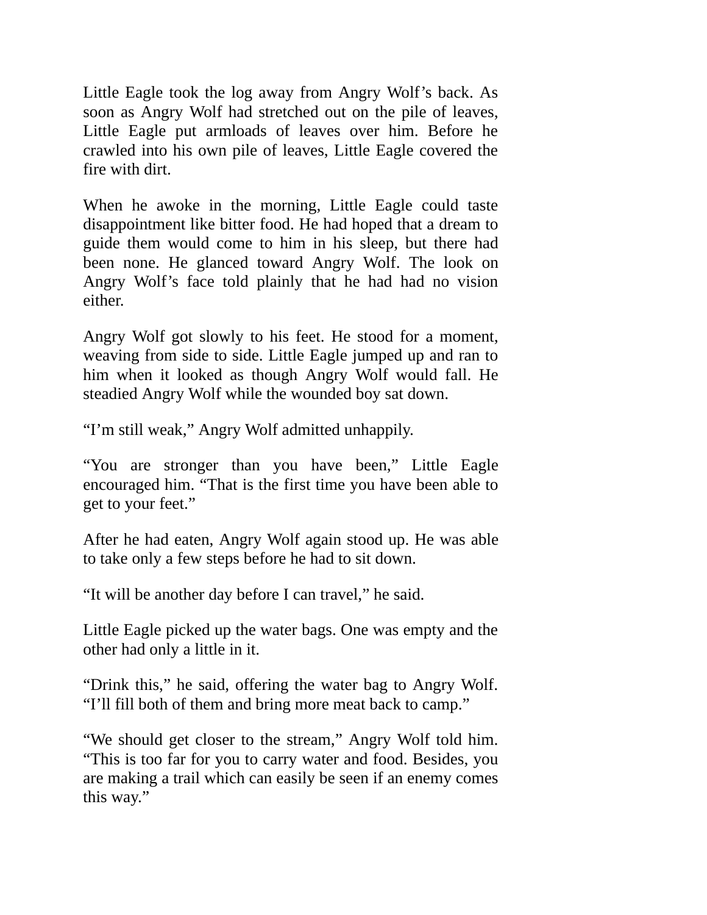Little Eagle took the log away from Angry Wolf's back. As soon as Angry Wolf had stretched out on the pile of leaves, Little Eagle put armloads of leaves over him. Before he crawled into his own pile of leaves, Little Eagle covered the fire with dirt.

When he awoke in the morning, Little Eagle could taste disappointment like bitter food. He had hoped that a dream to guide them would come to him in his sleep, but there had been none. He glanced toward Angry Wolf. The look on Angry Wolf's face told plainly that he had had no vision either.

Angry Wolf got slowly to his feet. He stood for a moment, weaving from side to side. Little Eagle jumped up and ran to him when it looked as though Angry Wolf would fall. He steadied Angry Wolf while the wounded boy sat down.

"I'm still weak," Angry Wolf admitted unhappily.

"You are stronger than you have been," Little Eagle encouraged him. "That is the first time you have been able to get to your feet."

After he had eaten, Angry Wolf again stood up. He was able to take only a few steps before he had to sit down.

"It will be another day before I can travel," he said.

Little Eagle picked up the water bags. One was empty and the other had only a little in it.

"Drink this," he said, offering the water bag to Angry Wolf. "I'll fill both of them and bring more meat back to camp."

"We should get closer to the stream," Angry Wolf told him. "This is too far for you to carry water and food. Besides, you are making a trail which can easily be seen if an enemy comes this way."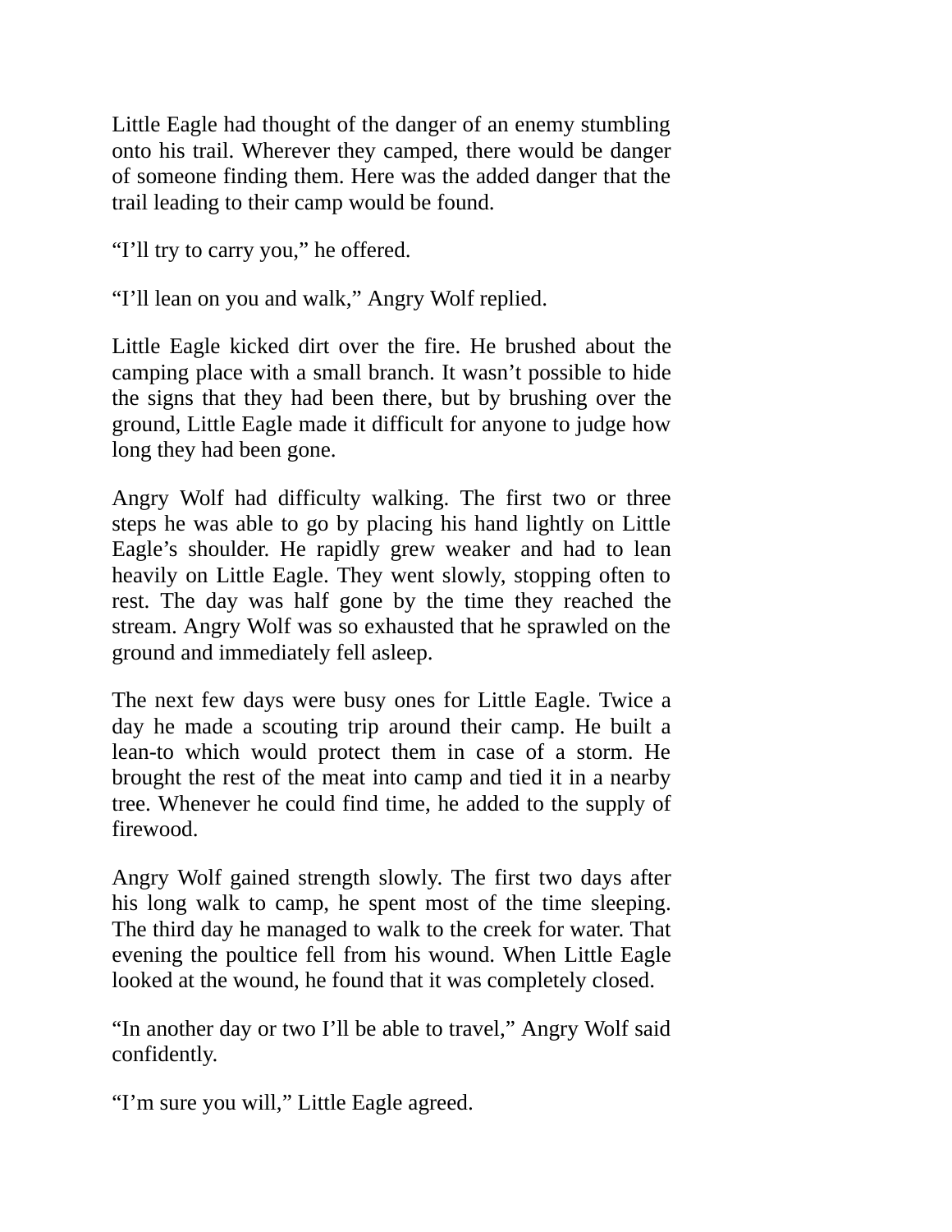Little Eagle had thought of the danger of an enemy stumbling onto his trail. Wherever they camped, there would be danger of someone finding them. Here was the added danger that the trail leading to their camp would be found.

“I’ll try to carry you,” he offered.

“I’ll lean on you and walk,” Angry Wolf replied.

Little Eagle kicked dirt over the fire. He brushed about the camping place with a small branch. It wasn’t possible to hide the signs that they had been there, but by brushing over the ground, Little Eagle made it difficult for anyone to judge how long they had been gone.

Angry Wolf had difficulty walking. The first two or three steps he was able to go by placing his hand lightly on Little Eagle’s shoulder. He rapidly grew weaker and had to lean heavily on Little Eagle. They went slowly, stopping often to rest. The day was half gone by the time they reached the stream. Angry Wolf was so exhausted that he sprawled on the ground and immediately fell asleep.

The next few days were busy ones for Little Eagle. Twice a day he made a scouting trip around their camp. He built a lean-to which would protect them in case of a storm. He brought the rest of the meat into camp and tied it in a nearby tree. Whenever he could find time, he added to the supply of firewood.

Angry Wolf gained strength slowly. The first two days after his long walk to camp, he spent most of the time sleeping. The third day he managed to walk to the creek for water. That evening the poultice fell from his wound. When Little Eagle looked at the wound, he found that it was completely closed.

“In another day or two I’ll be able to travel,” Angry Wolf said confidently.

“I’m sure you will,” Little Eagle agreed.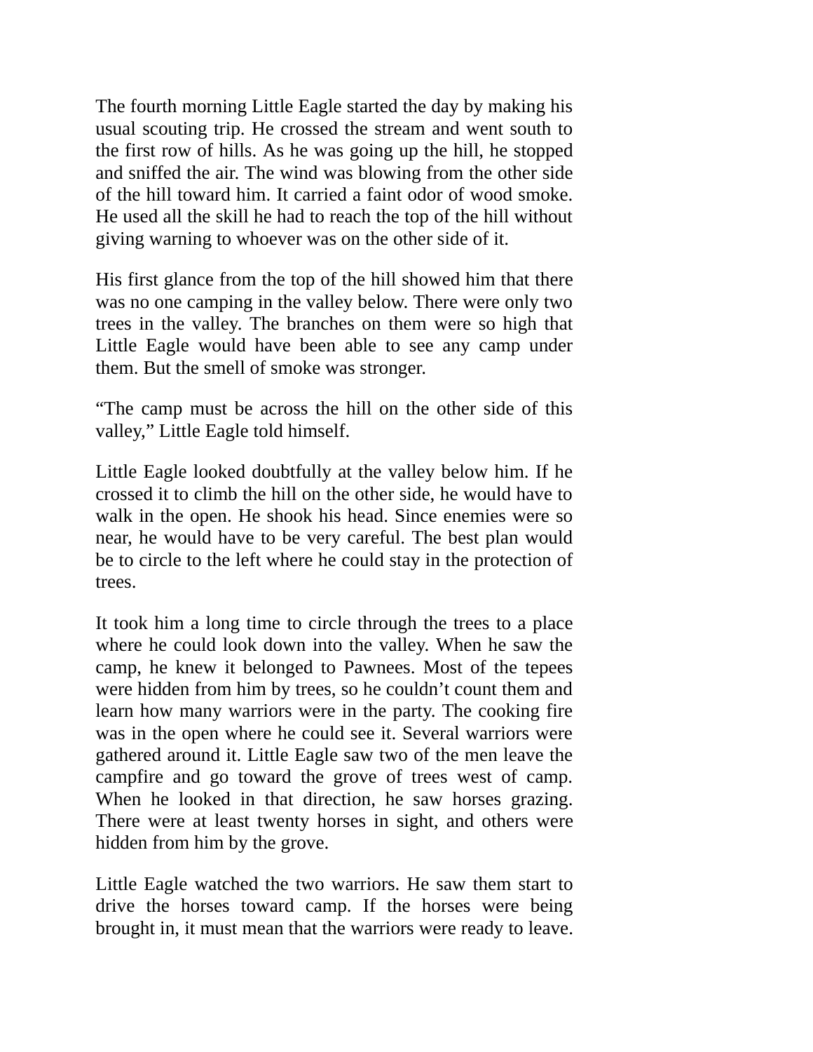The fourth morning Little Eagle started the day by making his usual scouting trip. He crossed the stream and went south to the first row of hills. As he was going up the hill, he stopped and sniffed the air. The wind was blowing from the other side of the hill toward him. It carried a faint odor of wood smoke. He used all the skill he had to reach the top of the hill without giving warning to whoever was on the other side of it.

His first glance from the top of the hill showed him that there was no one camping in the valley below. There were only two trees in the valley. The branches on them were so high that Little Eagle would have been able to see any camp under them. But the smell of smoke was stronger.

“The camp must be across the hill on the other side of this valley,” Little Eagle told himself.

Little Eagle looked doubtfully at the valley below him. If he crossed it to climb the hill on the other side, he would have to walk in the open. He shook his head. Since enemies were so near, he would have to be very careful. The best plan would be to circle to the left where he could stay in the protection of trees.

It took him a long time to circle through the trees to a place where he could look down into the valley. When he saw the camp, he knew it belonged to Pawnees. Most of the tepees were hidden from him by trees, so he couldn’t count them and learn how many warriors were in the party. The cooking fire was in the open where he could see it. Several warriors were gathered around it. Little Eagle saw two of the men leave the campfire and go toward the grove of trees west of camp. When he looked in that direction, he saw horses grazing. There were at least twenty horses in sight, and others were hidden from him by the grove.

Little Eagle watched the two warriors. He saw them start to drive the horses toward camp. If the horses were being brought in, it must mean that the warriors were ready to leave.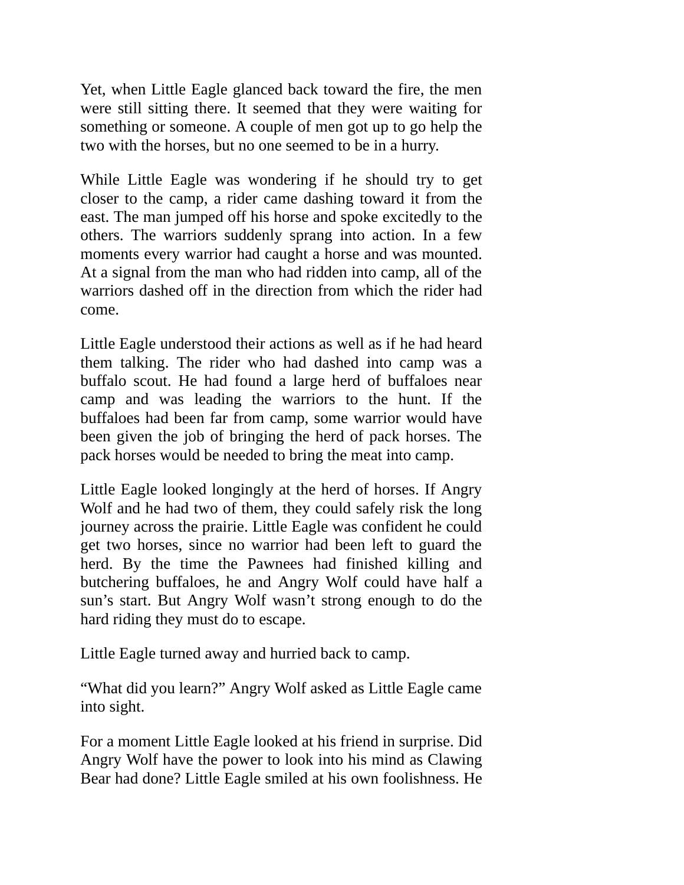Yet, when Little Eagle glanced back toward the fire, the men were still sitting there. It seemed that they were waiting for something or someone. A couple of men got up to go help the two with the horses, but no one seemed to be in a hurry.

While Little Eagle was wondering if he should try to get closer to the camp, a rider came dashing toward it from the east. The man jumped off his horse and spoke excitedly to the others. The warriors suddenly sprang into action. In a few moments every warrior had caught a horse and was mounted. At a signal from the man who had ridden into camp, all of the warriors dashed off in the direction from which the rider had come.

Little Eagle understood their actions as well as if he had heard them talking. The rider who had dashed into camp was a buffalo scout. He had found a large herd of buffaloes near camp and was leading the warriors to the hunt. If the buffaloes had been far from camp, some warrior would have been given the job of bringing the herd of pack horses. The pack horses would be needed to bring the meat into camp.

Little Eagle looked longingly at the herd of horses. If Angry Wolf and he had two of them, they could safely risk the long journey across the prairie. Little Eagle was confident he could get two horses, since no warrior had been left to guard the herd. By the time the Pawnees had finished killing and butchering buffaloes, he and Angry Wolf could have half a sun's start. But Angry Wolf wasn't strong enough to do the hard riding they must do to escape.

Little Eagle turned away and hurried back to camp.

"What did you learn?" Angry Wolf asked as Little Eagle came into sight.

For a moment Little Eagle looked at his friend in surprise. Did Angry Wolf have the power to look into his mind as Clawing Bear had done? Little Eagle smiled at his own foolishness. He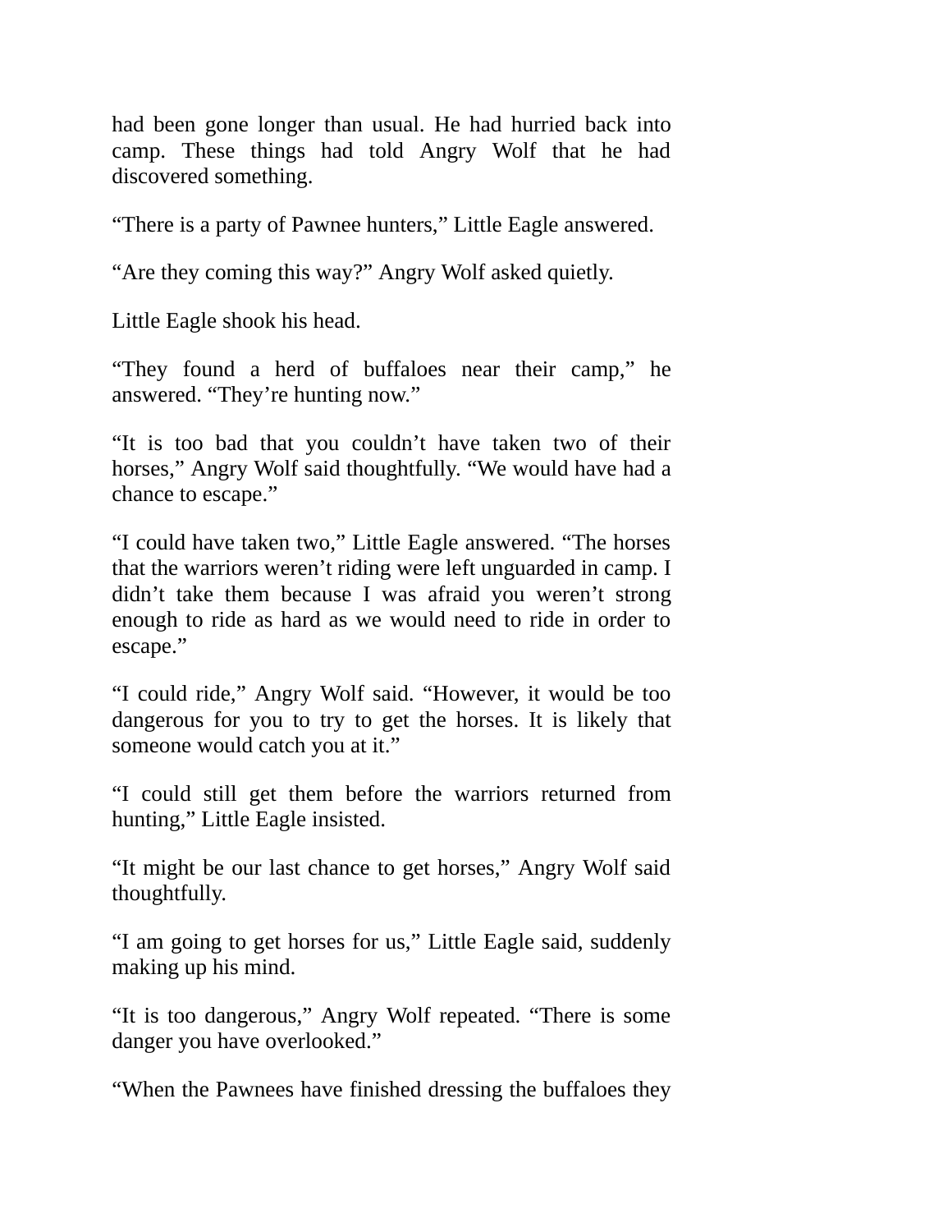had been gone longer than usual. He had hurried back into camp. These things had told Angry Wolf that he had discovered something.

“There is a party of Pawnee hunters,” Little Eagle answered.

“Are they coming this way?” Angry Wolf asked quietly.

Little Eagle shook his head.

“They found a herd of buffaloes near their camp,” he answered. “They’re hunting now.”

“It is too bad that you couldn’t have taken two of their horses,” Angry Wolf said thoughtfully. “We would have had a chance to escape.”

“I could have taken two,” Little Eagle answered. “The horses that the warriors weren’t riding were left unguarded in camp. I didn’t take them because I was afraid you weren’t strong enough to ride as hard as we would need to ride in order to escape.”

“I could ride,” Angry Wolf said. “However, it would be too dangerous for you to try to get the horses. It is likely that someone would catch you at it.”

“I could still get them before the warriors returned from hunting,” Little Eagle insisted.

“It might be our last chance to get horses,” Angry Wolf said thoughtfully.

“I am going to get horses for us,” Little Eagle said, suddenly making up his mind.

“It is too dangerous,” Angry Wolf repeated. “There is some danger you have overlooked.”

“When the Pawnees have finished dressing the buffaloes they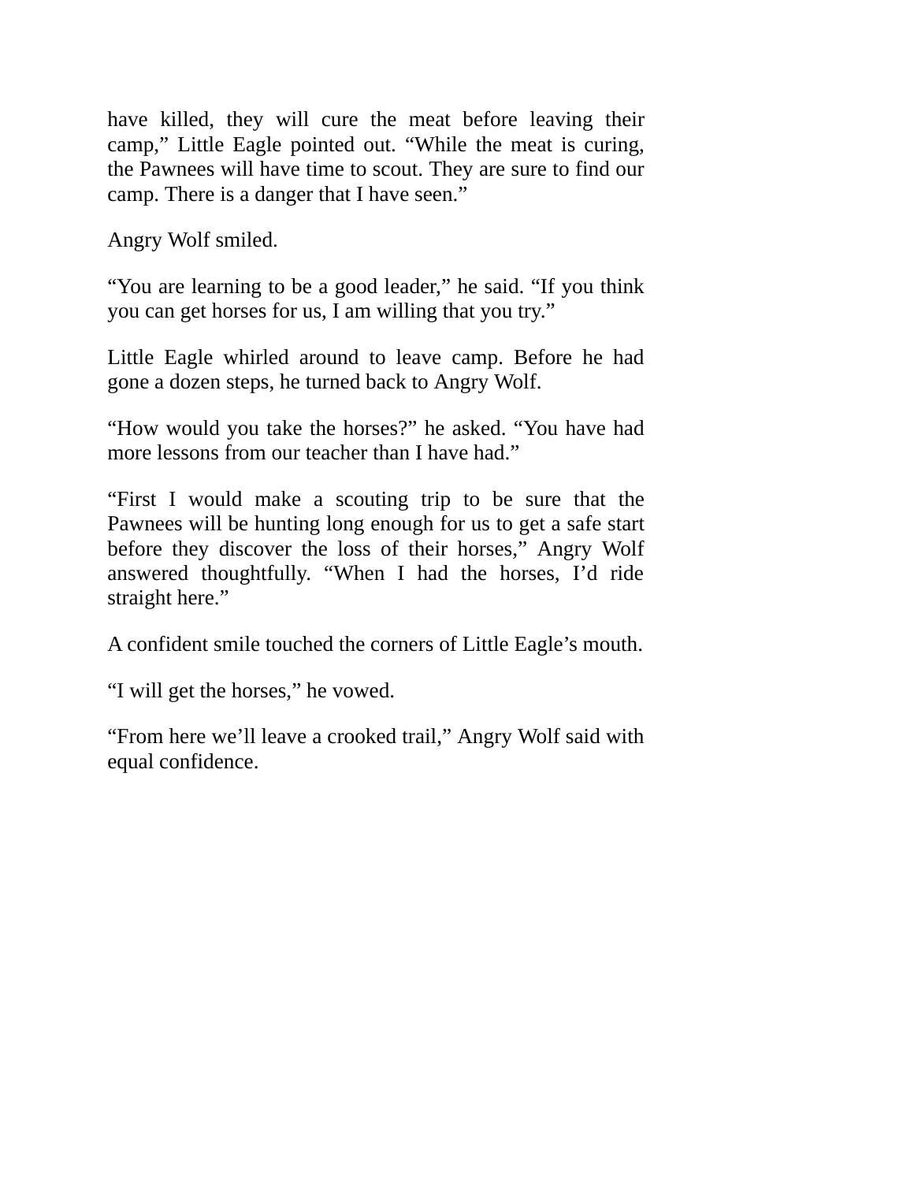have killed, they will cure the meat before leaving their camp," Little Eagle pointed out. "While the meat is curing, the Pawnees will have time to scout. They are sure to find our camp. There is a danger that I have seen."

Angry Wolf smiled.

"You are learning to be a good leader," he said. "If you think you can get horses for us, I am willing that you try."

Little Eagle whirled around to leave camp. Before he had gone a dozen steps, he turned back to Angry Wolf.

"How would you take the horses?" he asked. "You have had more lessons from our teacher than I have had."

"First I would make a scouting trip to be sure that the Pawnees will be hunting long enough for us to get a safe start before they discover the loss of their horses," Angry Wolf answered thoughtfully. "When I had the horses, I'd ride straight here."

A confident smile touched the corners of Little Eagle's mouth.

"I will get the horses," he vowed.

"From here we'll leave a crooked trail," Angry Wolf said with equal confidence.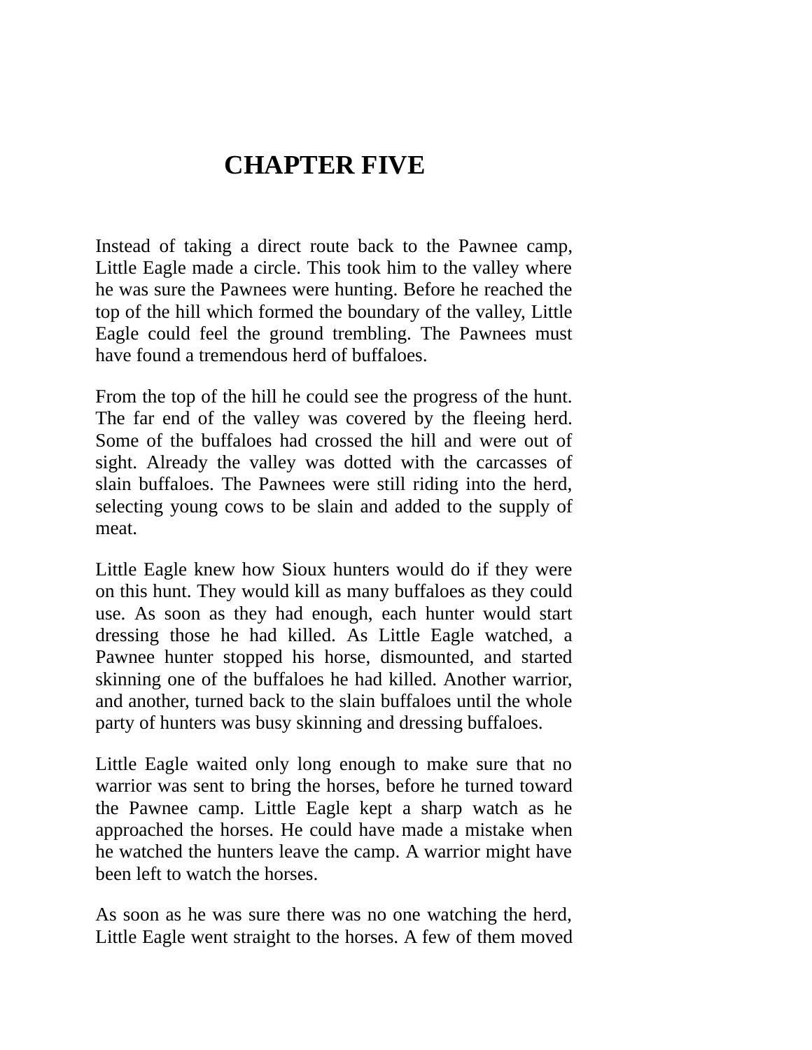# CHAPTER FIVE

Instead of taking a direct route back to the Pawnee camp, Little Eagle made a circle. This took him to the valley where he was sure the Pawnees were hunting. Before he reached the top of the hill which formed the boundary of the valley, Little Eagle could feel the ground trembling. The Pawnees must have found a tremendous herd of buffaloes.

From the top of the hill he could see the progress of the hunt. The far end of the valley was covered by the fleeing herd. Some of the buffaloes had crossed the hill and were out of sight. Already the valley was dotted with the carcasses of slain buffaloes. The Pawnees were still riding into the herd, selecting young cows to be slain and added to the supply of meat.

Little Eagle knew how Sioux hunters would do if they were on this hunt. They would kill as many buffaloes as they could use. As soon as they had enough, each hunter would start dressing those he had killed. As Little Eagle watched, a Pawnee hunter stopped his horse, dismounted, and started skinning one of the buffaloes he had killed. Another warrior, and another, turned back to the slain buffaloes until the whole party of hunters was busy skinning and dressing buffaloes.

Little Eagle waited only long enough to make sure that no warrior was sent to bring the horses, before he turned toward the Pawnee camp. Little Eagle kept a sharp watch as he approached the horses. He could have made a mistake when he watched the hunters leave the camp. A warrior might have been left to watch the horses.

As soon as he was sure there was no one watching the herd, Little Eagle went straight to the horses. A few of them moved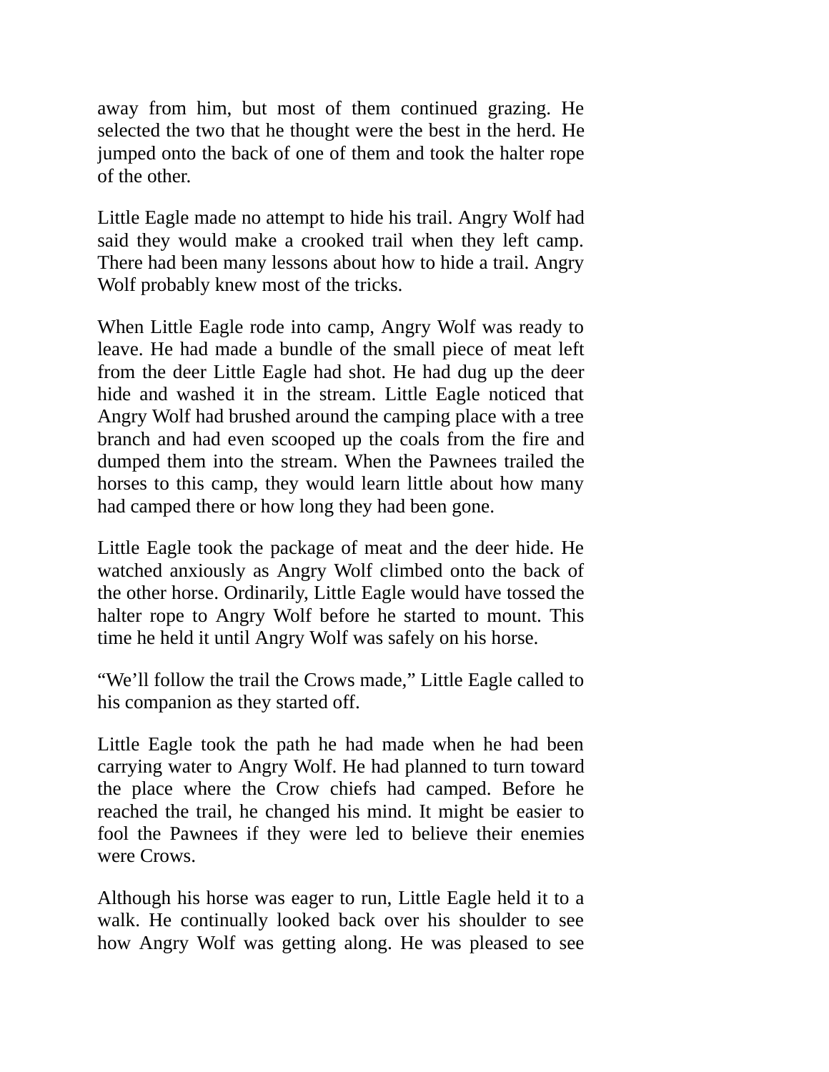away from him, but most of them continued grazing. He selected the two that he thought were the best in the herd. He jumped onto the back of one of them and took the halter rope of the other.

Little Eagle made no attempt to hide his trail. Angry Wolf had said they would make a crooked trail when they left camp. There had been many lessons about how to hide a trail. Angry Wolf probably knew most of the tricks.

When Little Eagle rode into camp, Angry Wolf was ready to leave. He had made a bundle of the small piece of meat left from the deer Little Eagle had shot. He had dug up the deer hide and washed it in the stream. Little Eagle noticed that Angry Wolf had brushed around the camping place with a tree branch and had even scooped up the coals from the fire and dumped them into the stream. When the Pawnees trailed the horses to this camp, they would learn little about how many had camped there or how long they had been gone.

Little Eagle took the package of meat and the deer hide. He watched anxiously as Angry Wolf climbed onto the back of the other horse. Ordinarily, Little Eagle would have tossed the halter rope to Angry Wolf before he started to mount. This time he held it until Angry Wolf was safely on his horse.

“We’ll follow the trail the Crows made,” Little Eagle called to his companion as they started off.

Little Eagle took the path he had made when he had been carrying water to Angry Wolf. He had planned to turn toward the place where the Crow chiefs had camped. Before he reached the trail, he changed his mind. It might be easier to fool the Pawnees if they were led to believe their enemies were Crows.

Although his horse was eager to run, Little Eagle held it to a walk. He continually looked back over his shoulder to see how Angry Wolf was getting along. He was pleased to see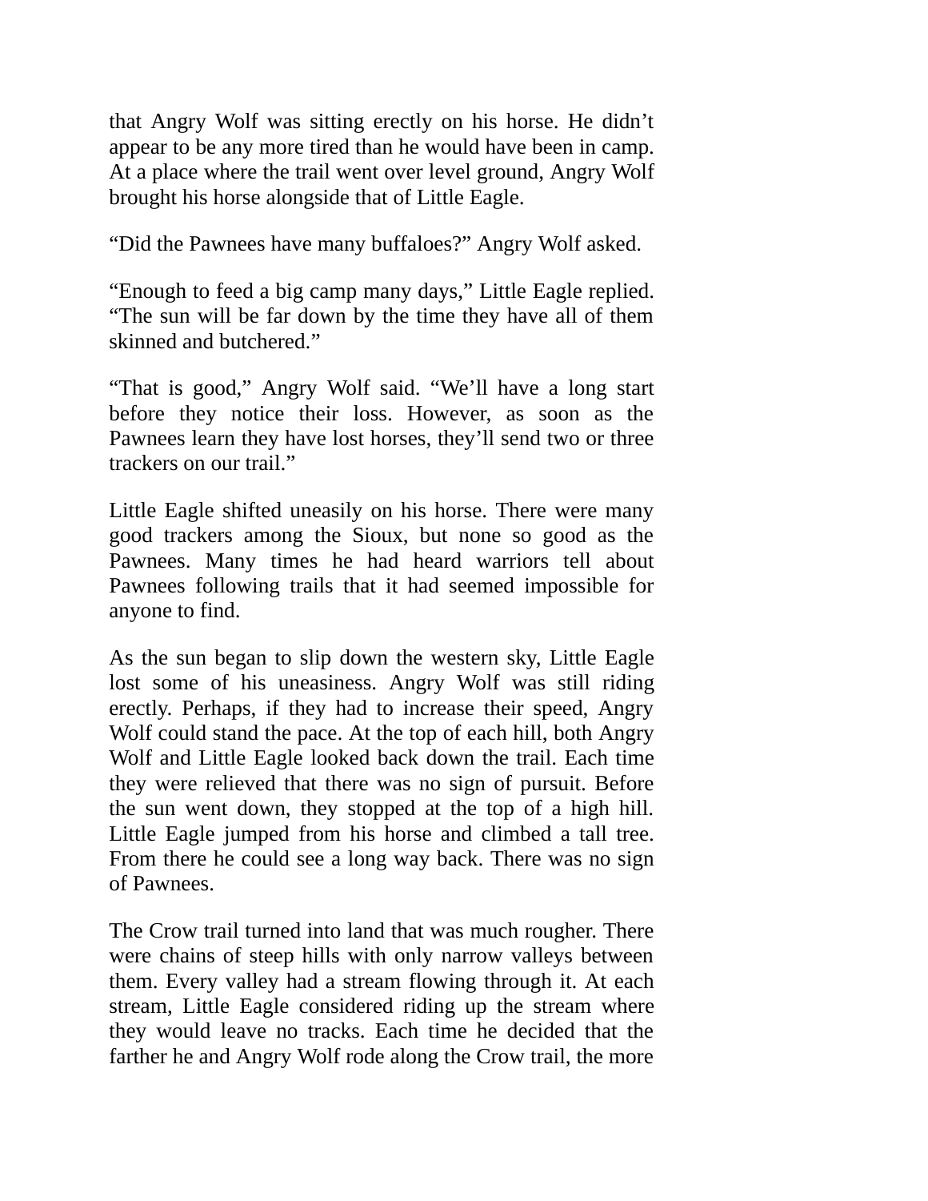that Angry Wolf was sitting erectly on his horse. He didn't appear to be any more tired than he would have been in camp. At a place where the trail went over level ground, Angry Wolf brought his horse alongside that of Little Eagle.

"Did the Pawnees have many buffaloes?" Angry Wolf asked.

"Enough to feed a big camp many days," Little Eagle replied. "The sun will be far down by the time they have all of them skinned and butchered."

"That is good," Angry Wolf said. "We'll have a long start before they notice their loss. However, as soon as the Pawnees learn they have lost horses, they'll send two or three trackers on our trail."

Little Eagle shifted uneasily on his horse. There were many good trackers among the Sioux, but none so good as the Pawnees. Many times he had heard warriors tell about Pawnees following trails that it had seemed impossible for anyone to find.

As the sun began to slip down the western sky, Little Eagle lost some of his uneasiness. Angry Wolf was still riding erectly. Perhaps, if they had to increase their speed, Angry Wolf could stand the pace. At the top of each hill, both Angry Wolf and Little Eagle looked back down the trail. Each time they were relieved that there was no sign of pursuit. Before the sun went down, they stopped at the top of a high hill. Little Eagle jumped from his horse and climbed a tall tree. From there he could see a long way back. There was no sign of Pawnees.

The Crow trail turned into land that was much rougher. There were chains of steep hills with only narrow valleys between them. Every valley had a stream flowing through it. At each stream, Little Eagle considered riding up the stream where they would leave no tracks. Each time he decided that the farther he and Angry Wolf rode along the Crow trail, the more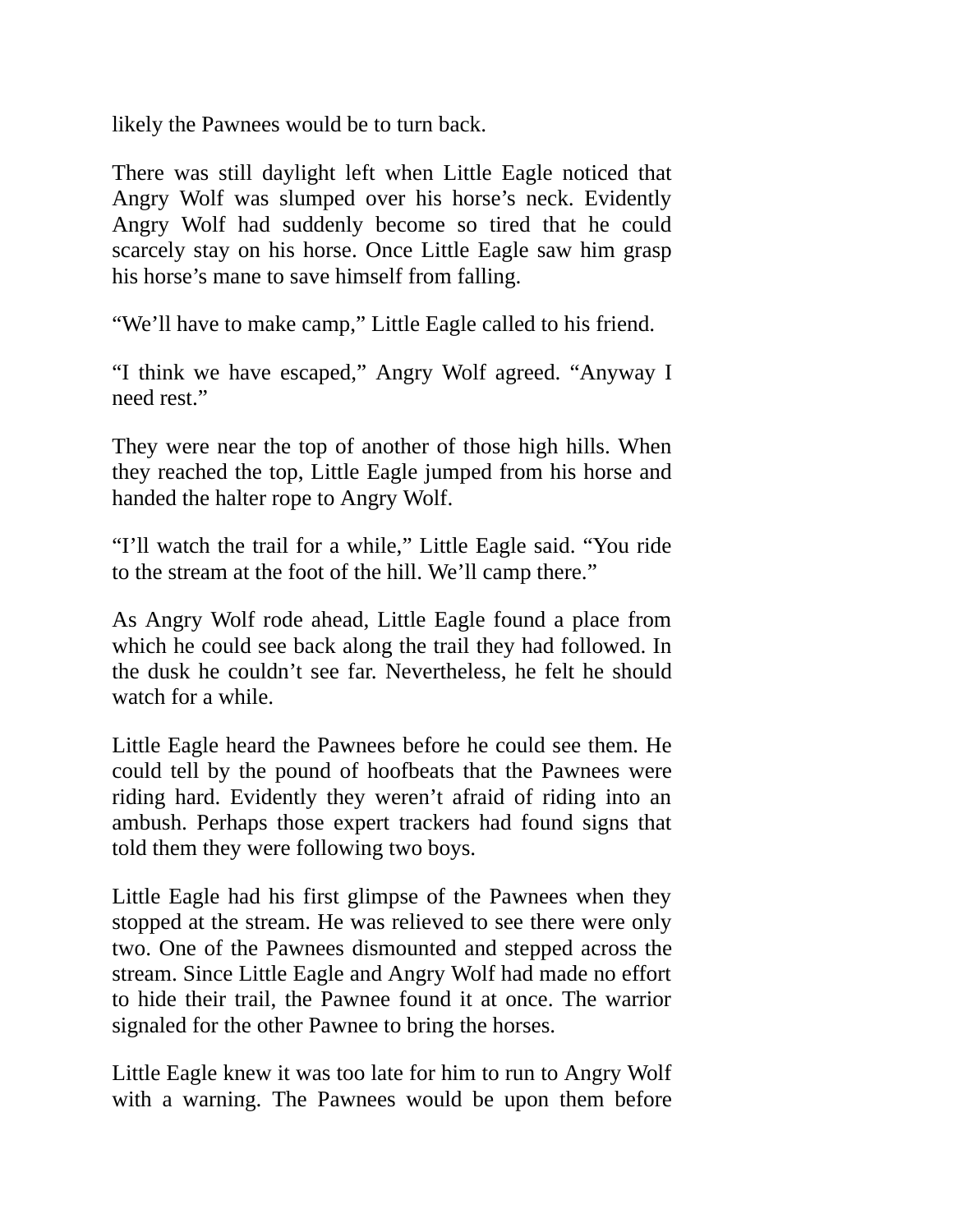likely the Pawnees would be to turn back.

There was still daylight left when Little Eagle noticed that Angry Wolf was slumped over his horse's neck. Evidently Angry Wolf had suddenly become so tired that he could scarcely stay on his horse. Once Little Eagle saw him grasp his horse's mane to save himself from falling.

"We'll have to make camp," Little Eagle called to his friend.

"I think we have escaped," Angry Wolf agreed. "Anyway I need rest."

They were near the top of another of those high hills. When they reached the top, Little Eagle jumped from his horse and handed the halter rope to Angry Wolf.

"I'll watch the trail for a while," Little Eagle said. "You ride to the stream at the foot of the hill. We'll camp there."

As Angry Wolf rode ahead, Little Eagle found a place from which he could see back along the trail they had followed. In the dusk he couldn't see far. Nevertheless, he felt he should watch for a while.

Little Eagle heard the Pawnees before he could see them. He could tell by the pound of hoofbeats that the Pawnees were riding hard. Evidently they weren't afraid of riding into an ambush. Perhaps those expert trackers had found signs that told them they were following two boys.

Little Eagle had his first glimpse of the Pawnees when they stopped at the stream. He was relieved to see there were only two. One of the Pawnees dismounted and stepped across the stream. Since Little Eagle and Angry Wolf had made no effort to hide their trail, the Pawnee found it at once. The warrior signaled for the other Pawnee to bring the horses.

Little Eagle knew it was too late for him to run to Angry Wolf with a warning. The Pawnees would be upon them before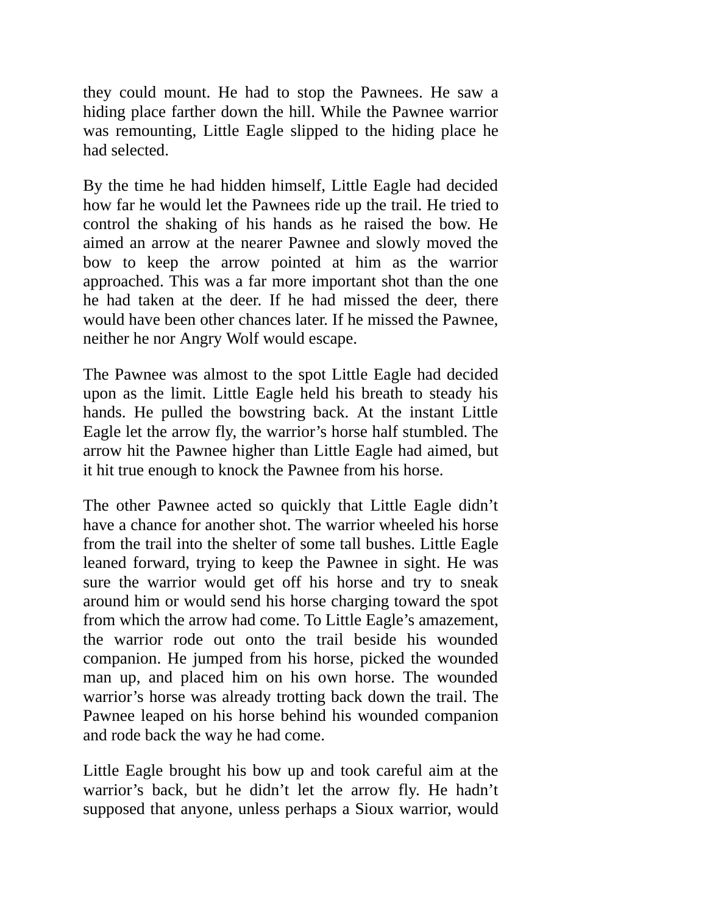they could mount. He had to stop the Pawnees. He saw a hiding place farther down the hill. While the Pawnee warrior was remounting, Little Eagle slipped to the hiding place he had selected.

By the time he had hidden himself, Little Eagle had decided how far he would let the Pawnees ride up the trail. He tried to control the shaking of his hands as he raised the bow. He aimed an arrow at the nearer Pawnee and slowly moved the bow to keep the arrow pointed at him as the warrior approached. This was a far more important shot than the one he had taken at the deer. If he had missed the deer, there would have been other chances later. If he missed the Pawnee, neither he nor Angry Wolf would escape.

The Pawnee was almost to the spot Little Eagle had decided upon as the limit. Little Eagle held his breath to steady his hands. He pulled the bowstring back. At the instant Little Eagle let the arrow fly, the warrior's horse half stumbled. The arrow hit the Pawnee higher than Little Eagle had aimed, but it hit true enough to knock the Pawnee from his horse.

The other Pawnee acted so quickly that Little Eagle didn't have a chance for another shot. The warrior wheeled his horse from the trail into the shelter of some tall bushes. Little Eagle leaned forward, trying to keep the Pawnee in sight. He was sure the warrior would get off his horse and try to sneak around him or would send his horse charging toward the spot from which the arrow had come. To Little Eagle's amazement, the warrior rode out onto the trail beside his wounded companion. He jumped from his horse, picked the wounded man up, and placed him on his own horse. The wounded warrior's horse was already trotting back down the trail. The Pawnee leaped on his horse behind his wounded companion and rode back the way he had come.

Little Eagle brought his bow up and took careful aim at the warrior's back, but he didn't let the arrow fly. He hadn't supposed that anyone, unless perhaps a Sioux warrior, would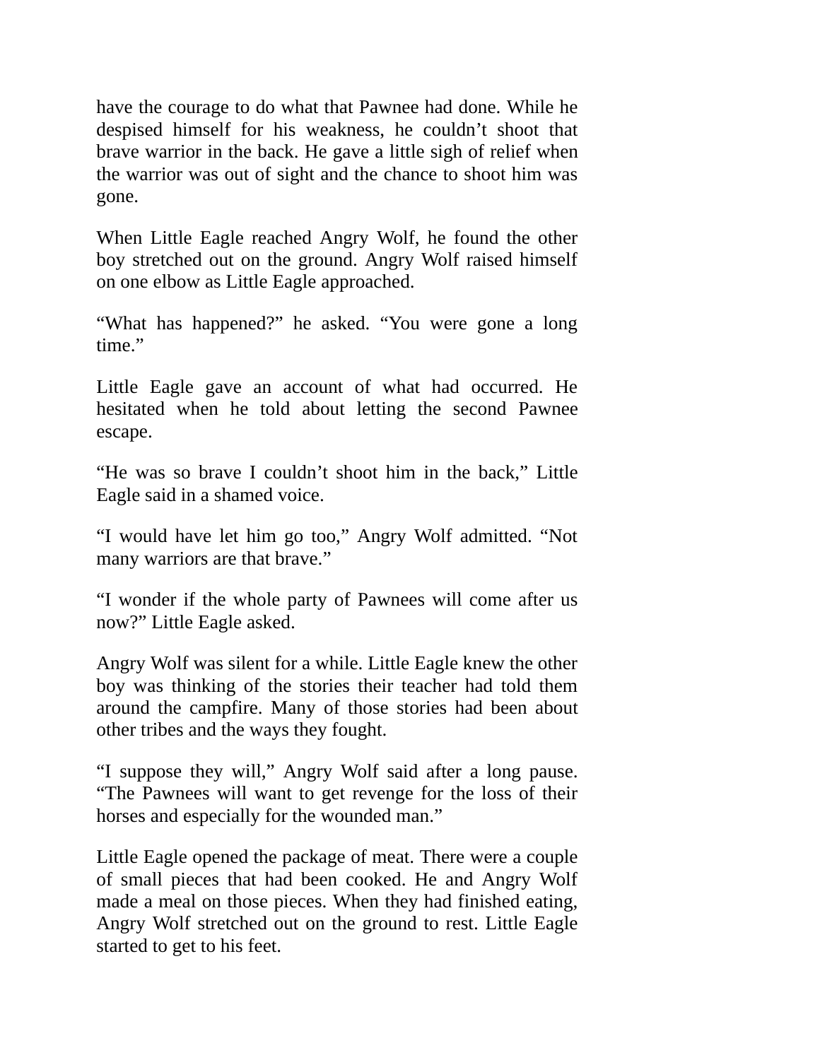have the courage to do what that Pawnee had done. While he despised himself for his weakness, he couldn't shoot that brave warrior in the back. He gave a little sigh of relief when the warrior was out of sight and the chance to shoot him was gone.

When Little Eagle reached Angry Wolf, he found the other boy stretched out on the ground. Angry Wolf raised himself on one elbow as Little Eagle approached.

"What has happened?" he asked. "You were gone a long time."

Little Eagle gave an account of what had occurred. He hesitated when he told about letting the second Pawnee escape.

"He was so brave I couldn't shoot him in the back," Little Eagle said in a shamed voice.

"I would have let him go too," Angry Wolf admitted. "Not many warriors are that brave."

"I wonder if the whole party of Pawnees will come after us now?" Little Eagle asked.

Angry Wolf was silent for a while. Little Eagle knew the other boy was thinking of the stories their teacher had told them around the campfire. Many of those stories had been about other tribes and the ways they fought.

"I suppose they will," Angry Wolf said after a long pause. "The Pawnees will want to get revenge for the loss of their horses and especially for the wounded man."

Little Eagle opened the package of meat. There were a couple of small pieces that had been cooked. He and Angry Wolf made a meal on those pieces. When they had finished eating, Angry Wolf stretched out on the ground to rest. Little Eagle started to get to his feet.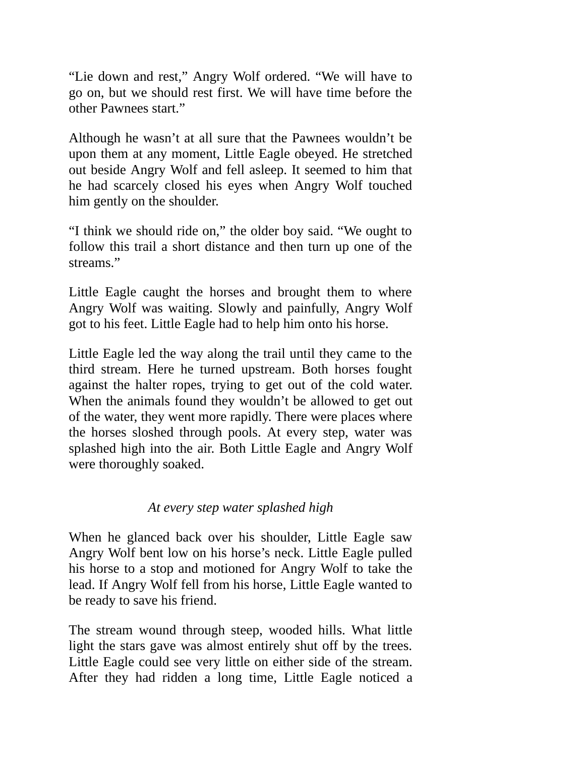“Lie down and rest,” Angry Wolf ordered. “We will have to go on, but we should rest first. We will have time before the other Pawnees start.”

Although he wasn’t at all sure that the Pawnees wouldn’t be upon them at any moment, Little Eagle obeyed. He stretched out beside Angry Wolf and fell asleep. It seemed to him that he had scarcely closed his eyes when Angry Wolf touched him gently on the shoulder.

“I think we should ride on,” the older boy said. “We ought to follow this trail a short distance and then turn up one of the streams.”

Little Eagle caught the horses and brought them to where Angry Wolf was waiting. Slowly and painfully, Angry Wolf got to his feet. Little Eagle had to help him onto his horse.

Little Eagle led the way along the trail until they came to the third stream. Here he turned upstream. Both horses fought against the halter ropes, trying to get out of the cold water. When the animals found they wouldn’t be allowed to get out of the water, they went more rapidly. There were places where the horses sloshed through pools. At every step, water was splashed high into the air. Both Little Eagle and Angry Wolf were thoroughly soaked.

*At every step water splashed high*

When he glanced back over his shoulder, Little Eagle saw Angry Wolf bent low on his horse’s neck. Little Eagle pulled his horse to a stop and motioned for Angry Wolf to take the lead. If Angry Wolf fell from his horse, Little Eagle wanted to be ready to save his friend.

The stream wound through steep, wooded hills. What little light the stars gave was almost entirely shut off by the trees. Little Eagle could see very little on either side of the stream. After they had ridden a long time, Little Eagle noticed a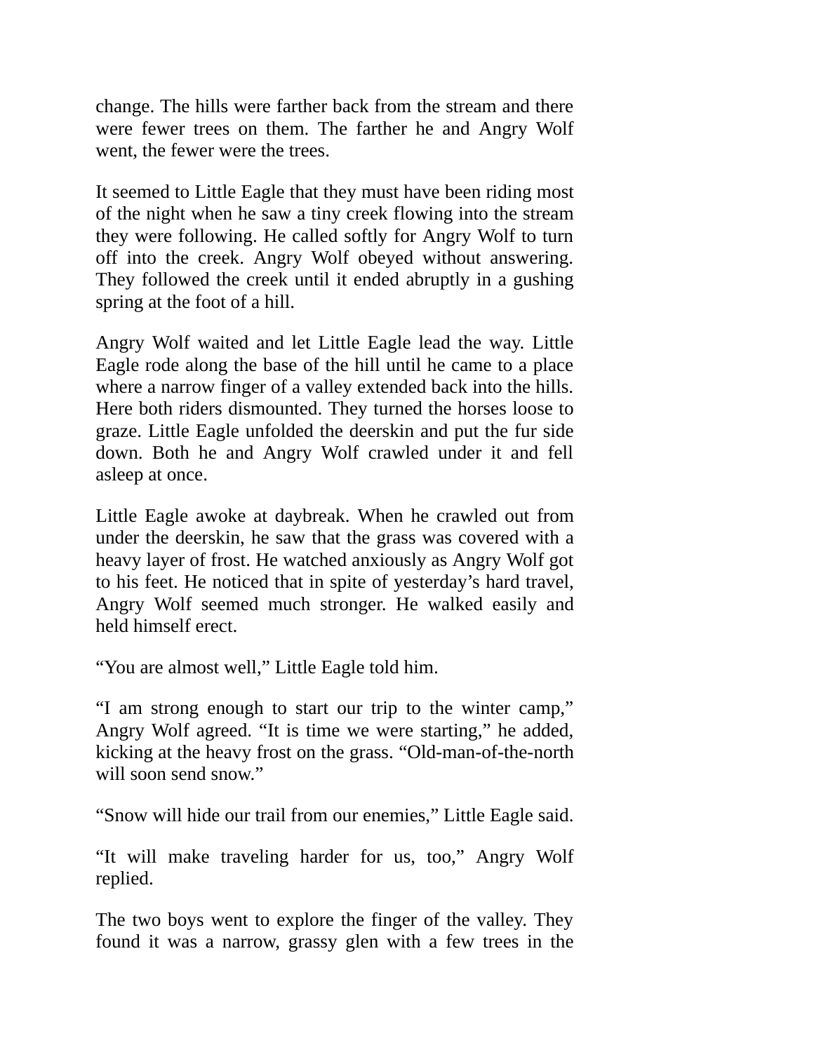change. The hills were farther back from the stream and there were fewer trees on them. The farther he and Angry Wolf went, the fewer were the trees.

It seemed to Little Eagle that they must have been riding most of the night when he saw a tiny creek flowing into the stream they were following. He called softly for Angry Wolf to turn off into the creek. Angry Wolf obeyed without answering. They followed the creek until it ended abruptly in a gushing spring at the foot of a hill.

Angry Wolf waited and let Little Eagle lead the way. Little Eagle rode along the base of the hill until he came to a place where a narrow finger of a valley extended back into the hills. Here both riders dismounted. They turned the horses loose to graze. Little Eagle unfolded the deerskin and put the fur side down. Both he and Angry Wolf crawled under it and fell asleep at once.

Little Eagle awoke at daybreak. When he crawled out from under the deerskin, he saw that the grass was covered with a heavy layer of frost. He watched anxiously as Angry Wolf got to his feet. He noticed that in spite of yesterday's hard travel, Angry Wolf seemed much stronger. He walked easily and held himself erect.

"You are almost well," Little Eagle told him.

"I am strong enough to start our trip to the winter camp," Angry Wolf agreed. "It is time we were starting," he added, kicking at the heavy frost on the grass. "Old-man-of-the-north will soon send snow."

"Snow will hide our trail from our enemies," Little Eagle said.

"It will make traveling harder for us, too," Angry Wolf replied.

The two boys went to explore the finger of the valley. They found it was a narrow, grassy glen with a few trees in the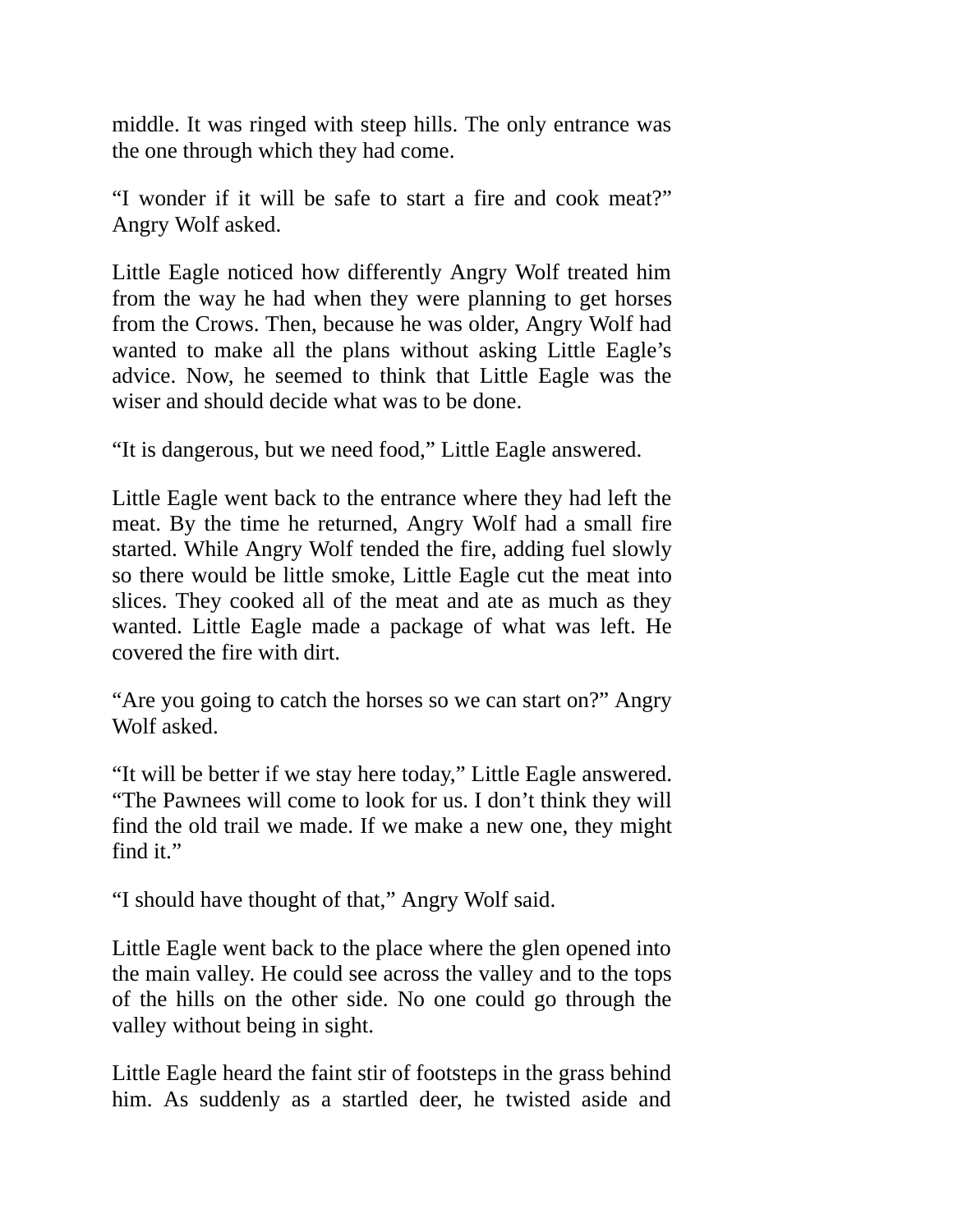middle. It was ringed with steep hills. The only entrance was the one through which they had come.

“I wonder if it will be safe to start a fire and cook meat?” Angry Wolf asked.

Little Eagle noticed how differently Angry Wolf treated him from the way he had when they were planning to get horses from the Crows. Then, because he was older, Angry Wolf had wanted to make all the plans without asking Little Eagle’s advice. Now, he seemed to think that Little Eagle was the wiser and should decide what was to be done.

“It is dangerous, but we need food,” Little Eagle answered.

Little Eagle went back to the entrance where they had left the meat. By the time he returned, Angry Wolf had a small fire started. While Angry Wolf tended the fire, adding fuel slowly so there would be little smoke, Little Eagle cut the meat into slices. They cooked all of the meat and ate as much as they wanted. Little Eagle made a package of what was left. He covered the fire with dirt.

“Are you going to catch the horses so we can start on?” Angry Wolf asked.

“It will be better if we stay here today,” Little Eagle answered. “The Pawnees will come to look for us. I don’t think they will find the old trail we made. If we make a new one, they might find it.”

“I should have thought of that,” Angry Wolf said.

Little Eagle went back to the place where the glen opened into the main valley. He could see across the valley and to the tops of the hills on the other side. No one could go through the valley without being in sight.

Little Eagle heard the faint stir of footsteps in the grass behind him. As suddenly as a startled deer, he twisted aside and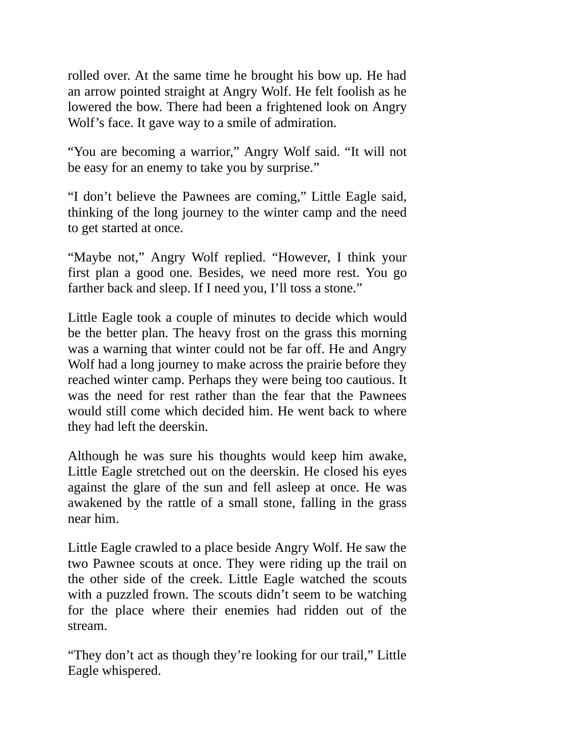rolled over. At the same time he brought his bow up. He had an arrow pointed straight at Angry Wolf. He felt foolish as he lowered the bow. There had been a frightened look on Angry Wolf's face. It gave way to a smile of admiration.

"You are becoming a warrior," Angry Wolf said. "It will not be easy for an enemy to take you by surprise."

"I don't believe the Pawnees are coming," Little Eagle said, thinking of the long journey to the winter camp and the need to get started at once.

"Maybe not," Angry Wolf replied. "However, I think your first plan a good one. Besides, we need more rest. You go farther back and sleep. If I need you, I'll toss a stone."

Little Eagle took a couple of minutes to decide which would be the better plan. The heavy frost on the grass this morning was a warning that winter could not be far off. He and Angry Wolf had a long journey to make across the prairie before they reached winter camp. Perhaps they were being too cautious. It was the need for rest rather than the fear that the Pawnees would still come which decided him. He went back to where they had left the deerskin.

Although he was sure his thoughts would keep him awake, Little Eagle stretched out on the deerskin. He closed his eyes against the glare of the sun and fell asleep at once. He was awakened by the rattle of a small stone, falling in the grass near him.

Little Eagle crawled to a place beside Angry Wolf. He saw the two Pawnee scouts at once. They were riding up the trail on the other side of the creek. Little Eagle watched the scouts with a puzzled frown. The scouts didn't seem to be watching for the place where their enemies had ridden out of the stream.

"They don't act as though they're looking for our trail," Little Eagle whispered.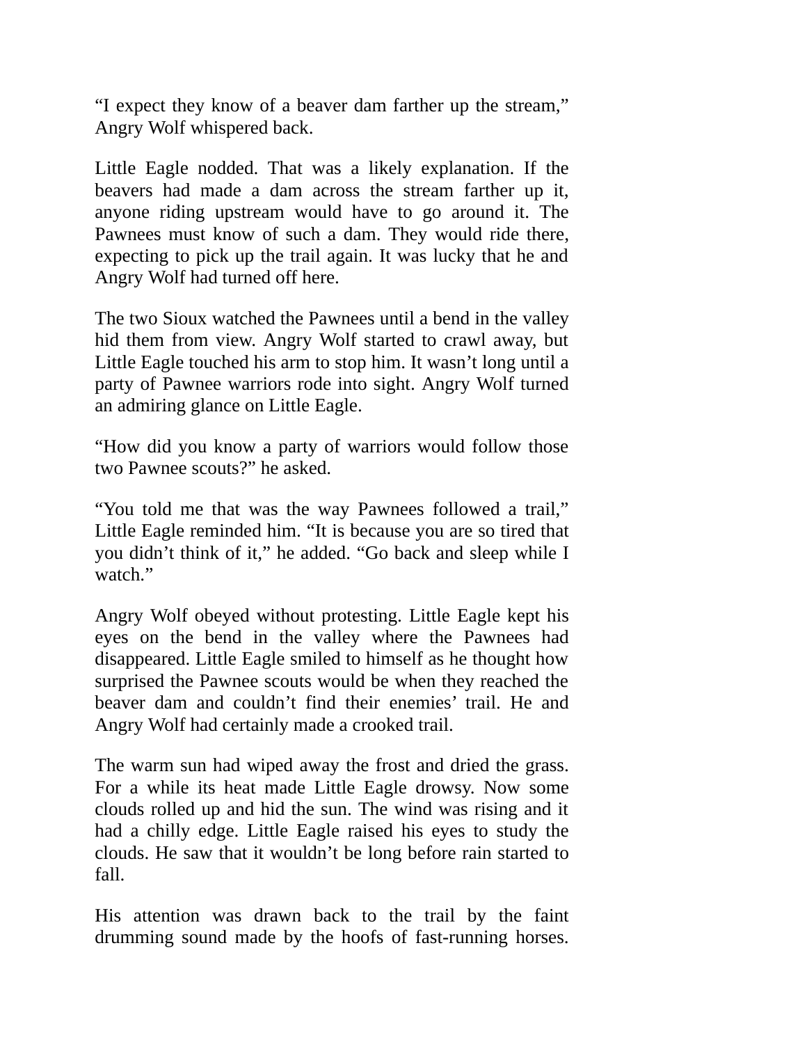“I expect they know of a beaver dam farther up the stream,” Angry Wolf whispered back.

Little Eagle nodded. That was a likely explanation. If the beavers had made a dam across the stream farther up it, anyone riding upstream would have to go around it. The Pawnees must know of such a dam. They would ride there, expecting to pick up the trail again. It was lucky that he and Angry Wolf had turned off here.

The two Sioux watched the Pawnees until a bend in the valley hid them from view. Angry Wolf started to crawl away, but Little Eagle touched his arm to stop him. It wasn’t long until a party of Pawnee warriors rode into sight. Angry Wolf turned an admiring glance on Little Eagle.

“How did you know a party of warriors would follow those two Pawnee scouts?” he asked.

“You told me that was the way Pawnees followed a trail,” Little Eagle reminded him. “It is because you are so tired that you didn’t think of it,” he added. “Go back and sleep while I watch.”

Angry Wolf obeyed without protesting. Little Eagle kept his eyes on the bend in the valley where the Pawnees had disappeared. Little Eagle smiled to himself as he thought how surprised the Pawnee scouts would be when they reached the beaver dam and couldn’t find their enemies’ trail. He and Angry Wolf had certainly made a crooked trail.

The warm sun had wiped away the frost and dried the grass. For a while its heat made Little Eagle drowsy. Now some clouds rolled up and hid the sun. The wind was rising and it had a chilly edge. Little Eagle raised his eyes to study the clouds. He saw that it wouldn’t be long before rain started to fall.

His attention was drawn back to the trail by the faint drumming sound made by the hoofs of fast-running horses.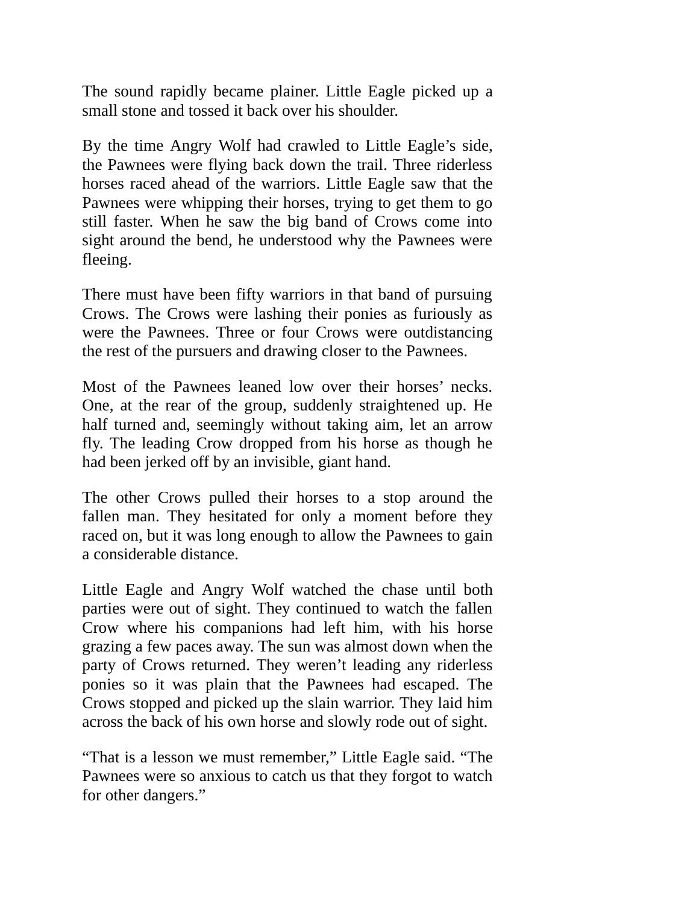The sound rapidly became plainer. Little Eagle picked up a small stone and tossed it back over his shoulder.

By the time Angry Wolf had crawled to Little Eagle's side, the Pawnees were flying back down the trail. Three riderless horses raced ahead of the warriors. Little Eagle saw that the Pawnees were whipping their horses, trying to get them to go still faster. When he saw the big band of Crows come into sight around the bend, he understood why the Pawnees were fleeing.

There must have been fifty warriors in that band of pursuing Crows. The Crows were lashing their ponies as furiously as were the Pawnees. Three or four Crows were outdistancing the rest of the pursuers and drawing closer to the Pawnees.

Most of the Pawnees leaned low over their horses' necks. One, at the rear of the group, suddenly straightened up. He half turned and, seemingly without taking aim, let an arrow fly. The leading Crow dropped from his horse as though he had been jerked off by an invisible, giant hand.

The other Crows pulled their horses to a stop around the fallen man. They hesitated for only a moment before they raced on, but it was long enough to allow the Pawnees to gain a considerable distance.

Little Eagle and Angry Wolf watched the chase until both parties were out of sight. They continued to watch the fallen Crow where his companions had left him, with his horse grazing a few paces away. The sun was almost down when the party of Crows returned. They weren't leading any riderless ponies so it was plain that the Pawnees had escaped. The Crows stopped and picked up the slain warrior. They laid him across the back of his own horse and slowly rode out of sight.

"That is a lesson we must remember," Little Eagle said. "The Pawnees were so anxious to catch us that they forgot to watch for other dangers."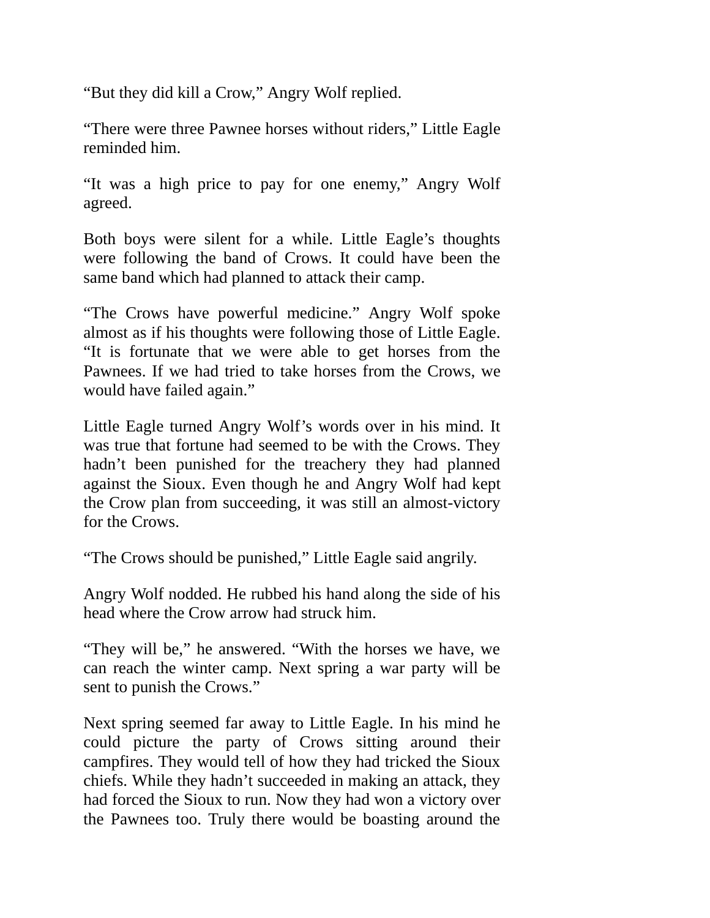"But they did kill a Crow," Angry Wolf replied.

"There were three Pawnee horses without riders," Little Eagle reminded him.

"It was a high price to pay for one enemy," Angry Wolf agreed.

Both boys were silent for a while. Little Eagle's thoughts were following the band of Crows. It could have been the same band which had planned to attack their camp.

"The Crows have powerful medicine." Angry Wolf spoke almost as if his thoughts were following those of Little Eagle. "It is fortunate that we were able to get horses from the Pawnees. If we had tried to take horses from the Crows, we would have failed again."

Little Eagle turned Angry Wolf's words over in his mind. It was true that fortune had seemed to be with the Crows. They hadn't been punished for the treachery they had planned against the Sioux. Even though he and Angry Wolf had kept the Crow plan from succeeding, it was still an almost-victory for the Crows.

"The Crows should be punished," Little Eagle said angrily.

Angry Wolf nodded. He rubbed his hand along the side of his head where the Crow arrow had struck him.

"They will be," he answered. "With the horses we have, we can reach the winter camp. Next spring a war party will be sent to punish the Crows."

Next spring seemed far away to Little Eagle. In his mind he could picture the party of Crows sitting around their campfires. They would tell of how they had tricked the Sioux chiefs. While they hadn't succeeded in making an attack, they had forced the Sioux to run. Now they had won a victory over the Pawnees too. Truly there would be boasting around the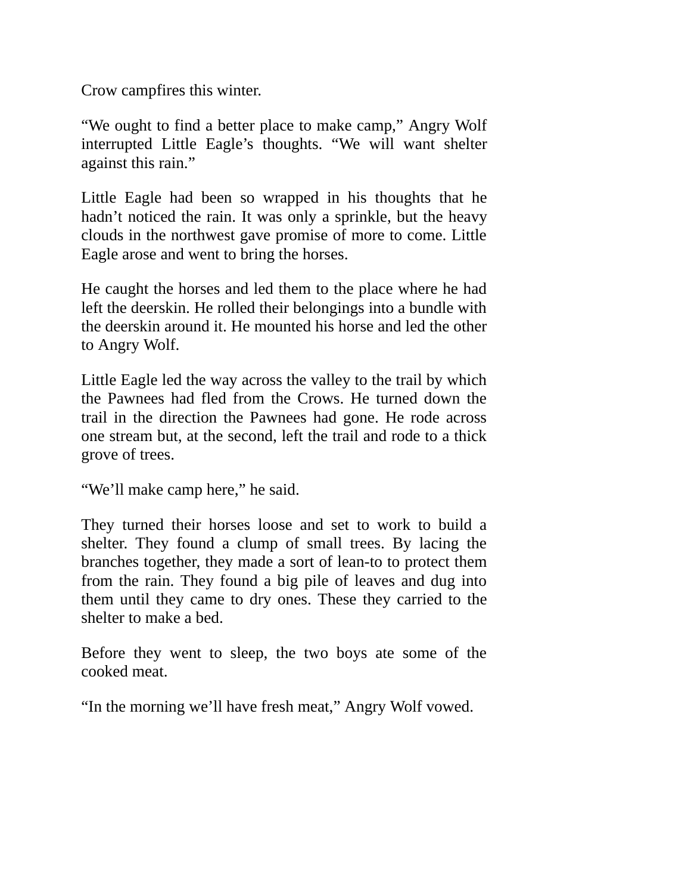Crow campfires this winter.

“We ought to find a better place to make camp,” Angry Wolf interrupted Little Eagle’s thoughts. “We will want shelter against this rain.”

Little Eagle had been so wrapped in his thoughts that he hadn’t noticed the rain. It was only a sprinkle, but the heavy clouds in the northwest gave promise of more to come. Little Eagle arose and went to bring the horses.

He caught the horses and led them to the place where he had left the deerskin. He rolled their belongings into a bundle with the deerskin around it. He mounted his horse and led the other to Angry Wolf.

Little Eagle led the way across the valley to the trail by which the Pawnees had fled from the Crows. He turned down the trail in the direction the Pawnees had gone. He rode across one stream but, at the second, left the trail and rode to a thick grove of trees.

“We’ll make camp here,” he said.

They turned their horses loose and set to work to build a shelter. They found a clump of small trees. By lacing the branches together, they made a sort of lean-to to protect them from the rain. They found a big pile of leaves and dug into them until they came to dry ones. These they carried to the shelter to make a bed.

Before they went to sleep, the two boys ate some of the cooked meat.

“In the morning we’ll have fresh meat,” Angry Wolf vowed.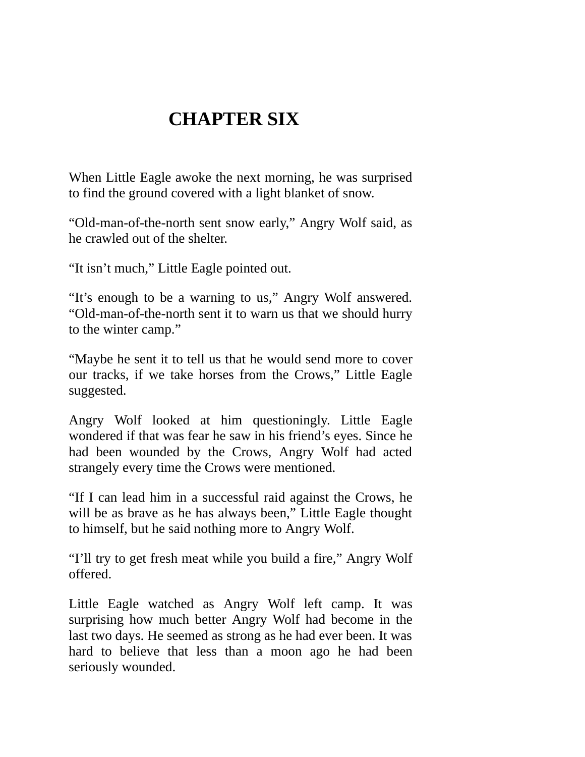# CHAPTER SIX

When Little Eagle awoke the next morning, he was surprised to find the ground covered with a light blanket of snow.

“Old-man-of-the-north sent snow early,” Angry Wolf said, as he crawled out of the shelter.

“It isn’t much,” Little Eagle pointed out.

“It’s enough to be a warning to us,” Angry Wolf answered. “Old-man-of-the-north sent it to warn us that we should hurry to the winter camp.”

“Maybe he sent it to tell us that he would send more to cover our tracks, if we take horses from the Crows,” Little Eagle suggested.

Angry Wolf looked at him questioningly. Little Eagle wondered if that was fear he saw in his friend’s eyes. Since he had been wounded by the Crows, Angry Wolf had acted strangely every time the Crows were mentioned.

“If I can lead him in a successful raid against the Crows, he will be as brave as he has always been,” Little Eagle thought to himself, but he said nothing more to Angry Wolf.

“I’ll try to get fresh meat while you build a fire,” Angry Wolf offered.

Little Eagle watched as Angry Wolf left camp. It was surprising how much better Angry Wolf had become in the last two days. He seemed as strong as he had ever been. It was hard to believe that less than a moon ago he had been seriously wounded.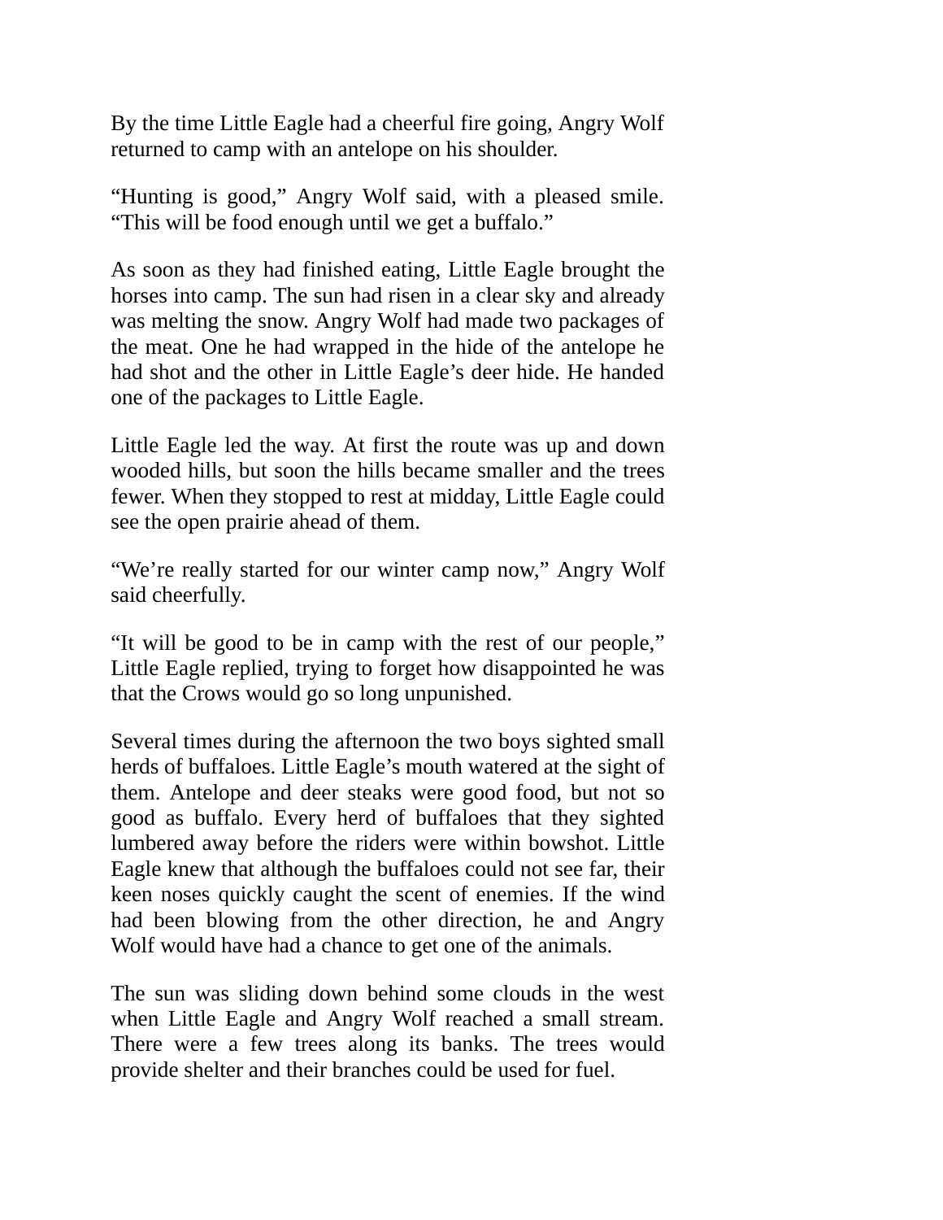By the time Little Eagle had a cheerful fire going, Angry Wolf returned to camp with an antelope on his shoulder.

"Hunting is good," Angry Wolf said, with a pleased smile. "This will be food enough until we get a buffalo."

As soon as they had finished eating, Little Eagle brought the horses into camp. The sun had risen in a clear sky and already was melting the snow. Angry Wolf had made two packages of the meat. One he had wrapped in the hide of the antelope he had shot and the other in Little Eagle's deer hide. He handed one of the packages to Little Eagle.

Little Eagle led the way. At first the route was up and down wooded hills, but soon the hills became smaller and the trees fewer. When they stopped to rest at midday, Little Eagle could see the open prairie ahead of them.

"We're really started for our winter camp now," Angry Wolf said cheerfully.

"It will be good to be in camp with the rest of our people," Little Eagle replied, trying to forget how disappointed he was that the Crows would go so long unpunished.

Several times during the afternoon the two boys sighted small herds of buffaloes. Little Eagle's mouth watered at the sight of them. Antelope and deer steaks were good food, but not so good as buffalo. Every herd of buffaloes that they sighted lumbered away before the riders were within bowshot. Little Eagle knew that although the buffaloes could not see far, their keen noses quickly caught the scent of enemies. If the wind had been blowing from the other direction, he and Angry Wolf would have had a chance to get one of the animals.

The sun was sliding down behind some clouds in the west when Little Eagle and Angry Wolf reached a small stream. There were a few trees along its banks. The trees would provide shelter and their branches could be used for fuel.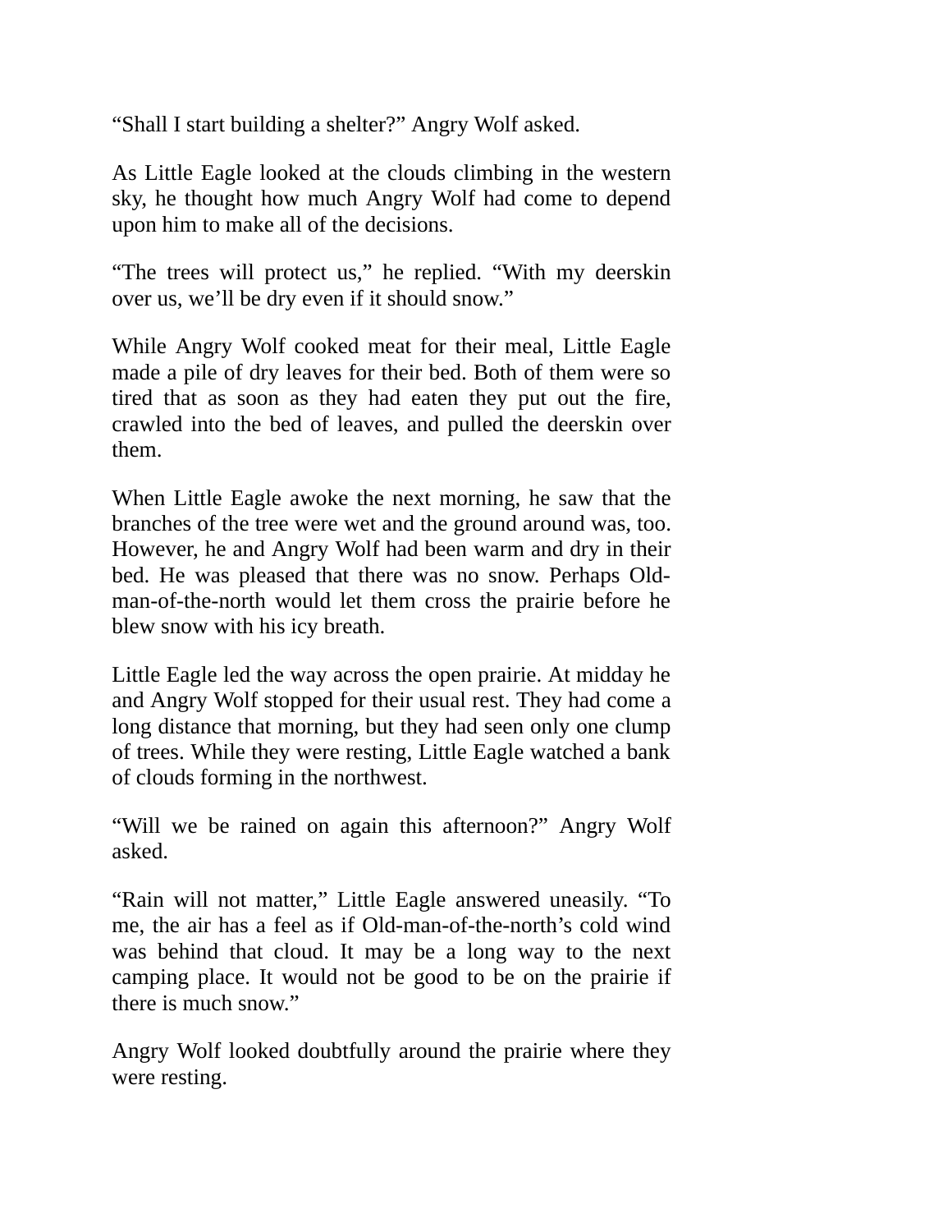“Shall I start building a shelter?” Angry Wolf asked.

As Little Eagle looked at the clouds climbing in the western sky, he thought how much Angry Wolf had come to depend upon him to make all of the decisions.

“The trees will protect us,” he replied. “With my deerskin over us, we’ll be dry even if it should snow.”

While Angry Wolf cooked meat for their meal, Little Eagle made a pile of dry leaves for their bed. Both of them were so tired that as soon as they had eaten they put out the fire, crawled into the bed of leaves, and pulled the deerskin over them.

When Little Eagle awoke the next morning, he saw that the branches of the tree were wet and the ground around was, too. However, he and Angry Wolf had been warm and dry in their bed. He was pleased that there was no snow. Perhaps Old-man-of-the-north would let them cross the prairie before he blew snow with his icy breath.

Little Eagle led the way across the open prairie. At midday he and Angry Wolf stopped for their usual rest. They had come a long distance that morning, but they had seen only one clump of trees. While they were resting, Little Eagle watched a bank of clouds forming in the northwest.

“Will we be rained on again this afternoon?” Angry Wolf asked.

“Rain will not matter,” Little Eagle answered uneasily. “To me, the air has a feel as if Old-man-of-the-north’s cold wind was behind that cloud. It may be a long way to the next camping place. It would not be good to be on the prairie if there is much snow.”

Angry Wolf looked doubtfully around the prairie where they were resting.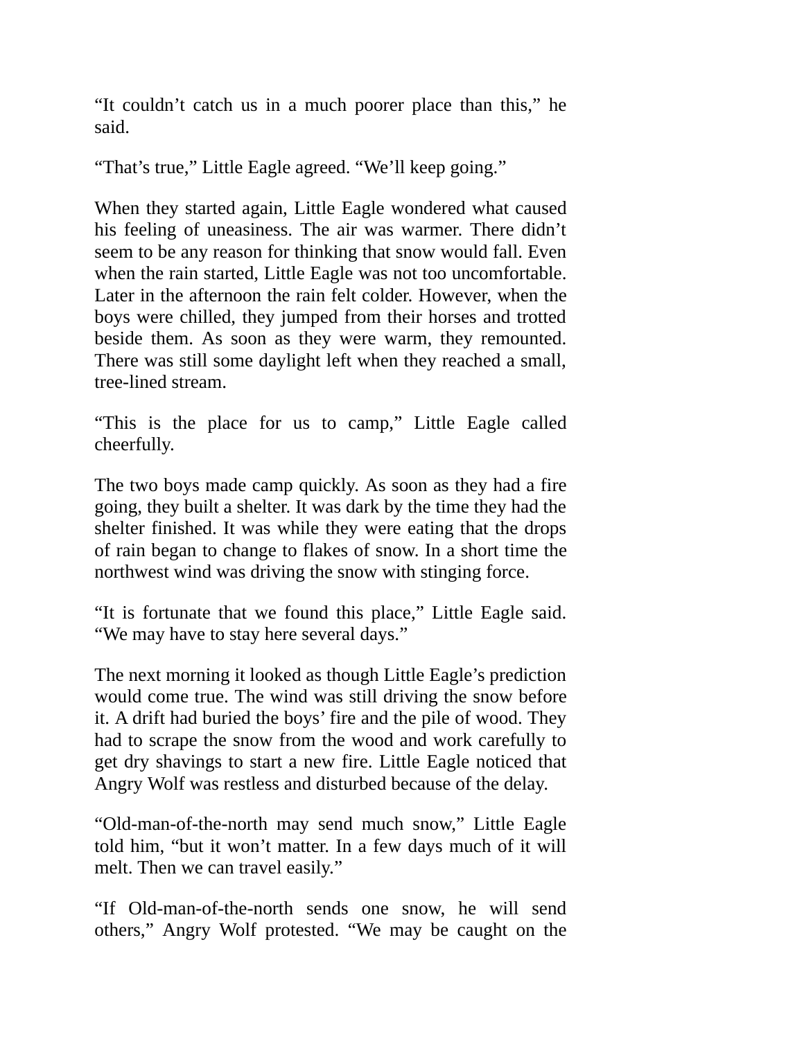“It couldn’t catch us in a much poorer place than this,” he said.

“That’s true,” Little Eagle agreed. “We’ll keep going.”

When they started again, Little Eagle wondered what caused his feeling of uneasiness. The air was warmer. There didn’t seem to be any reason for thinking that snow would fall. Even when the rain started, Little Eagle was not too uncomfortable. Later in the afternoon the rain felt colder. However, when the boys were chilled, they jumped from their horses and trotted beside them. As soon as they were warm, they remounted. There was still some daylight left when they reached a small, tree-lined stream.

“This is the place for us to camp,” Little Eagle called cheerfully.

The two boys made camp quickly. As soon as they had a fire going, they built a shelter. It was dark by the time they had the shelter finished. It was while they were eating that the drops of rain began to change to flakes of snow. In a short time the northwest wind was driving the snow with stinging force.

“It is fortunate that we found this place,” Little Eagle said. “We may have to stay here several days.”

The next morning it looked as though Little Eagle’s prediction would come true. The wind was still driving the snow before it. A drift had buried the boys’ fire and the pile of wood. They had to scrape the snow from the wood and work carefully to get dry shavings to start a new fire. Little Eagle noticed that Angry Wolf was restless and disturbed because of the delay.

“Old-man-of-the-north may send much snow,” Little Eagle told him, “but it won’t matter. In a few days much of it will melt. Then we can travel easily.”

“If Old-man-of-the-north sends one snow, he will send others,” Angry Wolf protested. “We may be caught on the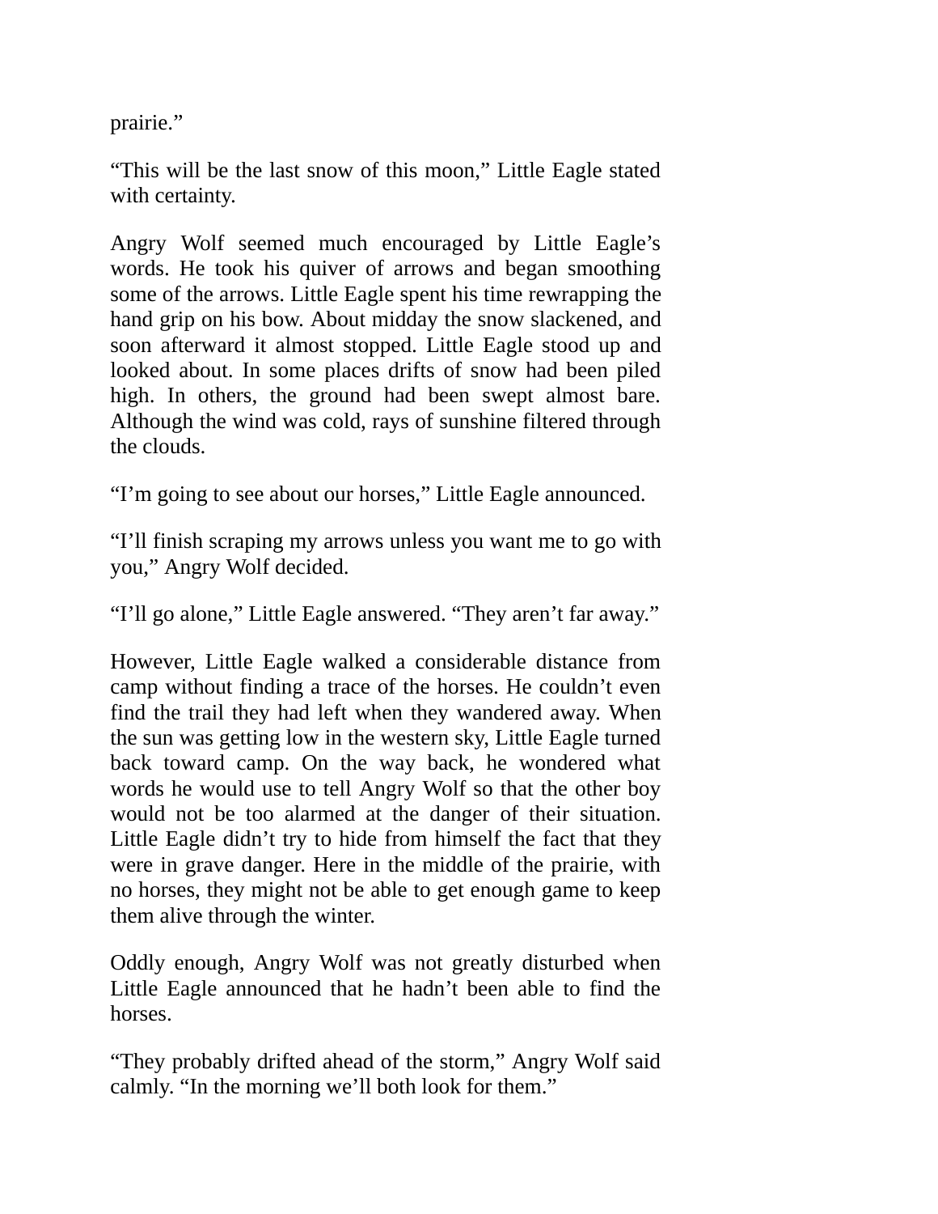prairie."

"This will be the last snow of this moon," Little Eagle stated with certainty.

Angry Wolf seemed much encouraged by Little Eagle's words. He took his quiver of arrows and began smoothing some of the arrows. Little Eagle spent his time rewrapping the hand grip on his bow. About midday the snow slackened, and soon afterward it almost stopped. Little Eagle stood up and looked about. In some places drifts of snow had been piled high. In others, the ground had been swept almost bare. Although the wind was cold, rays of sunshine filtered through the clouds.

"I'm going to see about our horses," Little Eagle announced.

"I'll finish scraping my arrows unless you want me to go with you," Angry Wolf decided.

"I'll go alone," Little Eagle answered. "They aren't far away."

However, Little Eagle walked a considerable distance from camp without finding a trace of the horses. He couldn't even find the trail they had left when they wandered away. When the sun was getting low in the western sky, Little Eagle turned back toward camp. On the way back, he wondered what words he would use to tell Angry Wolf so that the other boy would not be too alarmed at the danger of their situation. Little Eagle didn't try to hide from himself the fact that they were in grave danger. Here in the middle of the prairie, with no horses, they might not be able to get enough game to keep them alive through the winter.

Oddly enough, Angry Wolf was not greatly disturbed when Little Eagle announced that he hadn't been able to find the horses.

"They probably drifted ahead of the storm," Angry Wolf said calmly. "In the morning we'll both look for them."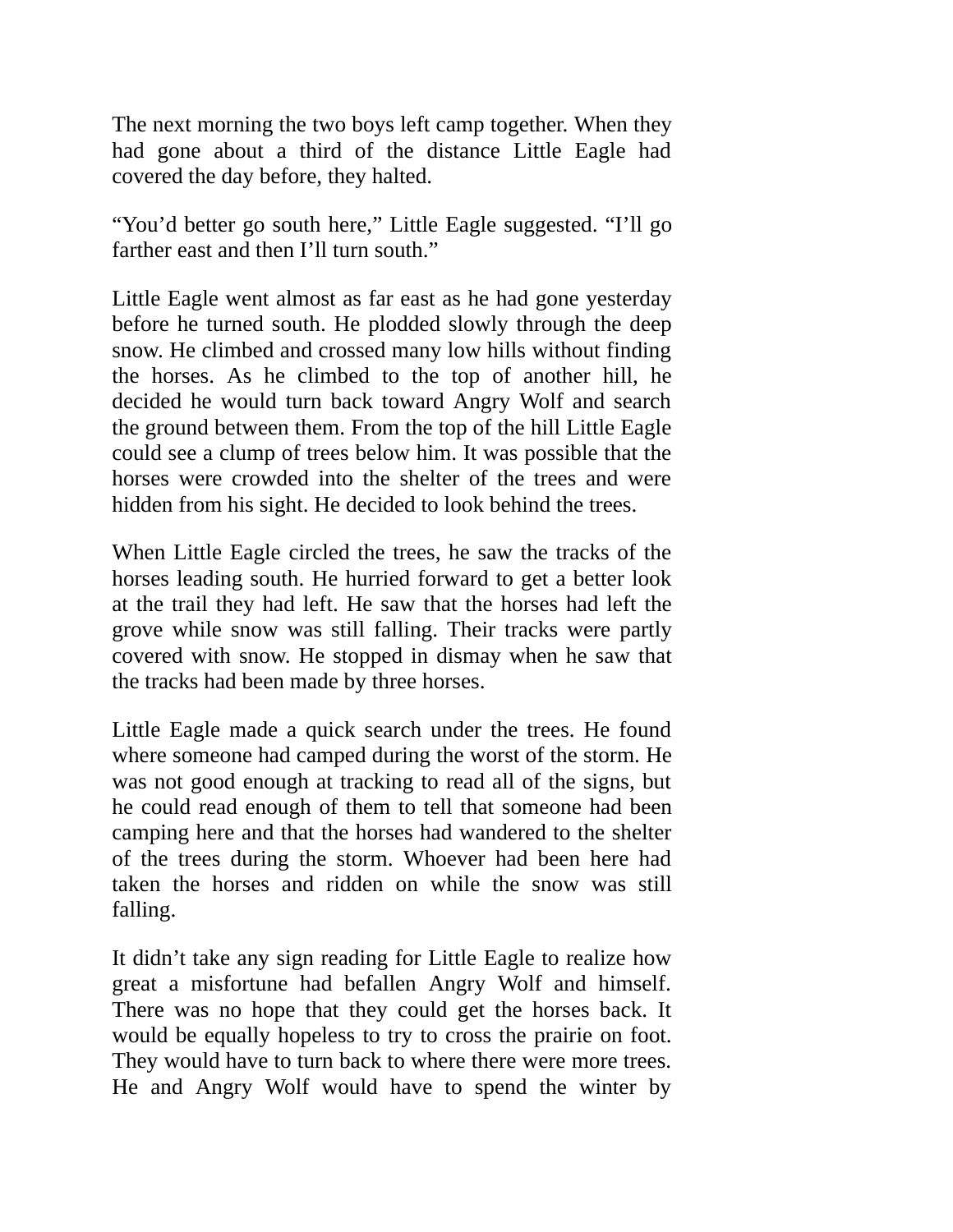The next morning the two boys left camp together. When they had gone about a third of the distance Little Eagle had covered the day before, they halted.

“You’d better go south here,” Little Eagle suggested. “I’ll go farther east and then I’ll turn south.”

Little Eagle went almost as far east as he had gone yesterday before he turned south. He plodded slowly through the deep snow. He climbed and crossed many low hills without finding the horses. As he climbed to the top of another hill, he decided he would turn back toward Angry Wolf and search the ground between them. From the top of the hill Little Eagle could see a clump of trees below him. It was possible that the horses were crowded into the shelter of the trees and were hidden from his sight. He decided to look behind the trees.

When Little Eagle circled the trees, he saw the tracks of the horses leading south. He hurried forward to get a better look at the trail they had left. He saw that the horses had left the grove while snow was still falling. Their tracks were partly covered with snow. He stopped in dismay when he saw that the tracks had been made by three horses.

Little Eagle made a quick search under the trees. He found where someone had camped during the worst of the storm. He was not good enough at tracking to read all of the signs, but he could read enough of them to tell that someone had been camping here and that the horses had wandered to the shelter of the trees during the storm. Whoever had been here had taken the horses and ridden on while the snow was still falling.

It didn’t take any sign reading for Little Eagle to realize how great a misfortune had befallen Angry Wolf and himself. There was no hope that they could get the horses back. It would be equally hopeless to try to cross the prairie on foot. They would have to turn back to where there were more trees. He and Angry Wolf would have to spend the winter by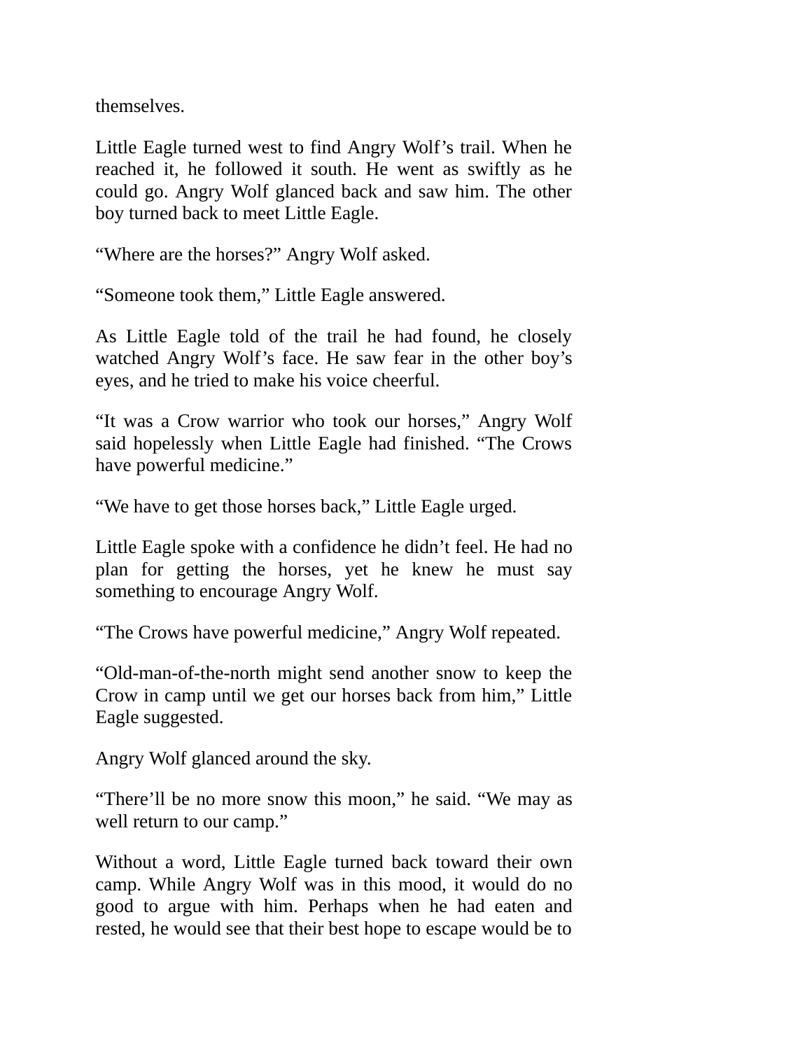themselves.

Little Eagle turned west to find Angry Wolf’s trail. When he reached it, he followed it south. He went as swiftly as he could go. Angry Wolf glanced back and saw him. The other boy turned back to meet Little Eagle.

“Where are the horses?” Angry Wolf asked.

“Someone took them,” Little Eagle answered.

As Little Eagle told of the trail he had found, he closely watched Angry Wolf’s face. He saw fear in the other boy’s eyes, and he tried to make his voice cheerful.

“It was a Crow warrior who took our horses,” Angry Wolf said hopelessly when Little Eagle had finished. “The Crows have powerful medicine.”

“We have to get those horses back,” Little Eagle urged.

Little Eagle spoke with a confidence he didn’t feel. He had no plan for getting the horses, yet he knew he must say something to encourage Angry Wolf.

“The Crows have powerful medicine,” Angry Wolf repeated.

“Old-man-of-the-north might send another snow to keep the Crow in camp until we get our horses back from him,” Little Eagle suggested.

Angry Wolf glanced around the sky.

“There’ll be no more snow this moon,” he said. “We may as well return to our camp.”

Without a word, Little Eagle turned back toward their own camp. While Angry Wolf was in this mood, it would do no good to argue with him. Perhaps when he had eaten and rested, he would see that their best hope to escape would be to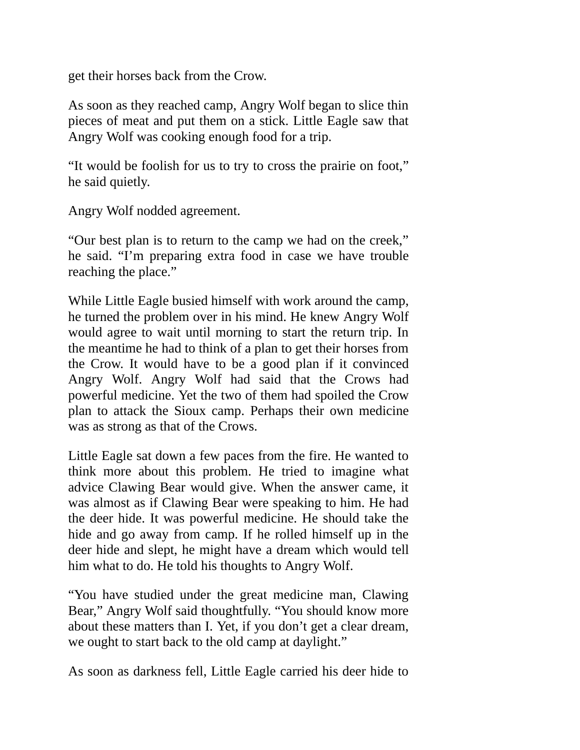get their horses back from the Crow.

As soon as they reached camp, Angry Wolf began to slice thin pieces of meat and put them on a stick. Little Eagle saw that Angry Wolf was cooking enough food for a trip.

“It would be foolish for us to try to cross the prairie on foot,” he said quietly.

Angry Wolf nodded agreement.

“Our best plan is to return to the camp we had on the creek,” he said. “I’m preparing extra food in case we have trouble reaching the place.”

While Little Eagle busied himself with work around the camp, he turned the problem over in his mind. He knew Angry Wolf would agree to wait until morning to start the return trip. In the meantime he had to think of a plan to get their horses from the Crow. It would have to be a good plan if it convinced Angry Wolf. Angry Wolf had said that the Crows had powerful medicine. Yet the two of them had spoiled the Crow plan to attack the Sioux camp. Perhaps their own medicine was as strong as that of the Crows.

Little Eagle sat down a few paces from the fire. He wanted to think more about this problem. He tried to imagine what advice Clawing Bear would give. When the answer came, it was almost as if Clawing Bear were speaking to him. He had the deer hide. It was powerful medicine. He should take the hide and go away from camp. If he rolled himself up in the deer hide and slept, he might have a dream which would tell him what to do. He told his thoughts to Angry Wolf.

“You have studied under the great medicine man, Clawing Bear,” Angry Wolf said thoughtfully. “You should know more about these matters than I. Yet, if you don’t get a clear dream, we ought to start back to the old camp at daylight.”

As soon as darkness fell, Little Eagle carried his deer hide to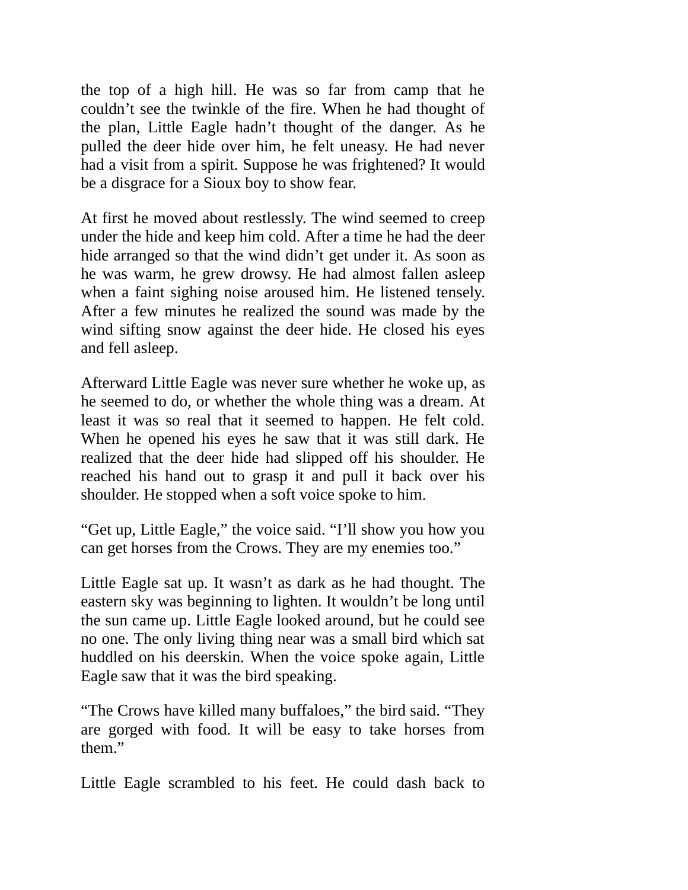the top of a high hill. He was so far from camp that he couldn't see the twinkle of the fire. When he had thought of the plan, Little Eagle hadn't thought of the danger. As he pulled the deer hide over him, he felt uneasy. He had never had a visit from a spirit. Suppose he was frightened? It would be a disgrace for a Sioux boy to show fear.

At first he moved about restlessly. The wind seemed to creep under the hide and keep him cold. After a time he had the deer hide arranged so that the wind didn't get under it. As soon as he was warm, he grew drowsy. He had almost fallen asleep when a faint sighing noise aroused him. He listened tensely. After a few minutes he realized the sound was made by the wind sifting snow against the deer hide. He closed his eyes and fell asleep.

Afterward Little Eagle was never sure whether he woke up, as he seemed to do, or whether the whole thing was a dream. At least it was so real that it seemed to happen. He felt cold. When he opened his eyes he saw that it was still dark. He realized that the deer hide had slipped off his shoulder. He reached his hand out to grasp it and pull it back over his shoulder. He stopped when a soft voice spoke to him.

"Get up, Little Eagle," the voice said. "I'll show you how you can get horses from the Crows. They are my enemies too."

Little Eagle sat up. It wasn't as dark as he had thought. The eastern sky was beginning to lighten. It wouldn't be long until the sun came up. Little Eagle looked around, but he could see no one. The only living thing near was a small bird which sat huddled on his deerskin. When the voice spoke again, Little Eagle saw that it was the bird speaking.

"The Crows have killed many buffaloes," the bird said. "They are gorged with food. It will be easy to take horses from them."

Little Eagle scrambled to his feet. He could dash back to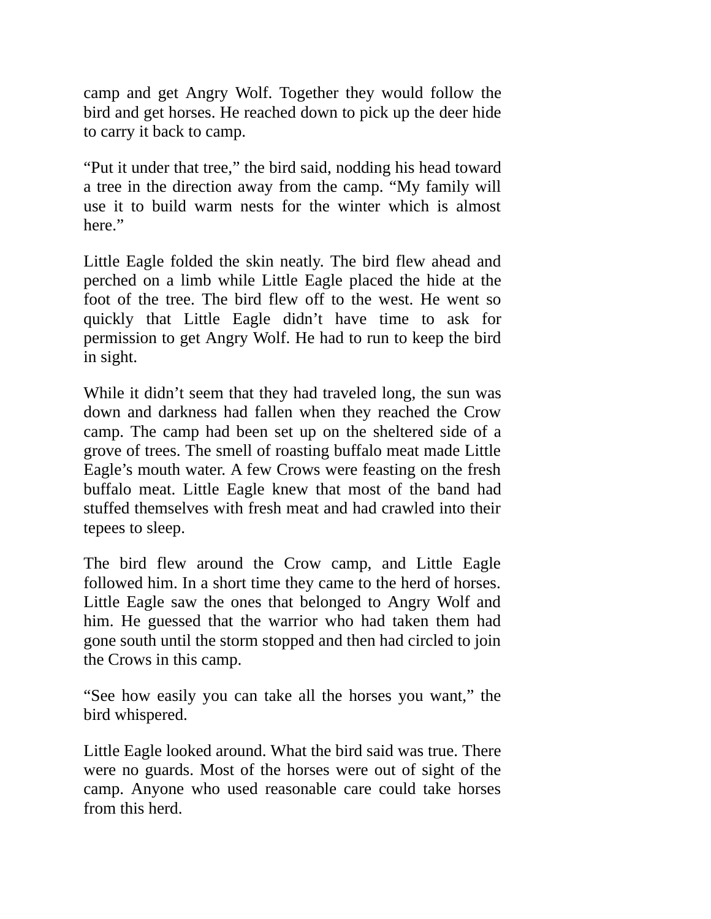camp and get Angry Wolf. Together they would follow the bird and get horses. He reached down to pick up the deer hide to carry it back to camp.

“Put it under that tree,” the bird said, nodding his head toward a tree in the direction away from the camp. “My family will use it to build warm nests for the winter which is almost here.”

Little Eagle folded the skin neatly. The bird flew ahead and perched on a limb while Little Eagle placed the hide at the foot of the tree. The bird flew off to the west. He went so quickly that Little Eagle didn’t have time to ask for permission to get Angry Wolf. He had to run to keep the bird in sight.

While it didn’t seem that they had traveled long, the sun was down and darkness had fallen when they reached the Crow camp. The camp had been set up on the sheltered side of a grove of trees. The smell of roasting buffalo meat made Little Eagle’s mouth water. A few Crows were feasting on the fresh buffalo meat. Little Eagle knew that most of the band had stuffed themselves with fresh meat and had crawled into their tepees to sleep.

The bird flew around the Crow camp, and Little Eagle followed him. In a short time they came to the herd of horses. Little Eagle saw the ones that belonged to Angry Wolf and him. He guessed that the warrior who had taken them had gone south until the storm stopped and then had circled to join the Crows in this camp.

“See how easily you can take all the horses you want,” the bird whispered.

Little Eagle looked around. What the bird said was true. There were no guards. Most of the horses were out of sight of the camp. Anyone who used reasonable care could take horses from this herd.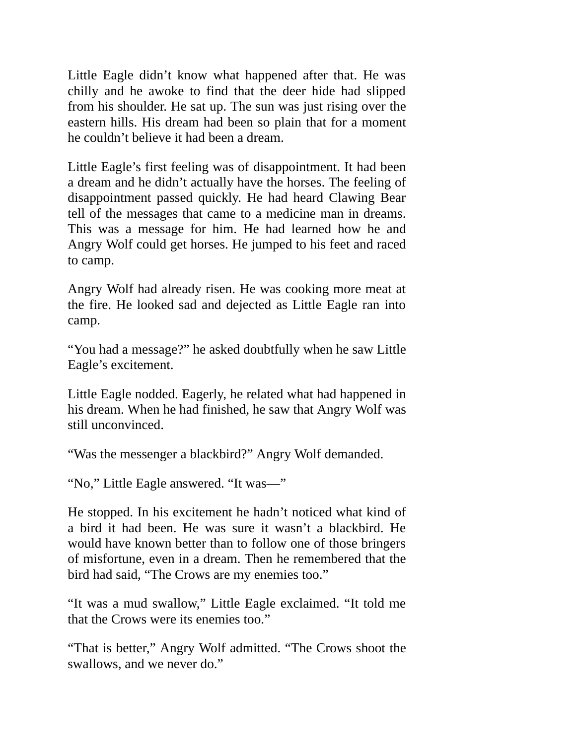Little Eagle didn’t know what happened after that. He was chilly and he awoke to find that the deer hide had slipped from his shoulder. He sat up. The sun was just rising over the eastern hills. His dream had been so plain that for a moment he couldn’t believe it had been a dream.

Little Eagle’s first feeling was of disappointment. It had been a dream and he didn’t actually have the horses. The feeling of disappointment passed quickly. He had heard Clawing Bear tell of the messages that came to a medicine man in dreams. This was a message for him. He had learned how he and Angry Wolf could get horses. He jumped to his feet and raced to camp.

Angry Wolf had already risen. He was cooking more meat at the fire. He looked sad and dejected as Little Eagle ran into camp.

“You had a message?” he asked doubtfully when he saw Little Eagle’s excitement.

Little Eagle nodded. Eagerly, he related what had happened in his dream. When he had finished, he saw that Angry Wolf was still unconvinced.

“Was the messenger a blackbird?” Angry Wolf demanded.

“No,” Little Eagle answered. “It was—”

He stopped. In his excitement he hadn’t noticed what kind of a bird it had been. He was sure it wasn’t a blackbird. He would have known better than to follow one of those bringers of misfortune, even in a dream. Then he remembered that the bird had said, “The Crows are my enemies too.”

“It was a mud swallow,” Little Eagle exclaimed. “It told me that the Crows were its enemies too.”

“That is better,” Angry Wolf admitted. “The Crows shoot the swallows, and we never do.”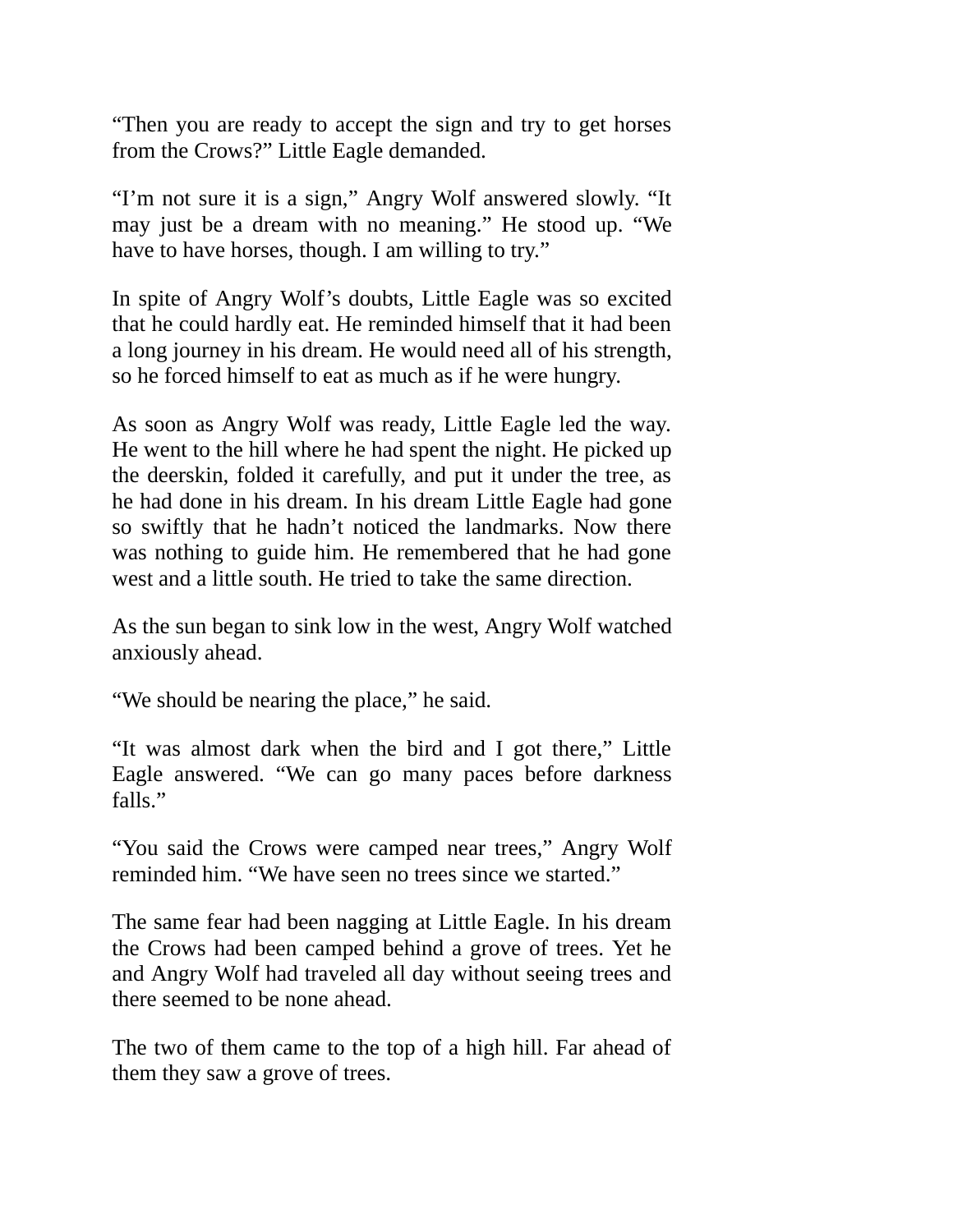“Then you are ready to accept the sign and try to get horses from the Crows?” Little Eagle demanded.

“I’m not sure it is a sign,” Angry Wolf answered slowly. “It may just be a dream with no meaning.” He stood up. “We have to have horses, though. I am willing to try.”

In spite of Angry Wolf’s doubts, Little Eagle was so excited that he could hardly eat. He reminded himself that it had been a long journey in his dream. He would need all of his strength, so he forced himself to eat as much as if he were hungry.

As soon as Angry Wolf was ready, Little Eagle led the way. He went to the hill where he had spent the night. He picked up the deerskin, folded it carefully, and put it under the tree, as he had done in his dream. In his dream Little Eagle had gone so swiftly that he hadn’t noticed the landmarks. Now there was nothing to guide him. He remembered that he had gone west and a little south. He tried to take the same direction.

As the sun began to sink low in the west, Angry Wolf watched anxiously ahead.

“We should be nearing the place,” he said.

“It was almost dark when the bird and I got there,” Little Eagle answered. “We can go many paces before darkness falls.”

“You said the Crows were camped near trees,” Angry Wolf reminded him. “We have seen no trees since we started.”

The same fear had been nagging at Little Eagle. In his dream the Crows had been camped behind a grove of trees. Yet he and Angry Wolf had traveled all day without seeing trees and there seemed to be none ahead.

The two of them came to the top of a high hill. Far ahead of them they saw a grove of trees.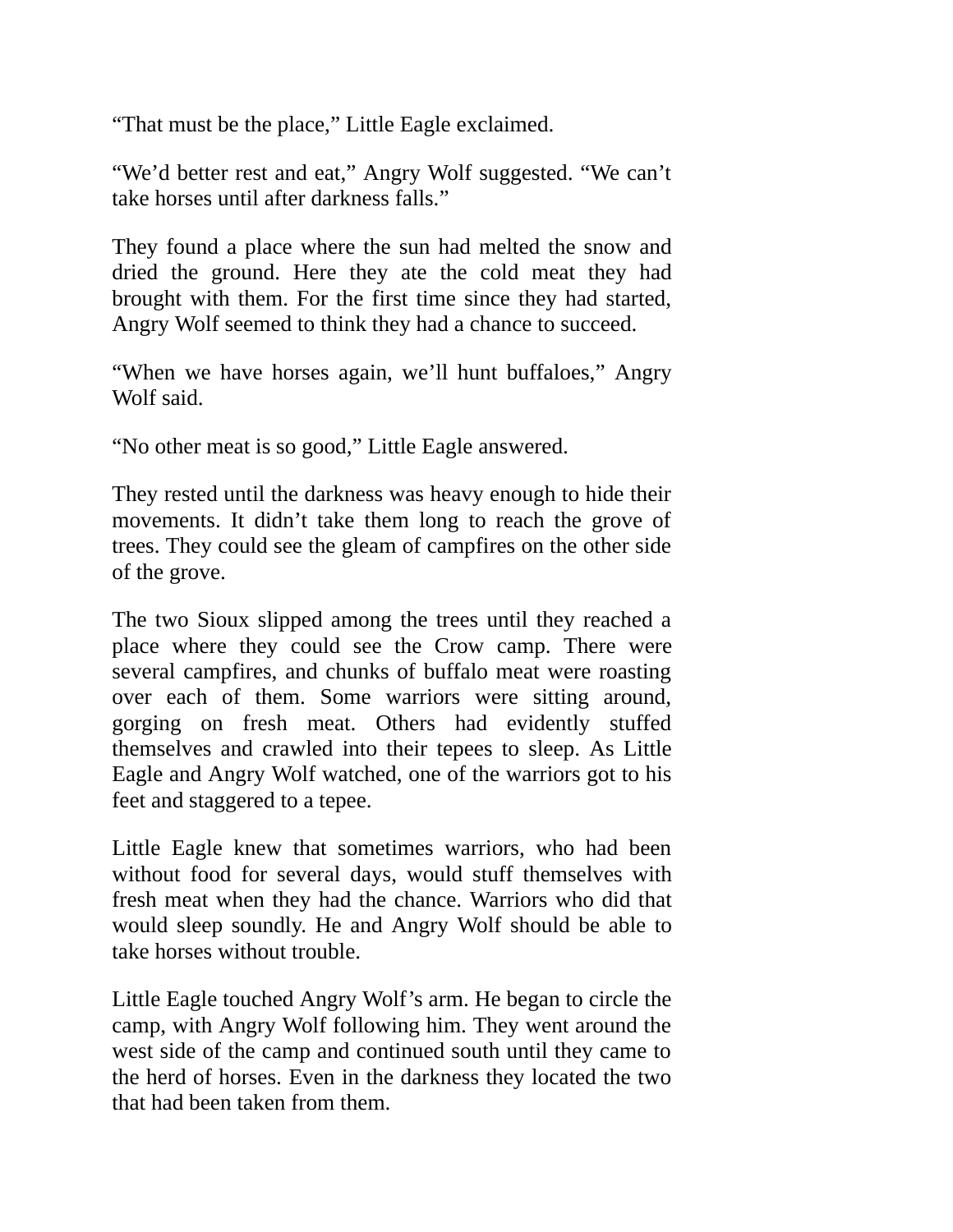“That must be the place,” Little Eagle exclaimed.

“We’d better rest and eat,” Angry Wolf suggested. “We can’t take horses until after darkness falls.”

They found a place where the sun had melted the snow and dried the ground. Here they ate the cold meat they had brought with them. For the first time since they had started, Angry Wolf seemed to think they had a chance to succeed.

“When we have horses again, we’ll hunt buffaloes,” Angry Wolf said.

“No other meat is so good,” Little Eagle answered.

They rested until the darkness was heavy enough to hide their movements. It didn’t take them long to reach the grove of trees. They could see the gleam of campfires on the other side of the grove.

The two Sioux slipped among the trees until they reached a place where they could see the Crow camp. There were several campfires, and chunks of buffalo meat were roasting over each of them. Some warriors were sitting around, gorging on fresh meat. Others had evidently stuffed themselves and crawled into their tepees to sleep. As Little Eagle and Angry Wolf watched, one of the warriors got to his feet and staggered to a tepee.

Little Eagle knew that sometimes warriors, who had been without food for several days, would stuff themselves with fresh meat when they had the chance. Warriors who did that would sleep soundly. He and Angry Wolf should be able to take horses without trouble.

Little Eagle touched Angry Wolf’s arm. He began to circle the camp, with Angry Wolf following him. They went around the west side of the camp and continued south until they came to the herd of horses. Even in the darkness they located the two that had been taken from them.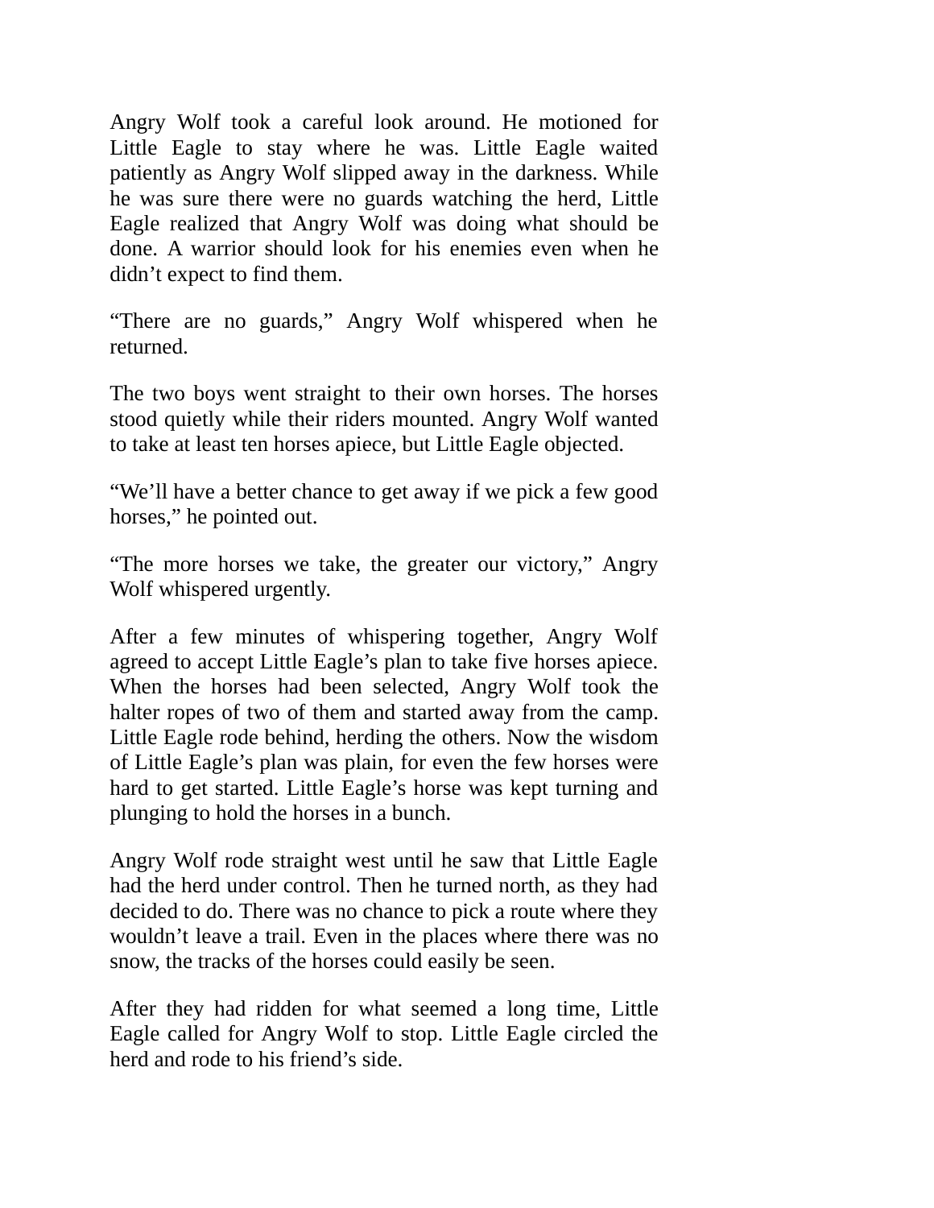Angry Wolf took a careful look around. He motioned for Little Eagle to stay where he was. Little Eagle waited patiently as Angry Wolf slipped away in the darkness. While he was sure there were no guards watching the herd, Little Eagle realized that Angry Wolf was doing what should be done. A warrior should look for his enemies even when he didn't expect to find them.

"There are no guards," Angry Wolf whispered when he returned.

The two boys went straight to their own horses. The horses stood quietly while their riders mounted. Angry Wolf wanted to take at least ten horses apiece, but Little Eagle objected.

"We'll have a better chance to get away if we pick a few good horses," he pointed out.

"The more horses we take, the greater our victory," Angry Wolf whispered urgently.

After a few minutes of whispering together, Angry Wolf agreed to accept Little Eagle's plan to take five horses apiece. When the horses had been selected, Angry Wolf took the halter ropes of two of them and started away from the camp. Little Eagle rode behind, herding the others. Now the wisdom of Little Eagle's plan was plain, for even the few horses were hard to get started. Little Eagle's horse was kept turning and plunging to hold the horses in a bunch.

Angry Wolf rode straight west until he saw that Little Eagle had the herd under control. Then he turned north, as they had decided to do. There was no chance to pick a route where they wouldn't leave a trail. Even in the places where there was no snow, the tracks of the horses could easily be seen.

After they had ridden for what seemed a long time, Little Eagle called for Angry Wolf to stop. Little Eagle circled the herd and rode to his friend's side.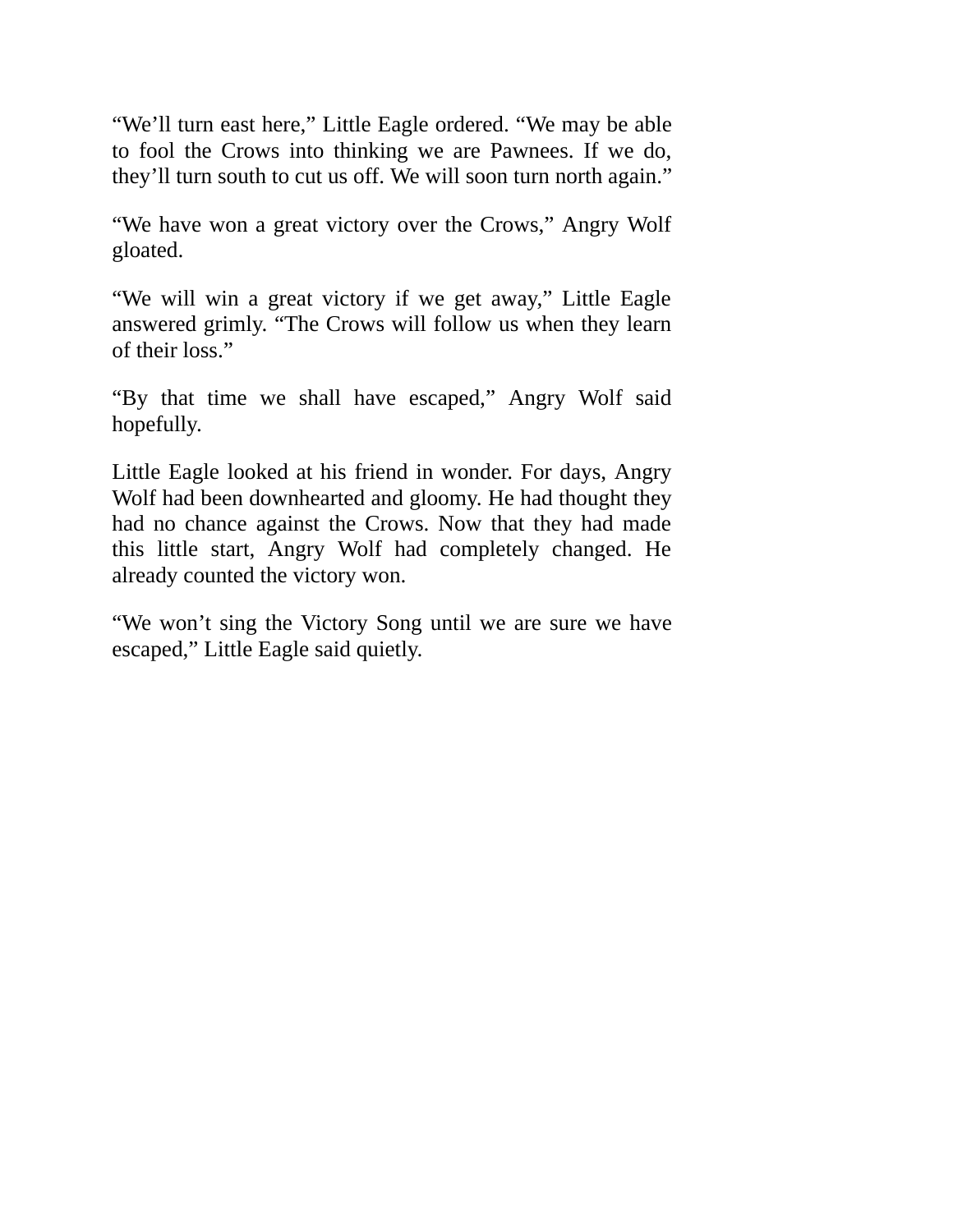“We’ll turn east here,” Little Eagle ordered. “We may be able to fool the Crows into thinking we are Pawnees. If we do, they’ll turn south to cut us off. We will soon turn north again.”

“We have won a great victory over the Crows,” Angry Wolf gloated.

“We will win a great victory if we get away,” Little Eagle answered grimly. “The Crows will follow us when they learn of their loss.”

“By that time we shall have escaped,” Angry Wolf said hopefully.

Little Eagle looked at his friend in wonder. For days, Angry Wolf had been downhearted and gloomy. He had thought they had no chance against the Crows. Now that they had made this little start, Angry Wolf had completely changed. He already counted the victory won.

“We won’t sing the Victory Song until we are sure we have escaped,” Little Eagle said quietly.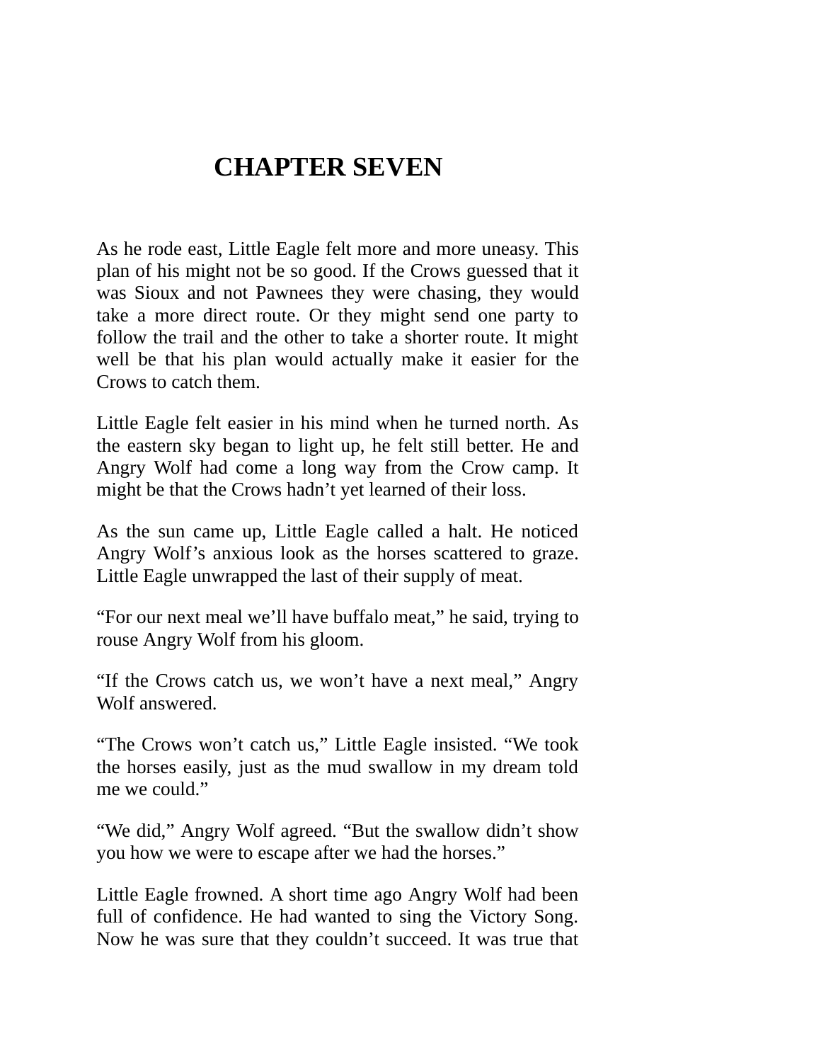# CHAPTER SEVEN

As he rode east, Little Eagle felt more and more uneasy. This plan of his might not be so good. If the Crows guessed that it was Sioux and not Pawnees they were chasing, they would take a more direct route. Or they might send one party to follow the trail and the other to take a shorter route. It might well be that his plan would actually make it easier for the Crows to catch them.

Little Eagle felt easier in his mind when he turned north. As the eastern sky began to light up, he felt still better. He and Angry Wolf had come a long way from the Crow camp. It might be that the Crows hadn't yet learned of their loss.

As the sun came up, Little Eagle called a halt. He noticed Angry Wolf's anxious look as the horses scattered to graze. Little Eagle unwrapped the last of their supply of meat.

"For our next meal we'll have buffalo meat," he said, trying to rouse Angry Wolf from his gloom.

"If the Crows catch us, we won't have a next meal," Angry Wolf answered.

"The Crows won't catch us," Little Eagle insisted. "We took the horses easily, just as the mud swallow in my dream told me we could."

"We did," Angry Wolf agreed. "But the swallow didn't show you how we were to escape after we had the horses."

Little Eagle frowned. A short time ago Angry Wolf had been full of confidence. He had wanted to sing the Victory Song. Now he was sure that they couldn't succeed. It was true that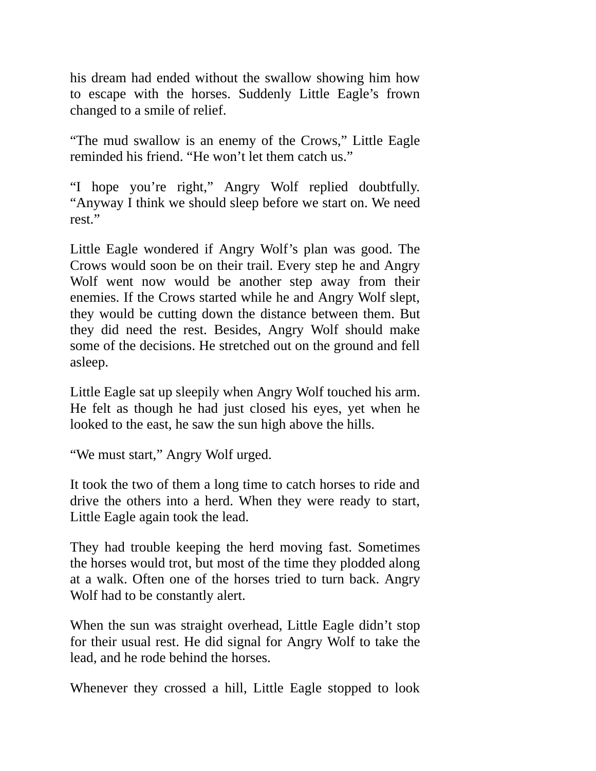his dream had ended without the swallow showing him how to escape with the horses. Suddenly Little Eagle's frown changed to a smile of relief.

"The mud swallow is an enemy of the Crows," Little Eagle reminded his friend. "He won't let them catch us."

"I hope you're right," Angry Wolf replied doubtfully. "Anyway I think we should sleep before we start on. We need rest."

Little Eagle wondered if Angry Wolf's plan was good. The Crows would soon be on their trail. Every step he and Angry Wolf went now would be another step away from their enemies. If the Crows started while he and Angry Wolf slept, they would be cutting down the distance between them. But they did need the rest. Besides, Angry Wolf should make some of the decisions. He stretched out on the ground and fell asleep.

Little Eagle sat up sleepily when Angry Wolf touched his arm. He felt as though he had just closed his eyes, yet when he looked to the east, he saw the sun high above the hills.

"We must start," Angry Wolf urged.

It took the two of them a long time to catch horses to ride and drive the others into a herd. When they were ready to start, Little Eagle again took the lead.

They had trouble keeping the herd moving fast. Sometimes the horses would trot, but most of the time they plodded along at a walk. Often one of the horses tried to turn back. Angry Wolf had to be constantly alert.

When the sun was straight overhead, Little Eagle didn't stop for their usual rest. He did signal for Angry Wolf to take the lead, and he rode behind the horses.

Whenever they crossed a hill, Little Eagle stopped to look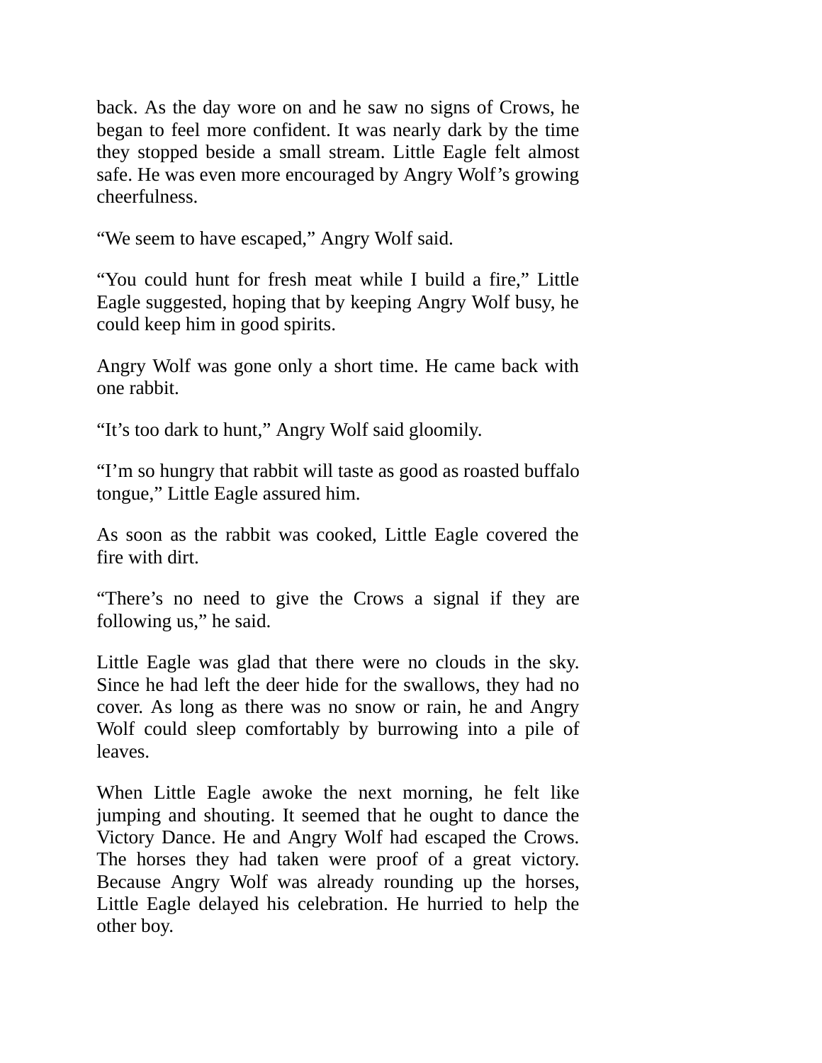back. As the day wore on and he saw no signs of Crows, he began to feel more confident. It was nearly dark by the time they stopped beside a small stream. Little Eagle felt almost safe. He was even more encouraged by Angry Wolf's growing cheerfulness.

"We seem to have escaped," Angry Wolf said.

"You could hunt for fresh meat while I build a fire," Little Eagle suggested, hoping that by keeping Angry Wolf busy, he could keep him in good spirits.

Angry Wolf was gone only a short time. He came back with one rabbit.

"It's too dark to hunt," Angry Wolf said gloomily.

"I'm so hungry that rabbit will taste as good as roasted buffalo tongue," Little Eagle assured him.

As soon as the rabbit was cooked, Little Eagle covered the fire with dirt.

"There's no need to give the Crows a signal if they are following us," he said.

Little Eagle was glad that there were no clouds in the sky. Since he had left the deer hide for the swallows, they had no cover. As long as there was no snow or rain, he and Angry Wolf could sleep comfortably by burrowing into a pile of leaves.

When Little Eagle awoke the next morning, he felt like jumping and shouting. It seemed that he ought to dance the Victory Dance. He and Angry Wolf had escaped the Crows. The horses they had taken were proof of a great victory. Because Angry Wolf was already rounding up the horses, Little Eagle delayed his celebration. He hurried to help the other boy.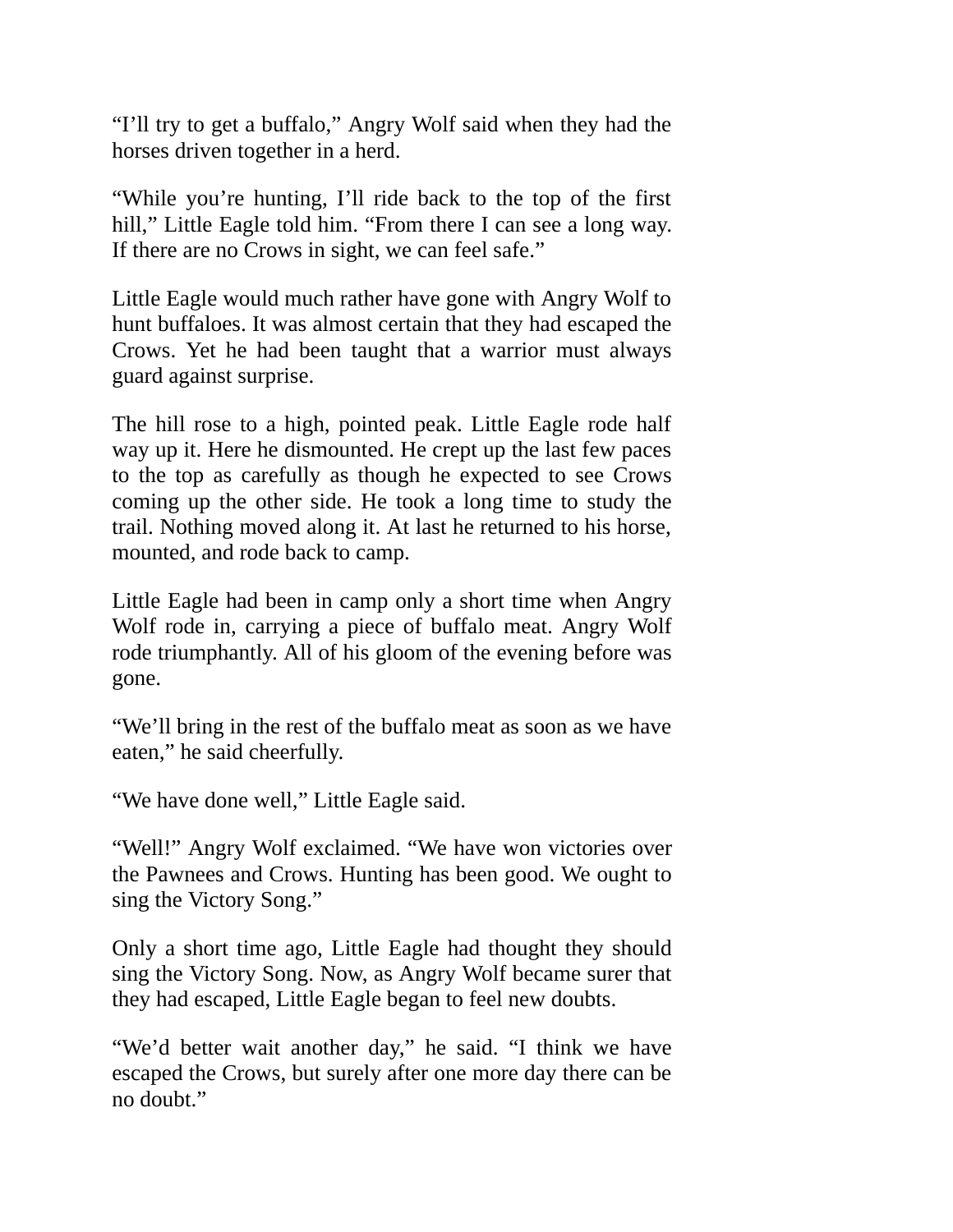"I'll try to get a buffalo," Angry Wolf said when they had the horses driven together in a herd.

"While you're hunting, I'll ride back to the top of the first hill," Little Eagle told him. "From there I can see a long way. If there are no Crows in sight, we can feel safe."

Little Eagle would much rather have gone with Angry Wolf to hunt buffaloes. It was almost certain that they had escaped the Crows. Yet he had been taught that a warrior must always guard against surprise.

The hill rose to a high, pointed peak. Little Eagle rode half way up it. Here he dismounted. He crept up the last few paces to the top as carefully as though he expected to see Crows coming up the other side. He took a long time to study the trail. Nothing moved along it. At last he returned to his horse, mounted, and rode back to camp.

Little Eagle had been in camp only a short time when Angry Wolf rode in, carrying a piece of buffalo meat. Angry Wolf rode triumphantly. All of his gloom of the evening before was gone.

"We'll bring in the rest of the buffalo meat as soon as we have eaten," he said cheerfully.

"We have done well," Little Eagle said.

"Well!" Angry Wolf exclaimed. "We have won victories over the Pawnees and Crows. Hunting has been good. We ought to sing the Victory Song."

Only a short time ago, Little Eagle had thought they should sing the Victory Song. Now, as Angry Wolf became surer that they had escaped, Little Eagle began to feel new doubts.

"We'd better wait another day," he said. "I think we have escaped the Crows, but surely after one more day there can be no doubt."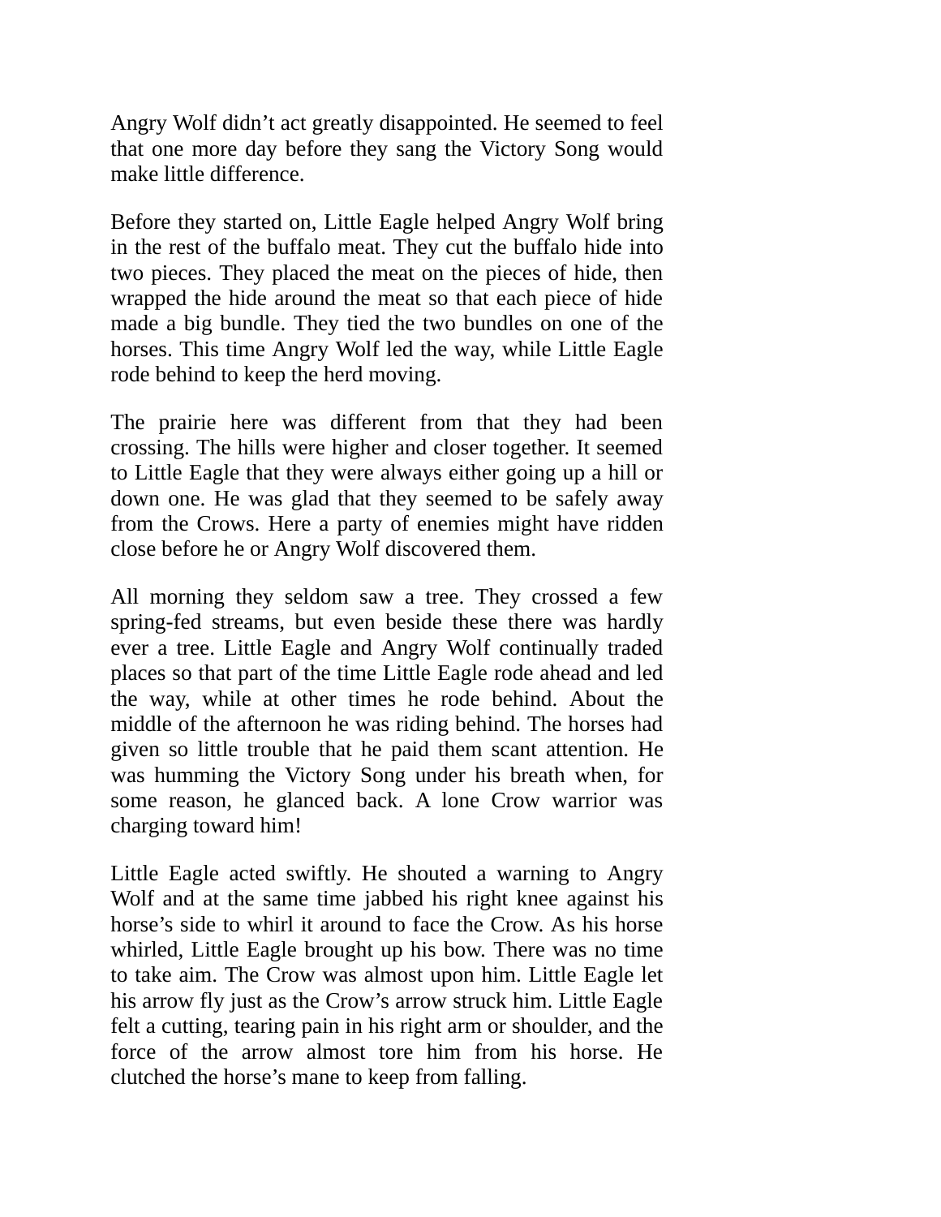Angry Wolf didn't act greatly disappointed. He seemed to feel that one more day before they sang the Victory Song would make little difference.

Before they started on, Little Eagle helped Angry Wolf bring in the rest of the buffalo meat. They cut the buffalo hide into two pieces. They placed the meat on the pieces of hide, then wrapped the hide around the meat so that each piece of hide made a big bundle. They tied the two bundles on one of the horses. This time Angry Wolf led the way, while Little Eagle rode behind to keep the herd moving.

The prairie here was different from that they had been crossing. The hills were higher and closer together. It seemed to Little Eagle that they were always either going up a hill or down one. He was glad that they seemed to be safely away from the Crows. Here a party of enemies might have ridden close before he or Angry Wolf discovered them.

All morning they seldom saw a tree. They crossed a few spring-fed streams, but even beside these there was hardly ever a tree. Little Eagle and Angry Wolf continually traded places so that part of the time Little Eagle rode ahead and led the way, while at other times he rode behind. About the middle of the afternoon he was riding behind. The horses had given so little trouble that he paid them scant attention. He was humming the Victory Song under his breath when, for some reason, he glanced back. A lone Crow warrior was charging toward him!

Little Eagle acted swiftly. He shouted a warning to Angry Wolf and at the same time jabbed his right knee against his horse's side to whirl it around to face the Crow. As his horse whirled, Little Eagle brought up his bow. There was no time to take aim. The Crow was almost upon him. Little Eagle let his arrow fly just as the Crow's arrow struck him. Little Eagle felt a cutting, tearing pain in his right arm or shoulder, and the force of the arrow almost tore him from his horse. He clutched the horse's mane to keep from falling.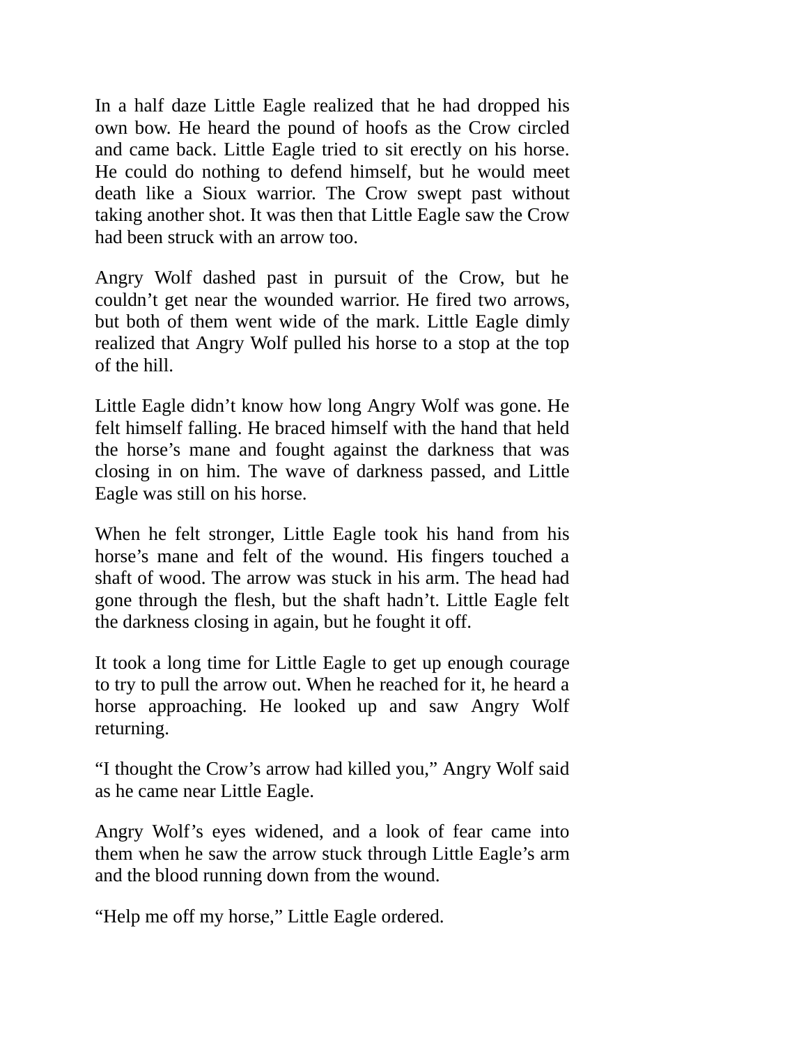In a half daze Little Eagle realized that he had dropped his own bow. He heard the pound of hoofs as the Crow circled and came back. Little Eagle tried to sit erectly on his horse. He could do nothing to defend himself, but he would meet death like a Sioux warrior. The Crow swept past without taking another shot. It was then that Little Eagle saw the Crow had been struck with an arrow too.

Angry Wolf dashed past in pursuit of the Crow, but he couldn't get near the wounded warrior. He fired two arrows, but both of them went wide of the mark. Little Eagle dimly realized that Angry Wolf pulled his horse to a stop at the top of the hill.

Little Eagle didn't know how long Angry Wolf was gone. He felt himself falling. He braced himself with the hand that held the horse's mane and fought against the darkness that was closing in on him. The wave of darkness passed, and Little Eagle was still on his horse.

When he felt stronger, Little Eagle took his hand from his horse's mane and felt of the wound. His fingers touched a shaft of wood. The arrow was stuck in his arm. The head had gone through the flesh, but the shaft hadn't. Little Eagle felt the darkness closing in again, but he fought it off.

It took a long time for Little Eagle to get up enough courage to try to pull the arrow out. When he reached for it, he heard a horse approaching. He looked up and saw Angry Wolf returning.

"I thought the Crow's arrow had killed you," Angry Wolf said as he came near Little Eagle.

Angry Wolf's eyes widened, and a look of fear came into them when he saw the arrow stuck through Little Eagle's arm and the blood running down from the wound.

"Help me off my horse," Little Eagle ordered.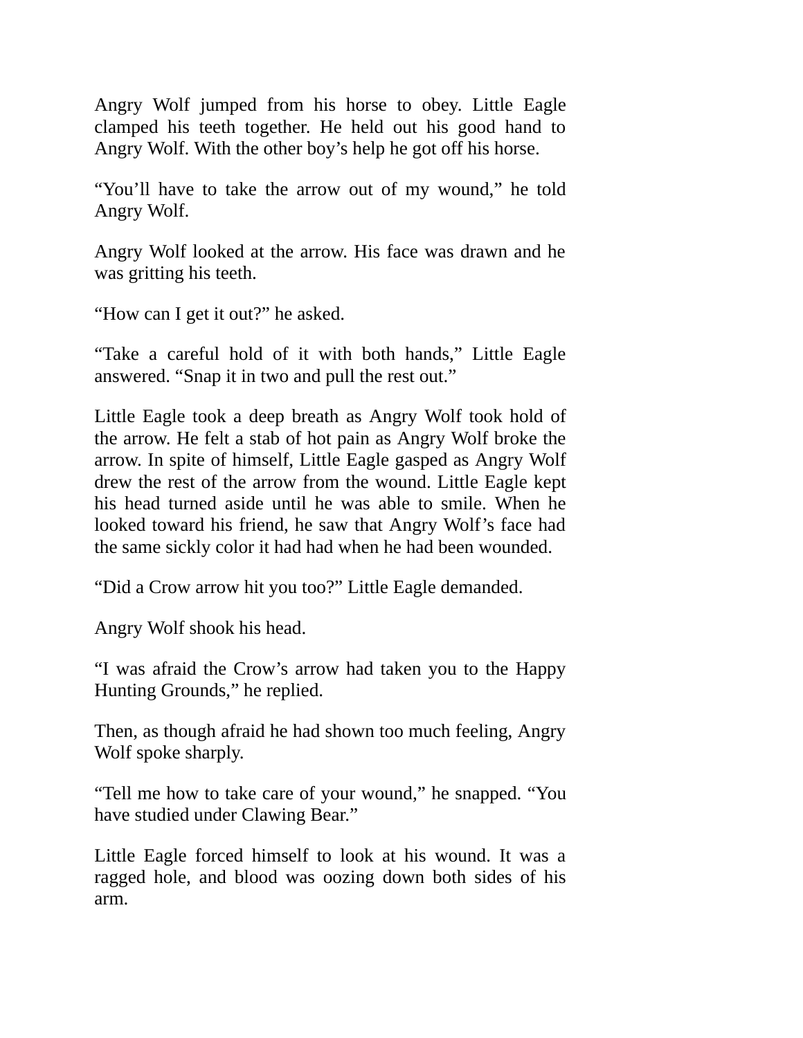Angry Wolf jumped from his horse to obey. Little Eagle clamped his teeth together. He held out his good hand to Angry Wolf. With the other boy's help he got off his horse.

"You'll have to take the arrow out of my wound," he told Angry Wolf.

Angry Wolf looked at the arrow. His face was drawn and he was gritting his teeth.

"How can I get it out?" he asked.

"Take a careful hold of it with both hands," Little Eagle answered. "Snap it in two and pull the rest out."

Little Eagle took a deep breath as Angry Wolf took hold of the arrow. He felt a stab of hot pain as Angry Wolf broke the arrow. In spite of himself, Little Eagle gasped as Angry Wolf drew the rest of the arrow from the wound. Little Eagle kept his head turned aside until he was able to smile. When he looked toward his friend, he saw that Angry Wolf's face had the same sickly color it had had when he had been wounded.

"Did a Crow arrow hit you too?" Little Eagle demanded.

Angry Wolf shook his head.

"I was afraid the Crow's arrow had taken you to the Happy Hunting Grounds," he replied.

Then, as though afraid he had shown too much feeling, Angry Wolf spoke sharply.

"Tell me how to take care of your wound," he snapped. "You have studied under Clawing Bear."

Little Eagle forced himself to look at his wound. It was a ragged hole, and blood was oozing down both sides of his arm.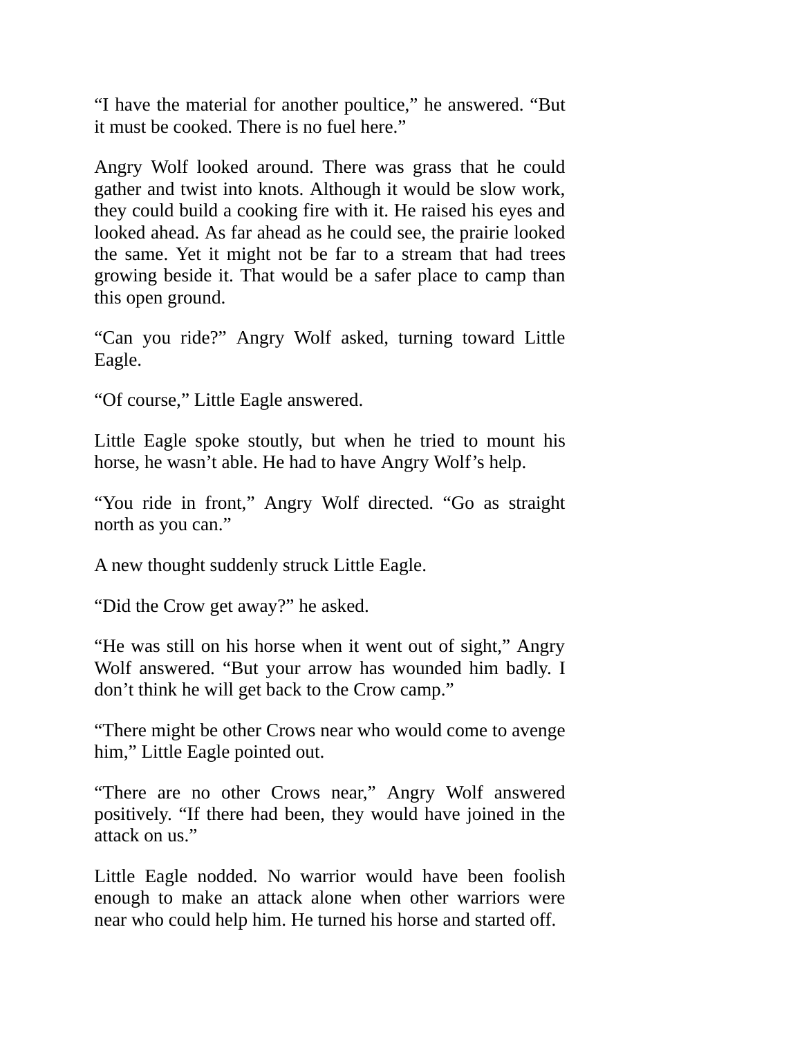"I have the material for another poultice," he answered. "But it must be cooked. There is no fuel here."

Angry Wolf looked around. There was grass that he could gather and twist into knots. Although it would be slow work, they could build a cooking fire with it. He raised his eyes and looked ahead. As far ahead as he could see, the prairie looked the same. Yet it might not be far to a stream that had trees growing beside it. That would be a safer place to camp than this open ground.

"Can you ride?" Angry Wolf asked, turning toward Little Eagle.

"Of course," Little Eagle answered.

Little Eagle spoke stoutly, but when he tried to mount his horse, he wasn't able. He had to have Angry Wolf's help.

"You ride in front," Angry Wolf directed. "Go as straight north as you can."

A new thought suddenly struck Little Eagle.

"Did the Crow get away?" he asked.

"He was still on his horse when it went out of sight," Angry Wolf answered. "But your arrow has wounded him badly. I don't think he will get back to the Crow camp."

"There might be other Crows near who would come to avenge him," Little Eagle pointed out.

"There are no other Crows near," Angry Wolf answered positively. "If there had been, they would have joined in the attack on us."

Little Eagle nodded. No warrior would have been foolish enough to make an attack alone when other warriors were near who could help him. He turned his horse and started off.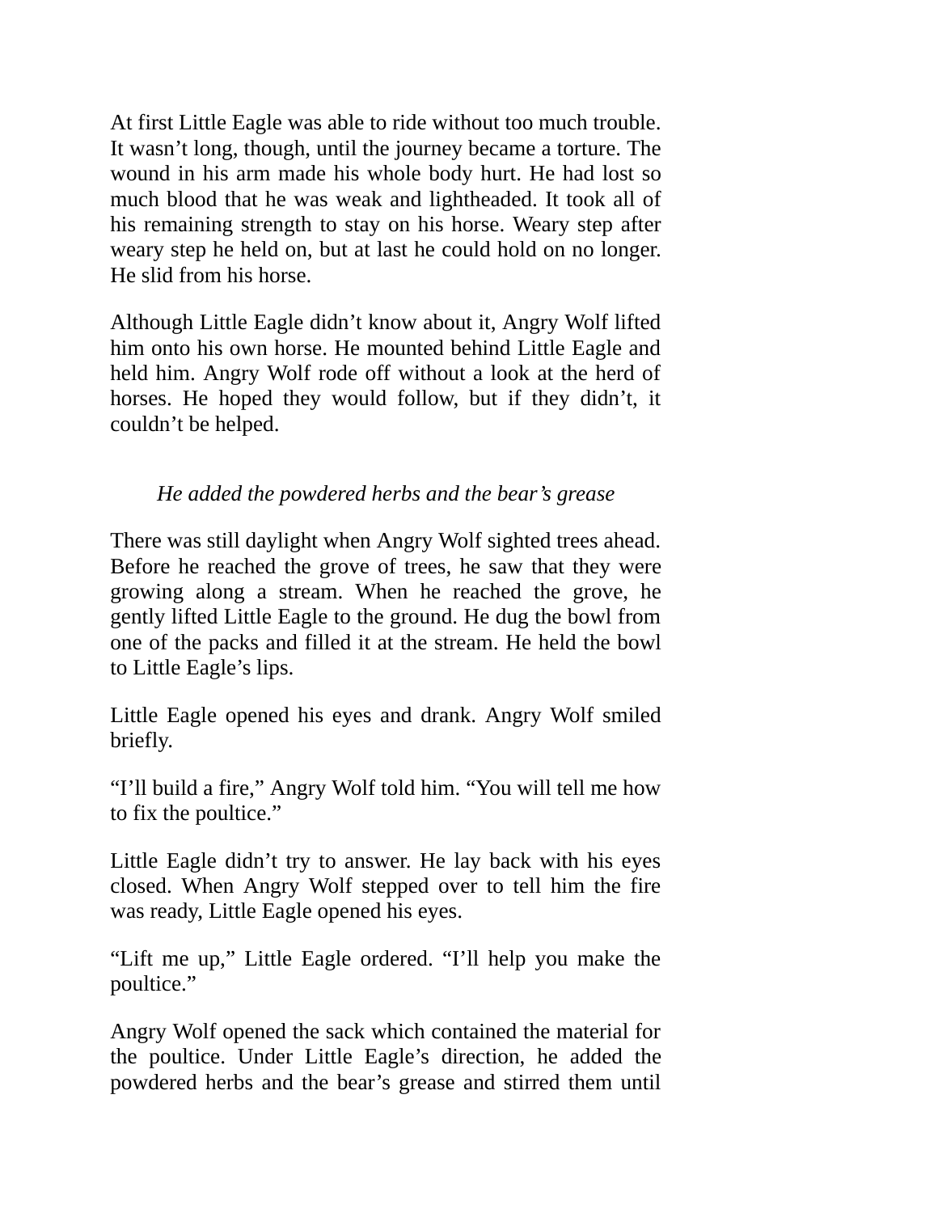At first Little Eagle was able to ride without too much trouble. It wasn't long, though, until the journey became a torture. The wound in his arm made his whole body hurt. He had lost so much blood that he was weak and lightheaded. It took all of his remaining strength to stay on his horse. Weary step after weary step he held on, but at last he could hold on no longer. He slid from his horse.

Although Little Eagle didn't know about it, Angry Wolf lifted him onto his own horse. He mounted behind Little Eagle and held him. Angry Wolf rode off without a look at the herd of horses. He hoped they would follow, but if they didn't, it couldn't be helped.

*He added the powdered herbs and the bear's grease*

There was still daylight when Angry Wolf sighted trees ahead. Before he reached the grove of trees, he saw that they were growing along a stream. When he reached the grove, he gently lifted Little Eagle to the ground. He dug the bowl from one of the packs and filled it at the stream. He held the bowl to Little Eagle's lips.

Little Eagle opened his eyes and drank. Angry Wolf smiled briefly.

"I'll build a fire," Angry Wolf told him. "You will tell me how to fix the poultice."

Little Eagle didn't try to answer. He lay back with his eyes closed. When Angry Wolf stepped over to tell him the fire was ready, Little Eagle opened his eyes.

"Lift me up," Little Eagle ordered. "I'll help you make the poultice."

Angry Wolf opened the sack which contained the material for the poultice. Under Little Eagle's direction, he added the powdered herbs and the bear's grease and stirred them until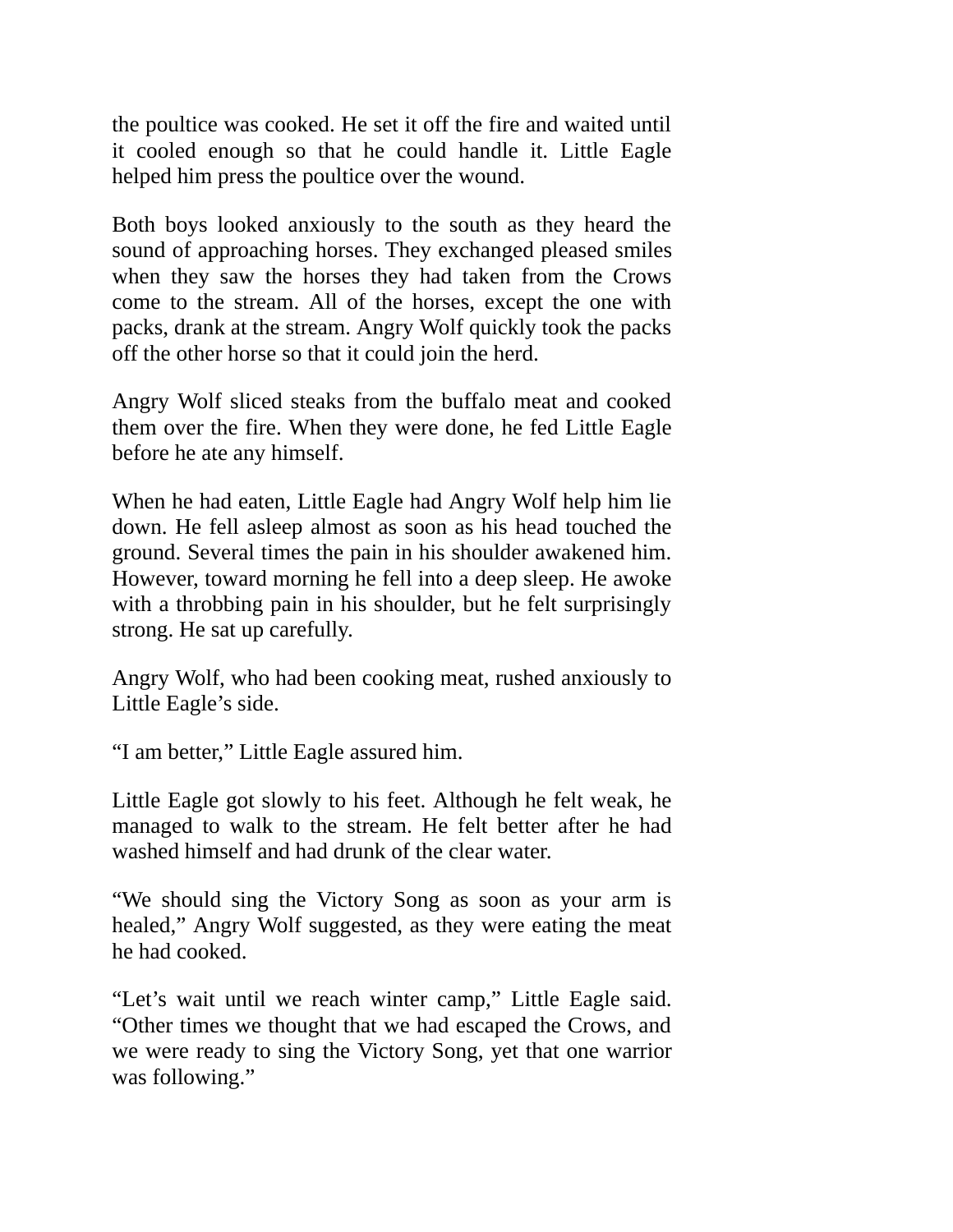the poultice was cooked. He set it off the fire and waited until it cooled enough so that he could handle it. Little Eagle helped him press the poultice over the wound.

Both boys looked anxiously to the south as they heard the sound of approaching horses. They exchanged pleased smiles when they saw the horses they had taken from the Crows come to the stream. All of the horses, except the one with packs, drank at the stream. Angry Wolf quickly took the packs off the other horse so that it could join the herd.

Angry Wolf sliced steaks from the buffalo meat and cooked them over the fire. When they were done, he fed Little Eagle before he ate any himself.

When he had eaten, Little Eagle had Angry Wolf help him lie down. He fell asleep almost as soon as his head touched the ground. Several times the pain in his shoulder awakened him. However, toward morning he fell into a deep sleep. He awoke with a throbbing pain in his shoulder, but he felt surprisingly strong. He sat up carefully.

Angry Wolf, who had been cooking meat, rushed anxiously to Little Eagle's side.

"I am better," Little Eagle assured him.

Little Eagle got slowly to his feet. Although he felt weak, he managed to walk to the stream. He felt better after he had washed himself and had drunk of the clear water.

"We should sing the Victory Song as soon as your arm is healed," Angry Wolf suggested, as they were eating the meat he had cooked.

"Let's wait until we reach winter camp," Little Eagle said. "Other times we thought that we had escaped the Crows, and we were ready to sing the Victory Song, yet that one warrior was following."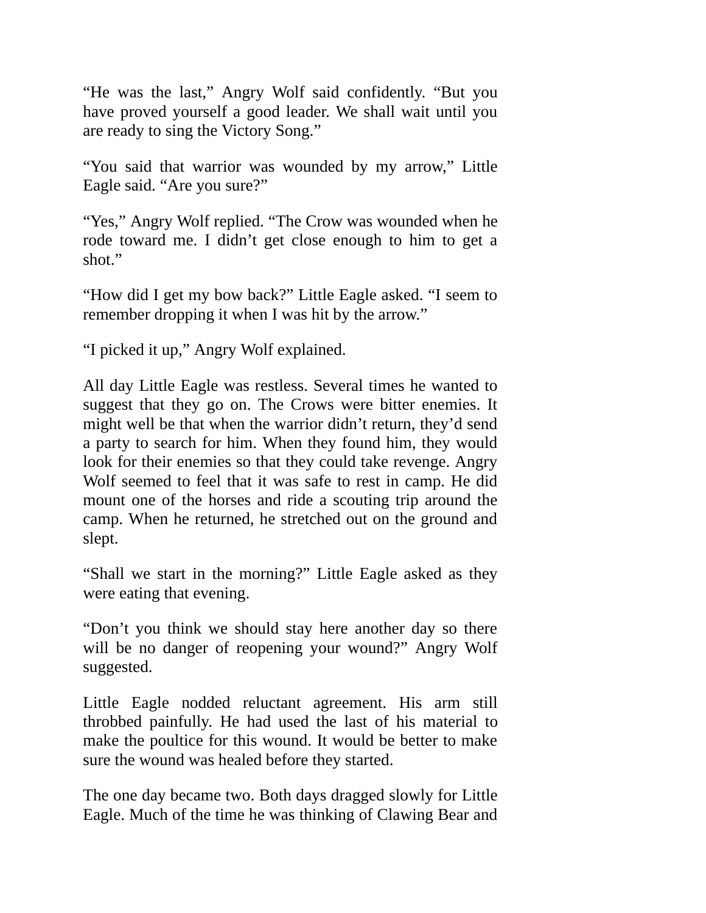"He was the last," Angry Wolf said confidently. "But you have proved yourself a good leader. We shall wait until you are ready to sing the Victory Song."

"You said that warrior was wounded by my arrow," Little Eagle said. "Are you sure?"

"Yes," Angry Wolf replied. "The Crow was wounded when he rode toward me. I didn't get close enough to him to get a shot."

"How did I get my bow back?" Little Eagle asked. "I seem to remember dropping it when I was hit by the arrow."

"I picked it up," Angry Wolf explained.

All day Little Eagle was restless. Several times he wanted to suggest that they go on. The Crows were bitter enemies. It might well be that when the warrior didn't return, they'd send a party to search for him. When they found him, they would look for their enemies so that they could take revenge. Angry Wolf seemed to feel that it was safe to rest in camp. He did mount one of the horses and ride a scouting trip around the camp. When he returned, he stretched out on the ground and slept.

"Shall we start in the morning?" Little Eagle asked as they were eating that evening.

"Don't you think we should stay here another day so there will be no danger of reopening your wound?" Angry Wolf suggested.

Little Eagle nodded reluctant agreement. His arm still throbbed painfully. He had used the last of his material to make the poultice for this wound. It would be better to make sure the wound was healed before they started.

The one day became two. Both days dragged slowly for Little Eagle. Much of the time he was thinking of Clawing Bear and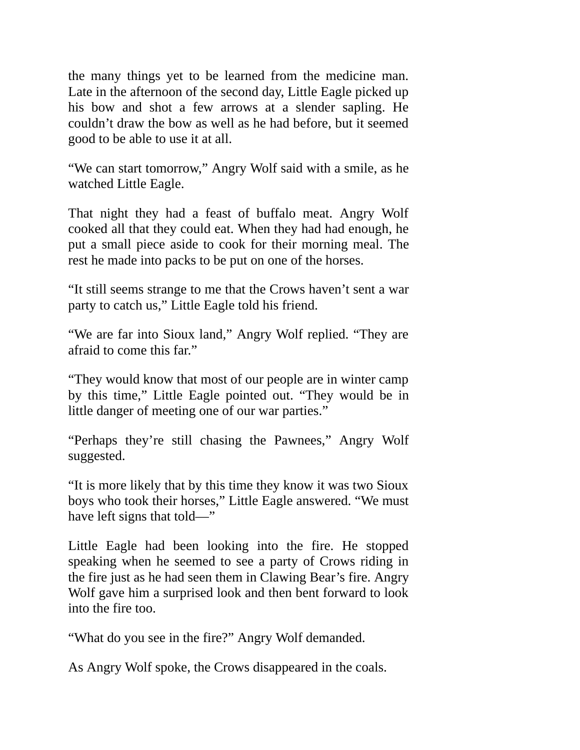the many things yet to be learned from the medicine man. Late in the afternoon of the second day, Little Eagle picked up his bow and shot a few arrows at a slender sapling. He couldn't draw the bow as well as he had before, but it seemed good to be able to use it at all.

"We can start tomorrow," Angry Wolf said with a smile, as he watched Little Eagle.

That night they had a feast of buffalo meat. Angry Wolf cooked all that they could eat. When they had had enough, he put a small piece aside to cook for their morning meal. The rest he made into packs to be put on one of the horses.

"It still seems strange to me that the Crows haven't sent a war party to catch us," Little Eagle told his friend.

"We are far into Sioux land," Angry Wolf replied. "They are afraid to come this far."

"They would know that most of our people are in winter camp by this time," Little Eagle pointed out. "They would be in little danger of meeting one of our war parties."

"Perhaps they're still chasing the Pawnees," Angry Wolf suggested.

"It is more likely that by this time they know it was two Sioux boys who took their horses," Little Eagle answered. "We must have left signs that told—"

Little Eagle had been looking into the fire. He stopped speaking when he seemed to see a party of Crows riding in the fire just as he had seen them in Clawing Bear's fire. Angry Wolf gave him a surprised look and then bent forward to look into the fire too.

"What do you see in the fire?" Angry Wolf demanded.

As Angry Wolf spoke, the Crows disappeared in the coals.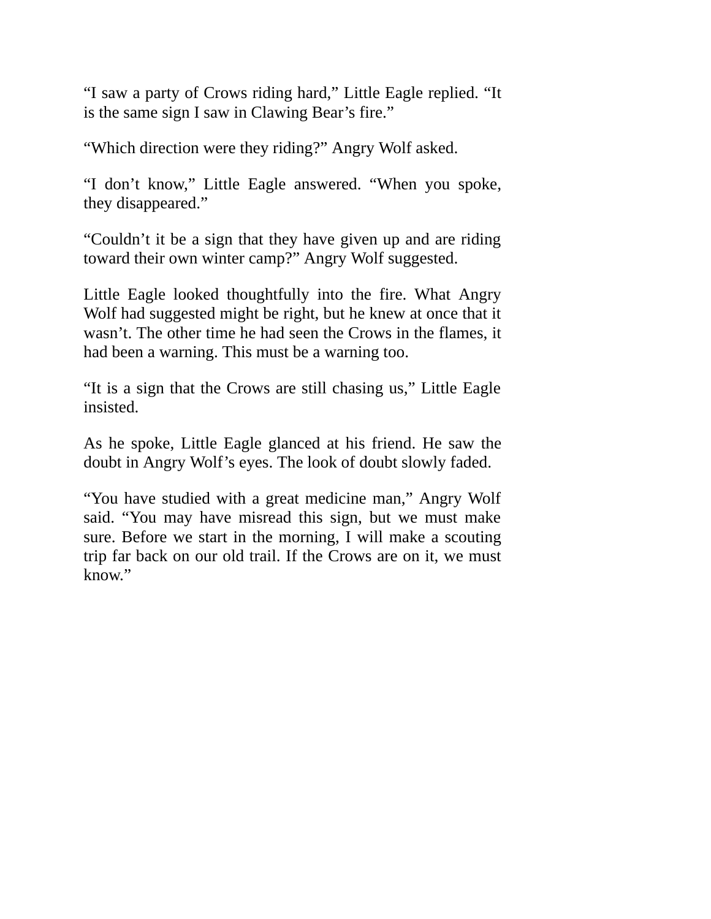“I saw a party of Crows riding hard,” Little Eagle replied. “It is the same sign I saw in Clawing Bear’s fire.”

“Which direction were they riding?” Angry Wolf asked.

“I don’t know,” Little Eagle answered. “When you spoke, they disappeared.”

“Couldn’t it be a sign that they have given up and are riding toward their own winter camp?” Angry Wolf suggested.

Little Eagle looked thoughtfully into the fire. What Angry Wolf had suggested might be right, but he knew at once that it wasn’t. The other time he had seen the Crows in the flames, it had been a warning. This must be a warning too.

“It is a sign that the Crows are still chasing us,” Little Eagle insisted.

As he spoke, Little Eagle glanced at his friend. He saw the doubt in Angry Wolf’s eyes. The look of doubt slowly faded.

“You have studied with a great medicine man,” Angry Wolf said. “You may have misread this sign, but we must make sure. Before we start in the morning, I will make a scouting trip far back on our old trail. If the Crows are on it, we must know.”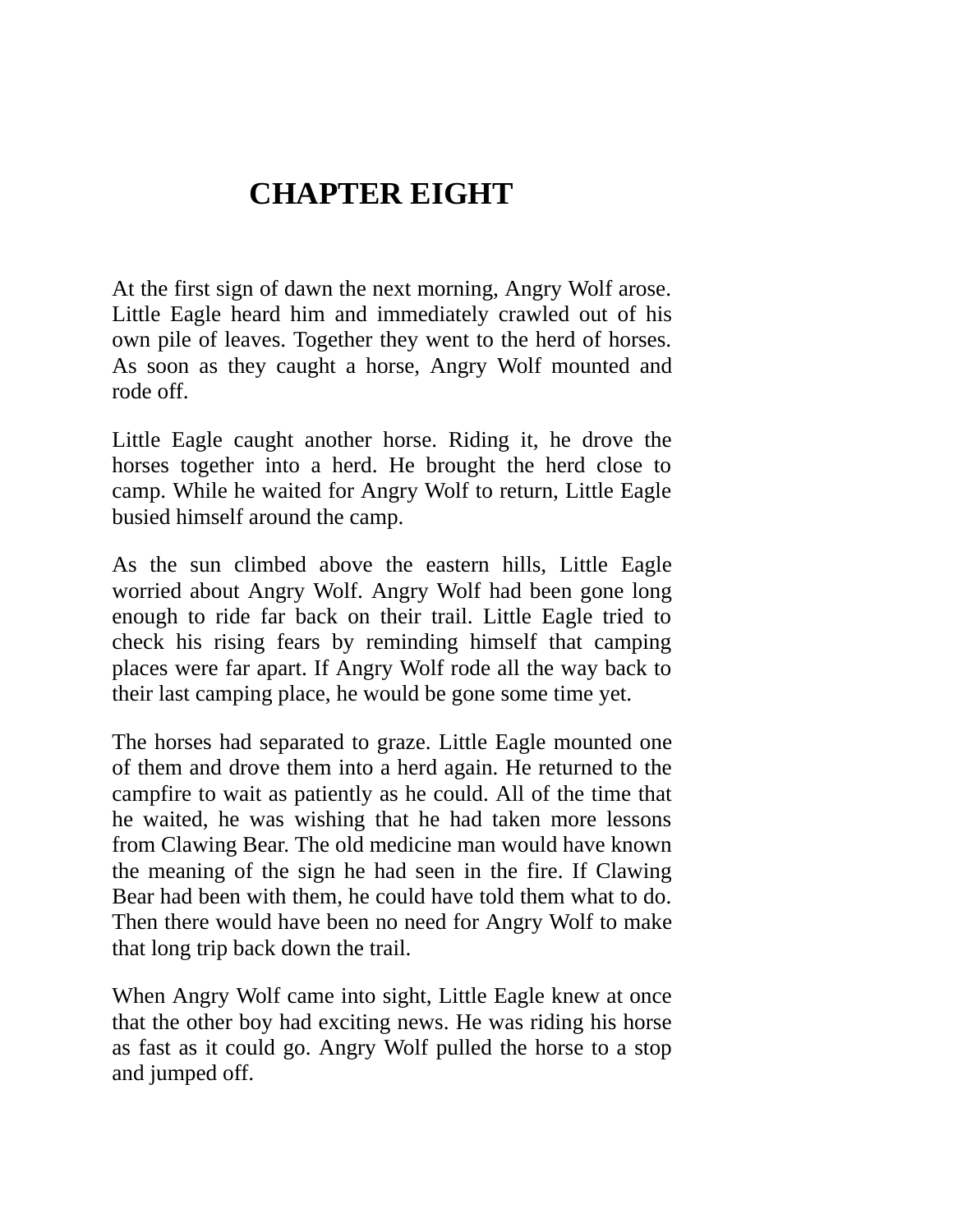# CHAPTER EIGHT

At the first sign of dawn the next morning, Angry Wolf arose. Little Eagle heard him and immediately crawled out of his own pile of leaves. Together they went to the herd of horses. As soon as they caught a horse, Angry Wolf mounted and rode off.

Little Eagle caught another horse. Riding it, he drove the horses together into a herd. He brought the herd close to camp. While he waited for Angry Wolf to return, Little Eagle busied himself around the camp.

As the sun climbed above the eastern hills, Little Eagle worried about Angry Wolf. Angry Wolf had been gone long enough to ride far back on their trail. Little Eagle tried to check his rising fears by reminding himself that camping places were far apart. If Angry Wolf rode all the way back to their last camping place, he would be gone some time yet.

The horses had separated to graze. Little Eagle mounted one of them and drove them into a herd again. He returned to the campfire to wait as patiently as he could. All of the time that he waited, he was wishing that he had taken more lessons from Clawing Bear. The old medicine man would have known the meaning of the sign he had seen in the fire. If Clawing Bear had been with them, he could have told them what to do. Then there would have been no need for Angry Wolf to make that long trip back down the trail.

When Angry Wolf came into sight, Little Eagle knew at once that the other boy had exciting news. He was riding his horse as fast as it could go. Angry Wolf pulled the horse to a stop and jumped off.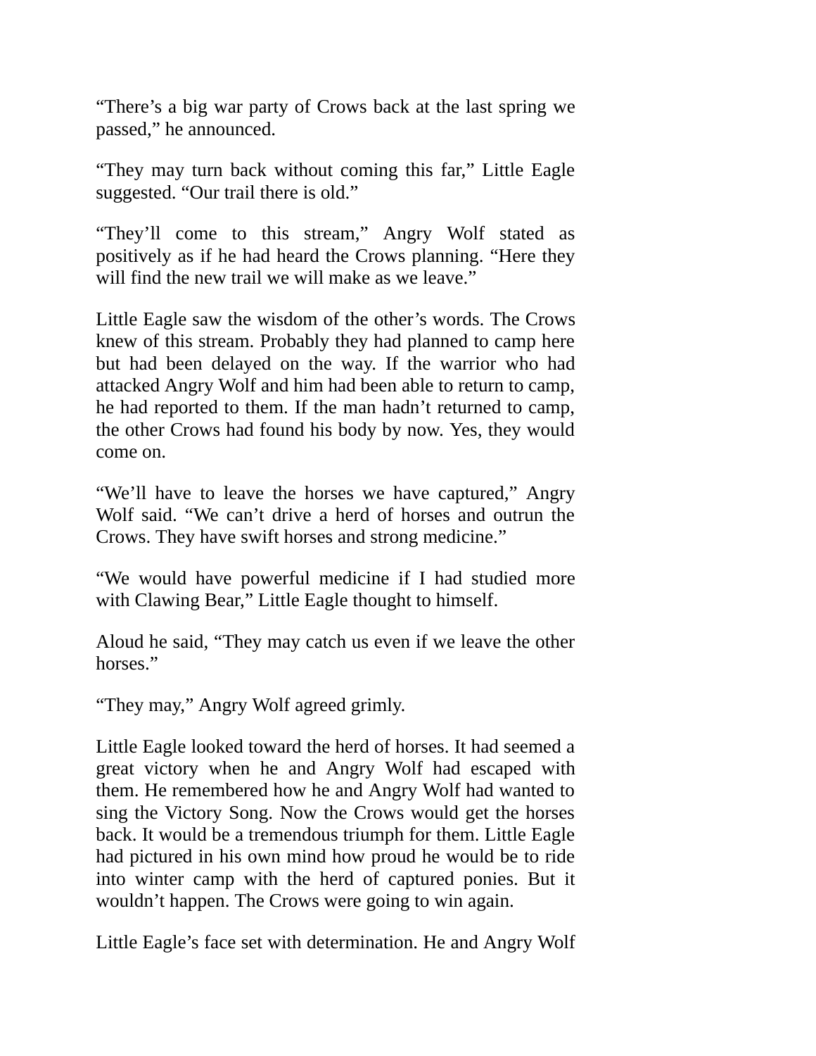“There’s a big war party of Crows back at the last spring we passed,” he announced.

“They may turn back without coming this far,” Little Eagle suggested. “Our trail there is old.”

“They’ll come to this stream,” Angry Wolf stated as positively as if he had heard the Crows planning. “Here they will find the new trail we will make as we leave.”

Little Eagle saw the wisdom of the other’s words. The Crows knew of this stream. Probably they had planned to camp here but had been delayed on the way. If the warrior who had attacked Angry Wolf and him had been able to return to camp, he had reported to them. If the man hadn’t returned to camp, the other Crows had found his body by now. Yes, they would come on.

“We’ll have to leave the horses we have captured,” Angry Wolf said. “We can’t drive a herd of horses and outrun the Crows. They have swift horses and strong medicine.”

“We would have powerful medicine if I had studied more with Clawing Bear,” Little Eagle thought to himself.

Aloud he said, “They may catch us even if we leave the other horses.”

“They may,” Angry Wolf agreed grimly.

Little Eagle looked toward the herd of horses. It had seemed a great victory when he and Angry Wolf had escaped with them. He remembered how he and Angry Wolf had wanted to sing the Victory Song. Now the Crows would get the horses back. It would be a tremendous triumph for them. Little Eagle had pictured in his own mind how proud he would be to ride into winter camp with the herd of captured ponies. But it wouldn’t happen. The Crows were going to win again.

Little Eagle’s face set with determination. He and Angry Wolf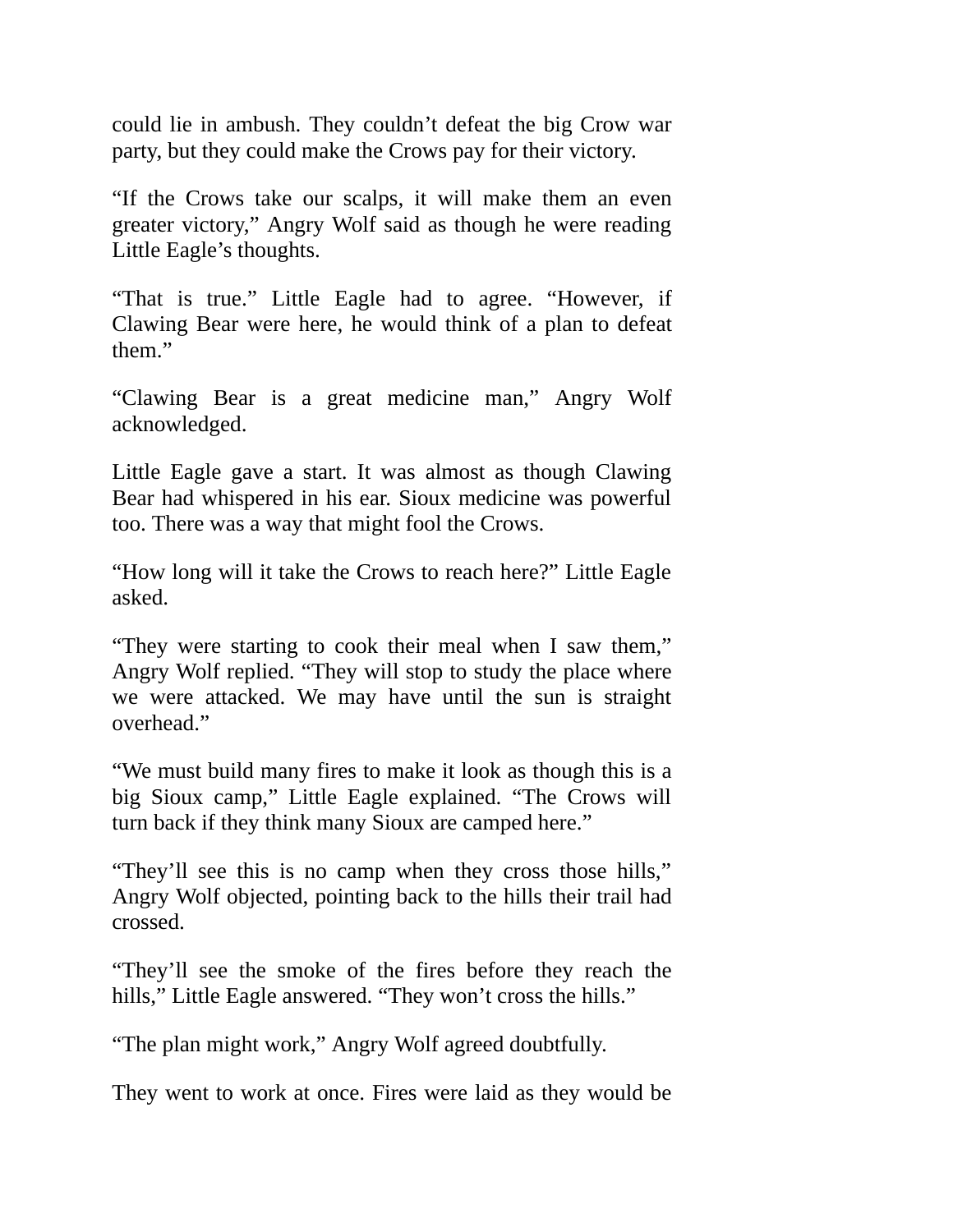could lie in ambush. They couldn't defeat the big Crow war party, but they could make the Crows pay for their victory.

"If the Crows take our scalps, it will make them an even greater victory," Angry Wolf said as though he were reading Little Eagle's thoughts.

"That is true." Little Eagle had to agree. "However, if Clawing Bear were here, he would think of a plan to defeat them."

"Clawing Bear is a great medicine man," Angry Wolf acknowledged.

Little Eagle gave a start. It was almost as though Clawing Bear had whispered in his ear. Sioux medicine was powerful too. There was a way that might fool the Crows.

"How long will it take the Crows to reach here?" Little Eagle asked.

"They were starting to cook their meal when I saw them," Angry Wolf replied. "They will stop to study the place where we were attacked. We may have until the sun is straight overhead."

"We must build many fires to make it look as though this is a big Sioux camp," Little Eagle explained. "The Crows will turn back if they think many Sioux are camped here."

"They'll see this is no camp when they cross those hills," Angry Wolf objected, pointing back to the hills their trail had crossed.

"They'll see the smoke of the fires before they reach the hills," Little Eagle answered. "They won't cross the hills."

"The plan might work," Angry Wolf agreed doubtfully.

They went to work at once. Fires were laid as they would be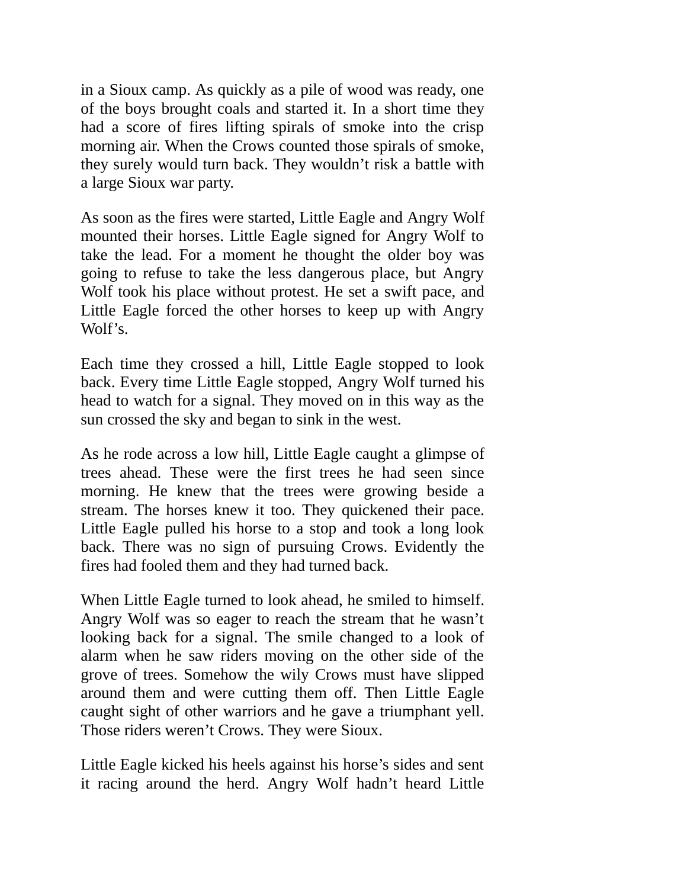in a Sioux camp. As quickly as a pile of wood was ready, one of the boys brought coals and started it. In a short time they had a score of fires lifting spirals of smoke into the crisp morning air. When the Crows counted those spirals of smoke, they surely would turn back. They wouldn't risk a battle with a large Sioux war party.

As soon as the fires were started, Little Eagle and Angry Wolf mounted their horses. Little Eagle signed for Angry Wolf to take the lead. For a moment he thought the older boy was going to refuse to take the less dangerous place, but Angry Wolf took his place without protest. He set a swift pace, and Little Eagle forced the other horses to keep up with Angry Wolf's.

Each time they crossed a hill, Little Eagle stopped to look back. Every time Little Eagle stopped, Angry Wolf turned his head to watch for a signal. They moved on in this way as the sun crossed the sky and began to sink in the west.

As he rode across a low hill, Little Eagle caught a glimpse of trees ahead. These were the first trees he had seen since morning. He knew that the trees were growing beside a stream. The horses knew it too. They quickened their pace. Little Eagle pulled his horse to a stop and took a long look back. There was no sign of pursuing Crows. Evidently the fires had fooled them and they had turned back.

When Little Eagle turned to look ahead, he smiled to himself. Angry Wolf was so eager to reach the stream that he wasn't looking back for a signal. The smile changed to a look of alarm when he saw riders moving on the other side of the grove of trees. Somehow the wily Crows must have slipped around them and were cutting them off. Then Little Eagle caught sight of other warriors and he gave a triumphant yell. Those riders weren't Crows. They were Sioux.

Little Eagle kicked his heels against his horse's sides and sent it racing around the herd. Angry Wolf hadn't heard Little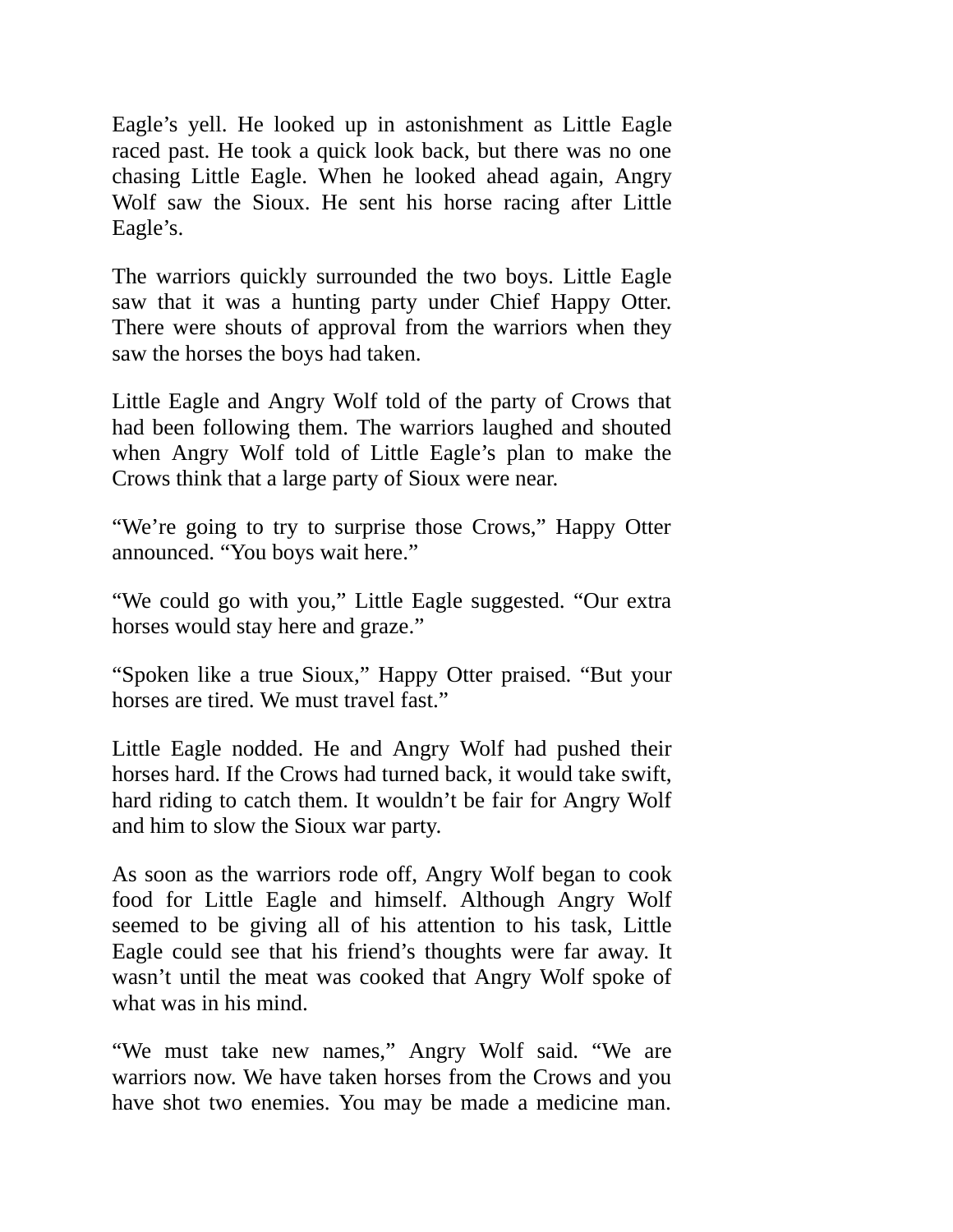Eagle's yell. He looked up in astonishment as Little Eagle raced past. He took a quick look back, but there was no one chasing Little Eagle. When he looked ahead again, Angry Wolf saw the Sioux. He sent his horse racing after Little Eagle's.

The warriors quickly surrounded the two boys. Little Eagle saw that it was a hunting party under Chief Happy Otter. There were shouts of approval from the warriors when they saw the horses the boys had taken.

Little Eagle and Angry Wolf told of the party of Crows that had been following them. The warriors laughed and shouted when Angry Wolf told of Little Eagle's plan to make the Crows think that a large party of Sioux were near.

"We're going to try to surprise those Crows," Happy Otter announced. "You boys wait here."

"We could go with you," Little Eagle suggested. "Our extra horses would stay here and graze."

"Spoken like a true Sioux," Happy Otter praised. "But your horses are tired. We must travel fast."

Little Eagle nodded. He and Angry Wolf had pushed their horses hard. If the Crows had turned back, it would take swift, hard riding to catch them. It wouldn't be fair for Angry Wolf and him to slow the Sioux war party.

As soon as the warriors rode off, Angry Wolf began to cook food for Little Eagle and himself. Although Angry Wolf seemed to be giving all of his attention to his task, Little Eagle could see that his friend's thoughts were far away. It wasn't until the meat was cooked that Angry Wolf spoke of what was in his mind.

"We must take new names," Angry Wolf said. "We are warriors now. We have taken horses from the Crows and you have shot two enemies. You may be made a medicine man.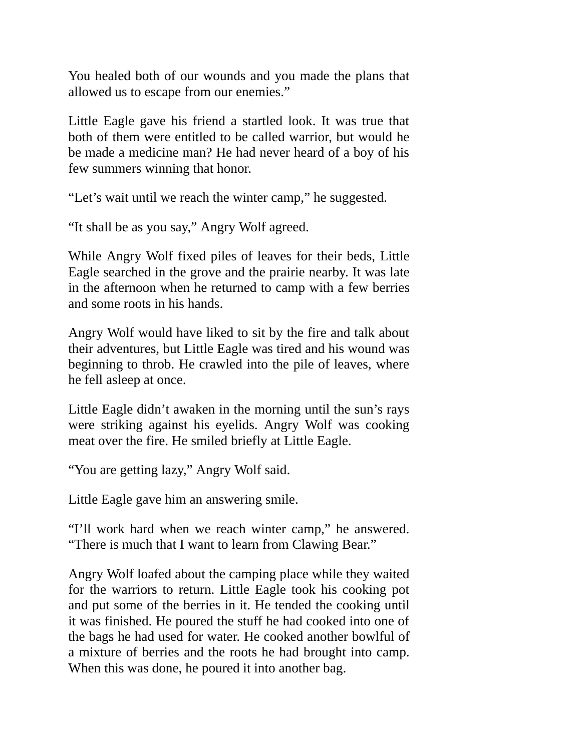You healed both of our wounds and you made the plans that allowed us to escape from our enemies."

Little Eagle gave his friend a startled look. It was true that both of them were entitled to be called warrior, but would he be made a medicine man? He had never heard of a boy of his few summers winning that honor.

"Let's wait until we reach the winter camp," he suggested.

"It shall be as you say," Angry Wolf agreed.

While Angry Wolf fixed piles of leaves for their beds, Little Eagle searched in the grove and the prairie nearby. It was late in the afternoon when he returned to camp with a few berries and some roots in his hands.

Angry Wolf would have liked to sit by the fire and talk about their adventures, but Little Eagle was tired and his wound was beginning to throb. He crawled into the pile of leaves, where he fell asleep at once.

Little Eagle didn't awaken in the morning until the sun's rays were striking against his eyelids. Angry Wolf was cooking meat over the fire. He smiled briefly at Little Eagle.

"You are getting lazy," Angry Wolf said.

Little Eagle gave him an answering smile.

"I'll work hard when we reach winter camp," he answered. "There is much that I want to learn from Clawing Bear."

Angry Wolf loafed about the camping place while they waited for the warriors to return. Little Eagle took his cooking pot and put some of the berries in it. He tended the cooking until it was finished. He poured the stuff he had cooked into one of the bags he had used for water. He cooked another bowlful of a mixture of berries and the roots he had brought into camp. When this was done, he poured it into another bag.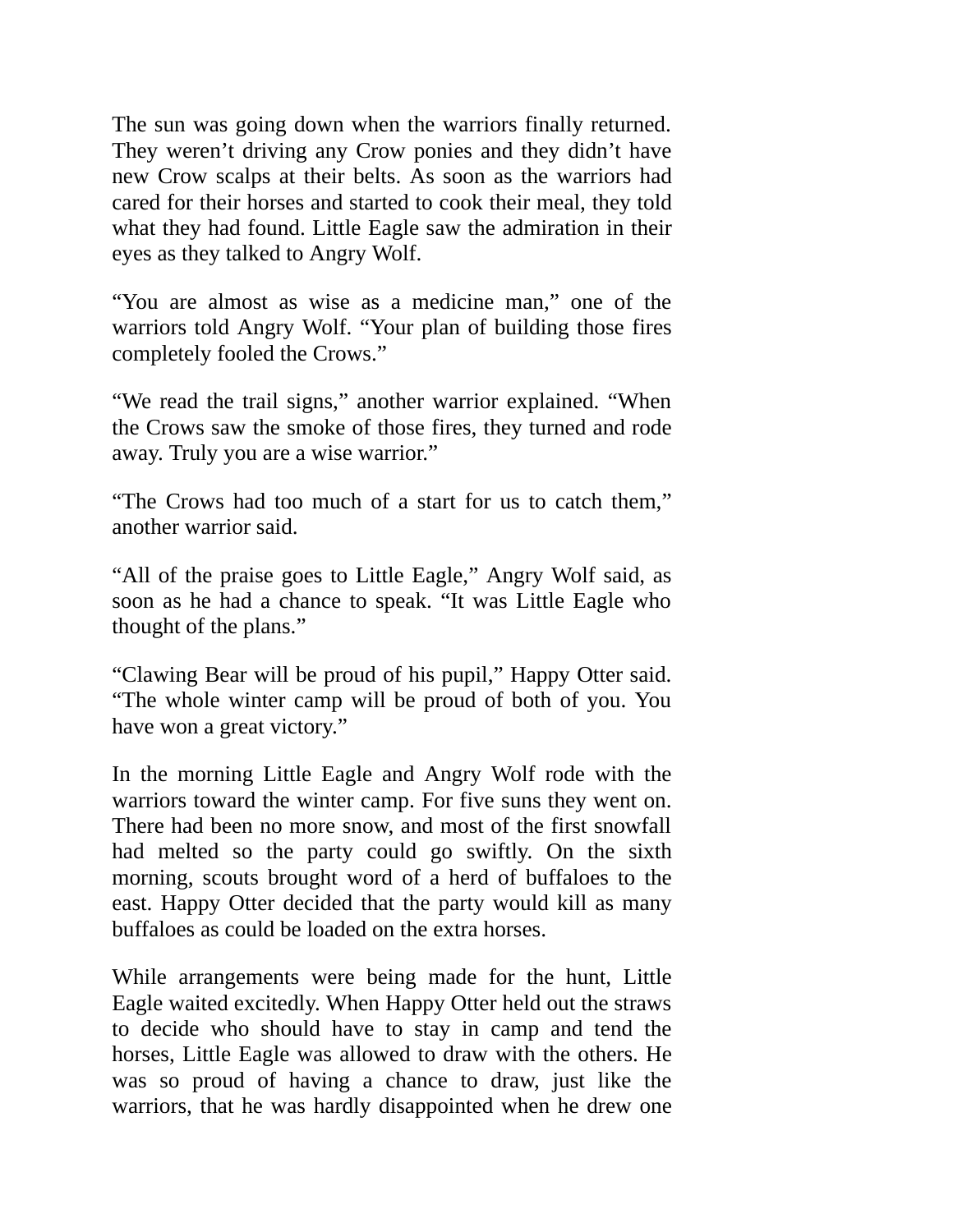The sun was going down when the warriors finally returned. They weren't driving any Crow ponies and they didn't have new Crow scalps at their belts. As soon as the warriors had cared for their horses and started to cook their meal, they told what they had found. Little Eagle saw the admiration in their eyes as they talked to Angry Wolf.

"You are almost as wise as a medicine man," one of the warriors told Angry Wolf. "Your plan of building those fires completely fooled the Crows."

"We read the trail signs," another warrior explained. "When the Crows saw the smoke of those fires, they turned and rode away. Truly you are a wise warrior."

"The Crows had too much of a start for us to catch them," another warrior said.

"All of the praise goes to Little Eagle," Angry Wolf said, as soon as he had a chance to speak. "It was Little Eagle who thought of the plans."

"Clawing Bear will be proud of his pupil," Happy Otter said. "The whole winter camp will be proud of both of you. You have won a great victory."

In the morning Little Eagle and Angry Wolf rode with the warriors toward the winter camp. For five suns they went on. There had been no more snow, and most of the first snowfall had melted so the party could go swiftly. On the sixth morning, scouts brought word of a herd of buffaloes to the east. Happy Otter decided that the party would kill as many buffaloes as could be loaded on the extra horses.

While arrangements were being made for the hunt, Little Eagle waited excitedly. When Happy Otter held out the straws to decide who should have to stay in camp and tend the horses, Little Eagle was allowed to draw with the others. He was so proud of having a chance to draw, just like the warriors, that he was hardly disappointed when he drew one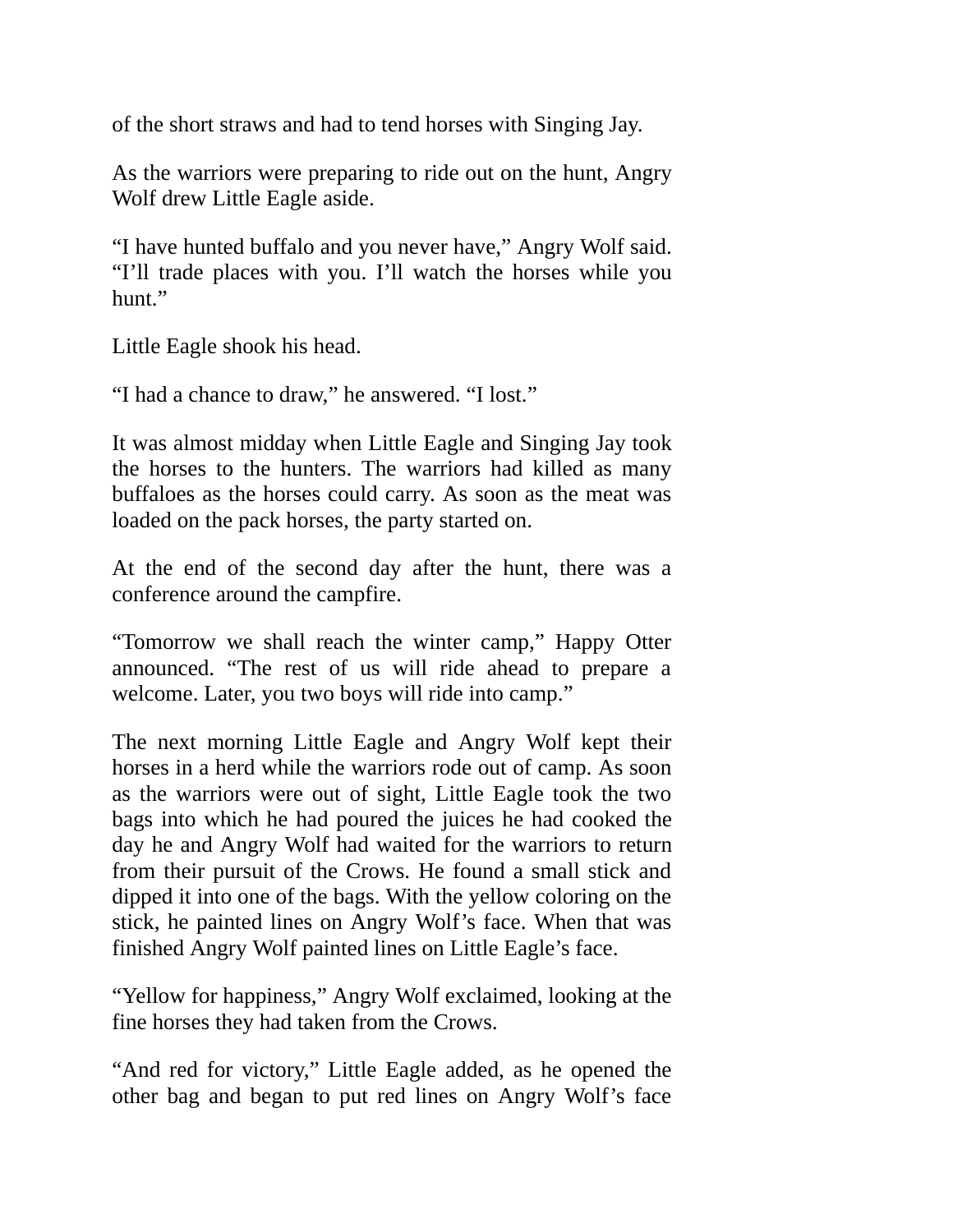of the short straws and had to tend horses with Singing Jay.

As the warriors were preparing to ride out on the hunt, Angry Wolf drew Little Eagle aside.

“I have hunted buffalo and you never have,” Angry Wolf said. “I’ll trade places with you. I’ll watch the horses while you hunt.”

Little Eagle shook his head.

“I had a chance to draw,” he answered. “I lost.”

It was almost midday when Little Eagle and Singing Jay took the horses to the hunters. The warriors had killed as many buffaloes as the horses could carry. As soon as the meat was loaded on the pack horses, the party started on.

At the end of the second day after the hunt, there was a conference around the campfire.

“Tomorrow we shall reach the winter camp,” Happy Otter announced. “The rest of us will ride ahead to prepare a welcome. Later, you two boys will ride into camp.”

The next morning Little Eagle and Angry Wolf kept their horses in a herd while the warriors rode out of camp. As soon as the warriors were out of sight, Little Eagle took the two bags into which he had poured the juices he had cooked the day he and Angry Wolf had waited for the warriors to return from their pursuit of the Crows. He found a small stick and dipped it into one of the bags. With the yellow coloring on the stick, he painted lines on Angry Wolf’s face. When that was finished Angry Wolf painted lines on Little Eagle’s face.

“Yellow for happiness,” Angry Wolf exclaimed, looking at the fine horses they had taken from the Crows.

“And red for victory,” Little Eagle added, as he opened the other bag and began to put red lines on Angry Wolf’s face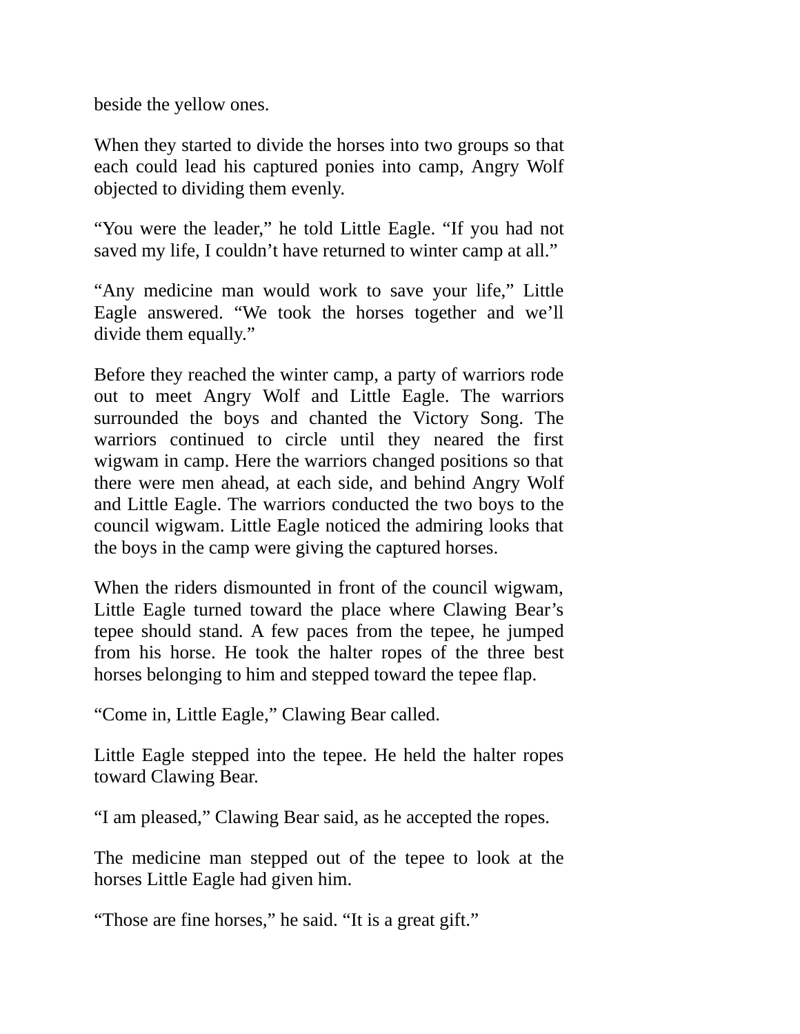beside the yellow ones.

When they started to divide the horses into two groups so that each could lead his captured ponies into camp, Angry Wolf objected to dividing them evenly.

“You were the leader,” he told Little Eagle. “If you had not saved my life, I couldn’t have returned to winter camp at all.”

“Any medicine man would work to save your life,” Little Eagle answered. “We took the horses together and we’ll divide them equally.”

Before they reached the winter camp, a party of warriors rode out to meet Angry Wolf and Little Eagle. The warriors surrounded the boys and chanted the Victory Song. The warriors continued to circle until they neared the first wigwam in camp. Here the warriors changed positions so that there were men ahead, at each side, and behind Angry Wolf and Little Eagle. The warriors conducted the two boys to the council wigwam. Little Eagle noticed the admiring looks that the boys in the camp were giving the captured horses.

When the riders dismounted in front of the council wigwam, Little Eagle turned toward the place where Clawing Bear’s tepee should stand. A few paces from the tepee, he jumped from his horse. He took the halter ropes of the three best horses belonging to him and stepped toward the tepee flap.

“Come in, Little Eagle,” Clawing Bear called.

Little Eagle stepped into the tepee. He held the halter ropes toward Clawing Bear.

“I am pleased,” Clawing Bear said, as he accepted the ropes.

The medicine man stepped out of the tepee to look at the horses Little Eagle had given him.

“Those are fine horses,” he said. “It is a great gift.”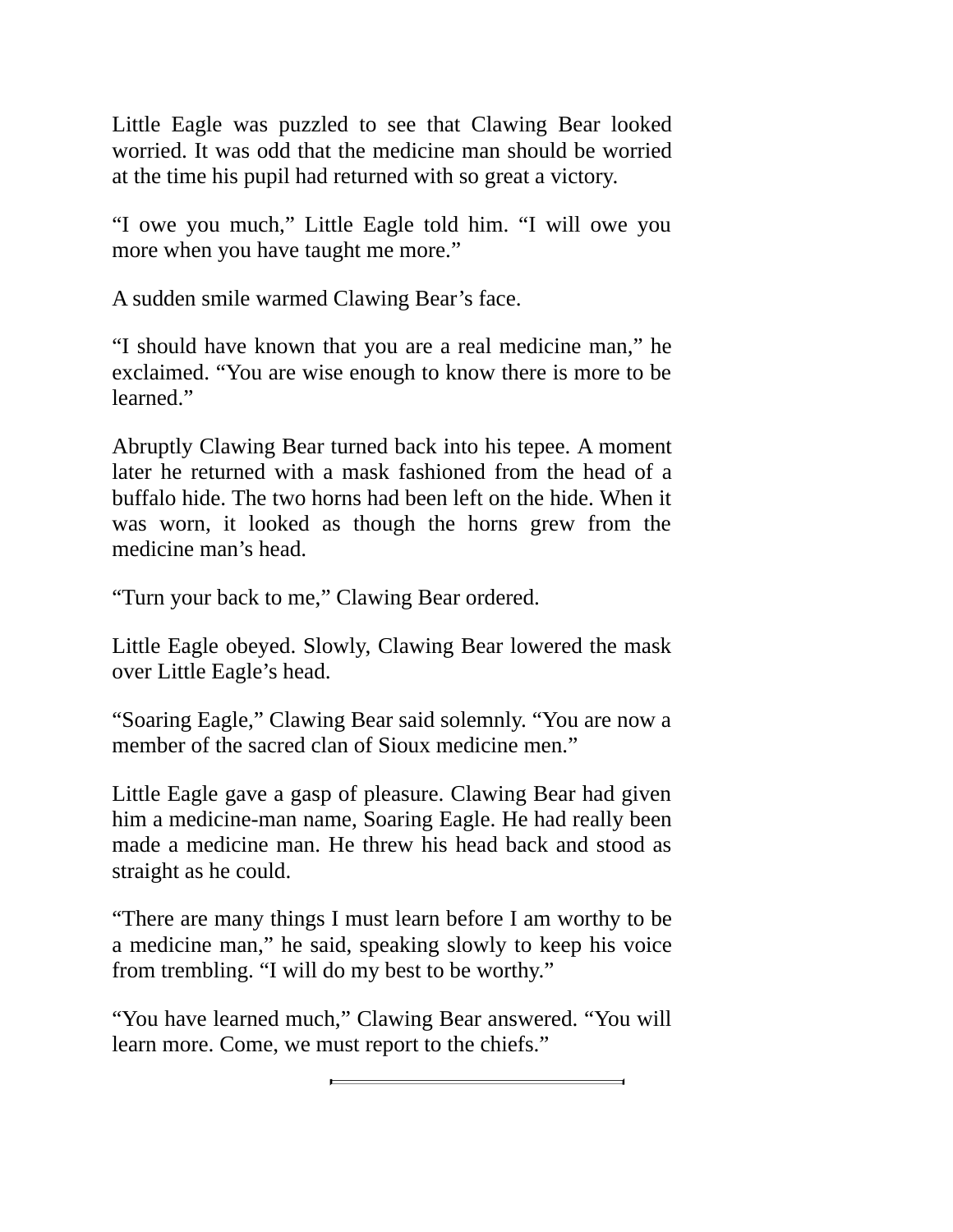Little Eagle was puzzled to see that Clawing Bear looked worried. It was odd that the medicine man should be worried at the time his pupil had returned with so great a victory.

“I owe you much,” Little Eagle told him. “I will owe you more when you have taught me more.”

A sudden smile warmed Clawing Bear’s face.

“I should have known that you are a real medicine man,” he exclaimed. “You are wise enough to know there is more to be learned.”

Abruptly Clawing Bear turned back into his tepee. A moment later he returned with a mask fashioned from the head of a buffalo hide. The two horns had been left on the hide. When it was worn, it looked as though the horns grew from the medicine man’s head.

“Turn your back to me,” Clawing Bear ordered.

Little Eagle obeyed. Slowly, Clawing Bear lowered the mask over Little Eagle’s head.

“Soaring Eagle,” Clawing Bear said solemnly. “You are now a member of the sacred clan of Sioux medicine men.”

Little Eagle gave a gasp of pleasure. Clawing Bear had given him a medicine-man name, Soaring Eagle. He had really been made a medicine man. He threw his head back and stood as straight as he could.

“There are many things I must learn before I am worthy to be a medicine man,” he said, speaking slowly to keep his voice from trembling. “I will do my best to be worthy.”

“You have learned much,” Clawing Bear answered. “You will learn more. Come, we must report to the chiefs.”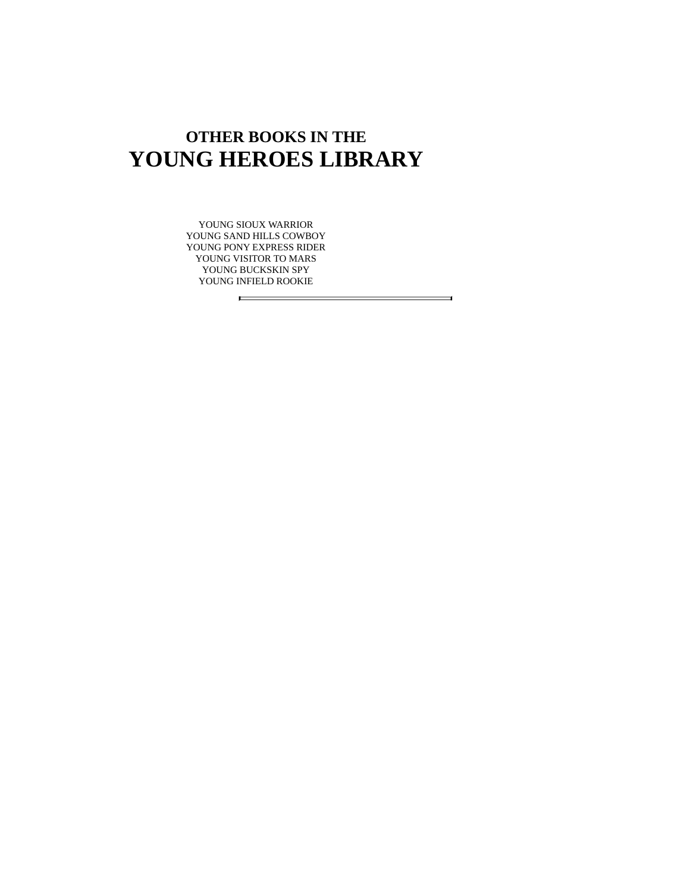## OTHER BOOKS IN THE

# YOUNG HEROES LIBRARY

YOUNG SIOUX WARRIOR
YOUNG SAND HILLS COWBOY
YOUNG PONY EXPRESS RIDER
YOUNG VISITOR TO MARS
YOUNG BUCKSKIN SPY
YOUNG INFIELD ROOKIE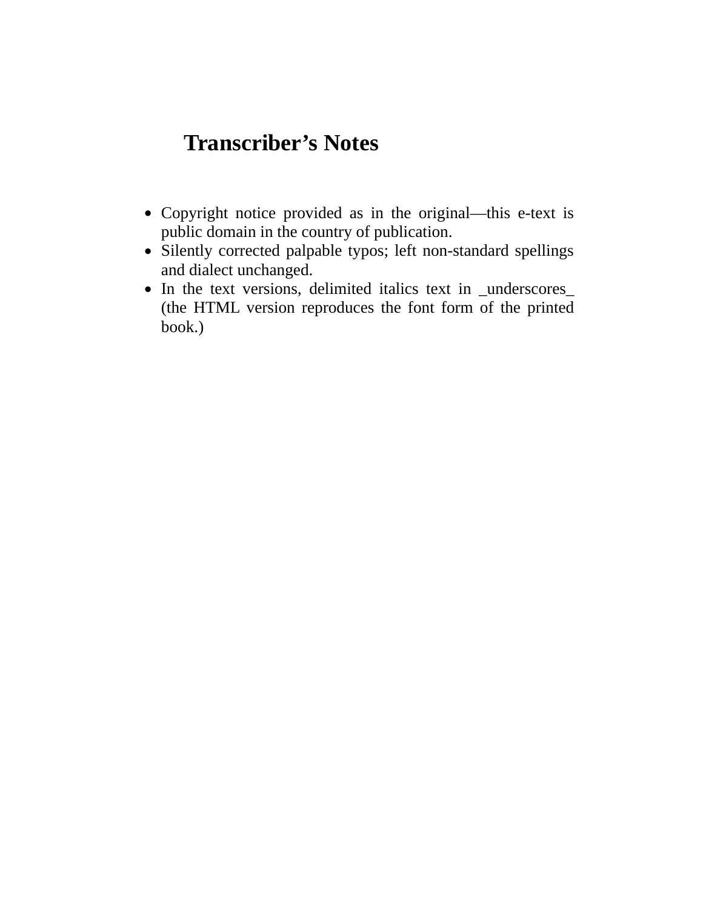# Transcriber’s Notes

- Copyright notice provided as in the original—this e-text is public domain in the country of publication.
- Silently corrected palpable typos; left non-standard spellings and dialect unchanged.
- In the text versions, delimited italics text in _underscores_ (the HTML version reproduces the font form of the printed book.)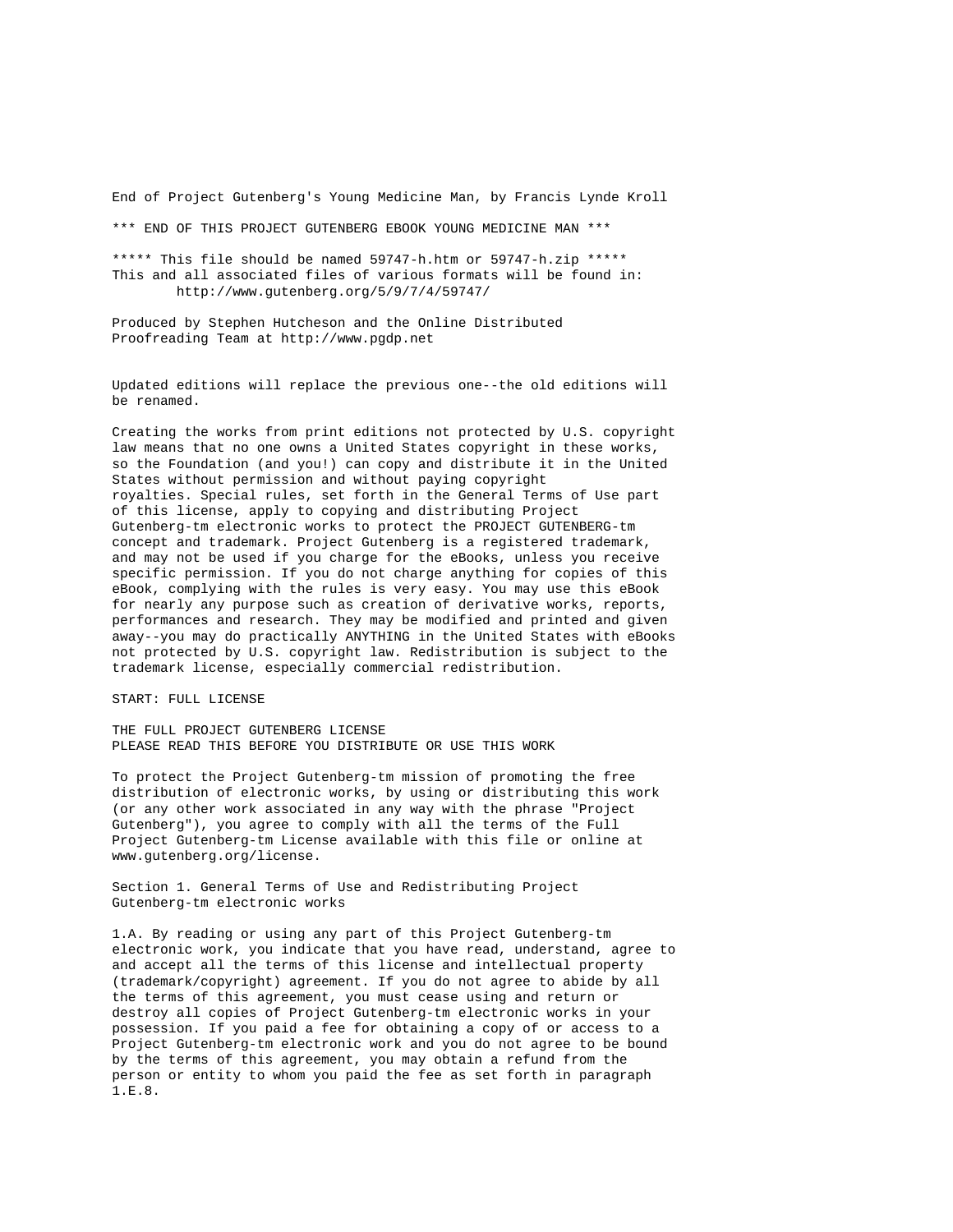End of Project Gutenberg's Young Medicine Man, by Francis Lynde Kroll

*** END OF THIS PROJECT GUTENBERG EBOOK YOUNG MEDICINE MAN ***

***** This file should be named 59747-h.htm or 59747-h.zip *****
This and all associated files of various formats will be found in:
http://www.gutenberg.org/5/9/7/4/59747/

Produced by Stephen Hutcheson and the Online Distributed
Proofreading Team at http://www.pgdp.net

Updated editions will replace the previous one--the old editions will be renamed.

Creating the works from print editions not protected by U.S. copyright law means that no one owns a United States copyright in these works, so the Foundation (and you!) can copy and distribute it in the United States without permission and without paying copyright royalties. Special rules, set forth in the General Terms of Use part of this license, apply to copying and distributing Project Gutenberg-tm electronic works to protect the PROJECT GUTENBERG-tm concept and trademark. Project Gutenberg is a registered trademark, and may not be used if you charge for the eBooks, unless you receive specific permission. If you do not charge anything for copies of this eBook, complying with the rules is very easy. You may use this eBook for nearly any purpose such as creation of derivative works, reports, performances and research. They may be modified and printed and given away--you may do practically ANYTHING in the United States with eBooks not protected by U.S. copyright law. Redistribution is subject to the trademark license, especially commercial redistribution.

START: FULL LICENSE

THE FULL PROJECT GUTENBERG LICENSE
PLEASE READ THIS BEFORE YOU DISTRIBUTE OR USE THIS WORK

To protect the Project Gutenberg-tm mission of promoting the free distribution of electronic works, by using or distributing this work (or any other work associated in any way with the phrase "Project Gutenberg"), you agree to comply with all the terms of the Full Project Gutenberg-tm License available with this file or online at www.gutenberg.org/license.

Section 1. General Terms of Use and Redistributing Project Gutenberg-tm electronic works

1.A. By reading or using any part of this Project Gutenberg-tm electronic work, you indicate that you have read, understand, agree to and accept all the terms of this license and intellectual property (trademark/copyright) agreement. If you do not agree to abide by all the terms of this agreement, you must cease using and return or destroy all copies of Project Gutenberg-tm electronic works in your possession. If you paid a fee for obtaining a copy of or access to a Project Gutenberg-tm electronic work and you do not agree to be bound by the terms of this agreement, you may obtain a refund from the person or entity to whom you paid the fee as set forth in paragraph 1.E.8.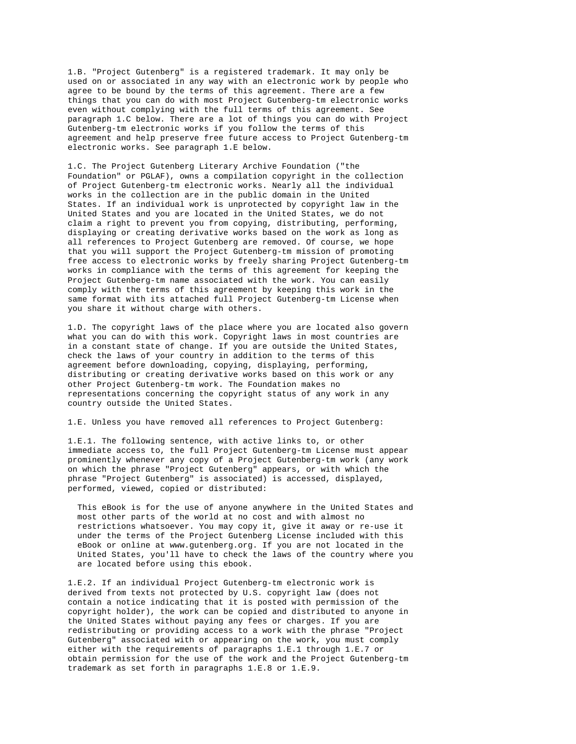1.B. "Project Gutenberg" is a registered trademark. It may only be used on or associated in any way with an electronic work by people who agree to be bound by the terms of this agreement. There are a few things that you can do with most Project Gutenberg-tm electronic works even without complying with the full terms of this agreement. See paragraph 1.C below. There are a lot of things you can do with Project Gutenberg-tm electronic works if you follow the terms of this agreement and help preserve free future access to Project Gutenberg-tm electronic works. See paragraph 1.E below.

1.C. The Project Gutenberg Literary Archive Foundation ("the Foundation" or PGLAF), owns a compilation copyright in the collection of Project Gutenberg-tm electronic works. Nearly all the individual works in the collection are in the public domain in the United States. If an individual work is unprotected by copyright law in the United States and you are located in the United States, we do not claim a right to prevent you from copying, distributing, performing, displaying or creating derivative works based on the work as long as all references to Project Gutenberg are removed. Of course, we hope that you will support the Project Gutenberg-tm mission of promoting free access to electronic works by freely sharing Project Gutenberg-tm works in compliance with the terms of this agreement for keeping the Project Gutenberg-tm name associated with the work. You can easily comply with the terms of this agreement by keeping this work in the same format with its attached full Project Gutenberg-tm License when you share it without charge with others.

1.D. The copyright laws of the place where you are located also govern what you can do with this work. Copyright laws in most countries are in a constant state of change. If you are outside the United States, check the laws of your country in addition to the terms of this agreement before downloading, copying, displaying, performing, distributing or creating derivative works based on this work or any other Project Gutenberg-tm work. The Foundation makes no representations concerning the copyright status of any work in any country outside the United States.

1.E. Unless you have removed all references to Project Gutenberg:

1.E.1. The following sentence, with active links to, or other immediate access to, the full Project Gutenberg-tm License must appear prominently whenever any copy of a Project Gutenberg-tm work (any work on which the phrase "Project Gutenberg" appears, or with which the phrase "Project Gutenberg" is associated) is accessed, displayed, performed, viewed, copied or distributed:

> This eBook is for the use of anyone anywhere in the United States and most other parts of the world at no cost and with almost no restrictions whatsoever. You may copy it, give it away or re-use it under the terms of the Project Gutenberg License included with this eBook or online at www.gutenberg.org. If you are not located in the United States, you'll have to check the laws of the country where you are located before using this ebook.

1.E.2. If an individual Project Gutenberg-tm electronic work is derived from texts not protected by U.S. copyright law (does not contain a notice indicating that it is posted with permission of the copyright holder), the work can be copied and distributed to anyone in the United States without paying any fees or charges. If you are redistributing or providing access to a work with the phrase "Project Gutenberg" associated with or appearing on the work, you must comply either with the requirements of paragraphs 1.E.1 through 1.E.7 or obtain permission for the use of the work and the Project Gutenberg-tm trademark as set forth in paragraphs 1.E.8 or 1.E.9.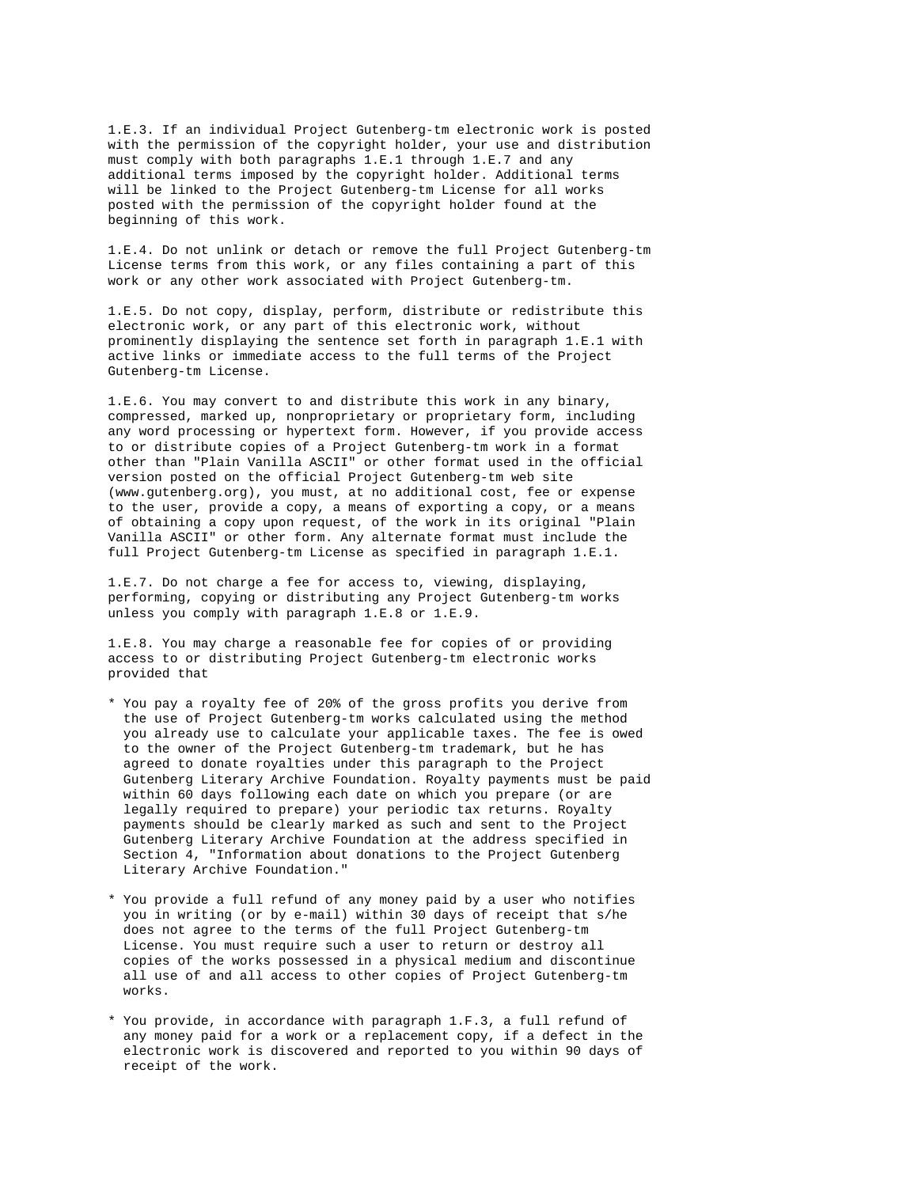1.E.3. If an individual Project Gutenberg-tm electronic work is posted with the permission of the copyright holder, your use and distribution must comply with both paragraphs 1.E.1 through 1.E.7 and any additional terms imposed by the copyright holder. Additional terms will be linked to the Project Gutenberg-tm License for all works posted with the permission of the copyright holder found at the beginning of this work.

1.E.4. Do not unlink or detach or remove the full Project Gutenberg-tm License terms from this work, or any files containing a part of this work or any other work associated with Project Gutenberg-tm.

1.E.5. Do not copy, display, perform, distribute or redistribute this electronic work, or any part of this electronic work, without prominently displaying the sentence set forth in paragraph 1.E.1 with active links or immediate access to the full terms of the Project Gutenberg-tm License.

1.E.6. You may convert to and distribute this work in any binary, compressed, marked up, nonproprietary or proprietary form, including any word processing or hypertext form. However, if you provide access to or distribute copies of a Project Gutenberg-tm work in a format other than "Plain Vanilla ASCII" or other format used in the official version posted on the official Project Gutenberg-tm web site (www.gutenberg.org), you must, at no additional cost, fee or expense to the user, provide a copy, a means of exporting a copy, or a means of obtaining a copy upon request, of the work in its original "Plain Vanilla ASCII" or other form. Any alternate format must include the full Project Gutenberg-tm License as specified in paragraph 1.E.1.

1.E.7. Do not charge a fee for access to, viewing, displaying, performing, copying or distributing any Project Gutenberg-tm works unless you comply with paragraph 1.E.8 or 1.E.9.

1.E.8. You may charge a reasonable fee for copies of or providing access to or distributing Project Gutenberg-tm electronic works provided that

* You pay a royalty fee of 20% of the gross profits you derive from the use of Project Gutenberg-tm works calculated using the method you already use to calculate your applicable taxes. The fee is owed to the owner of the Project Gutenberg-tm trademark, but he has agreed to donate royalties under this paragraph to the Project Gutenberg Literary Archive Foundation. Royalty payments must be paid within 60 days following each date on which you prepare (or are legally required to prepare) your periodic tax returns. Royalty payments should be clearly marked as such and sent to the Project Gutenberg Literary Archive Foundation at the address specified in Section 4, "Information about donations to the Project Gutenberg Literary Archive Foundation."

* You provide a full refund of any money paid by a user who notifies you in writing (or by e-mail) within 30 days of receipt that s/he does not agree to the terms of the full Project Gutenberg-tm License. You must require such a user to return or destroy all copies of the works possessed in a physical medium and discontinue all use of and all access to other copies of Project Gutenberg-tm works.

* You provide, in accordance with paragraph 1.F.3, a full refund of any money paid for a work or a replacement copy, if a defect in the electronic work is discovered and reported to you within 90 days of receipt of the work.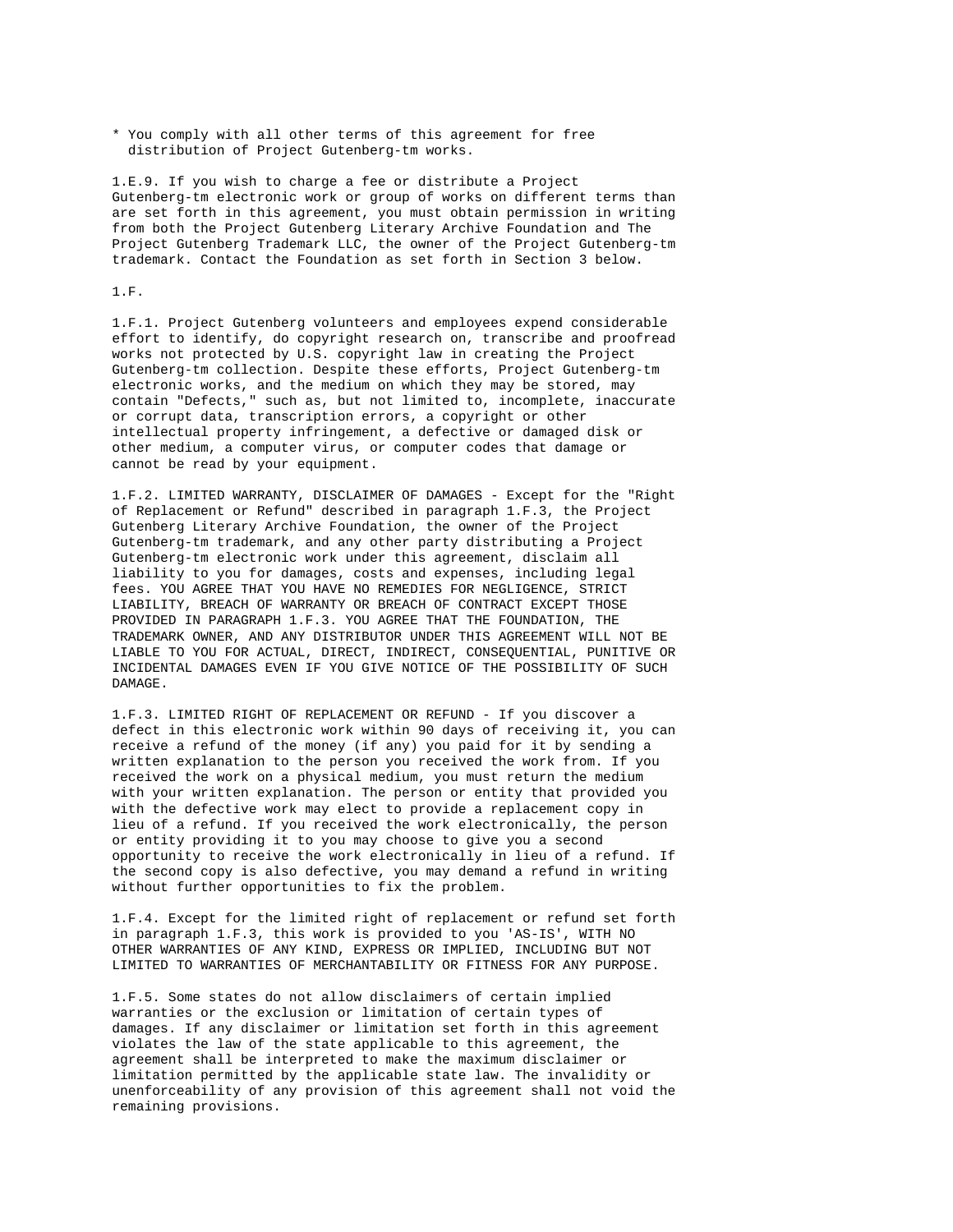* You comply with all other terms of this agreement for free
  distribution of Project Gutenberg-tm works.

1.E.9. If you wish to charge a fee or distribute a Project Gutenberg-tm electronic work or group of works on different terms than are set forth in this agreement, you must obtain permission in writing from both the Project Gutenberg Literary Archive Foundation and The Project Gutenberg Trademark LLC, the owner of the Project Gutenberg-tm trademark. Contact the Foundation as set forth in Section 3 below.

1.F.

1.F.1. Project Gutenberg volunteers and employees expend considerable effort to identify, do copyright research on, transcribe and proofread works not protected by U.S. copyright law in creating the Project Gutenberg-tm collection. Despite these efforts, Project Gutenberg-tm electronic works, and the medium on which they may be stored, may contain "Defects," such as, but not limited to, incomplete, inaccurate or corrupt data, transcription errors, a copyright or other intellectual property infringement, a defective or damaged disk or other medium, a computer virus, or computer codes that damage or cannot be read by your equipment.

1.F.2. LIMITED WARRANTY, DISCLAIMER OF DAMAGES - Except for the "Right of Replacement or Refund" described in paragraph 1.F.3, the Project Gutenberg Literary Archive Foundation, the owner of the Project Gutenberg-tm trademark, and any other party distributing a Project Gutenberg-tm electronic work under this agreement, disclaim all liability to you for damages, costs and expenses, including legal fees. YOU AGREE THAT YOU HAVE NO REMEDIES FOR NEGLIGENCE, STRICT LIABILITY, BREACH OF WARRANTY OR BREACH OF CONTRACT EXCEPT THOSE PROVIDED IN PARAGRAPH 1.F.3. YOU AGREE THAT THE FOUNDATION, THE TRADEMARK OWNER, AND ANY DISTRIBUTOR UNDER THIS AGREEMENT WILL NOT BE LIABLE TO YOU FOR ACTUAL, DIRECT, INDIRECT, CONSEQUENTIAL, PUNITIVE OR INCIDENTAL DAMAGES EVEN IF YOU GIVE NOTICE OF THE POSSIBILITY OF SUCH DAMAGE.

1.F.3. LIMITED RIGHT OF REPLACEMENT OR REFUND - If you discover a defect in this electronic work within 90 days of receiving it, you can receive a refund of the money (if any) you paid for it by sending a written explanation to the person you received the work from. If you received the work on a physical medium, you must return the medium with your written explanation. The person or entity that provided you with the defective work may elect to provide a replacement copy in lieu of a refund. If you received the work electronically, the person or entity providing it to you may choose to give you a second opportunity to receive the work electronically in lieu of a refund. If the second copy is also defective, you may demand a refund in writing without further opportunities to fix the problem.

1.F.4. Except for the limited right of replacement or refund set forth in paragraph 1.F.3, this work is provided to you 'AS-IS', WITH NO OTHER WARRANTIES OF ANY KIND, EXPRESS OR IMPLIED, INCLUDING BUT NOT LIMITED TO WARRANTIES OF MERCHANTABILITY OR FITNESS FOR ANY PURPOSE.

1.F.5. Some states do not allow disclaimers of certain implied warranties or the exclusion or limitation of certain types of damages. If any disclaimer or limitation set forth in this agreement violates the law of the state applicable to this agreement, the agreement shall be interpreted to make the maximum disclaimer or limitation permitted by the applicable state law. The invalidity or unenforceability of any provision of this agreement shall not void the remaining provisions.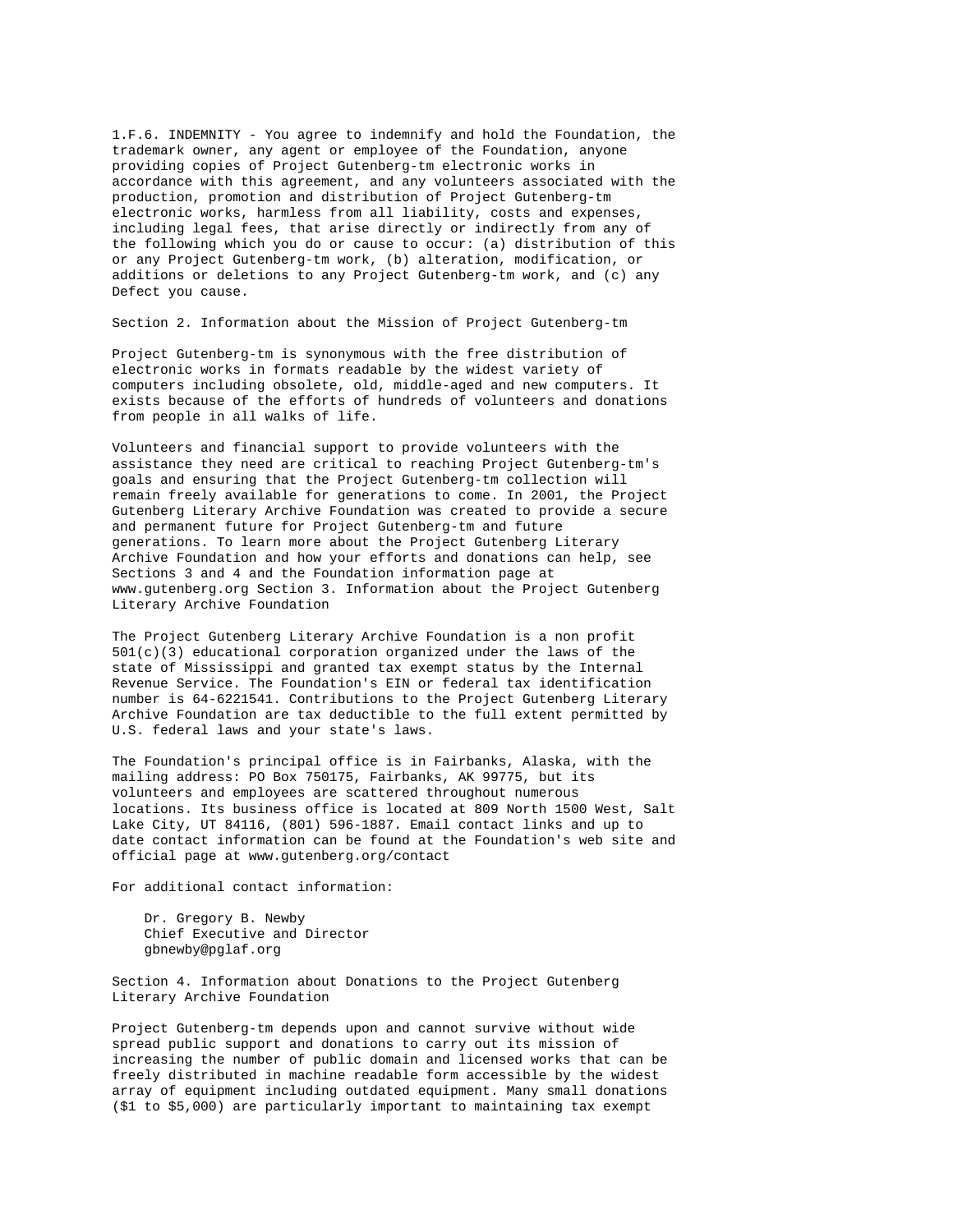1.F.6. INDEMNITY - You agree to indemnify and hold the Foundation, the trademark owner, any agent or employee of the Foundation, anyone providing copies of Project Gutenberg-tm electronic works in accordance with this agreement, and any volunteers associated with the production, promotion and distribution of Project Gutenberg-tm electronic works, harmless from all liability, costs and expenses, including legal fees, that arise directly or indirectly from any of the following which you do or cause to occur: (a) distribution of this or any Project Gutenberg-tm work, (b) alteration, modification, or additions or deletions to any Project Gutenberg-tm work, and (c) any Defect you cause.

Section 2. Information about the Mission of Project Gutenberg-tm

Project Gutenberg-tm is synonymous with the free distribution of electronic works in formats readable by the widest variety of computers including obsolete, old, middle-aged and new computers. It exists because of the efforts of hundreds of volunteers and donations from people in all walks of life.

Volunteers and financial support to provide volunteers with the assistance they need are critical to reaching Project Gutenberg-tm's goals and ensuring that the Project Gutenberg-tm collection will remain freely available for generations to come. In 2001, the Project Gutenberg Literary Archive Foundation was created to provide a secure and permanent future for Project Gutenberg-tm and future generations. To learn more about the Project Gutenberg Literary Archive Foundation and how your efforts and donations can help, see Sections 3 and 4 and the Foundation information page at www.gutenberg.org Section 3. Information about the Project Gutenberg Literary Archive Foundation

The Project Gutenberg Literary Archive Foundation is a non profit 501(c)(3) educational corporation organized under the laws of the state of Mississippi and granted tax exempt status by the Internal Revenue Service. The Foundation's EIN or federal tax identification number is 64-6221541. Contributions to the Project Gutenberg Literary Archive Foundation are tax deductible to the full extent permitted by U.S. federal laws and your state's laws.

The Foundation's principal office is in Fairbanks, Alaska, with the mailing address: PO Box 750175, Fairbanks, AK 99775, but its volunteers and employees are scattered throughout numerous locations. Its business office is located at 809 North 1500 West, Salt Lake City, UT 84116, (801) 596-1887. Email contact links and up to date contact information can be found at the Foundation's web site and official page at www.gutenberg.org/contact

For additional contact information:

Dr. Gregory B. Newby
Chief Executive and Director
gbnewby@pglaf.org

Section 4. Information about Donations to the Project Gutenberg Literary Archive Foundation

Project Gutenberg-tm depends upon and cannot survive without wide spread public support and donations to carry out its mission of increasing the number of public domain and licensed works that can be freely distributed in machine readable form accessible by the widest array of equipment including outdated equipment. Many small donations ($1 to $5,000) are particularly important to maintaining tax exempt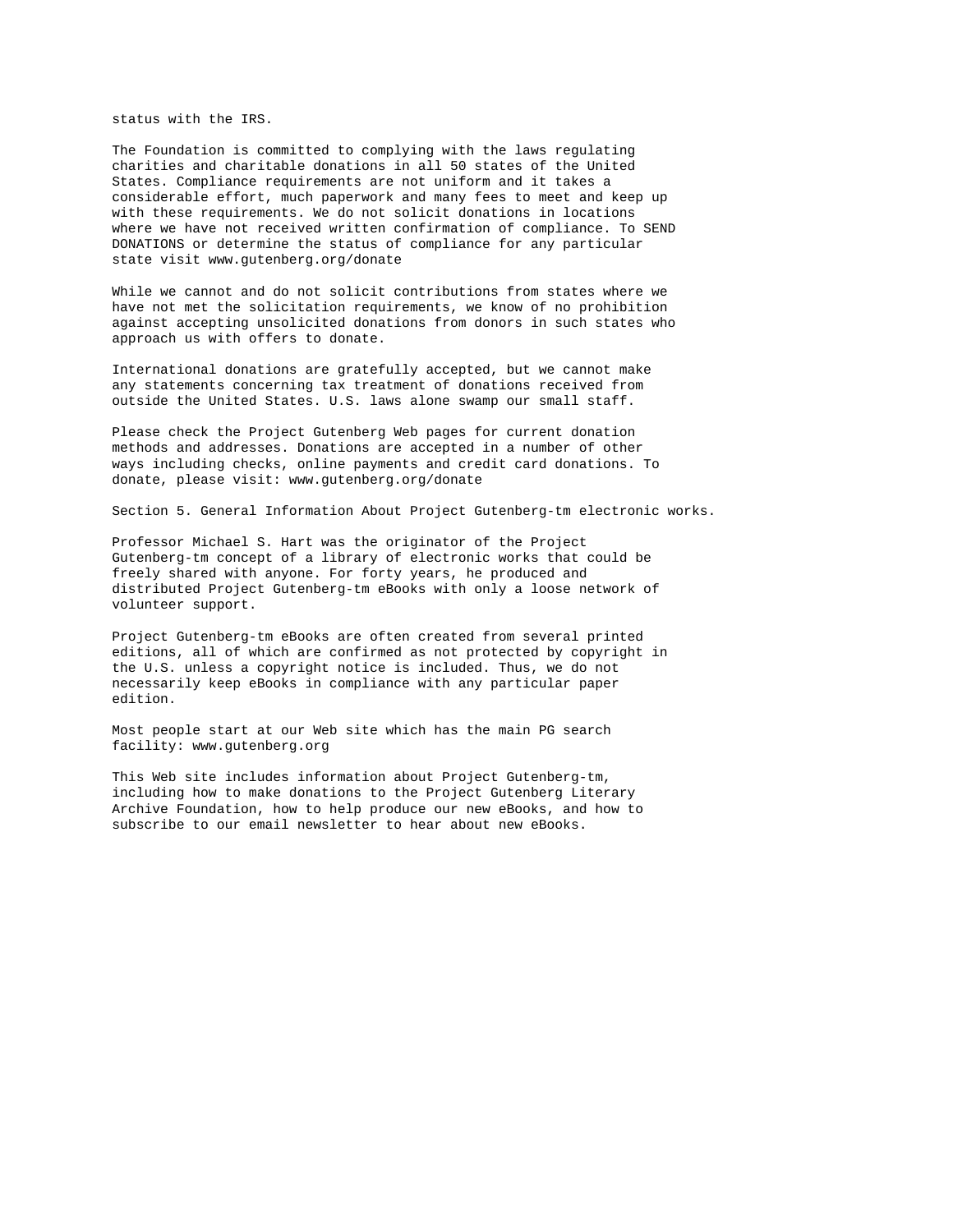status with the IRS.

The Foundation is committed to complying with the laws regulating charities and charitable donations in all 50 states of the United States. Compliance requirements are not uniform and it takes a considerable effort, much paperwork and many fees to meet and keep up with these requirements. We do not solicit donations in locations where we have not received written confirmation of compliance. To SEND DONATIONS or determine the status of compliance for any particular state visit www.gutenberg.org/donate

While we cannot and do not solicit contributions from states where we have not met the solicitation requirements, we know of no prohibition against accepting unsolicited donations from donors in such states who approach us with offers to donate.

International donations are gratefully accepted, but we cannot make any statements concerning tax treatment of donations received from outside the United States. U.S. laws alone swamp our small staff.

Please check the Project Gutenberg Web pages for current donation methods and addresses. Donations are accepted in a number of other ways including checks, online payments and credit card donations. To donate, please visit: www.gutenberg.org/donate

Section 5. General Information About Project Gutenberg-tm electronic works.

Professor Michael S. Hart was the originator of the Project Gutenberg-tm concept of a library of electronic works that could be freely shared with anyone. For forty years, he produced and distributed Project Gutenberg-tm eBooks with only a loose network of volunteer support.

Project Gutenberg-tm eBooks are often created from several printed editions, all of which are confirmed as not protected by copyright in the U.S. unless a copyright notice is included. Thus, we do not necessarily keep eBooks in compliance with any particular paper edition.

Most people start at our Web site which has the main PG search facility: www.gutenberg.org

This Web site includes information about Project Gutenberg-tm, including how to make donations to the Project Gutenberg Literary Archive Foundation, how to help produce our new eBooks, and how to subscribe to our email newsletter to hear about new eBooks.